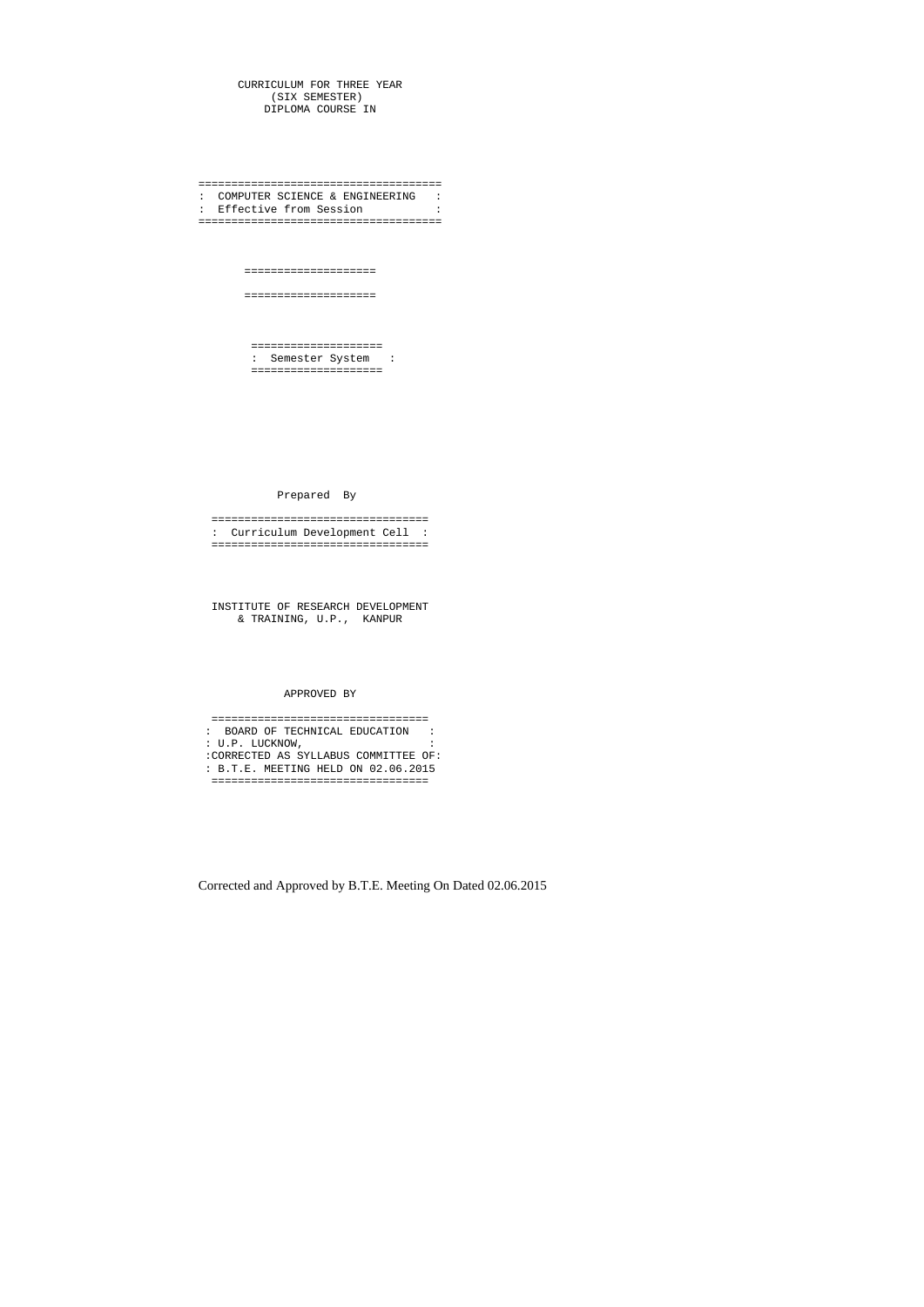CURRICULUM FOR THREE YEAR
(SIX SEMESTER)
DIPLOMA COURSE IN

# COMPUTER SCIENCE & ENGINEERING

Effective from Session

**Semester System**

Prepared By

**Curriculum Development Cell**

INSTITUTE OF RESEARCH DEVELOPMENT
& TRAINING, U.P., KANPUR

APPROVED BY

**BOARD OF TECHNICAL EDUCATION**
**U.P. LUCKNOW,**
**CORRECTED AS SYLLABUS COMMITTEE OF:**
**B.T.E. MEETING HELD ON 02.06.2015**

Corrected and Approved by B.T.E. Meeting On Dated 02.06.2015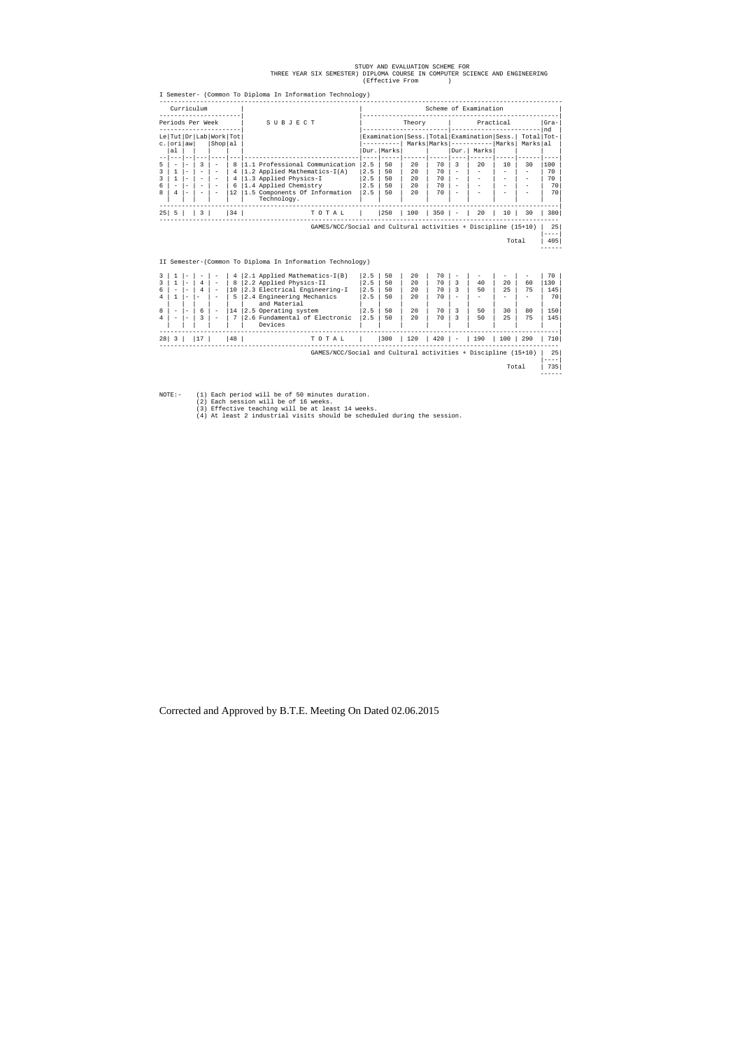STUDY AND EVALUATION SCHEME FOR
THREE YEAR SIX SEMESTER) DIPLOMA COURSE IN COMPUTER SCIENCE AND ENGINEERING
(Effective From )

I Semester- (Common To Diploma In Information Technology)

| Curriculum | | | | | | SUBJECT | Scheme of Examination | | | | | | | | | |
|---|---|---|---|---|---|---|---|---|---|---|---|---|---|---|---|---|
| Periods Per Week | | | | | | | Theory | | | | Practical | | | | | Grand Total |
| Lec. | Tutorial | Draw | Lab | Work Shop | Total | | Examination Dur. | Examination Marks | Sess. Marks | Total Marks | Examination Dur. | Examination Marks | Sess. Marks | Total Marks | |
| 5 | - | - | 3 | - | 8 | 1.1 Professional Communication | 2.5 | 50 | 20 | 70 | 3 | 20 | 10 | 30 | 100 |
| 3 | 1 | - | - | - | 4 | 1.2 Applied Mathematics-I(A) | 2.5 | 50 | 20 | 70 | - | - | - | - | 70 |
| 3 | 1 | - | - | - | 4 | 1.3 Applied Physics-I | 2.5 | 50 | 20 | 70 | - | - | - | - | 70 |
| 6 | - | - | - | - | 6 | 1.4 Applied Chemistry | 2.5 | 50 | 20 | 70 | - | - | - | - | 70 |
| 8 | 4 | - | - | - | 12 | 1.5 Components Of Information Technology. | 2.5 | 50 | 20 | 70 | - | - | - | - | 70 |
| 25 | 5 | | 3 | | 34 | TOTAL | | 250 | 100 | 350 | - | 20 | 10 | 30 | 380 |

GAMES/NCC/Social and Cultural activities + Discipline (15+10) | 25

Total | 405

II Semester-(Common To Diploma In Information Technology)

| Lec. | Tutorial | Draw | Lab | Work Shop | Total | SUBJECT | Examination Dur. | Examination Marks | Sess. Marks | Total Marks | Examination Dur. | Examination Marks | Sess. Marks | Total Marks | Grand Total |
|---|---|---|---|---|---|---|---|---|---|---|---|---|---|---|---|
| 3 | 1 | - | - | - | 4 | 2.1 Applied Mathematics-I(B) | 2.5 | 50 | 20 | 70 | - | - | - | - | 70 |
| 3 | 1 | - | 4 | - | 8 | 2.2 Applied Physics-II | 2.5 | 50 | 20 | 70 | 3 | 40 | 20 | 60 | 130 |
| 6 | - | - | 4 | - | 10 | 2.3 Electrical Engineering-I | 2.5 | 50 | 20 | 70 | 3 | 50 | 25 | 75 | 145 |
| 4 | 1 | - | - | - | 5 | 2.4 Engineering Mechanics and Material | 2.5 | 50 | 20 | 70 | - | - | - | - | 70 |
| 8 | - | - | 6 | - | 14 | 2.5 Operating system | 2.5 | 50 | 20 | 70 | 3 | 50 | 30 | 80 | 150 |
| 4 | - | - | 3 | - | 7 | 2.6 Fundamental of Electronic Devices | 2.5 | 50 | 20 | 70 | 3 | 50 | 25 | 75 | 145 |
| 28 | 3 | | 17 | | 48 | TOTAL | | 300 | 120 | 420 | - | 190 | 100 | 290 | 710 |

GAMES/NCC/Social and Cultural activities + Discipline (15+10) | 25

Total | 735

NOTE:-
(1) Each period will be of 50 minutes duration.
(2) Each session will be of 16 weeks.
(3) Effective teaching will be at least 14 weeks.
(4) At least 2 industrial visits should be scheduled during the session.

Corrected and Approved by B.T.E. Meeting On Dated 02.06.2015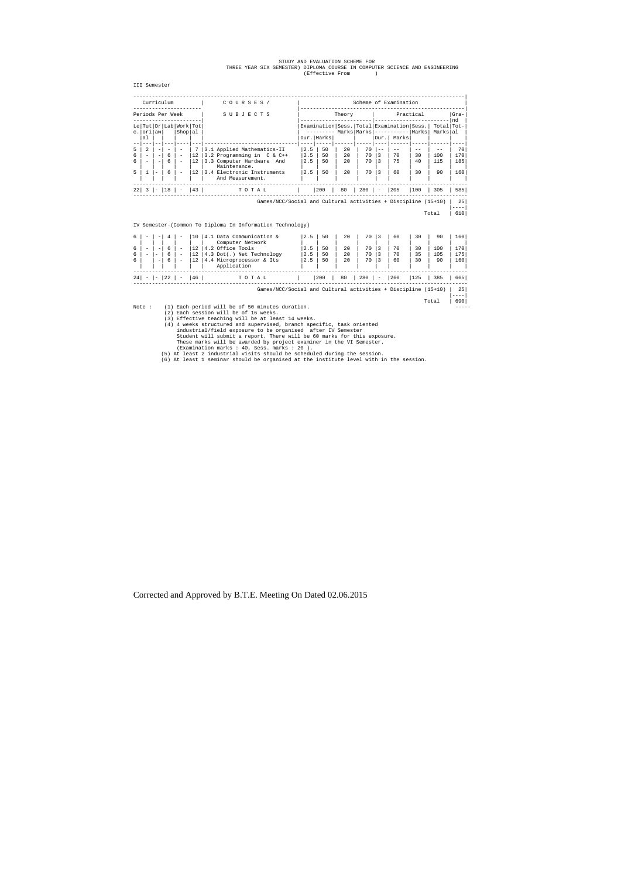STUDY AND EVALUATION SCHEME FOR
THREE YEAR SIX SEMESTER) DIPLOMA COURSE IN COMPUTER SCIENCE AND ENGINEERING
(Effective From )

III Semester

| Curriculum | | | | | | COURSES / | Scheme of Examination | | | | | | | | | |
|---|---|---|---|---|---|---|---|---|---|---|---|---|---|---|---|---|
| Periods Per Week | | | | | | SUBJECTS | Theory | | | | Practical | | | | | Grand Total |
| Lec. | Tutorial | Drawing | Lab | Workshop | Total | | Examination Dur. | Examination Marks | Sess. Marks | Total Marks | Examination Dur. | Examination Marks | Sess. Marks | Total Marks | | |
| 5 | 2 | - | - | - | 7 | 3.1 Applied Mathematics-II | 2.5 | 50 | 20 | 70 | -- | -- | -- | -- | | 70 |
| 6 | - | - | 6 | - | 12 | 3.2 Programming in C & C++ | 2.5 | 50 | 20 | 70 | 3 | 70 | 30 | 100 | | 170 |
| 6 | - | - | 6 | - | 12 | 3.3 Computer Hardware And Maintenance. | 2.5 | 50 | 20 | 70 | 3 | 75 | 40 | 115 | | 185 |
| 5 | 1 | - | 6 | - | 12 | 3.4 Electronic Instruments And Measurement. | 2.5 | 50 | 20 | 70 | 3 | 60 | 30 | 90 | | 160 |
| 22 | 3 | - | 18 | - | 43 | TOTAL | | 200 | 80 | 280 | - | 205 | 100 | 305 | | 585 |

Games/NCC/Social and Cultural activities + Discipline (15+10) | 25

Total | 610

IV Semester-(Common To Diploma In Information Technology)

| Lec. | Tutorial | Drawing | Lab | Workshop | Total | SUBJECTS | Examination Dur. | Examination Marks | Sess. Marks | Total Marks | Examination Dur. | Examination Marks | Sess. Marks | Total Marks | Grand Total |
|---|---|---|---|---|---|---|---|---|---|---|---|---|---|---|---|
| 6 | - | - | 4 | - | 10 | 4.1 Data Communication & Computer Network | 2.5 | 50 | 20 | 70 | 3 | 60 | 30 | 90 | 160 |
| 6 | - | - | 6 | - | 12 | 4.2 Office Tools | 2.5 | 50 | 20 | 70 | 3 | 70 | 30 | 100 | 170 |
| 6 | - | - | 6 | - | 12 | 4.3 Dot(.) Net Technology | 2.5 | 50 | 20 | 70 | 3 | 70 | 35 | 105 | 175 |
| 6 | | - | 6 | - | 12 | 4.4 Microprocessor & Its Application | 2.5 | 50 | 20 | 70 | 3 | 60 | 30 | 90 | 160 |
| 24 | - | - | 22 | - | 46 | TOTAL | | 200 | 80 | 280 | - | 260 | 125 | 385 | 665 |

Games/NCC/Social and Cultural activities + Discipline (15+10) | 25

Total | 690

Note :
(1) Each period will be of 50 minutes duration.
(2) Each session will be of 16 weeks.
(3) Effective teaching will be at least 14 weeks.
(4) 4 weeks structured and supervised, branch specific, task oriented industrial/field exposure to be organised after IV Semester Student will submit a report. There will be 60 marks for this exposure. These marks will be awarded by project examiner in the VI Semester. (Examination marks : 40, Sess. marks : 20 ).
(5) At least 2 industrial visits should be scheduled during the session.
(6) At least 1 seminar should be organised at the institute level with in the session.

Corrected and Approved by B.T.E. Meeting On Dated 02.06.2015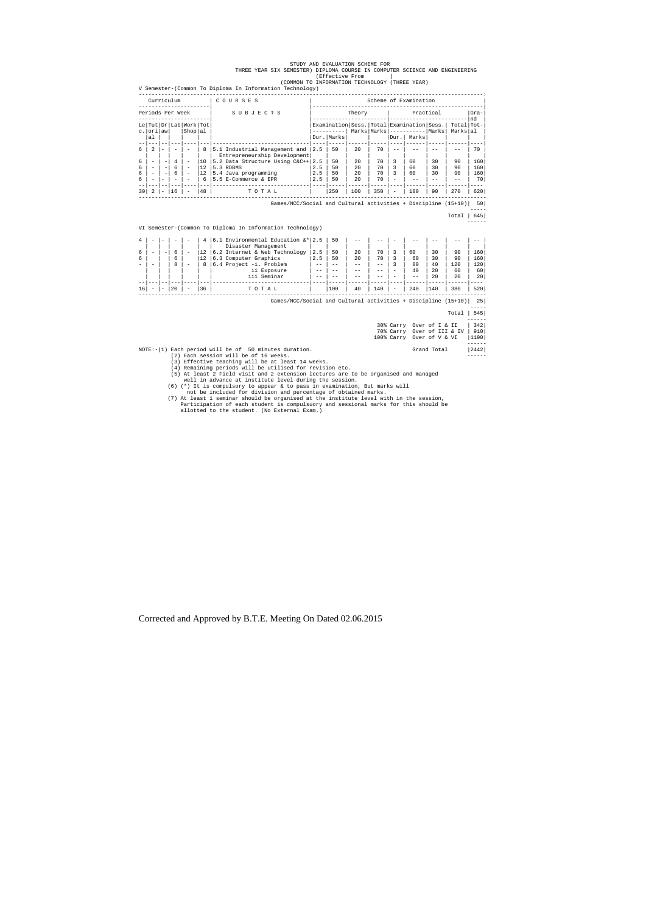STUDY AND EVALUATION SCHEME FOR
THREE YEAR SIX SEMESTER) DIPLOMA COURSE IN COMPUTER SCIENCE AND ENGINEERING
(Effective From )
(COMMON TO INFORMATION TECHNOLOGY (THREE YEAR)

V Semester-(Common To Diploma In Information Technology)

| Curriculum | | | | | | COURSES | Scheme of Examination | | | | | | | | |
|---|---|---|---|---|---|---|---|---|---|---|---|---|---|---|---|
| Periods Per Week | | | | | | SUBJECTS | Theory | | | | Practical | | | | Grand Total |
| Lecture | Tutorial | Draw | Lab | Workshop | Total | | Examination Dur. | Examination Marks | Sess. Marks | Total Marks | Examination Dur. | Examination Marks | Sess. Marks | Total Marks | |
| 6 | 2 | - | - | - | 8 | 5.1 Industrial Management and Entrepreneurship Development | 2.5 | 50 | 20 | 70 | -- | -- | -- | -- | 70 |
| 6 | - | - | 4 | - | 10 | 5.2 Data Structure Using C&C++ | 2.5 | 50 | 20 | 70 | 3 | 60 | 30 | 90 | 160 |
| 6 | - | - | 6 | - | 12 | 5.3 RDBMS | 2.5 | 50 | 20 | 70 | 3 | 60 | 30 | 90 | 160 |
| 6 | - | - | 6 | - | 12 | 5.4 Java programming | 2.5 | 50 | 20 | 70 | 3 | 60 | 30 | 90 | 160 |
| 6 | - | - | - | - | 6 | 5.5 E-Commerce & EPR | 2.5 | 50 | 20 | 70 | - | -- | -- | -- | 70 |
| 30 | 2 | - | 16 | - | 48 | TOTAL | | 250 | 100 | 350 | - | 180 | 90 | 270 | 620 |

Games/NCC/Social and Cultural activities + Discipline (15+10) | 50

Total | 645

VI Semester-(Common To Diploma In Information Technology)

| Lecture | Tutorial | Draw | Lab | Workshop | Total | SUBJECTS | Examination Dur. | Examination Marks | Sess. Marks | Total Marks | Examination Dur. | Examination Marks | Sess. Marks | Total Marks | Grand Total |
|---|---|---|---|---|---|---|---|---|---|---|---|---|---|---|---|
| 4 | - | - | - | - | 4 | 6.1 Environmental Education &* Disaster Management | 2.5 | 50 | -- | -- | - | -- | -- | -- | -- |
| 6 | - | - | 6 | - | 12 | 6.2 Internet & Web Technology | 2.5 | 50 | 20 | 70 | 3 | 60 | 30 | 90 | 160 |
| 6 | | | 6 | | 12 | 6.3 Computer Graphics | 2.5 | 50 | 20 | 70 | 3 | 60 | 30 | 90 | 160 |
| - | - | | 8 | - | 8 | 6.4 Project -i. Problem | -- | -- | -- | -- | 3 | 80 | 40 | 120 | 120 |
| | | | | | | ii Exposure | -- | -- | -- | -- | - | 40 | 20 | 60 | 60 |
| | | | | | | iii Seminar | -- | -- | -- | -- | - | -- | 20 | 20 | 20 |
| 16 | - | - | 20 | - | 36 | TOTAL | | 100 | 40 | 140 | - | 240 | 140 | 380 | 520 |

Games/NCC/Social and Cultural activities + Discipline (15+10) | 25

Total | 545

| | |
|---|---|
| 30% Carry Over of I & II | 342 |
| 70% Carry Over of III & IV | 910 |
| 100% Carry Over of V & VI | 1190 |
| Grand Total | 2442 |

NOTE:-(1) Each period will be of 50 minutes duration.
(2) Each session will be of 16 weeks.
(3) Effective teaching will be at least 14 weeks.
(4) Remaining periods will be utilised for revision etc.
(5) At least 2 Field visit and 2 extension lectures are to be organised and managed well in advance at institute level during the session.
(6) (*) It is compulsory to appear & to pass in examination, But marks will not be included for division and percentage of obtained marks.
(7) At least 1 seminar should be organised at the institute level with in the session, Participation of each student is compulsuory and sessional marks for this should be allotted to the student. (No External Exam.)

Corrected and Approved by B.T.E. Meeting On Dated 02.06.2015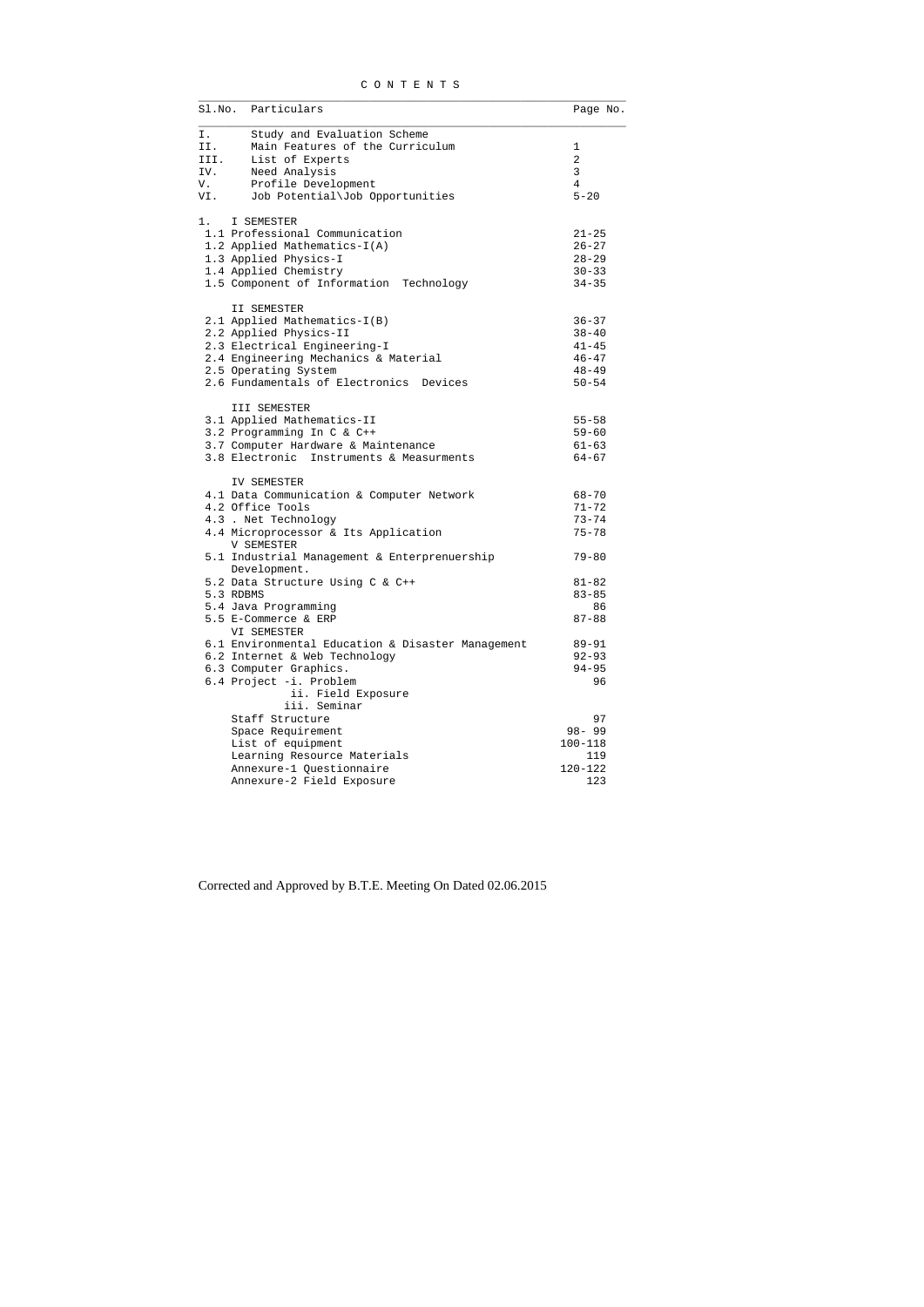# C O N T E N T S

| Sl.No. | Particulars | Page No. |
|---|---|---|
| I. | Study and Evaluation Scheme | |
| II. | Main Features of the Curriculum | 1 |
| III. | List of Experts | 2 |
| IV. | Need Analysis | 3 |
| V. | Profile Development | 4 |
| VI. | Job Potential\Job Opportunities | 5-20 |
| 1. | I SEMESTER | |
| | 1.1 Professional Communication | 21-25 |
| | 1.2 Applied Mathematics-I(A) | 26-27 |
| | 1.3 Applied Physics-I | 28-29 |
| | 1.4 Applied Chemistry | 30-33 |
| | 1.5 Component of Information Technology | 34-35 |
| | II SEMESTER | |
| | 2.1 Applied Mathematics-I(B) | 36-37 |
| | 2.2 Applied Physics-II | 38-40 |
| | 2.3 Electrical Engineering-I | 41-45 |
| | 2.4 Engineering Mechanics & Material | 46-47 |
| | 2.5 Operating System | 48-49 |
| | 2.6 Fundamentals of Electronics Devices | 50-54 |
| | III SEMESTER | |
| | 3.1 Applied Mathematics-II | 55-58 |
| | 3.2 Programming In C & C++ | 59-60 |
| | 3.7 Computer Hardware & Maintenance | 61-63 |
| | 3.8 Electronic Instruments & Measurments | 64-67 |
| | IV SEMESTER | |
| | 4.1 Data Communication & Computer Network | 68-70 |
| | 4.2 Office Tools | 71-72 |
| | 4.3 . Net Technology | 73-74 |
| | 4.4 Microprocessor & Its Application | 75-78 |
| | V SEMESTER | |
| | 5.1 Industrial Management & Enterprenuership Development. | 79-80 |
| | 5.2 Data Structure Using C & C++ | 81-82 |
| | 5.3 RDBMS | 83-85 |
| | 5.4 Java Programming | 86 |
| | 5.5 E-Commerce & ERP | 87-88 |
| | VI SEMESTER | |
| | 6.1 Environmental Education & Disaster Management | 89-91 |
| | 6.2 Internet & Web Technology | 92-93 |
| | 6.3 Computer Graphics. | 94-95 |
| | 6.4 Project -i. Problem<br>ii. Field Exposure<br>iii. Seminar | 96 |
| | Staff Structure | 97 |
| | Space Requirement | 98- 99 |
| | List of equipment | 100-118 |
| | Learning Resource Materials | 119 |
| | Annexure-1 Questionnaire | 120-122 |
| | Annexure-2 Field Exposure | 123 |

Corrected and Approved by B.T.E. Meeting On Dated 02.06.2015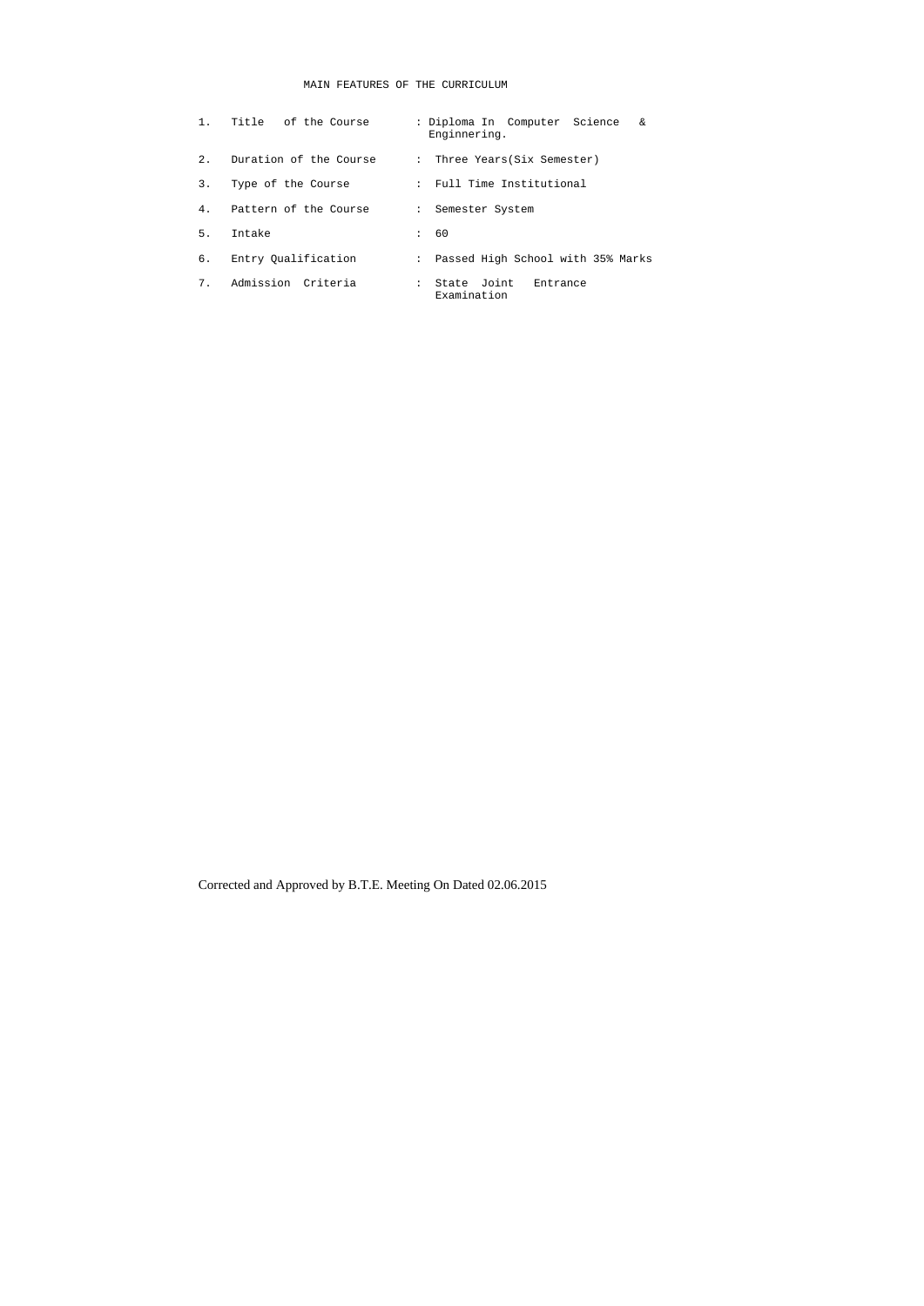# MAIN FEATURES OF THE CURRICULUM

| No. | Feature | | Details |
|---|---|---|---|
| 1. | Title of the Course | : | Diploma In Computer Science & Enginnering. |
| 2. | Duration of the Course | : | Three Years(Six Semester) |
| 3. | Type of the Course | : | Full Time Institutional |
| 4. | Pattern of the Course | : | Semester System |
| 5. | Intake | : | 60 |
| 6. | Entry Qualification | : | Passed High School with 35% Marks |
| 7. | Admission Criteria | : | State Joint Entrance Examination |

Corrected and Approved by B.T.E. Meeting On Dated 02.06.2015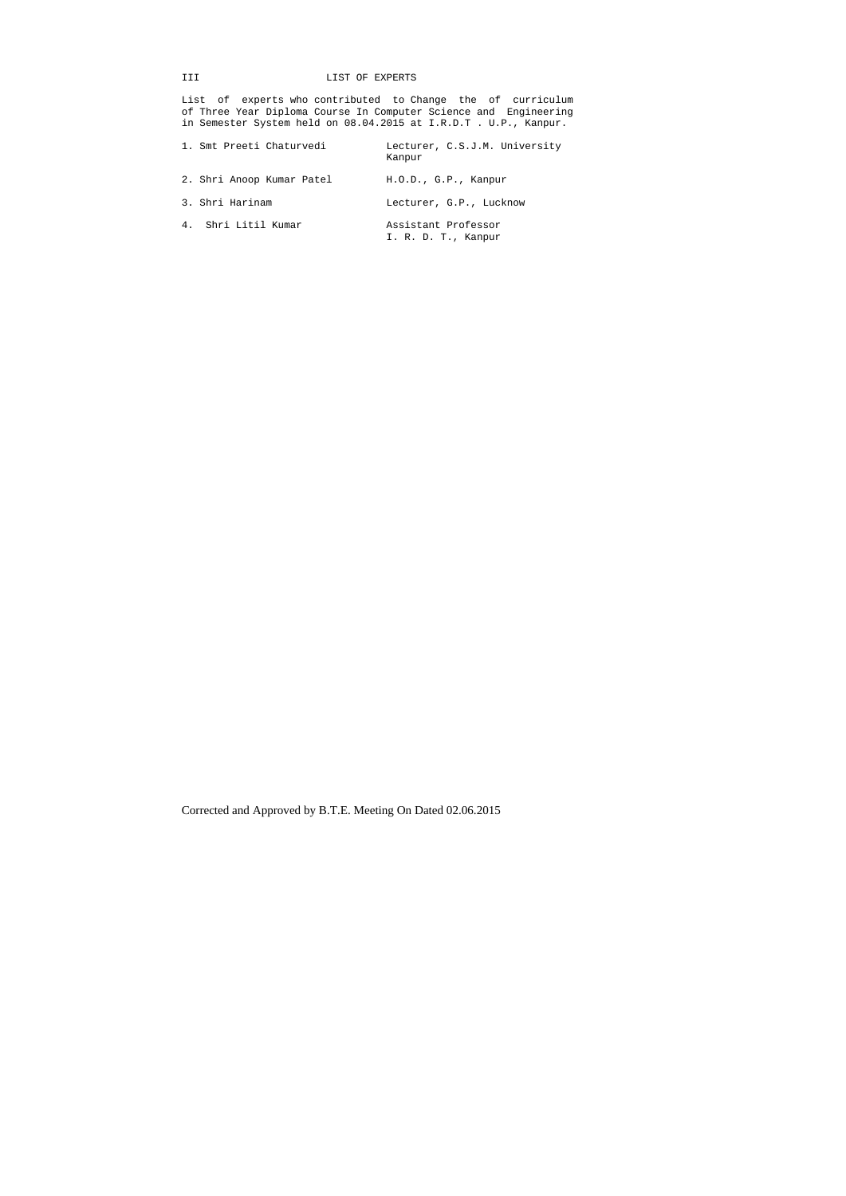## III LIST OF EXPERTS

List of experts who contributed to Change the of curriculum of Three Year Diploma Course In Computer Science and Engineering in Semester System held on 08.04.2015 at I.R.D.T . U.P., Kanpur.

| | |
|---|---|
| 1. Smt Preeti Chaturvedi | Lecturer, C.S.J.M. University Kanpur |
| 2. Shri Anoop Kumar Patel | H.O.D., G.P., Kanpur |
| 3. Shri Harinam | Lecturer, G.P., Lucknow |
| 4. Shri Litil Kumar | Assistant Professor I. R. D. T., Kanpur |

Corrected and Approved by B.T.E. Meeting On Dated 02.06.2015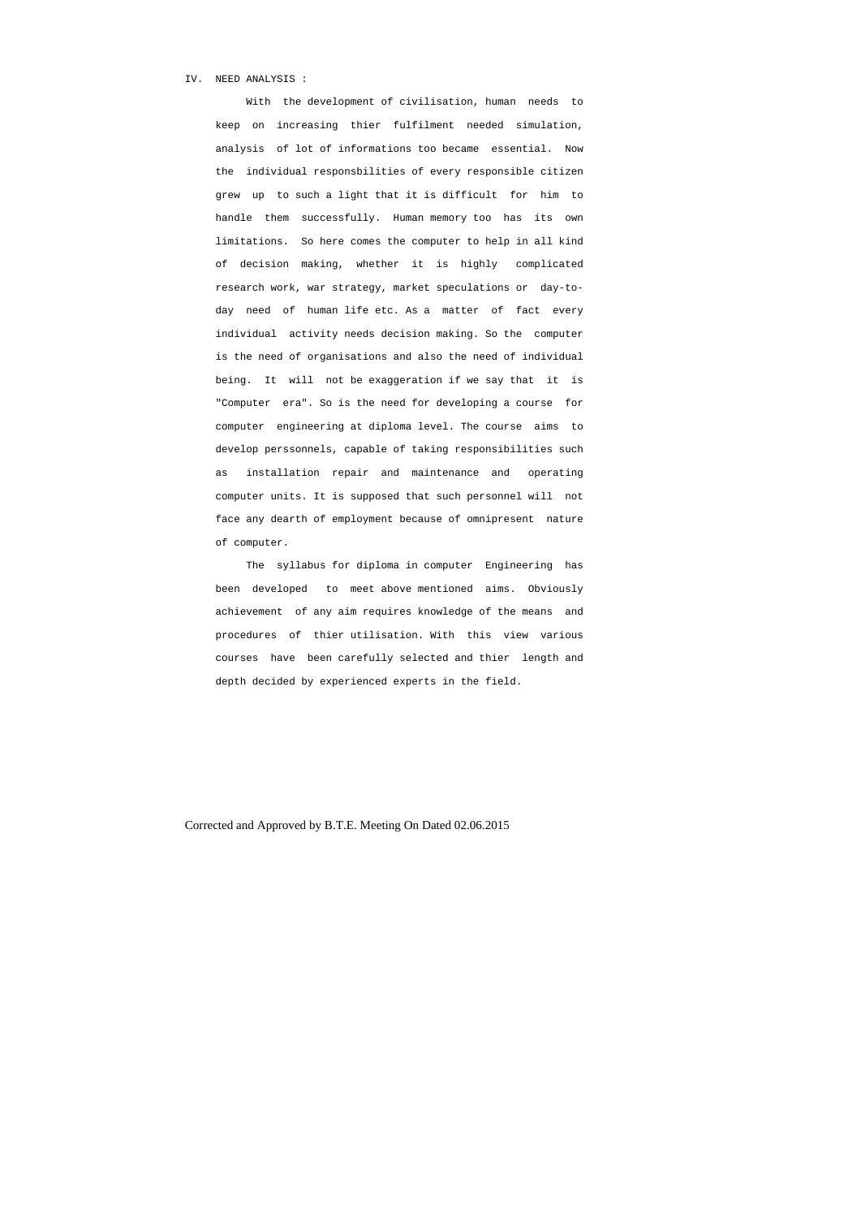IV. NEED ANALYSIS :

With the development of civilisation, human needs to keep on increasing thier fulfilment needed simulation, analysis of lot of informations too became essential. Now the individual responsbilities of every responsible citizen grew up to such a light that it is difficult for him to handle them successfully. Human memory too has its own limitations. So here comes the computer to help in all kind of decision making, whether it is highly complicated research work, war strategy, market speculations or day-to-day need of human life etc. As a matter of fact every individual activity needs decision making. So the computer is the need of organisations and also the need of individual being. It will not be exaggeration if we say that it is "Computer era". So is the need for developing a course for computer engineering at diploma level. The course aims to develop perssonnels, capable of taking responsibilities such as installation repair and maintenance and operating computer units. It is supposed that such personnel will not face any dearth of employment because of omnipresent nature of computer.

The syllabus for diploma in computer Engineering has been developed to meet above mentioned aims. Obviously achievement of any aim requires knowledge of the means and procedures of thier utilisation. With this view various courses have been carefully selected and thier length and depth decided by experienced experts in the field.

Corrected and Approved by B.T.E. Meeting On Dated 02.06.2015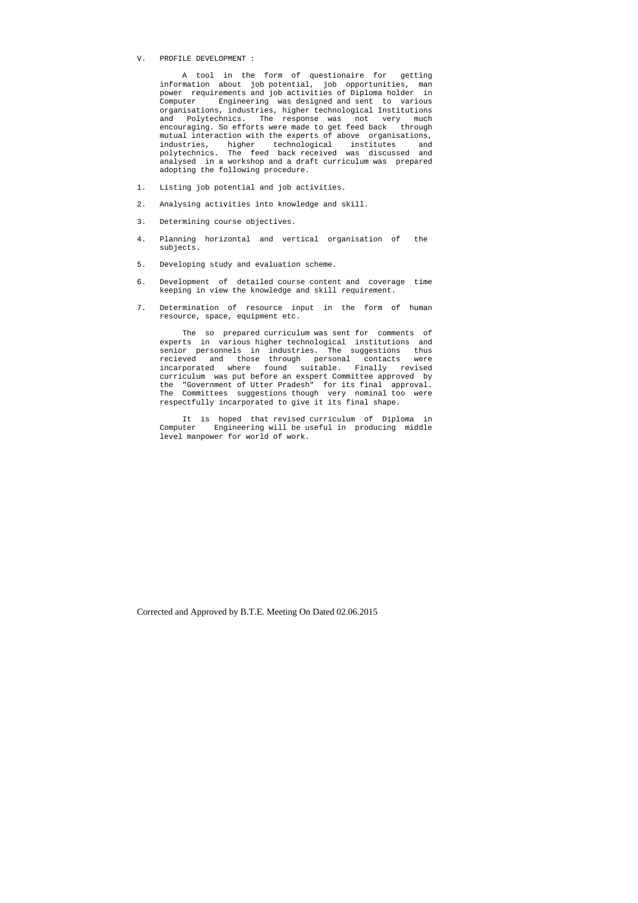## V. PROFILE DEVELOPMENT :

A tool in the form of questionaire for getting information about job potential, job opportunities, man power requirements and job activities of Diploma holder in Computer Engineering was designed and sent to various organisations, industries, higher technological Institutions and Polytechnics. The response was not very much encouraging. So efforts were made to get feed back through mutual interaction with the experts of above organisations, industries, higher technological institutes and polytechnics. The feed back received was discussed and analysed in a workshop and a draft curriculum was prepared adopting the following procedure.

1. Listing job potential and job activities.
2. Analysing activities into knowledge and skill.
3. Determining course objectives.
4. Planning horizontal and vertical organisation of the subjects.
5. Developing study and evaluation scheme.
6. Development of detailed course content and coverage time keeping in view the knowledge and skill requirement.
7. Determination of resource input in the form of human resource, space, equipment etc.

The so prepared curriculum was sent for comments of experts in various higher technological institutions and senior personnels in industries. The suggestions thus recieved and those through personal contacts were incarporated where found suitable. Finally revised curriculum was put before an exspert Committee approved by the "Government of Utter Pradesh" for its final approval. The Committees suggestions though very nominal too were respectfully incarporated to give it its final shape.

It is hoped that revised curriculum of Diploma in Computer Engineering will be useful in producing middle level manpower for world of work.

Corrected and Approved by B.T.E. Meeting On Dated 02.06.2015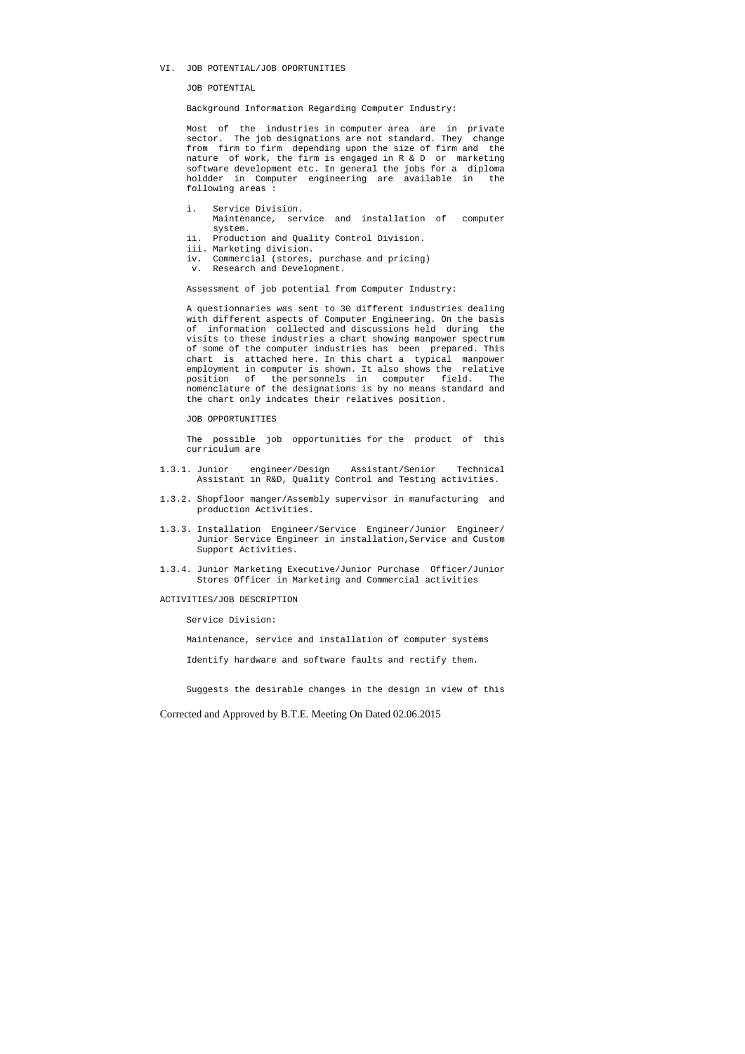## VI. JOB POTENTIAL/JOB OPORTUNITIES

### JOB POTENTIAL

Background Information Regarding Computer Industry:

Most of the industries in computer area are in private sector. The job designations are not standard. They change from firm to firm depending upon the size of firm and the nature of work, the firm is engaged in R & D or marketing software development etc. In general the jobs for a diploma holdder in Computer engineering are available in the following areas :

i. Service Division.
   Maintenance, service and installation of computer system.
ii. Production and Quality Control Division.
iii. Marketing division.
iv. Commercial (stores, purchase and pricing)
v. Research and Development.

Assessment of job potential from Computer Industry:

A questionnaries was sent to 30 different industries dealing with different aspects of Computer Engineering. On the basis of information collected and discussions held during the visits to these industries a chart showing manpower spectrum of some of the computer industries has been prepared. This chart is attached here. In this chart a typical manpower employment in computer is shown. It also shows the relative position of the personnels in computer field. The nomenclature of the designations is by no means standard and the chart only indcates their relatives position.

### JOB OPPORTUNITIES

The possible job opportunities for the product of this curriculum are

1.3.1. Junior engineer/Design Assistant/Senior Technical Assistant in R&D, Quality Control and Testing activities.

1.3.2. Shopfloor manger/Assembly supervisor in manufacturing and production Activities.

1.3.3. Installation Engineer/Service Engineer/Junior Engineer/ Junior Service Engineer in installation,Service and Custom Support Activities.

1.3.4. Junior Marketing Executive/Junior Purchase Officer/Junior Stores Officer in Marketing and Commercial activities

### ACTIVITIES/JOB DESCRIPTION

Service Division:

Maintenance, service and installation of computer systems

Identify hardware and software faults and rectify them.

Suggests the desirable changes in the design in view of this

Corrected and Approved by B.T.E. Meeting On Dated 02.06.2015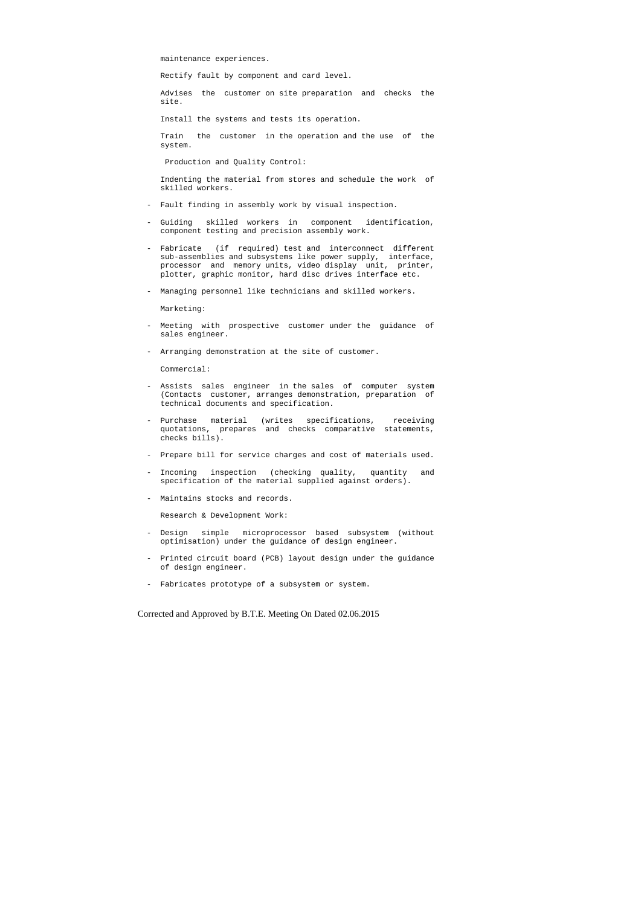maintenance experiences.

Rectify fault by component and card level.

Advises the customer on site preparation and checks the site.

Install the systems and tests its operation.

Train the customer in the operation and the use of the system.

Production and Quality Control:

Indenting the material from stores and schedule the work of skilled workers.

- Fault finding in assembly work by visual inspection.
- Guiding skilled workers in component identification, component testing and precision assembly work.
- Fabricate (if required) test and interconnect different sub-assemblies and subsystems like power supply, interface, processor and memory units, video display unit, printer, plotter, graphic monitor, hard disc drives interface etc.
- Managing personnel like technicians and skilled workers.

Marketing:

- Meeting with prospective customer under the guidance of sales engineer.
- Arranging demonstration at the site of customer.

Commercial:

- Assists sales engineer in the sales of computer system (Contacts customer, arranges demonstration, preparation of technical documents and specification.
- Purchase material (writes specifications, receiving quotations, prepares and checks comparative statements, checks bills).
- Prepare bill for service charges and cost of materials used.
- Incoming inspection (checking quality, quantity and specification of the material supplied against orders).
- Maintains stocks and records.

Research & Development Work:

- Design simple microprocessor based subsystem (without optimisation) under the guidance of design engineer.
- Printed circuit board (PCB) layout design under the guidance of design engineer.
- Fabricates prototype of a subsystem or system.

Corrected and Approved by B.T.E. Meeting On Dated 02.06.2015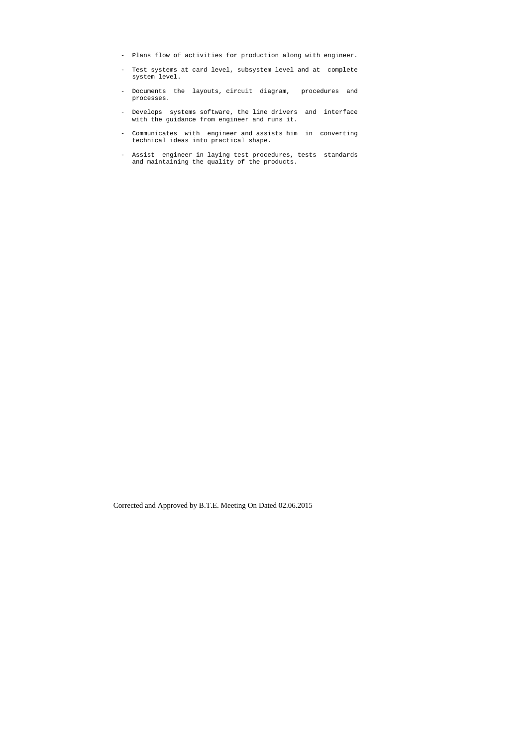- Plans flow of activities for production along with engineer.
- Test systems at card level, subsystem level and at complete system level.
- Documents the layouts, circuit diagram, procedures and processes.
- Develops systems software, the line drivers and interface with the guidance from engineer and runs it.
- Communicates with engineer and assists him in converting technical ideas into practical shape.
- Assist engineer in laying test procedures, tests standards and maintaining the quality of the products.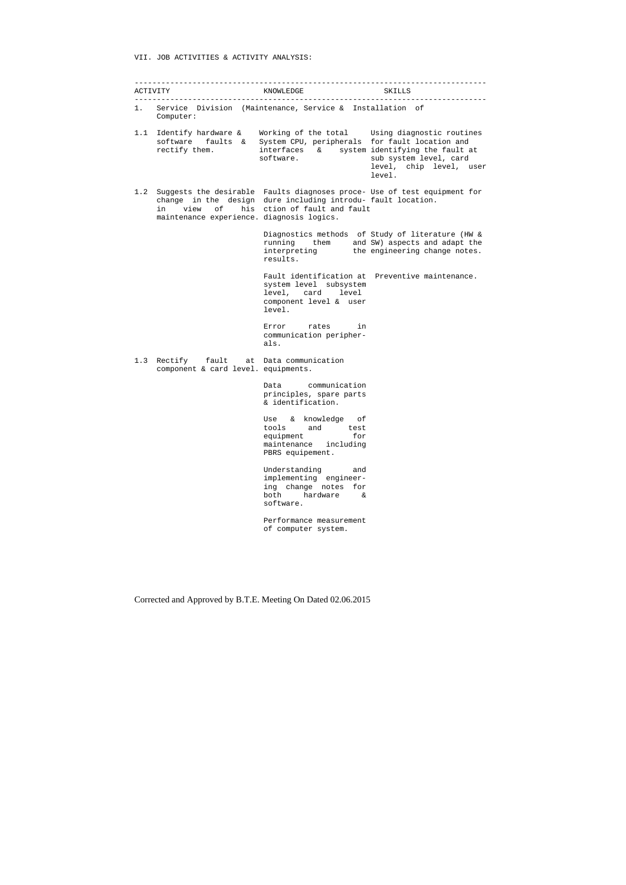VII. JOB ACTIVITIES & ACTIVITY ANALYSIS:

| ACTIVITY | KNOWLEDGE | SKILLS |
|---|---|---|
| 1. Service Division (Maintenance, Service & Installation of Computer: | | |
| 1.1 Identify hardware & software faults & rectify them. | Working of the total System CPU, peripherals interfaces & system software. | Using diagnostic routines for fault location and identifying the fault at sub system level, card level, chip level, user level. |
| 1.2 Suggests the desirable change in the design in view of his maintenance experience. | Faults diagnoses procedure including introduction of fault and fault diagnosis logics. | Use of test equipment for fault location. |
| | Diagnostics methods of running them and interpreting results. | Study of literature (HW & SW) aspects and adapt the the engineering change notes. |
| | Fault identification at system level subsystem level, card level component level & user level. | Preventive maintenance. |
| | Error rates in communication peripherals. | |
| 1.3 Rectify fault at component & card level. | Data communication equipments. | |
| | Data communication principles, spare parts & identification. | |
| | Use & knowledge of tools and test equipment for maintenance including PBRS equipement. | |
| | Understanding and implementing engineering change notes for both hardware & software. | |
| | Performance measurement of computer system. | |

Corrected and Approved by B.T.E. Meeting On Dated 02.06.2015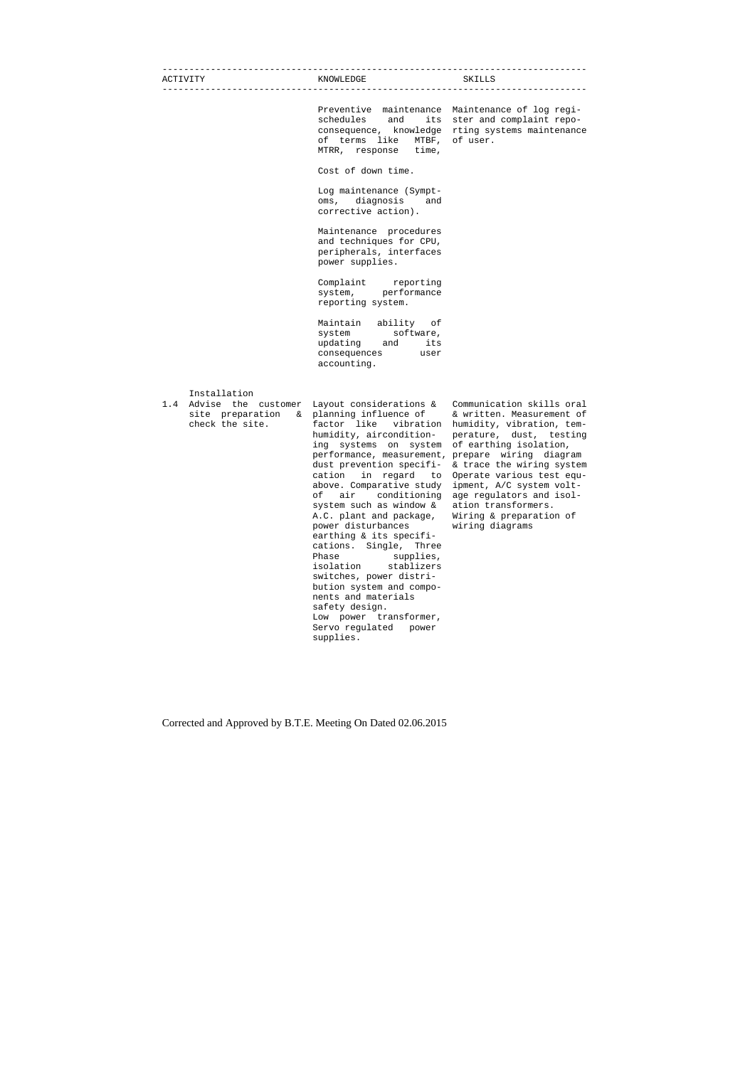| ACTIVITY | KNOWLEDGE | SKILLS |
| --- | --- | --- |
| | Preventive maintenance schedules and its consequence, knowledge of terms like MTBF, MTRR, response time, | Maintenance of log register and complaint reporting systems maintenance of user. |
| | Cost of down time. | |
| | Log maintenance (Symptoms, diagnosis and corrective action). | |
| | Maintenance procedures and techniques for CPU, peripherals, interfaces power supplies. | |
| | Complaint reporting system, performance reporting system. | |
| | Maintain ability of system software, updating and its consequences user accounting. | |
| Installation<br>1.4 Advise the customer site preparation & check the site. | Layout considerations & planning influence of factor like vibration humidity, airconditioning systems on system performance, measurement, dust prevention specification in regard to above. Comparative study of air conditioning system such as window & A.C. plant and package, power disturbances earthing & its specifications. Single, Three Phase supplies, isolation stablizers switches, power distribution system and components and materials safety design. Low power transformer, Servo regulated power supplies. | Communication skills oral & written. Measurement of humidity, vibration, temperature, dust, testing of earthing isolation, prepare wiring diagram & trace the wiring system Operate various test equipment, A/C system voltage regulators and isolation transformers. Wiring & preparation of wiring diagrams |

Corrected and Approved by B.T.E. Meeting On Dated 02.06.2015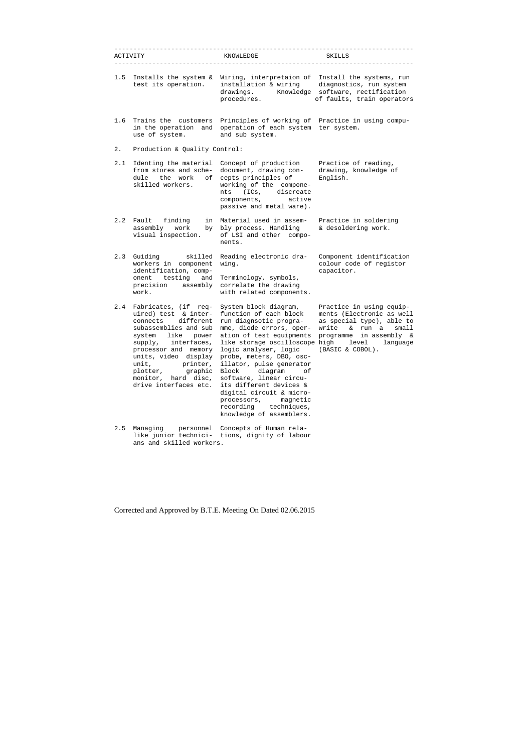| ACTIVITY | KNOWLEDGE | SKILLS |
|---|---|---|
| 1.5 Installs the system & test its operation. | Wiring, interpretaion of installation & wiring drawings. Knowledge procedures. | Install the systems, run diagnostics, run system software, rectification of faults, train operators |
| 1.6 Trains the customers in the operation and use of system. | Principles of working of operation of each system and sub system. | Practice in using computer system. |
| 2. Production & Quality Control: | | |
| 2.1 Identing the material from stores and schedule the work of skilled workers. | Concept of production document, drawing concepts principles of working of the components (ICs, discreate components, active passive and metal ware). | Practice of reading, drawing, knowledge of English. |
| 2.2 Fault finding in assembly work by visual inspection. | Material used in assembly process. Handling of LSI and other components. | Practice in soldering & desoldering work. |
| 2.3 Guiding skilled workers in component identification, component testing and precision assembly work. | Reading electronic drawing. Terminology, symbols, correlate the drawing with related components. | Component identification colour code of registor capacitor. |
| 2.4 Fabricates, (if required) test & interconnects different subassemblies and sub system like power supply, interfaces, processor and memory units, video display unit, printer, plotter, graphic monitor, hard disc, drive interfaces etc. | System block diagram, function of each block run diagnsotic programme, diode errors, operation of test equipments like storage oscilloscope logic analyser, logic probe, meters, DBO, oscillator, pulse generator Block diagram of software, linear circuits its different devices & digital circuit & microprocessors, magnetic recording techniques, knowledge of assemblers. | Practice in using equipments (Electronic as well as special type), able to write & run a small programme in assembly & high level language (BASIC & COBOL). |
| 2.5 Managing personnel like junior technicians and skilled workers. | Concepts of Human relations, dignity of labour | |

Corrected and Approved by B.T.E. Meeting On Dated 02.06.2015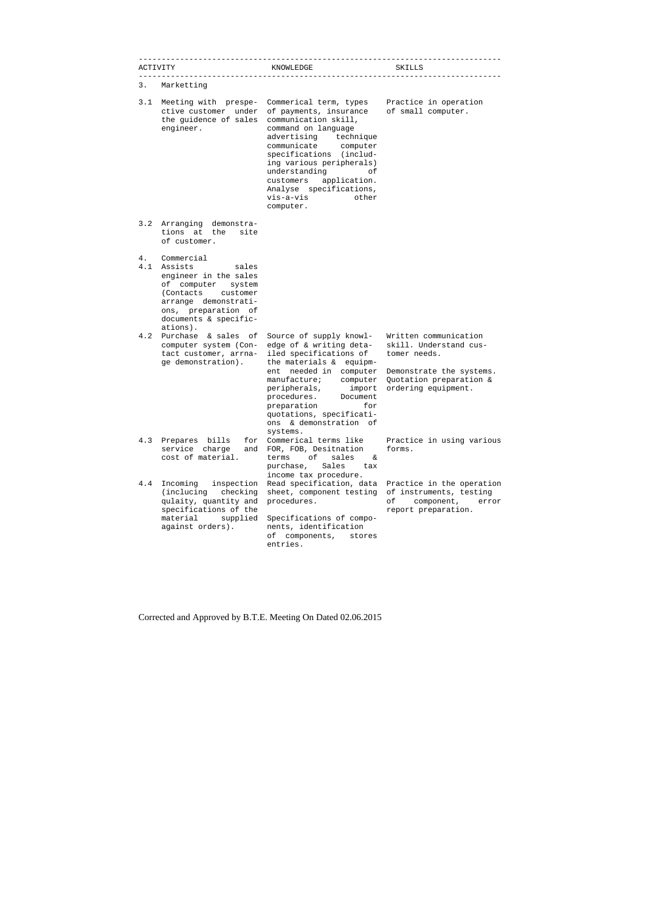| ACTIVITY | | KNOWLEDGE | SKILLS |
|---|---|---|---|
| 3. | Marketting | | |
| 3.1 | Meeting with prespective customer under the guidence of sales engineer. | Commerical term, types of payments, insurance communication skill, command on language advertising technique communicate computer specifications (including various peripherals) understanding of customers application. Analyse specifications, vis-a-vis other computer. | Practice in operation of small computer. |
| 3.2 | Arranging demonstrations at the site of customer. | | |
| 4. | Commercial | | |
| 4.1 | Assists sales engineer in the sales of computer system (Contacts customer arrange demonstrations, preparation of documents & specifications). | | |
| 4.2 | Purchase & sales of computer system (Contact customer, arrnage demonstration). | Source of supply knowledge of & writing detailed specifications of the materials & equipment needed in computer manufacture; computer peripherals, import procedures. Document preparation for quotations, specifications & demonstration of systems. | Written communication skill. Understand customer needs.<br><br>Demonstrate the systems. Quotation preparation & ordering equipment. |
| 4.3 | Prepares bills for service charge and cost of material. | Commerical terms like FOR, FOB, Desitnation terms of sales & purchase, Sales tax income tax procedure. | Practice in using various forms. |
| 4.4 | Incoming inspection (inclucing checking qulaity, quantity and specifications of the material supplied against orders). | Read specification, data sheet, component testing procedures.<br><br>Specifications of components, identification of components, stores entries. | Practice in the operation of instruments, testing of component, error report preparation. |

Corrected and Approved by B.T.E. Meeting On Dated 02.06.2015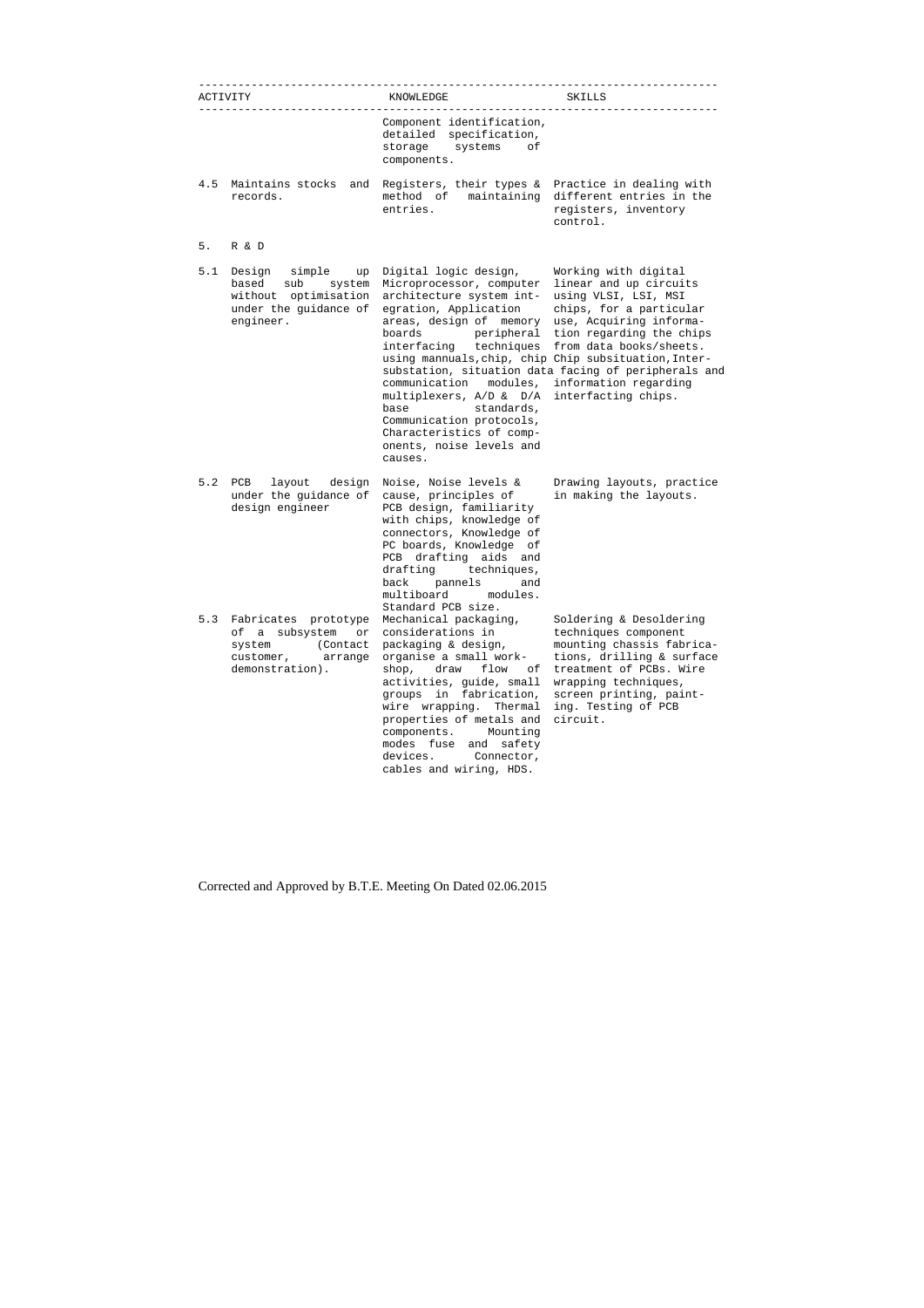| ACTIVITY | KNOWLEDGE | SKILLS |
|---|---|---|
| | Component identification, detailed specification, storage systems of components. | |
| 4.5 Maintains stocks and records. | Registers, their types & method of maintaining entries. | Practice in dealing with different entries in the registers, inventory control. |
| 5. R & D | | |
| 5.1 Design simple up based sub system without optimisation under the guidance of engineer. | Digital logic design, Microprocessor, computer architecture system integration, Application areas, design of memory boards peripheral interfacing techniques using mannuals, chip, chip substation, situation data communication modules, multiplexers, A/D & D/A base standards, Communication protocols, Characteristics of components, noise levels and causes. | Working with digital linear and up circuits using VLSI, LSI, MSI chips, for a particular use, Acquiring information regarding the chips from data books/sheets. Chip subsituation, Interfacing of peripherals and information regarding interfacing chips. |
| 5.2 PCB layout design under the guidance of design engineer | Noise, Noise levels & cause, principles of PCB design, familiarity with chips, knowledge of connectors, Knowledge of PC boards, Knowledge of PCB drafting aids and drafting techniques, back pannels and multiboard modules. Standard PCB size. | Drawing layouts, practice in making the layouts. |
| 5.3 Fabricates prototype of a subsystem or system (Contact customer, arrange demonstration). | Mechanical packaging, considerations in packaging & design, organise a small workshop, draw flow of activities, guide, small groups in fabrication, wire wrapping. Thermal properties of metals and components. Mounting modes fuse and safety devices. Connector, cables and wiring, HDS. | Soldering & Desoldering techniques component mounting chassis fabrications, drilling & surface treatment of PCBs. Wire wrapping techniques, screen printing, painting. Testing of PCB circuit. |

Corrected and Approved by B.T.E. Meeting On Dated 02.06.2015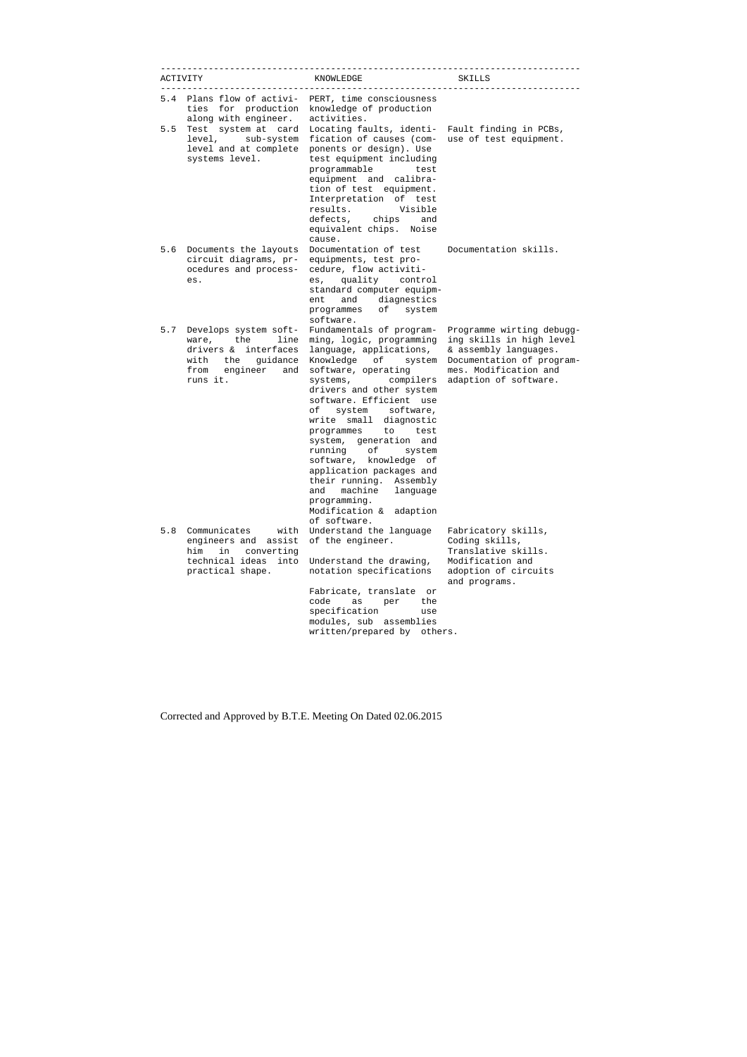| ACTIVITY | KNOWLEDGE | SKILLS |
|---|---|---|
| 5.4 Plans flow of activities for production along with engineer. | PERT, time consciousness knowledge of production activities. | |
| 5.5 Test system at card level, sub-system level and at complete systems level. | Locating faults, identification of causes (components or design). Use test equipment including programmable test equipment and calibration of test equipment. Interpretation of test results. Visible defects, chips and equivalent chips. Noise cause. | Fault finding in PCBs, use of test equipment. |
| 5.6 Documents the layouts circuit diagrams, procedures and processes. | Documentation of test equipments, test procedure, flow activities, quality control standard computer equipment and diagnestics programmes of system software. | Documentation skills. |
| 5.7 Develops system software, the line drivers & interfaces with the guidance from engineer and runs it. | Fundamentals of programming, logic, programming language, applications, Knowledge of system software, operating systems, compilers drivers and other system software. Efficient use of system software, write small diagnostic programmes to test system, generation and running of system software, knowledge of application packages and their running. Assembly and machine language programming. Modification & adaption of software. | Programme wirting debugging skills in high level & assembly languages. Documentation of programmes. Modification and adaption of software. |
| 5.8 Communicates with engineers and assist him in converting technical ideas into practical shape. | Understand the language of the engineer. Understand the drawing, notation specifications Fabricate, translate or code as per the specification use modules, sub assemblies written/prepared by others. | Fabricatory skills, Coding skills, Translative skills. Modification and adoption of circuits and programs. |

Corrected and Approved by B.T.E. Meeting On Dated 02.06.2015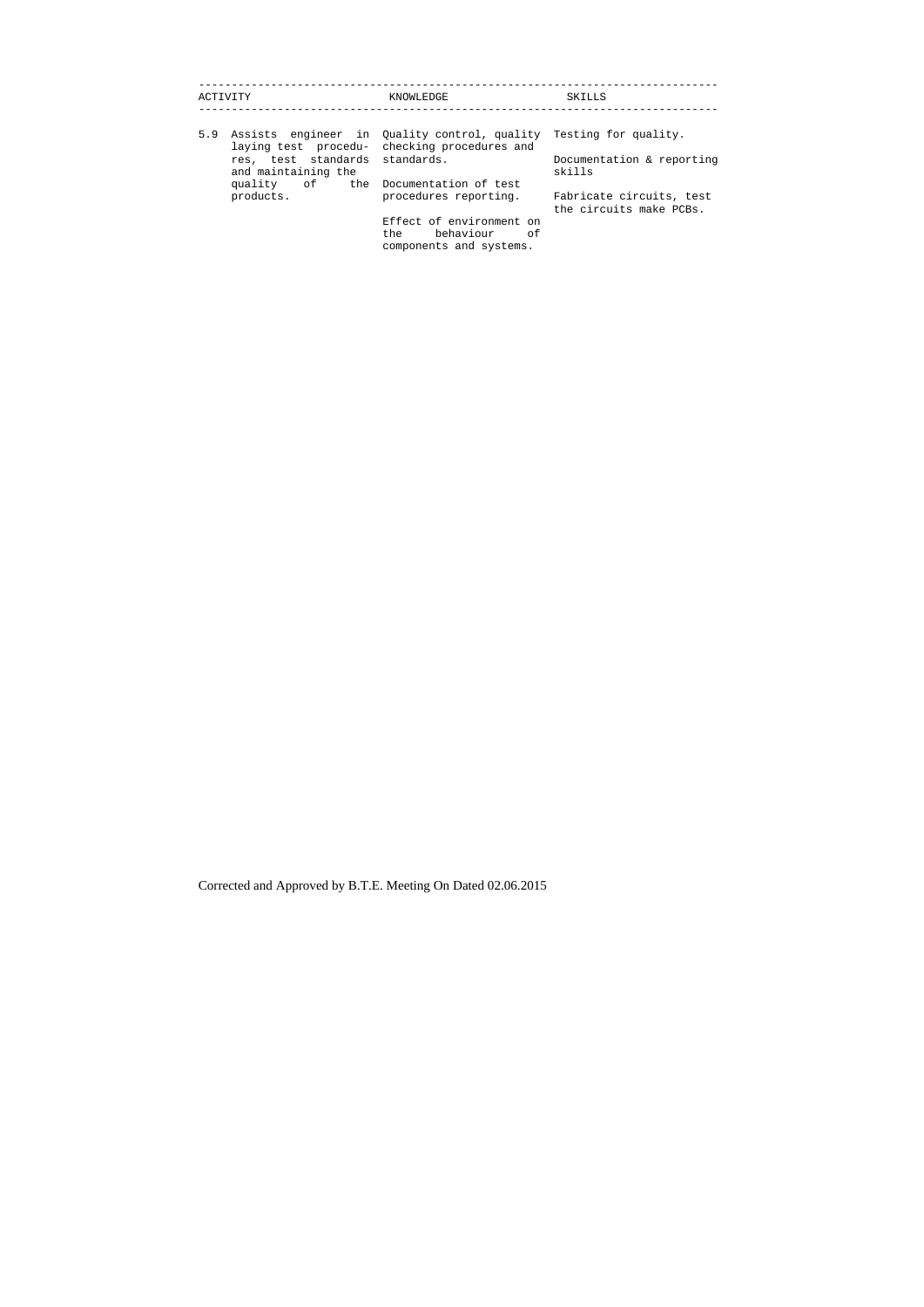| ACTIVITY | KNOWLEDGE | SKILLS |
|---|---|---|
| 5.9 Assists engineer in laying test procedures, test standards and maintaining the quality of the products. | Quality control, quality checking procedures and standards.<br><br>Documentation of test procedures reporting.<br><br>Effect of environment on the behaviour of components and systems. | Testing for quality.<br><br>Documentation & reporting skills<br><br>Fabricate circuits, test the circuits make PCBs. |

Corrected and Approved by B.T.E. Meeting On Dated 02.06.2015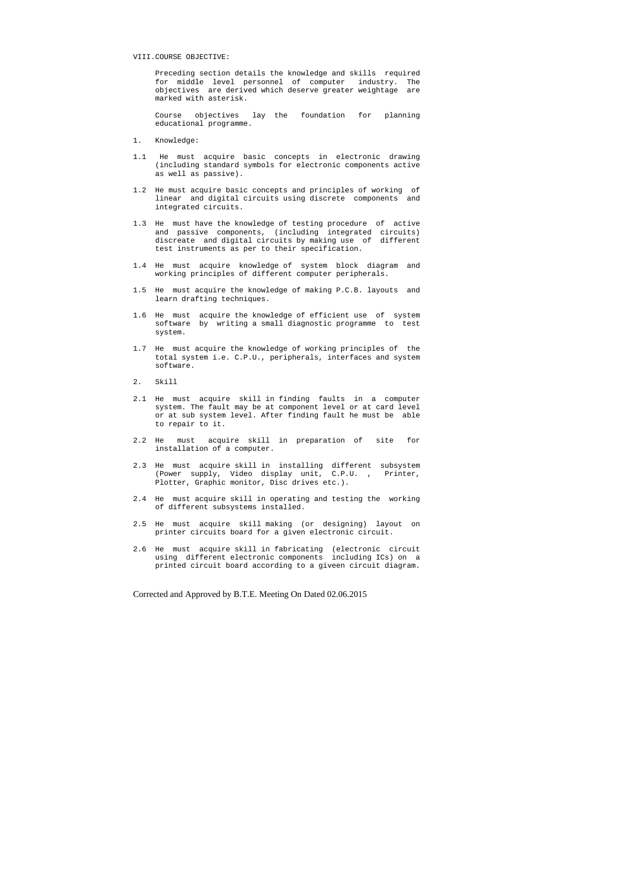VIII.COURSE OBJECTIVE:

Preceding section details the knowledge and skills required for middle level personnel of computer industry. The objectives are derived which deserve greater weightage are marked with asterisk.

Course objectives lay the foundation for planning educational programme.

1. Knowledge:

1.1 He must acquire basic concepts in electronic drawing (including standard symbols for electronic components active as well as passive).

1.2 He must acquire basic concepts and principles of working of linear and digital circuits using discrete components and integrated circuits.

1.3 He must have the knowledge of testing procedure of active and passive components, (including integrated circuits) discreate and digital circuits by making use of different test instruments as per to their specification.

1.4 He must acquire knowledge of system block diagram and working principles of different computer peripherals.

1.5 He must acquire the knowledge of making P.C.B. layouts and learn drafting techniques.

1.6 He must acquire the knowledge of efficient use of system software by writing a small diagnostic programme to test system.

1.7 He must acquire the knowledge of working principles of the total system i.e. C.P.U., peripherals, interfaces and system software.

2. Skill

2.1 He must acquire skill in finding faults in a computer system. The fault may be at component level or at card level or at sub system level. After finding fault he must be able to repair to it.

2.2 He must acquire skill in preparation of site for installation of a computer.

2.3 He must acquire skill in installing different subsystem (Power supply, Video display unit, C.P.U. , Printer, Plotter, Graphic monitor, Disc drives etc.).

2.4 He must acquire skill in operating and testing the working of different subsystems installed.

2.5 He must acquire skill making (or designing) layout on printer circuits board for a given electronic circuit.

2.6 He must acquire skill in fabricating (electronic circuit using different electronic components including ICs) on a printed circuit board according to a giveen circuit diagram.

Corrected and Approved by B.T.E. Meeting On Dated 02.06.2015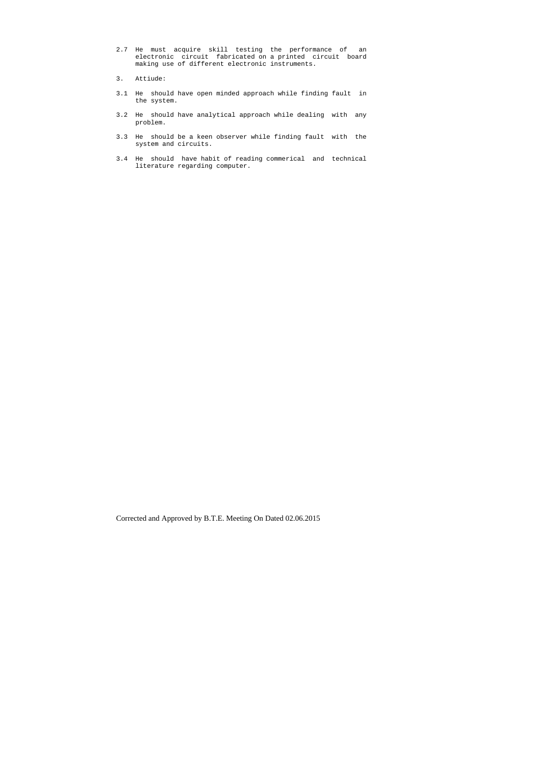2.7 He must acquire skill testing the performance of an electronic circuit fabricated on a printed circuit board making use of different electronic instruments.

3. Attiude:

3.1 He should have open minded approach while finding fault in the system.

3.2 He should have analytical approach while dealing with any problem.

3.3 He should be a keen observer while finding fault with the system and circuits.

3.4 He should have habit of reading commerical and technical literature regarding computer.

Corrected and Approved by B.T.E. Meeting On Dated 02.06.2015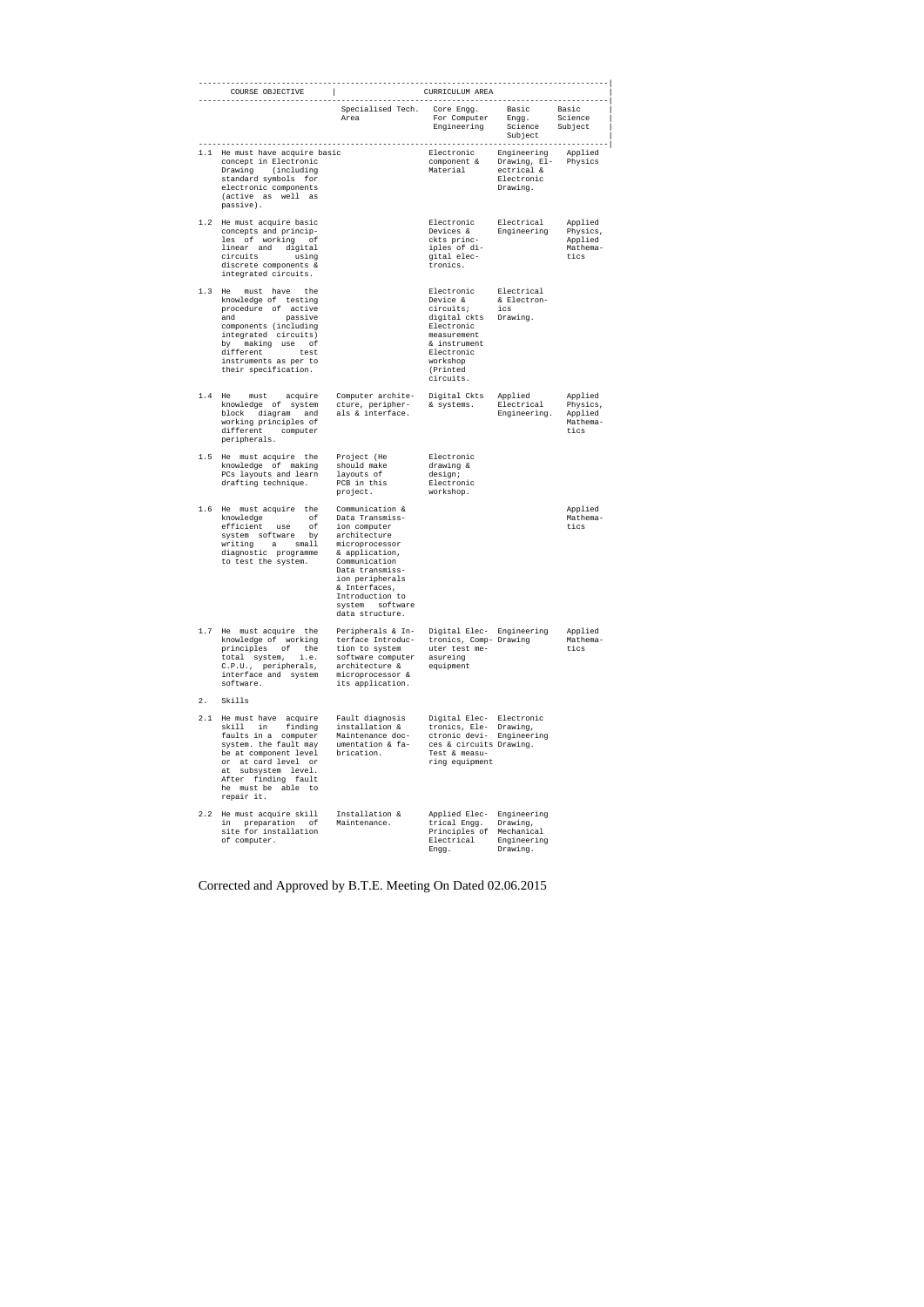| COURSE OBJECTIVE | CURRICULUM AREA | | | |
|---|---|---|---|---|
| | Specialised Tech. Area | Core Engg. For Computer Engineering | Basic Engg. Science Subject | Basic Science Subject |
| 1.1 He must have acquire basic concept in Electronic Drawing (including standard symbols for electronic components (active as well as passive). | | Electronic component & Material | Engineering Drawing, Electrical & Electronic Drawing. | Applied Physics |
| 1.2 He must acquire basic concepts and principles of working of linear and digital circuits using discrete components & integrated circuits. | | Electronic Devices & ckts principles of digital electronics. | Electrical Engineering | Applied Physics, Applied Mathematics |
| 1.3 He must have the knowledge of testing procedure of active and passive components (including integrated circuits) by making use of different test instruments as per to their specification. | | Electronic Device & circuits; digital ckts Electronic measurement & instrument Electronic workshop (Printed circuits. | Electrical & Electronics Drawing. | |
| 1.4 He must acquire knowledge of system block diagram and working principles of different computer peripherals. | Computer architecture, peripherals & interface. | Digital Ckts & systems. | Applied Electrical Engineering. | Applied Physics, Applied Mathematics |
| 1.5 He must acquire the knowledge of making PCs layouts and learn drafting technique. | Project (He should make layouts of PCB in this project. | Electronic drawing & design; Electronic workshop. | | |
| 1.6 He must acquire the knowledge of efficient use of system software by writing a small diagnostic programme to test the system. | Communication & Data Transmission computer architecture microprocessor & application, Communication Data transmission peripherals & Interfaces, Introduction to system software data structure. | | | Applied Mathematics |
| 1.7 He must acquire the knowledge of working principles of the total system, i.e. C.P.U., peripherals, interface and system software. | Peripherals & Interface Introduction to system software computer architecture & microprocessor & its application. | Digital Electronics, Computer test measureing equipment | Engineering Drawing | Applied Mathematics |
| 2. Skills | | | | |
| 2.1 He must have acquire skill in finding faults in a computer system. the fault may be at component level or at card level or at subsystem level. After finding fault he must be able to repair it. | Fault diagnosis installation & Maintenance documentation & fabrication. | Digital Electronics, Electronic devices & circuits Test & measuring equipment | Electronic Drawing, Engineering Drawing. | |
| 2.2 He must acquire skill in preparation of site for installation of computer. | Installation & Maintenance. | Applied Electrical Engg. Principles of Electrical Engg. | Engineering Drawing, Mechanical Engineering Drawing. | |

Corrected and Approved by B.T.E. Meeting On Dated 02.06.2015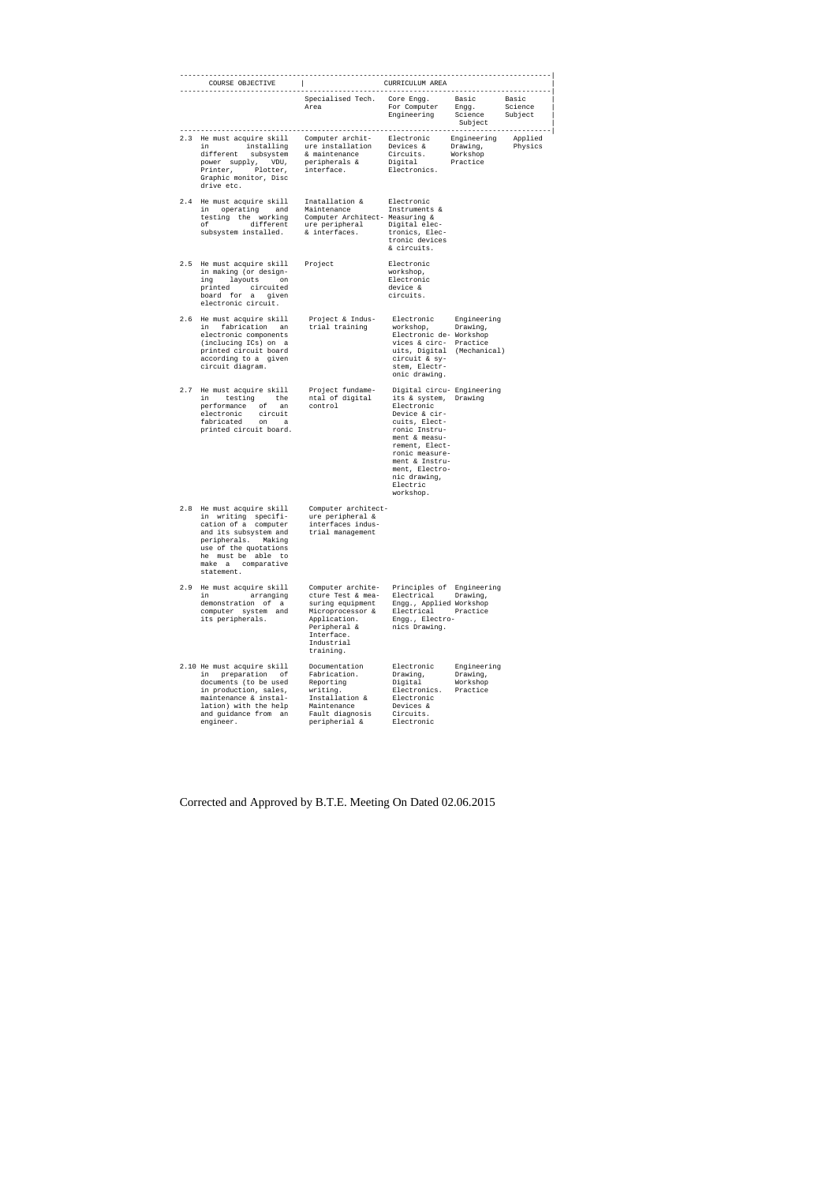| COURSE OBJECTIVE | CURRICULUM AREA | | | |
|---|---|---|---|---|
| | Specialised Tech. Area | Core Engg. For Computer Engineering | Basic Engg. Science Subject | Basic Science Subject |
| 2.3 He must acquire skill in installing different subsystem power supply, VDU, Printer, Plotter, Graphic monitor, Disc drive etc. | Computer architecture installation & maintenance peripherals & interface. | Electronic Devices & Circuits. Digital Electronics. | Engineering Drawing, Workshop Practice | Applied Physics |
| 2.4 He must acquire skill in operating and testing the working of different subsystem installed. | Inatallation & Maintenance Computer Architecture peripheral & interfaces. | Electronic Instruments & Measuring & Digital electronics, Electronic devices & circuits. | | |
| 2.5 He must acquire skill in making (or designing layouts on printed circuited board for a given electronic circuit. | Project | Electronic workshop, Electronic device & circuits. | | |
| 2.6 He must acquire skill in fabrication an electronic components (inclucing ICs) on a printed circuit board according to a given circuit diagram. | Project & Industrial training | Electronic workshop, Electronic devices & circuits, Digital circuit & system, Electronic drawing. | Engineering Drawing, Workshop Practice (Mechanical) | |
| 2.7 He must acquire skill in testing the performance of an electronic circuit fabricated on a printed circuit board. | Project fundamental of digital control | Digital circuits & system, Electronic Device & circuits, Electronic Instrument & measurement, Electronic measurement & Instrument, Electronic drawing, Electric workshop. | Engineering Drawing | |
| 2.8 He must acquire skill in writing specification of a computer and its subsystem and peripherals. Making use of the quotations he must be able to make a comparative statement. | Computer architecture peripheral & interfaces industrial management | | | |
| 2.9 He must acquire skill in arranging demonstration of a computer system and its peripherals. | Computer architecture Test & measuring equipment Microprocessor & Application. Peripheral & Interface. Industrial training. | Principles of Electrical Engg., Applied Electrical Engg., Electronics Drawing. | Engineering Drawing, Workshop Practice | |
| 2.10 He must acquire skill in preparation of documents (to be used in production, sales, maintenance & installation) with the help and guidance from an engineer. | Documentation Fabrication. Reporting writing. Installation & Maintenance Fault diagnosis peripherial & | Electronic Drawing, Digital Electronics. Electronic Devices & Circuits. Electronic | Engineering Drawing, Workshop Practice | |

Corrected and Approved by B.T.E. Meeting On Dated 02.06.2015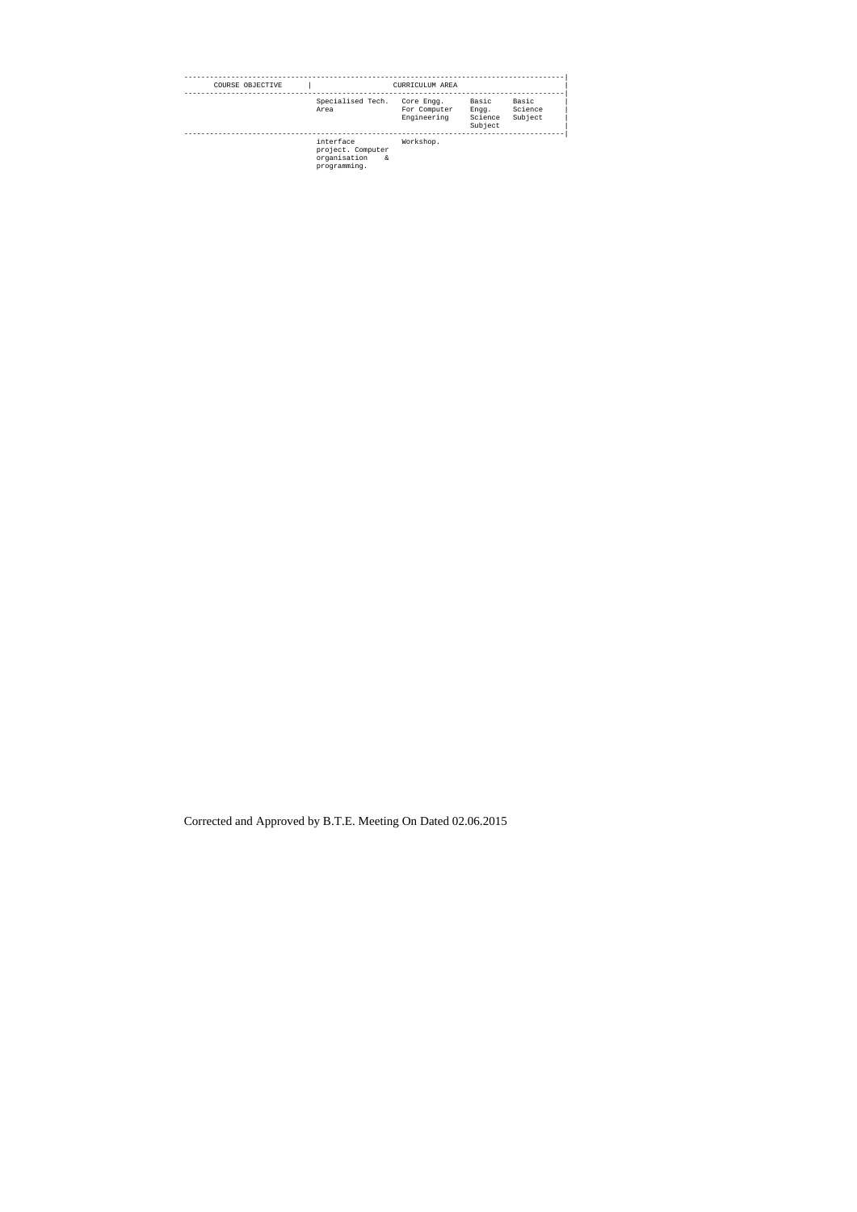| COURSE OBJECTIVE | CURRICULUM AREA | | | |
|---|---|---|---|---|
| | Specialised Tech. Area | Core Engg. For Computer Engineering | Basic Engg. Science Subject | Basic Science Subject |
| | interface project. Computer organisation & programming. | Workshop. | | |

Corrected and Approved by B.T.E. Meeting On Dated 02.06.2015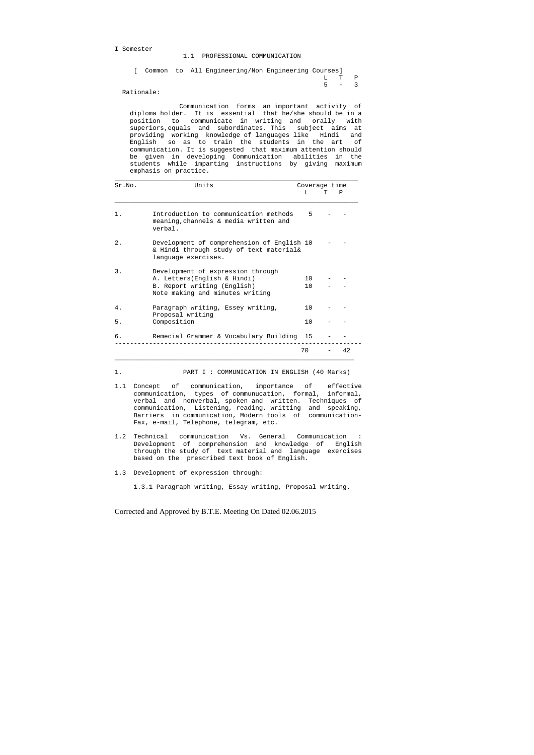I Semester

## 1.1 PROFESSIONAL COMMUNICATION

[ Common to All Engineering/Non Engineering Courses]

| L | T | P |
|---|---|---|
| 5 | - | 3 |

Rationale:

Communication forms an important activity of diploma holder. It is essential that he/she should be in a position to communicate in writing and orally with superiors,equals and subordinates. This subject aims at providing working knowledge of languages like Hindi and English so as to train the students in the art of communication. It is suggested that maximum attention should be given in developing Communication abilities in the students while imparting instructions by giving maximum emphasis on practice.

| Sr.No. | Units | Coverage time L | T | P |
|---|---|---|---|---|
| 1. | Introduction to communication methods meaning,channels & media written and verbal. | 5 | - | - |
| 2. | Development of comprehension of English & Hindi through study of text material& language exercises. | 10 | - | - |
| 3. | Development of expression through<br>A. Letters(English & Hindi)<br>B. Report writing (English)<br>Note making and minutes writing | <br>10<br>10 | <br>-<br>- | <br>-<br>- |
| 4. | Paragraph writing, Essey writing, Proposal writing | 10 | - | - |
| 5. | Composition | 10 | - | - |
| 6. | Remecial Grammer & Vocabulary Building | 15 | - | - |
| | | 70 | - | 42 |

1. PART I : COMMUNICATION IN ENGLISH (40 Marks)

1.1 Concept of communication, importance of effective communication, types of communucation, formal, informal, verbal and nonverbal, spoken and written. Techniques of communication, Listening, reading, writting and speaking, Barriers in communication, Modern tools of communication- Fax, e-mail, Telephone, telegram, etc.

1.2 Technical communication Vs. General Communication : Development of comprehension and knowledge of English through the study of text material and language exercises based on the prescribed text book of English.

1.3 Development of expression through:

1.3.1 Paragraph writing, Essay writing, Proposal writing.

Corrected and Approved by B.T.E. Meeting On Dated 02.06.2015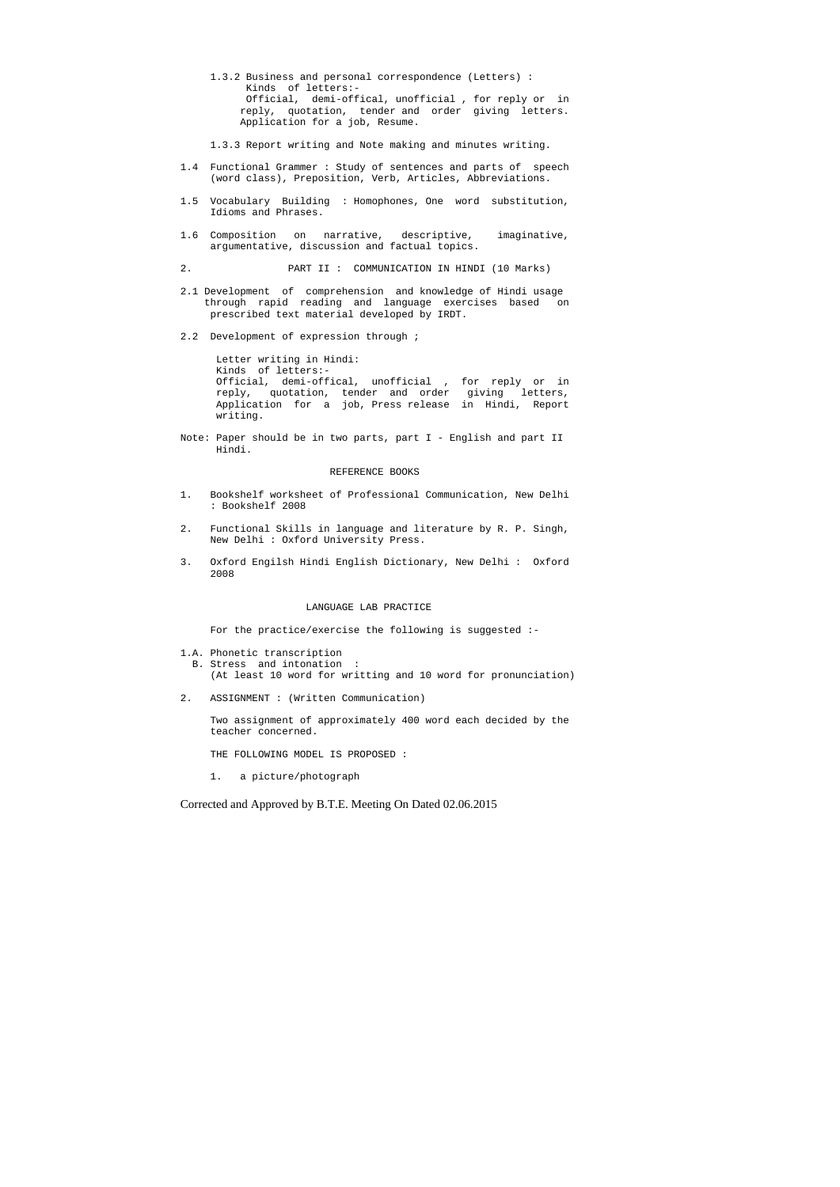1.3.2 Business and personal correspondence (Letters) :
Kinds of letters:-
Official, demi-offical, unofficial , for reply or in reply, quotation, tender and order giving letters. Application for a job, Resume.

1.3.3 Report writing and Note making and minutes writing.

1.4 Functional Grammer : Study of sentences and parts of speech (word class), Preposition, Verb, Articles, Abbreviations.

1.5 Vocabulary Building : Homophones, One word substitution, Idioms and Phrases.

1.6 Composition on narrative, descriptive, imaginative, argumentative, discussion and factual topics.

2. PART II : COMMUNICATION IN HINDI (10 Marks)

2.1 Development of comprehension and knowledge of Hindi usage through rapid reading and language exercises based on prescribed text material developed by IRDT.

2.2 Development of expression through ;

Letter writing in Hindi:
Kinds of letters:-
Official, demi-offical, unofficial , for reply or in reply, quotation, tender and order giving letters, Application for a job, Press release in Hindi, Report writing.

Note: Paper should be in two parts, part I - English and part II Hindi.

## REFERENCE BOOKS

1. Bookshelf worksheet of Professional Communication, New Delhi : Bookshelf 2008

2. Functional Skills in language and literature by R. P. Singh, New Delhi : Oxford University Press.

3. Oxford Engilsh Hindi English Dictionary, New Delhi : Oxford 2008

## LANGUAGE LAB PRACTICE

For the practice/exercise the following is suggested :-

1.A. Phonetic transcription
B. Stress and intonation :
(At least 10 word for writting and 10 word for pronunciation)

2. ASSIGNMENT : (Written Communication)

Two assignment of approximately 400 word each decided by the teacher concerned.

THE FOLLOWING MODEL IS PROPOSED :

1. a picture/photograph

Corrected and Approved by B.T.E. Meeting On Dated 02.06.2015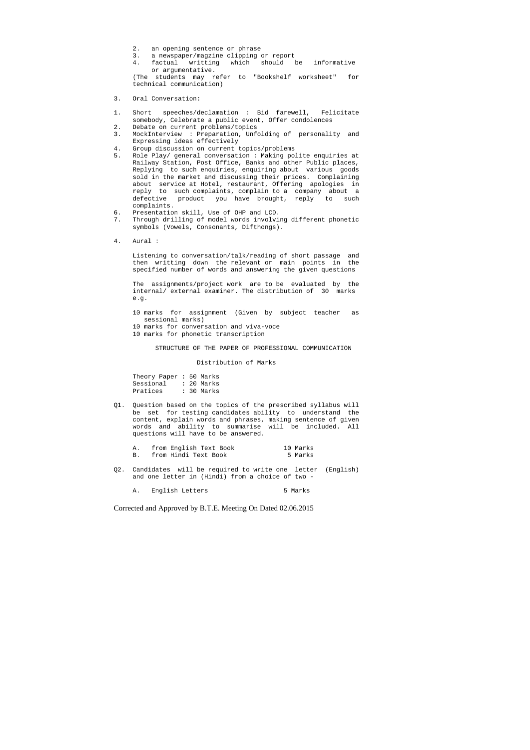2. an opening sentence or phrase
3. a newspaper/magzine clipping or report
4. factual writting which should be informative or argumentative.

(The students may refer to "Bookshelf worksheet" for technical communication)

3. Oral Conversation:

1. Short speeches/declamation : Bid farewell, Felicitate somebody, Celebrate a public event, Offer condolences
2. Debate on current problems/topics
3. MockInterview : Preparation, Unfolding of personality and Expressing ideas effectively
4. Group discussion on current topics/problems
5. Role Play/ general conversation : Making polite enquiries at Railway Station, Post Office, Banks and other Public places, Replying to such enquiries, enquiring about various goods sold in the market and discussing their prices. Complaining about service at Hotel, restaurant, Offering apologies in reply to such complaints, complain to a company about a defective product you have brought, reply to such complaints.
6. Presentation skill, Use of OHP and LCD.
7. Through drilling of model words involving different phonetic symbols (Vowels, Consonants, Difthongs).

4. Aural :

Listening to conversation/talk/reading of short passage and then writting down the relevant or main points in the specified number of words and answering the given questions

The assignments/project work are to be evaluated by the internal/ external examiner. The distribution of 30 marks e.g.

10 marks for assignment (Given by subject teacher as sessional marks)
10 marks for conversation and viva-voce
10 marks for phonetic transcription

STRUCTURE OF THE PAPER OF PROFESSIONAL COMMUNICATION

Distribution of Marks

Theory Paper : 50 Marks
Sessional : 20 Marks
Pratices : 30 Marks

Q1. Question based on the topics of the prescribed syllabus will be set for testing candidates ability to understand the content, explain words and phrases, making sentence of given words and ability to summarise will be included. All questions will have to be answered.

A. from English Text Book 10 Marks
B. from Hindi Text Book 5 Marks

Q2. Candidates will be required to write one letter (English) and one letter in (Hindi) from a choice of two -

A. English Letters 5 Marks

Corrected and Approved by B.T.E. Meeting On Dated 02.06.2015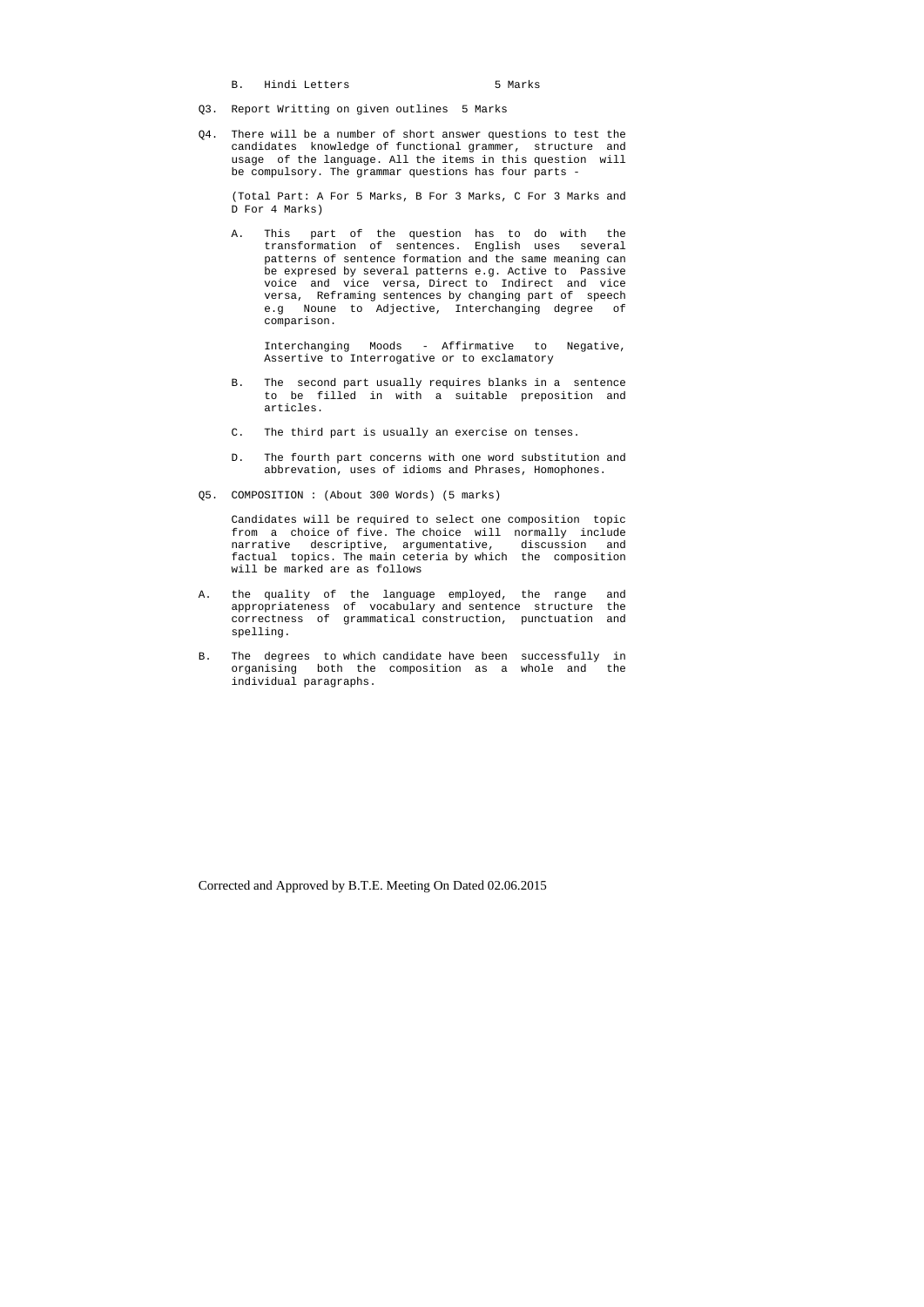B. Hindi Letters 5 Marks

Q3. Report Writting on given outlines 5 Marks

Q4. There will be a number of short answer questions to test the candidates knowledge of functional grammer, structure and usage of the language. All the items in this question will be compulsory. The grammar questions has four parts -

(Total Part: A For 5 Marks, B For 3 Marks, C For 3 Marks and D For 4 Marks)

A. This part of the question has to do with the transformation of sentences. English uses several patterns of sentence formation and the same meaning can be expresed by several patterns e.g. Active to Passive voice and vice versa, Direct to Indirect and vice versa, Reframing sentences by changing part of speech e.g Noune to Adjective, Interchanging degree of comparison.

Interchanging Moods - Affirmative to Negative, Assertive to Interrogative or to exclamatory

B. The second part usually requires blanks in a sentence to be filled in with a suitable preposition and articles.

C. The third part is usually an exercise on tenses.

D. The fourth part concerns with one word substitution and abbrevation, uses of idioms and Phrases, Homophones.

Q5. COMPOSITION : (About 300 Words) (5 marks)

Candidates will be required to select one composition topic from a choice of five. The choice will normally include narrative descriptive, argumentative, discussion and factual topics. The main ceteria by which the composition will be marked are as follows

A. the quality of the language employed, the range and appropriateness of vocabulary and sentence structure the correctness of grammatical construction, punctuation and spelling.

B. The degrees to which candidate have been successfully in organising both the composition as a whole and the individual paragraphs.

Corrected and Approved by B.T.E. Meeting On Dated 02.06.2015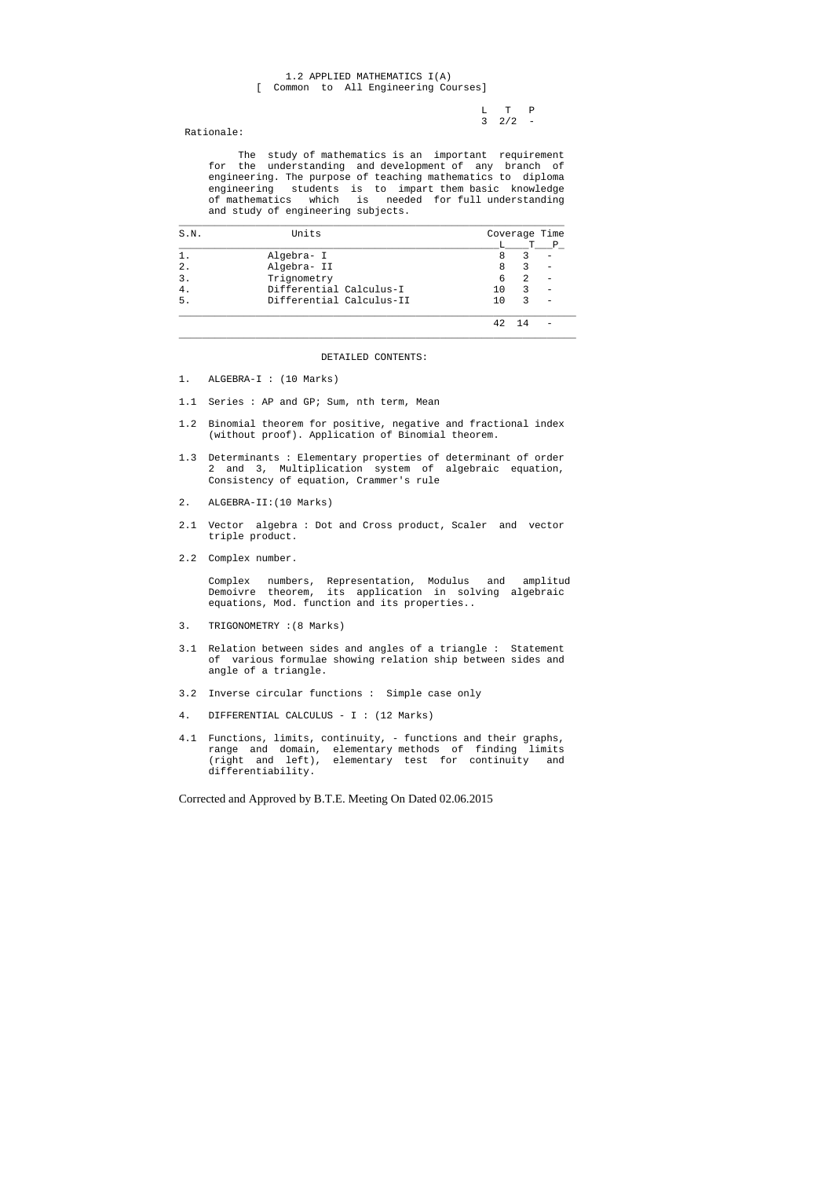# 1.2 APPLIED MATHEMATICS I(A)

[ Common to All Engineering Courses]

| L | T | P |
|---|---|---|
| 3 | 2/2 | - |

Rationale:

The study of mathematics is an important requirement for the understanding and development of any branch of engineering. The purpose of teaching mathematics to diploma engineering students is to impart them basic knowledge of mathematics which is needed for full understanding and study of engineering subjects.

| S.N. | Units | Coverage Time | | |
|---|---|---|---|---|
| | | L | T | P |
| 1. | Algebra- I | 8 | 3 | - |
| 2. | Algebra- II | 8 | 3 | - |
| 3. | Trignometry | 6 | 2 | - |
| 4. | Differential Calculus-I | 10 | 3 | - |
| 5. | Differential Calculus-II | 10 | 3 | - |
| | | 42 | 14 | - |

## DETAILED CONTENTS:

1. ALGEBRA-I : (10 Marks)

1.1 Series : AP and GP; Sum, nth term, Mean

1.2 Binomial theorem for positive, negative and fractional index (without proof). Application of Binomial theorem.

1.3 Determinants : Elementary properties of determinant of order 2 and 3, Multiplication system of algebraic equation, Consistency of equation, Crammer's rule

2. ALGEBRA-II:(10 Marks)

2.1 Vector algebra : Dot and Cross product, Scaler and vector triple product.

2.2 Complex number.

Complex numbers, Representation, Modulus and amplitud Demoivre theorem, its application in solving algebraic equations, Mod. function and its properties..

3. TRIGONOMETRY :(8 Marks)

3.1 Relation between sides and angles of a triangle : Statement of various formulae showing relation ship between sides and angle of a triangle.

3.2 Inverse circular functions : Simple case only

4. DIFFERENTIAL CALCULUS - I : (12 Marks)

4.1 Functions, limits, continuity, - functions and their graphs, range and domain, elementary methods of finding limits (right and left), elementary test for continuity and differentiability.

Corrected and Approved by B.T.E. Meeting On Dated 02.06.2015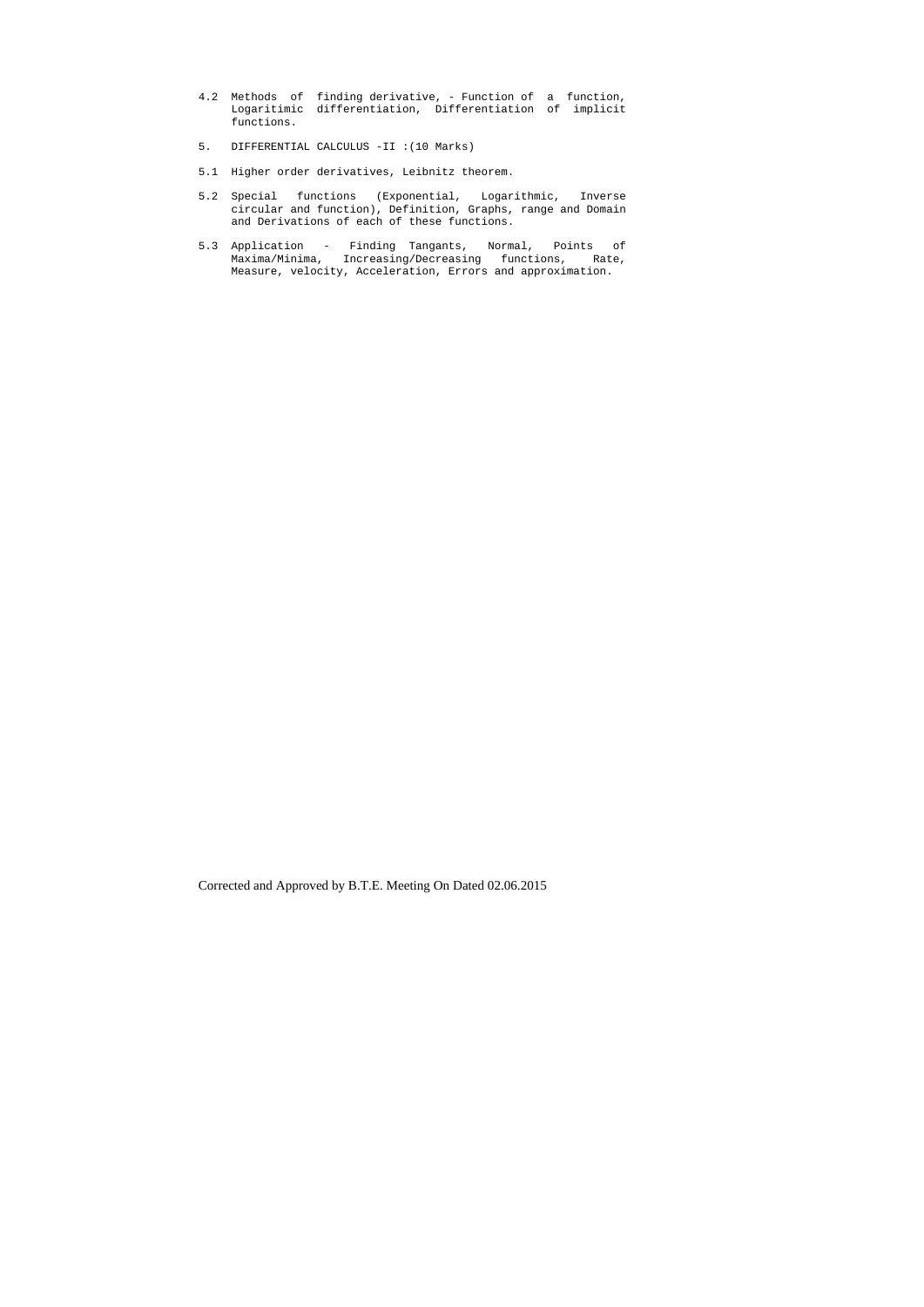4.2 Methods of finding derivative, - Function of a function, Logaritimic differentiation, Differentiation of implicit functions.

5. DIFFERENTIAL CALCULUS -II :(10 Marks)

5.1 Higher order derivatives, Leibnitz theorem.

5.2 Special functions (Exponential, Logarithmic, Inverse circular and function), Definition, Graphs, range and Domain and Derivations of each of these functions.

5.3 Application - Finding Tangants, Normal, Points of Maxima/Minima, Increasing/Decreasing functions, Rate, Measure, velocity, Acceleration, Errors and approximation.

Corrected and Approved by B.T.E. Meeting On Dated 02.06.2015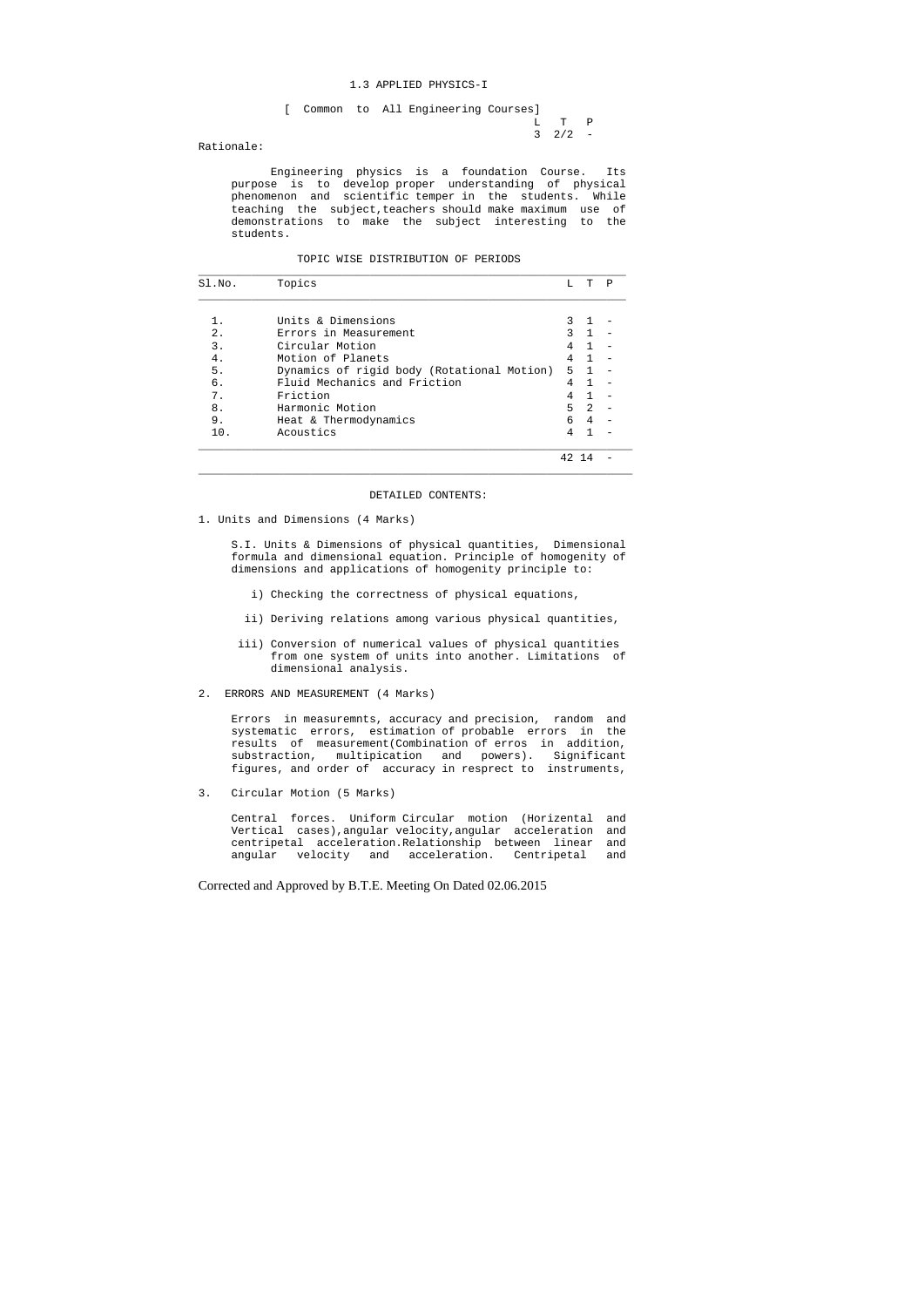# 1.3 APPLIED PHYSICS-I

[ Common to All Engineering Courses]

| L | T | P |
|---|---|---|
| 3 | 2/2 | - |

Rationale:

Engineering physics is a foundation Course. Its purpose is to develop proper understanding of physical phenomenon and scientific temper in the students. While teaching the subject,teachers should make maximum use of demonstrations to make the subject interesting to the students.

TOPIC WISE DISTRIBUTION OF PERIODS

| Sl.No. | Topics | L | T | P |
|---|---|---|---|---|
| 1. | Units & Dimensions | 3 | 1 | - |
| 2. | Errors in Measurement | 3 | 1 | - |
| 3. | Circular Motion | 4 | 1 | - |
| 4. | Motion of Planets | 4 | 1 | - |
| 5. | Dynamics of rigid body (Rotational Motion) | 5 | 1 | - |
| 6. | Fluid Mechanics and Friction | 4 | 1 | - |
| 7. | Friction | 4 | 1 | - |
| 8. | Harmonic Motion | 5 | 2 | - |
| 9. | Heat & Thermodynamics | 6 | 4 | - |
| 10. | Acoustics | 4 | 1 | - |
| | | 42 | 14 | - |

DETAILED CONTENTS:

1. Units and Dimensions (4 Marks)

S.I. Units & Dimensions of physical quantities, Dimensional formula and dimensional equation. Principle of homogenity of dimensions and applications of homogenity principle to:

i) Checking the correctness of physical equations,

ii) Deriving relations among various physical quantities,

iii) Conversion of numerical values of physical quantities from one system of units into another. Limitations of dimensional analysis.

2. ERRORS AND MEASUREMENT (4 Marks)

Errors in measuremnts, accuracy and precision, random and systematic errors, estimation of probable errors in the results of measurement(Combination of erros in addition, substraction, multipication and powers). Significant figures, and order of accuracy in resprect to instruments,

3. Circular Motion (5 Marks)

Central forces. Uniform Circular motion (Horizental and Vertical cases),angular velocity,angular acceleration and centripetal acceleration.Relationship between linear and angular velocity and acceleration. Centripetal and

Corrected and Approved by B.T.E. Meeting On Dated 02.06.2015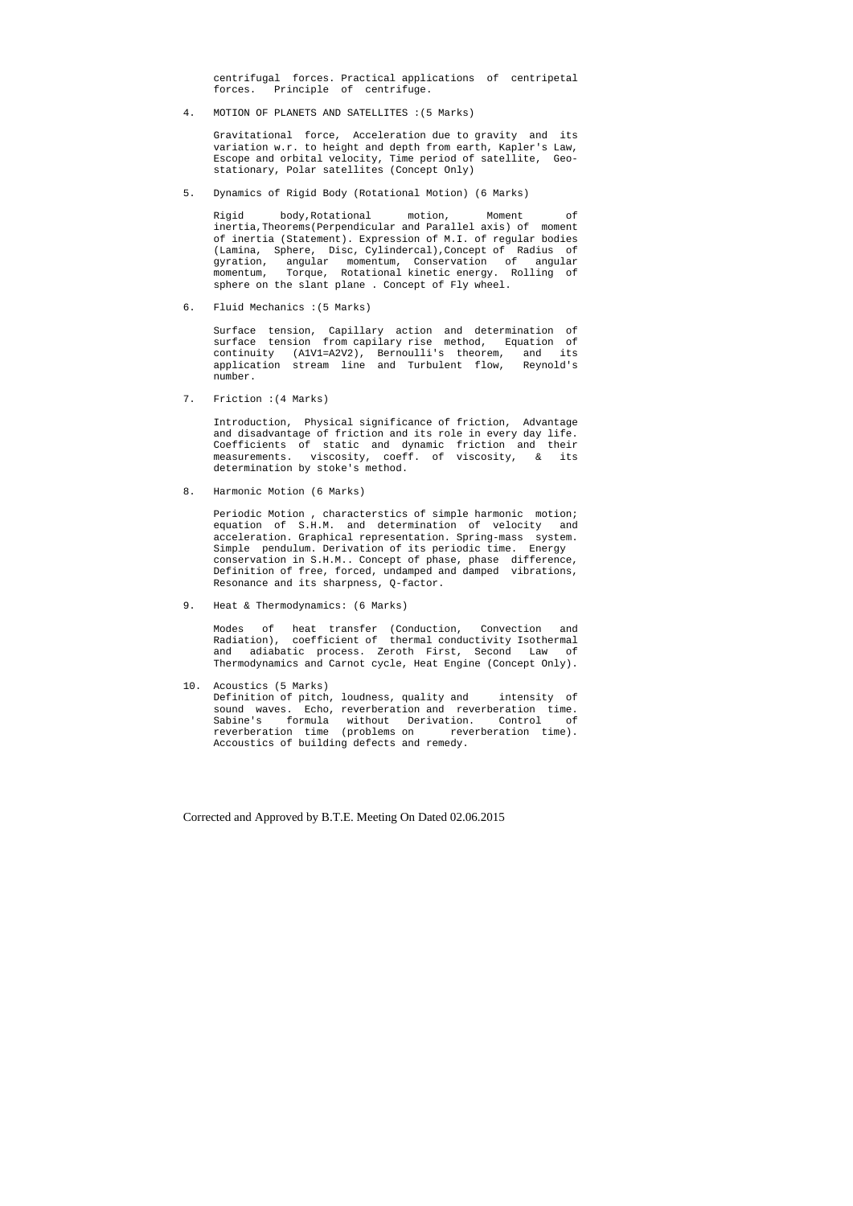centrifugal forces. Practical applications of centripetal forces. Principle of centrifuge.

4. MOTION OF PLANETS AND SATELLITES :(5 Marks)

   Gravitational force, Acceleration due to gravity and its variation w.r. to height and depth from earth, Kapler's Law, Escope and orbital velocity, Time period of satellite, Geo-stationary, Polar satellites (Concept Only)

5. Dynamics of Rigid Body (Rotational Motion) (6 Marks)

   Rigid body,Rotational motion, Moment of inertia,Theorems(Perpendicular and Parallel axis) of moment of inertia (Statement). Expression of M.I. of regular bodies (Lamina, Sphere, Disc, Cylindercal),Concept of Radius of gyration, angular momentum, Conservation of angular momentum, Torque, Rotational kinetic energy. Rolling of sphere on the slant plane . Concept of Fly wheel.

6. Fluid Mechanics :(5 Marks)

   Surface tension, Capillary action and determination of surface tension from capilary rise method, Equation of continuity ($A_1V_1=A_2V_2$), Bernoulli's theorem, and its application stream line and Turbulent flow, Reynold's number.

7. Friction :(4 Marks)

   Introduction, Physical significance of friction, Advantage and disadvantage of friction and its role in every day life. Coefficients of static and dynamic friction and their measurements. viscosity, coeff. of viscosity, & its determination by stoke's method.

8. Harmonic Motion (6 Marks)

   Periodic Motion , characterstics of simple harmonic motion; equation of S.H.M. and determination of velocity and acceleration. Graphical representation. Spring-mass system. Simple pendulum. Derivation of its periodic time. Energy conservation in S.H.M.. Concept of phase, phase difference, Definition of free, forced, undamped and damped vibrations, Resonance and its sharpness, Q-factor.

9. Heat & Thermodynamics: (6 Marks)

   Modes of heat transfer (Conduction, Convection and Radiation), coefficient of thermal conductivity Isothermal and adiabatic process. Zeroth First, Second Law of Thermodynamics and Carnot cycle, Heat Engine (Concept Only).

10. Acoustics (5 Marks)

    Definition of pitch, loudness, quality and intensity of sound waves. Echo, reverberation and reverberation time. Sabine's formula without Derivation. Control of reverberation time (problems on reverberation time). Accoustics of building defects and remedy.

Corrected and Approved by B.T.E. Meeting On Dated 02.06.2015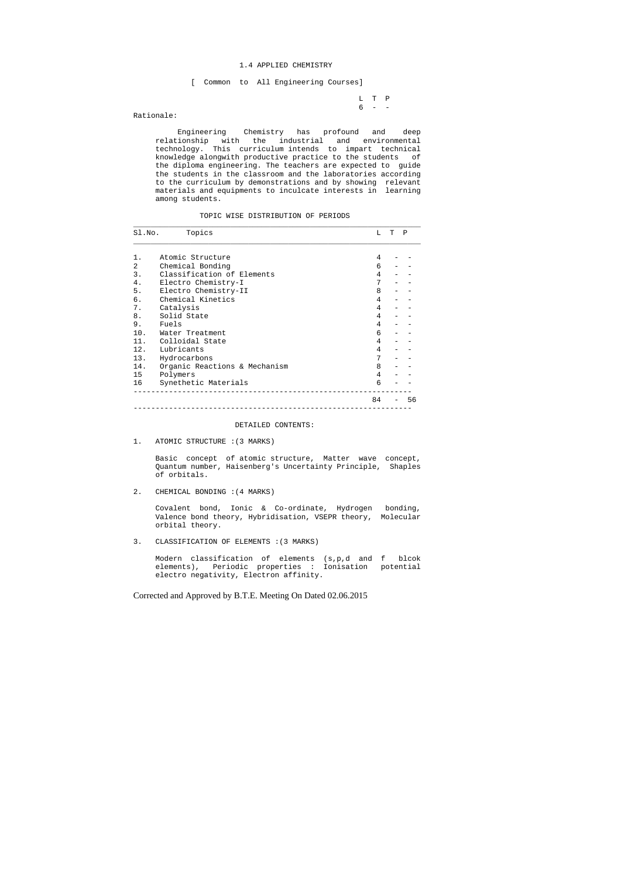# 1.4 APPLIED CHEMISTRY

[ Common to All Engineering Courses]

| L | T | P |
|---|---|---|
| 6 | - | - |

Rationale:

Engineering Chemistry has profound and deep relationship with the industrial and environmental technology. This curriculum intends to impart technical knowledge alongwith productive practice to the students of the diploma engineering. The teachers are expected to guide the students in the classroom and the laboratories according to the curriculum by demonstrations and by showing relevant materials and equipments to inculcate interests in learning among students.

TOPIC WISE DISTRIBUTION OF PERIODS

| Sl.No. | Topics | L | T | P |
|---|---|---|---|---|
| 1. | Atomic Structure | 4 | - | - |
| 2 | Chemical Bonding | 6 | - | - |
| 3. | Classification of Elements | 4 | - | - |
| 4. | Electro Chemistry-I | 7 | - | - |
| 5. | Electro Chemistry-II | 8 | - | - |
| 6. | Chemical Kinetics | 4 | - | - |
| 7. | Catalysis | 4 | - | - |
| 8. | Solid State | 4 | - | - |
| 9. | Fuels | 4 | - | - |
| 10. | Water Treatment | 6 | - | - |
| 11. | Colloidal State | 4 | - | - |
| 12. | Lubricants | 4 | - | - |
| 13. | Hydrocarbons | 7 | - | - |
| 14. | Organic Reactions & Mechanism | 8 | - | - |
| 15 | Polymers | 4 | - | - |
| 16 | Synethetic Materials | 6 | - | - |
| | | 84 | - | 56 |

DETAILED CONTENTS:

1. ATOMIC STRUCTURE :(3 MARKS)

   Basic concept of atomic structure, Matter wave concept, Quantum number, Haisenberg's Uncertainty Principle, Shaples of orbitals.

2. CHEMICAL BONDING :(4 MARKS)

   Covalent bond, Ionic & Co-ordinate, Hydrogen bonding, Valence bond theory, Hybridisation, VSEPR theory, Molecular orbital theory.

3. CLASSIFICATION OF ELEMENTS :(3 MARKS)

   Modern classification of elements (s,p,d and f blcok elements), Periodic properties : Ionisation potential electro negativity, Electron affinity.

Corrected and Approved by B.T.E. Meeting On Dated 02.06.2015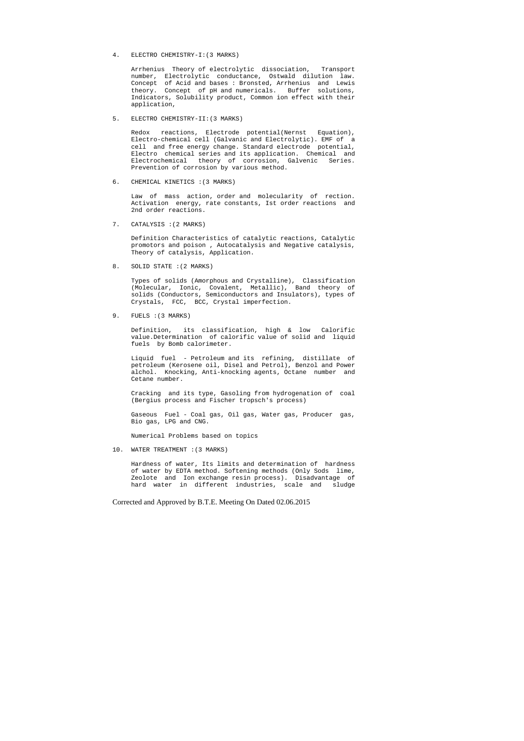4. ELECTRO CHEMISTRY-I:(3 MARKS)

   Arrhenius Theory of electrolytic dissociation, Transport number, Electrolytic conductance, Ostwald dilution law. Concept of Acid and bases : Bronsted, Arrhenius and Lewis theory. Concept of pH and numericals. Buffer solutions, Indicators, Solubility product, Common ion effect with their application,

5. ELECTRO CHEMISTRY-II:(3 MARKS)

   Redox reactions, Electrode potential(Nernst Equation), Electro-chemical cell (Galvanic and Electrolytic). EMF of a cell and free energy change. Standard electrode potential, Electro chemical series and its application. Chemical and Electrochemical theory of corrosion, Galvenic Series. Prevention of corrosion by various method.

6. CHEMICAL KINETICS :(3 MARKS)

   Law of mass action, order and molecularity of rection. Activation energy, rate constants, Ist order reactions and 2nd order reactions.

7. CATALYSIS :(2 MARKS)

   Definition Characteristics of catalytic reactions, Catalytic promotors and poison , Autocatalysis and Negative catalysis, Theory of catalysis, Application.

8. SOLID STATE :(2 MARKS)

   Types of solids (Amorphous and Crystalline), Classification (Molecular, Ionic, Covalent, Metallic), Band theory of solids (Conductors, Semiconductors and Insulators), types of Crystals, FCC, BCC, Crystal imperfection.

9. FUELS :(3 MARKS)

   Definition, its classification, high & low Calorific value.Determination of calorific value of solid and liquid fuels by Bomb calorimeter.

   Liquid fuel - Petroleum and its refining, distillate of petroleum (Kerosene oil, Disel and Petrol), Benzol and Power alchol. Knocking, Anti-knocking agents, Octane number and Cetane number.

   Cracking and its type, Gasoling from hydrogenation of coal (Bergius process and Fischer tropsch's process)

   Gaseous Fuel - Coal gas, Oil gas, Water gas, Producer gas, Bio gas, LPG and CNG.

   Numerical Problems based on topics

10. WATER TREATMENT :(3 MARKS)

   Hardness of water, Its limits and determination of hardness of water by EDTA method. Softening methods (Only Sods lime, Zeolote and Ion exchange resin process). Disadvantage of hard water in different industries, scale and sludge

Corrected and Approved by B.T.E. Meeting On Dated 02.06.2015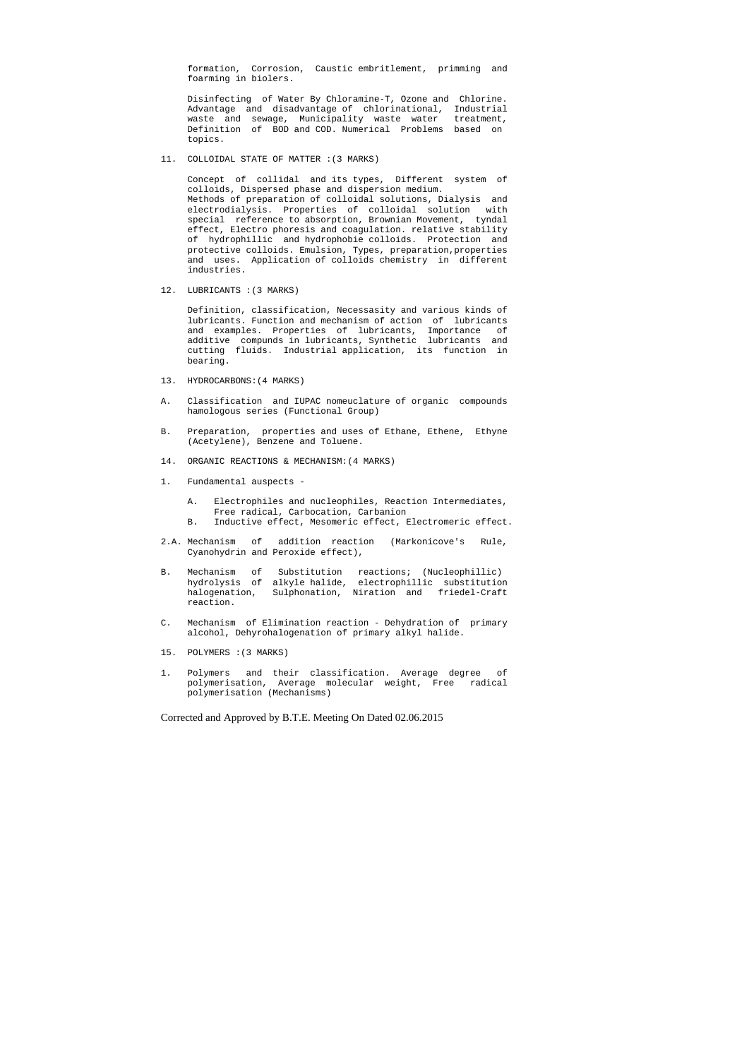formation, Corrosion, Caustic embritlement, priming and foarming in biolers.

Disinfecting of Water By Chloramine-T, Ozone and Chlorine. Advantage and disadvantage of chlorinational, Industrial waste and sewage, Municipality waste water treatment, Definition of BOD and COD. Numerical Problems based on topics.

11. COLLOIDAL STATE OF MATTER :(3 MARKS)

Concept of collidal and its types, Different system of colloids, Dispersed phase and dispersion medium.
Methods of preparation of colloidal solutions, Dialysis and electrodialysis. Properties of colloidal solution with special reference to absorption, Brownian Movement, tyndal effect, Electro phoresis and coagulation. relative stability of hydrophillic and hydrophobie colloids. Protection and protective colloids. Emulsion, Types, preparation,properties and uses. Application of colloids chemistry in different industries.

12. LUBRICANTS :(3 MARKS)

Definition, classification, Necessasity and various kinds of lubricants. Function and mechanism of action of lubricants and examples. Properties of lubricants, Importance of additive compunds in lubricants, Synthetic lubricants and cutting fluids. Industrial application, its function in bearing.

13. HYDROCARBONS:(4 MARKS)

A. Classification and IUPAC nomeuclature of organic compounds hamologous series (Functional Group)

B. Preparation, properties and uses of Ethane, Ethene, Ethyne (Acetylene), Benzene and Toluene.

14. ORGANIC REACTIONS & MECHANISM:(4 MARKS)

1. Fundamental auspects -

   A. Electrophiles and nucleophiles, Reaction Intermediates, Free radical, Carbocation, Carbanion
   B. Inductive effect, Mesomeric effect, Electromeric effect.

2.A. Mechanism of addition reaction (Markonicove's Rule, Cyanohydrin and Peroxide effect),

B. Mechanism of Substitution reactions; (Nucleophillic) hydrolysis of alkyle halide, electrophillic substitution halogenation, Sulphonation, Niration and friedel-Craft reaction.

C. Mechanism of Elimination reaction - Dehydration of primary alcohol, Dehyrohalogenation of primary alkyl halide.

15. POLYMERS :(3 MARKS)

1. Polymers and their classification. Average degree of polymerisation, Average molecular weight, Free radical polymerisation (Mechanisms)

Corrected and Approved by B.T.E. Meeting On Dated 02.06.2015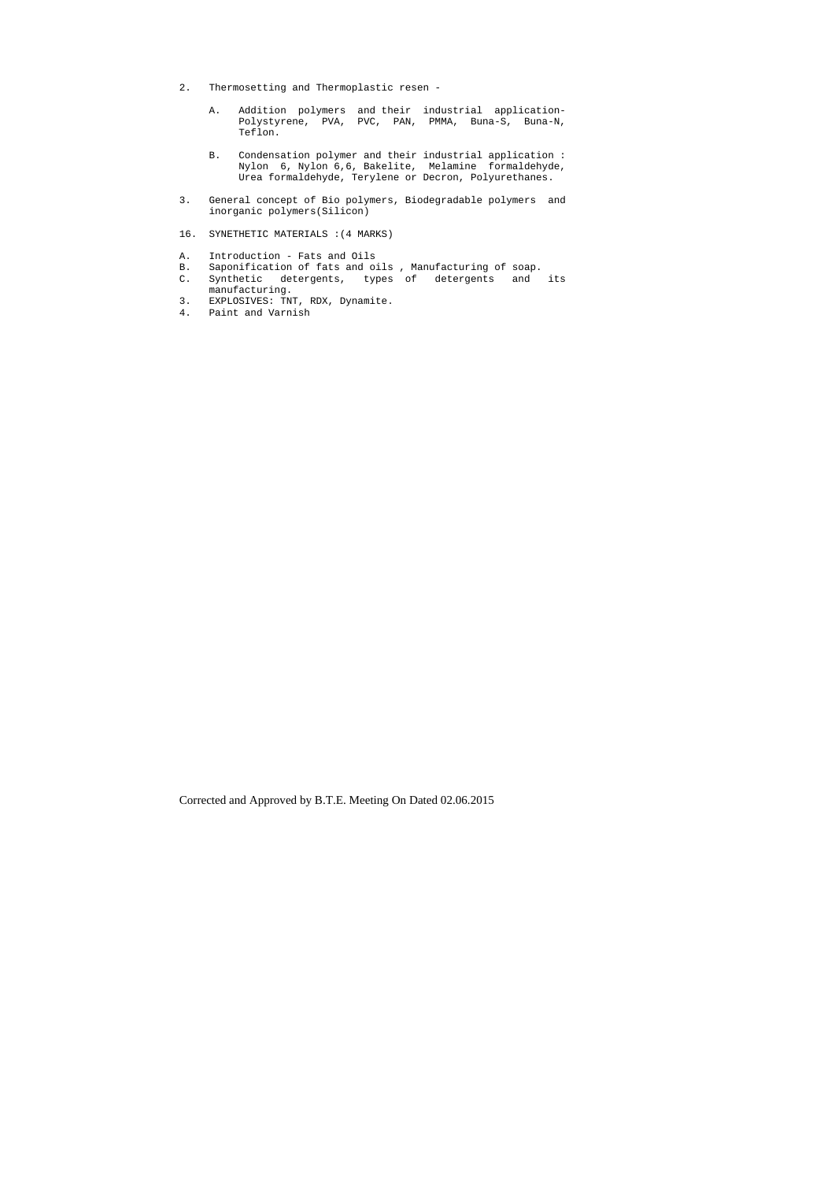2. Thermosetting and Thermoplastic resen -

   A. Addition polymers and their industrial application- Polystyrene, PVA, PVC, PAN, PMMA, Buna-S, Buna-N, Teflon.

   B. Condensation polymer and their industrial application : Nylon 6, Nylon 6,6, Bakelite, Melamine formaldehyde, Urea formaldehyde, Terylene or Decron, Polyurethanes.

3. General concept of Bio polymers, Biodegradable polymers and inorganic polymers(Silicon)

16. SYNETHETIC MATERIALS :(4 MARKS)

A. Introduction - Fats and Oils
B. Saponification of fats and oils , Manufacturing of soap.
C. Synthetic detergents, types of detergents and its manufacturing.
3. EXPLOSIVES: TNT, RDX, Dynamite.
4. Paint and Varnish

Corrected and Approved by B.T.E. Meeting On Dated 02.06.2015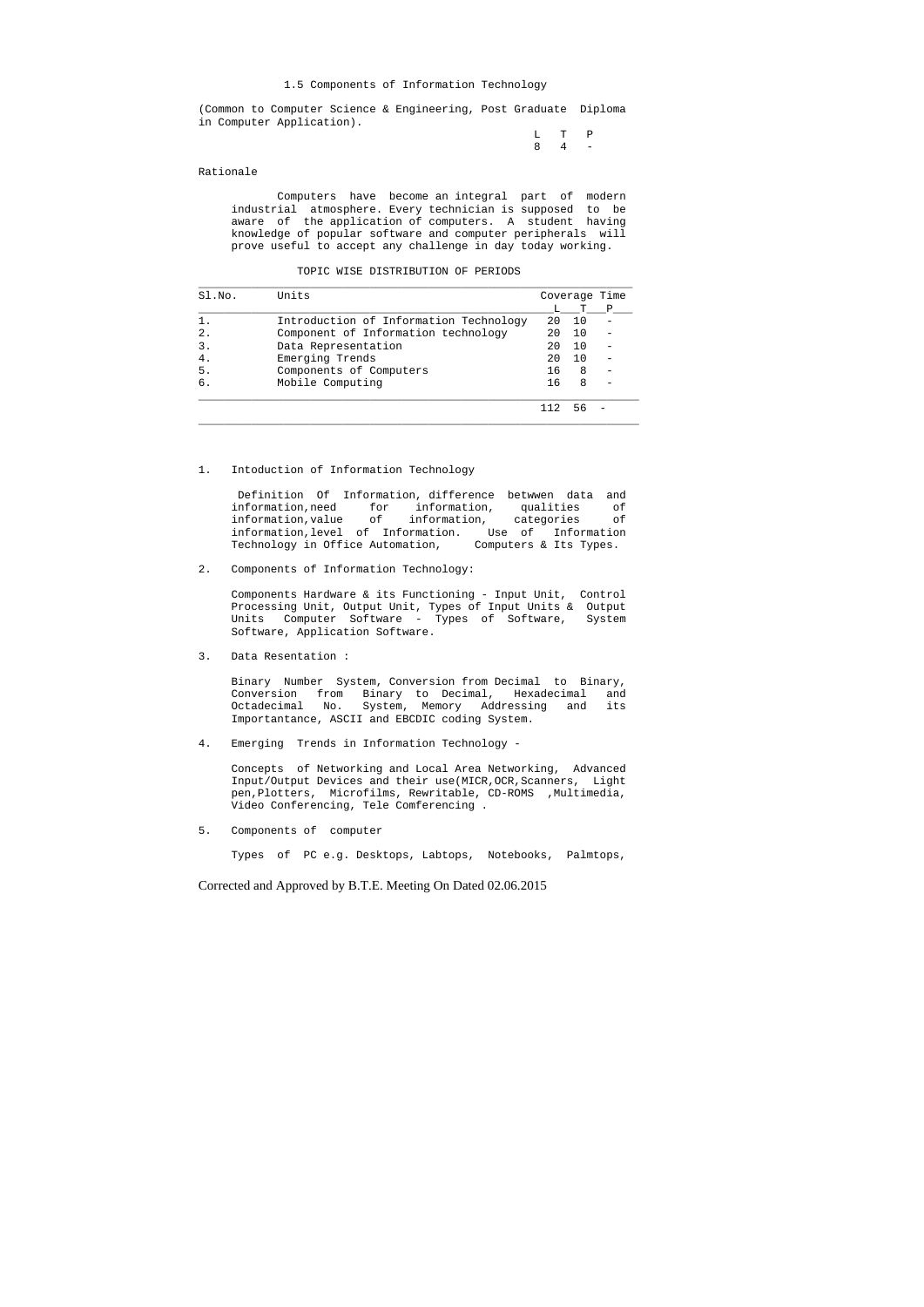## 1.5 Components of Information Technology

(Common to Computer Science & Engineering, Post Graduate Diploma in Computer Application).

| L | T | P |
|---|---|---|
| 8 | 4 | - |

### Rationale

Computers have become an integral part of modern industrial atmosphere. Every technician is supposed to be aware of the application of computers. A student having knowledge of popular software and computer peripherals will prove useful to accept any challenge in day today working.

### TOPIC WISE DISTRIBUTION OF PERIODS

| Sl.No. | Units | Coverage Time L | T | P |
|---|---|---|---|---|
| 1. | Introduction of Information Technology | 20 | 10 | - |
| 2. | Component of Information technology | 20 | 10 | - |
| 3. | Data Representation | 20 | 10 | - |
| 4. | Emerging Trends | 20 | 10 | - |
| 5. | Components of Computers | 16 | 8 | - |
| 6. | Mobile Computing | 16 | 8 | - |
| | | 112 | 56 | - |

1. Intoduction of Information Technology

   Definition Of Information, difference betwwen data and information, need for information, qualities of information, value of information, categories of information, level of Information. Use of Information Technology in Office Automation, Computers & Its Types.

2. Components of Information Technology:

   Components Hardware & its Functioning - Input Unit, Control Processing Unit, Output Unit, Types of Input Units & Output Units Computer Software - Types of Software, System Software, Application Software.

3. Data Resentation :

   Binary Number System, Conversion from Decimal to Binary, Conversion from Binary to Decimal, Hexadecimal and Octadecimal No. System, Memory Addressing and its Importantance, ASCII and EBCDIC coding System.

4. Emerging Trends in Information Technology -

   Concepts of Networking and Local Area Networking, Advanced Input/Output Devices and their use(MICR,OCR,Scanners, Light pen,Plotters, Microfilms, Rewritable, CD-ROMS ,Multimedia, Video Conferencing, Tele Comferencing .

5. Components of computer

   Types of PC e.g. Desktops, Labtops, Notebooks, Palmtops,

Corrected and Approved by B.T.E. Meeting On Dated 02.06.2015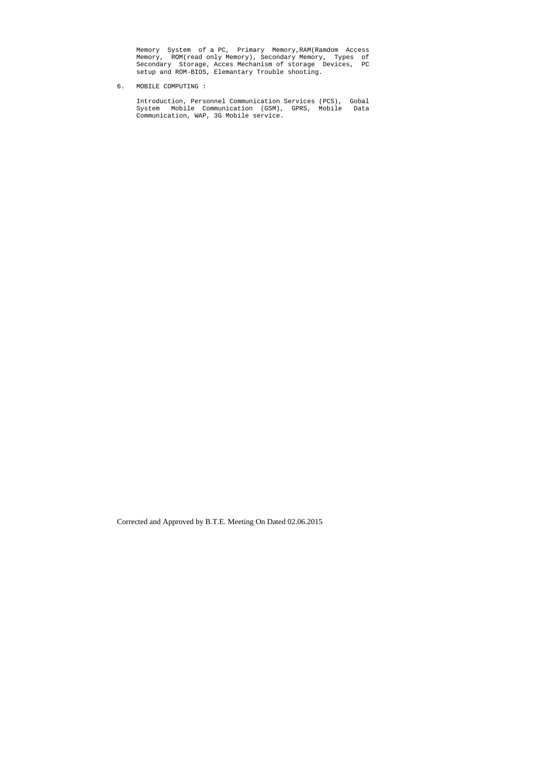Memory System of a PC, Primary Memory,RAM(Ramdom Access Memory, ROM(read only Memory), Secondary Memory, Types of Secondary Storage, Acces Mechanism of storage Devices, PC setup and ROM-BIOS, Elemantary Trouble shooting.

6. MOBILE COMPUTING :

   Introduction, Personnel Communication Services (PCS), Gobal System Mobile Communication (GSM), GPRS, Mobile Data Communication, WAP, 3G Mobile service.

Corrected and Approved by B.T.E. Meeting On Dated 02.06.2015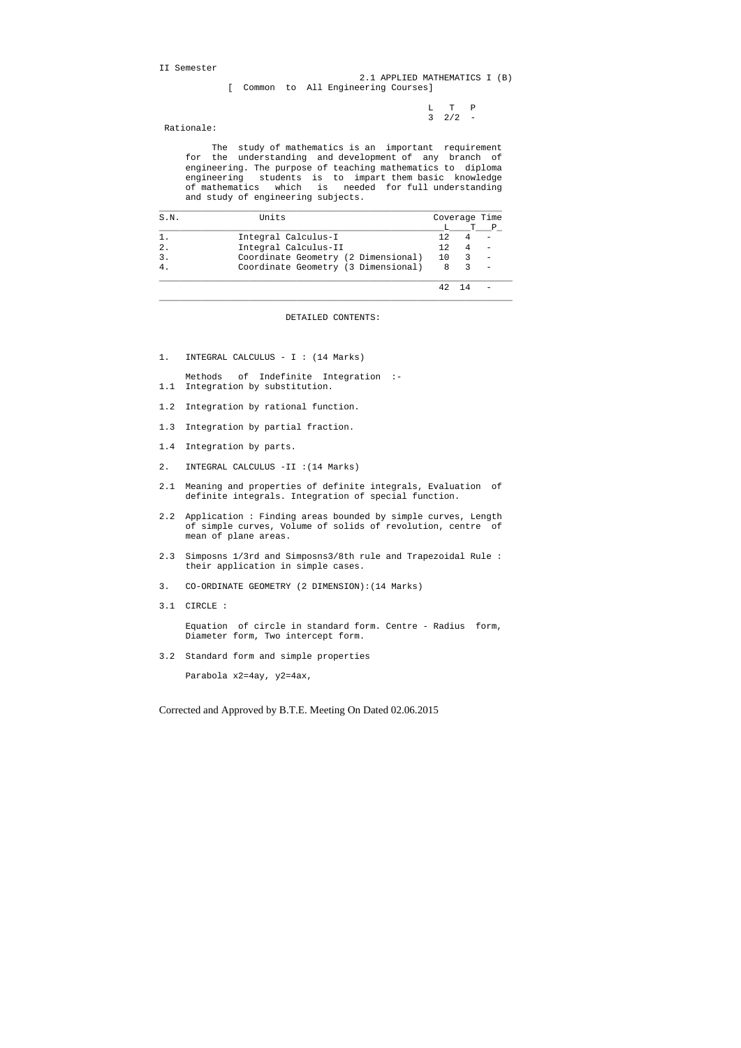II Semester

## 2.1 APPLIED MATHEMATICS I (B)

[ Common to All Engineering Courses]

| L | T | P |
|---|---|---|
| 3 | 2/2 | - |

Rationale:

The study of mathematics is an important requirement for the understanding and development of any branch of engineering. The purpose of teaching mathematics to diploma engineering students is to impart them basic knowledge of mathematics which is needed for full understanding and study of engineering subjects.

| S.N. | Units | Coverage Time L | T | P |
|---|---|---|---|---|
| 1. | Integral Calculus-I | 12 | 4 | - |
| 2. | Integral Calculus-II | 12 | 4 | - |
| 3. | Coordinate Geometry (2 Dimensional) | 10 | 3 | - |
| 4. | Coordinate Geometry (3 Dimensional) | 8 | 3 | - |
| | | 42 | 14 | - |

DETAILED CONTENTS:

1. INTEGRAL CALCULUS - I : (14 Marks)

Methods of Indefinite Integration :-

1.1 Integration by substitution.

1.2 Integration by rational function.

1.3 Integration by partial fraction.

1.4 Integration by parts.

2. INTEGRAL CALCULUS -II :(14 Marks)

2.1 Meaning and properties of definite integrals, Evaluation of definite integrals. Integration of special function.

2.2 Application : Finding areas bounded by simple curves, Length of simple curves, Volume of solids of revolution, centre of mean of plane areas.

2.3 Simposns 1/3rd and Simposns3/8th rule and Trapezoidal Rule : their application in simple cases.

3. CO-ORDINATE GEOMETRY (2 DIMENSION):(14 Marks)

3.1 CIRCLE :

Equation of circle in standard form. Centre - Radius form, Diameter form, Two intercept form.

3.2 Standard form and simple properties

Parabola $x^2=4ay$, $y^2=4ax$,

Corrected and Approved by B.T.E. Meeting On Dated 02.06.2015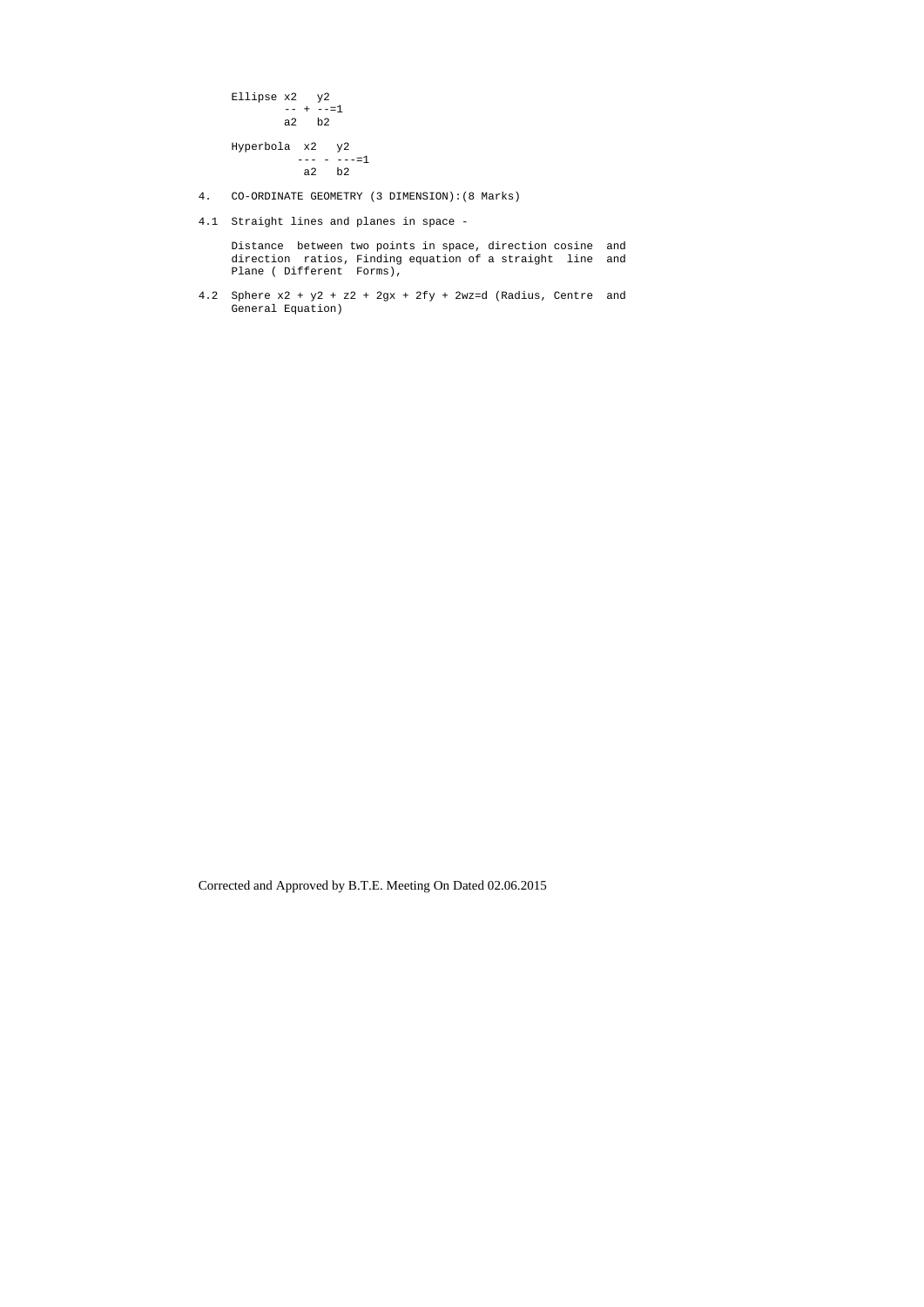Ellipse $\frac{x^2}{a^2} + \frac{y^2}{b^2} = 1$

Hyperbola $\frac{x^2}{a^2} - \frac{y^2}{b^2} = 1$

4. CO-ORDINATE GEOMETRY (3 DIMENSION):(8 Marks)

4.1 Straight lines and planes in space -

Distance between two points in space, direction cosine and direction ratios, Finding equation of a straight line and Plane ( Different Forms),

4.2 Sphere $x^2 + y^2 + z^2 + 2gx + 2fy + 2wz=d$ (Radius, Centre and General Equation)

Corrected and Approved by B.T.E. Meeting On Dated 02.06.2015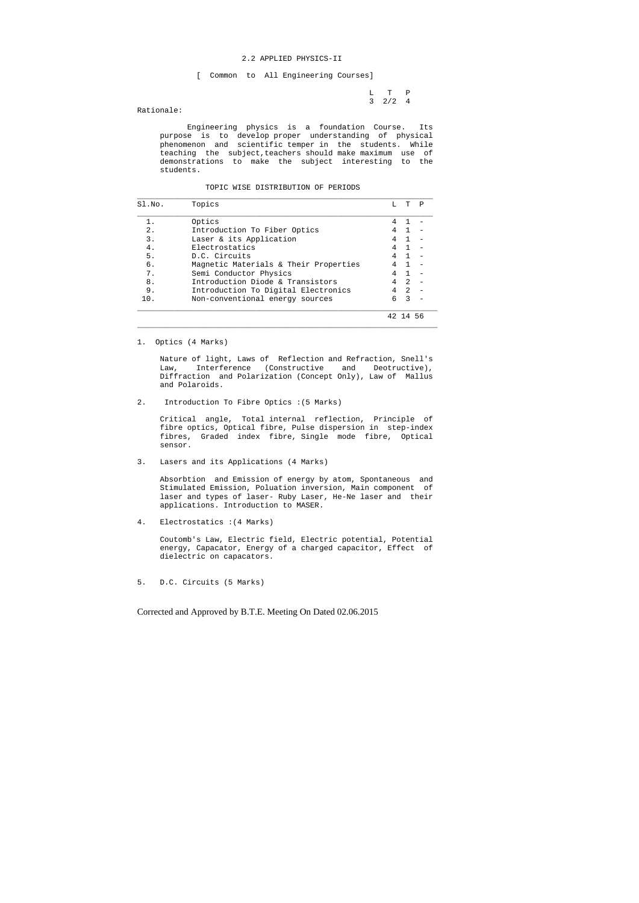## 2.2 APPLIED PHYSICS-II

[ Common to All Engineering Courses]

| L | T | P |
|---|---|---|
| 3 | 2/2 | 4 |

Rationale:

Engineering physics is a foundation Course. Its purpose is to develop proper understanding of physical phenomenon and scientific temper in the students. While teaching the subject,teachers should make maximum use of demonstrations to make the subject interesting to the students.

### TOPIC WISE DISTRIBUTION OF PERIODS

| Sl.No. | Topics | L | T | P |
|---|---|---|---|---|
| 1. | Optics | 4 | 1 | - |
| 2. | Introduction To Fiber Optics | 4 | 1 | - |
| 3. | Laser & its Application | 4 | 1 | - |
| 4. | Electrostatics | 4 | 1 | - |
| 5. | D.C. Circuits | 4 | 1 | - |
| 6. | Magnetic Materials & Their Properties | 4 | 1 | - |
| 7. | Semi Conductor Physics | 4 | 1 | - |
| 8. | Introduction Diode & Transistors | 4 | 2 | - |
| 9. | Introduction To Digital Electronics | 4 | 2 | - |
| 10. | Non-conventional energy sources | 6 | 3 | - |
| | | 42 | 14 | 56 |

1. Optics (4 Marks)

   Nature of light, Laws of Reflection and Refraction, Snell's Law, Interference (Constructive and Deotructive), Diffraction and Polarization (Concept Only), Law of Mallus and Polaroids.

2. Introduction To Fibre Optics :(5 Marks)

   Critical angle, Total internal reflection, Principle of fibre optics, Optical fibre, Pulse dispersion in step-index fibres, Graded index fibre, Single mode fibre, Optical sensor.

3. Lasers and its Applications (4 Marks)

   Absorbtion and Emission of energy by atom, Spontaneous and Stimulated Emission, Poluation inversion, Main component of laser and types of laser- Ruby Laser, He-Ne laser and their applications. Introduction to MASER.

4. Electrostatics :(4 Marks)

   Coutomb's Law, Electric field, Electric potential, Potential energy, Capacator, Energy of a charged capacitor, Effect of dielectric on capacators.

5. D.C. Circuits (5 Marks)

Corrected and Approved by B.T.E. Meeting On Dated 02.06.2015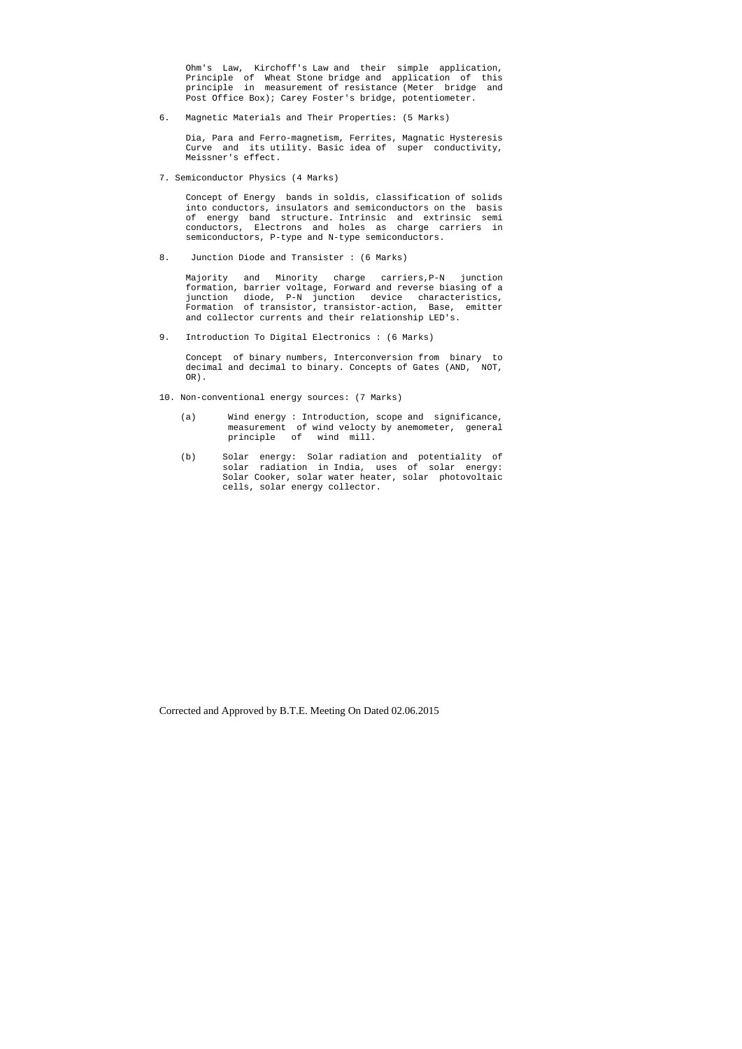Ohm's Law, Kirchoff's Law and their simple application, Principle of Wheat Stone bridge and application of this principle in measurement of resistance (Meter bridge and Post Office Box); Carey Foster's bridge, potentiometer.

6. Magnetic Materials and Their Properties: (5 Marks)

   Dia, Para and Ferro-magnetism, Ferrites, Magnatic Hysteresis Curve and its utility. Basic idea of super conductivity, Meissner's effect.

7. Semiconductor Physics (4 Marks)

   Concept of Energy bands in soldis, classification of solids into conductors, insulators and semiconductors on the basis of energy band structure. Intrinsic and extrinsic semi conductors, Electrons and holes as charge carriers in semiconductors, P-type and N-type semiconductors.

8. Junction Diode and Transister : (6 Marks)

   Majority and Minority charge carriers,P-N junction formation, barrier voltage, Forward and reverse biasing of a junction diode, P-N junction device characteristics, Formation of transistor, transistor-action, Base, emitter and collector currents and their relationship LED's.

9. Introduction To Digital Electronics : (6 Marks)

   Concept of binary numbers, Interconversion from binary to decimal and decimal to binary. Concepts of Gates (AND, NOT, OR).

10. Non-conventional energy sources: (7 Marks)

    (a) Wind energy : Introduction, scope and significance, measurement of wind velocty by anemometer, general principle of wind mill.

    (b) Solar energy: Solar radiation and potentiality of solar radiation in India, uses of solar energy: Solar Cooker, solar water heater, solar photovoltaic cells, solar energy collector.

Corrected and Approved by B.T.E. Meeting On Dated 02.06.2015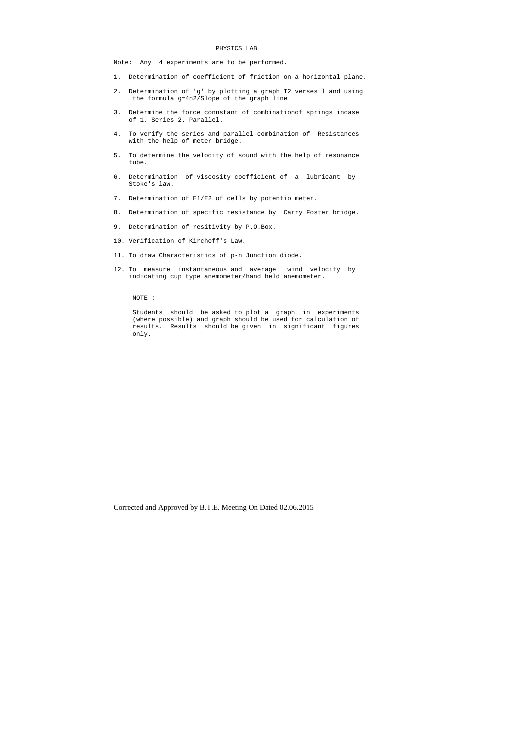# PHYSICS LAB

Note: Any 4 experiments are to be performed.

1. Determination of coefficient of friction on a horizontal plane.
2. Determination of 'g' by plotting a graph T2 verses l and using the formula g=4п2/Slope of the graph line
3. Determine the force connstant of combinationof springs incase of 1. Series 2. Parallel.
4. To verify the series and parallel combination of Resistances with the help of meter bridge.
5. To determine the velocity of sound with the help of resonance tube.
6. Determination of viscosity coefficient of a lubricant by Stoke's law.
7. Determination of E1/E2 of cells by potentio meter.
8. Determination of specific resistance by Carry Foster bridge.
9. Determination of resitivity by P.O.Box.
10. Verification of Kirchoff's Law.
11. To draw Characteristics of p-n Junction diode.
12. To measure instantaneous and average wind velocity by indicating cup type anemometer/hand held anemometer.

NOTE :

Students should be asked to plot a graph in experiments (where possible) and graph should be used for calculation of results. Results should be given in significant figures only.

Corrected and Approved by B.T.E. Meeting On Dated 02.06.2015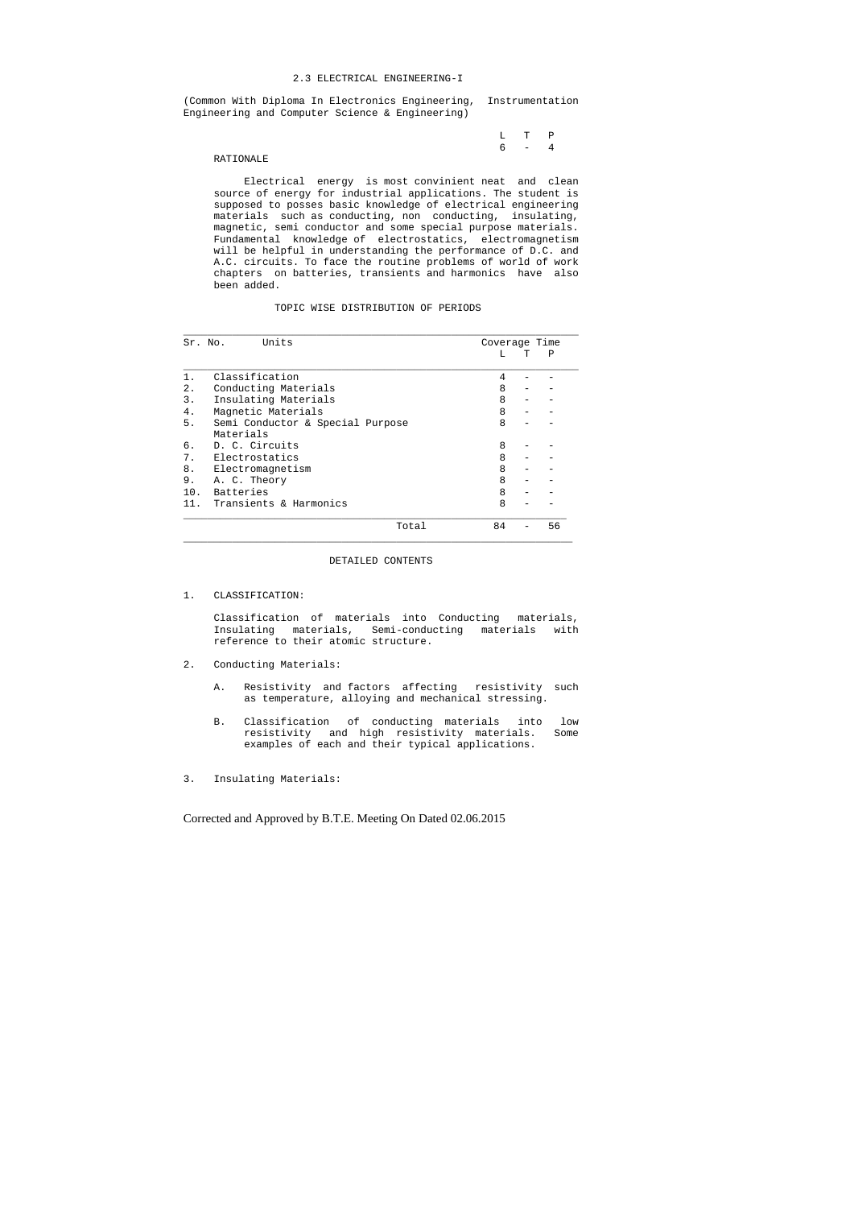## 2.3 ELECTRICAL ENGINEERING-I

(Common With Diploma In Electronics Engineering, Instrumentation Engineering and Computer Science & Engineering)

| L | T | P |
|---|---|---|
| 6 | - | 4 |

### RATIONALE

Electrical energy is most convinient neat and clean source of energy for industrial applications. The student is supposed to posses basic knowledge of electrical engineering materials such as conducting, non conducting, insulating, magnetic, semi conductor and some special purpose materials. Fundamental knowledge of electrostatics, electromagnetism will be helpful in understanding the performance of D.C. and A.C. circuits. To face the routine problems of world of work chapters on batteries, transients and harmonics have also been added.

### TOPIC WISE DISTRIBUTION OF PERIODS

| Sr. No. | Units | Coverage Time L | T | P |
|---|---|---|---|---|
| 1. | Classification | 4 | - | - |
| 2. | Conducting Materials | 8 | - | - |
| 3. | Insulating Materials | 8 | - | - |
| 4. | Magnetic Materials | 8 | - | - |
| 5. | Semi Conductor & Special Purpose Materials | 8 | - | - |
| 6. | D. C. Circuits | 8 | - | - |
| 7. | Electrostatics | 8 | - | - |
| 8. | Electromagnetism | 8 | - | - |
| 9. | A. C. Theory | 8 | - | - |
| 10. | Batteries | 8 | - | - |
| 11. | Transients & Harmonics | 8 | - | - |
| | Total | 84 | - | 56 |

### DETAILED CONTENTS

1. CLASSIFICATION:

   Classification of materials into Conducting materials, Insulating materials, Semi-conducting materials with reference to their atomic structure.

2. Conducting Materials:

   A. Resistivity and factors affecting resistivity such as temperature, alloying and mechanical stressing.

   B. Classification of conducting materials into low resistivity and high resistivity materials. Some examples of each and their typical applications.

3. Insulating Materials:

Corrected and Approved by B.T.E. Meeting On Dated 02.06.2015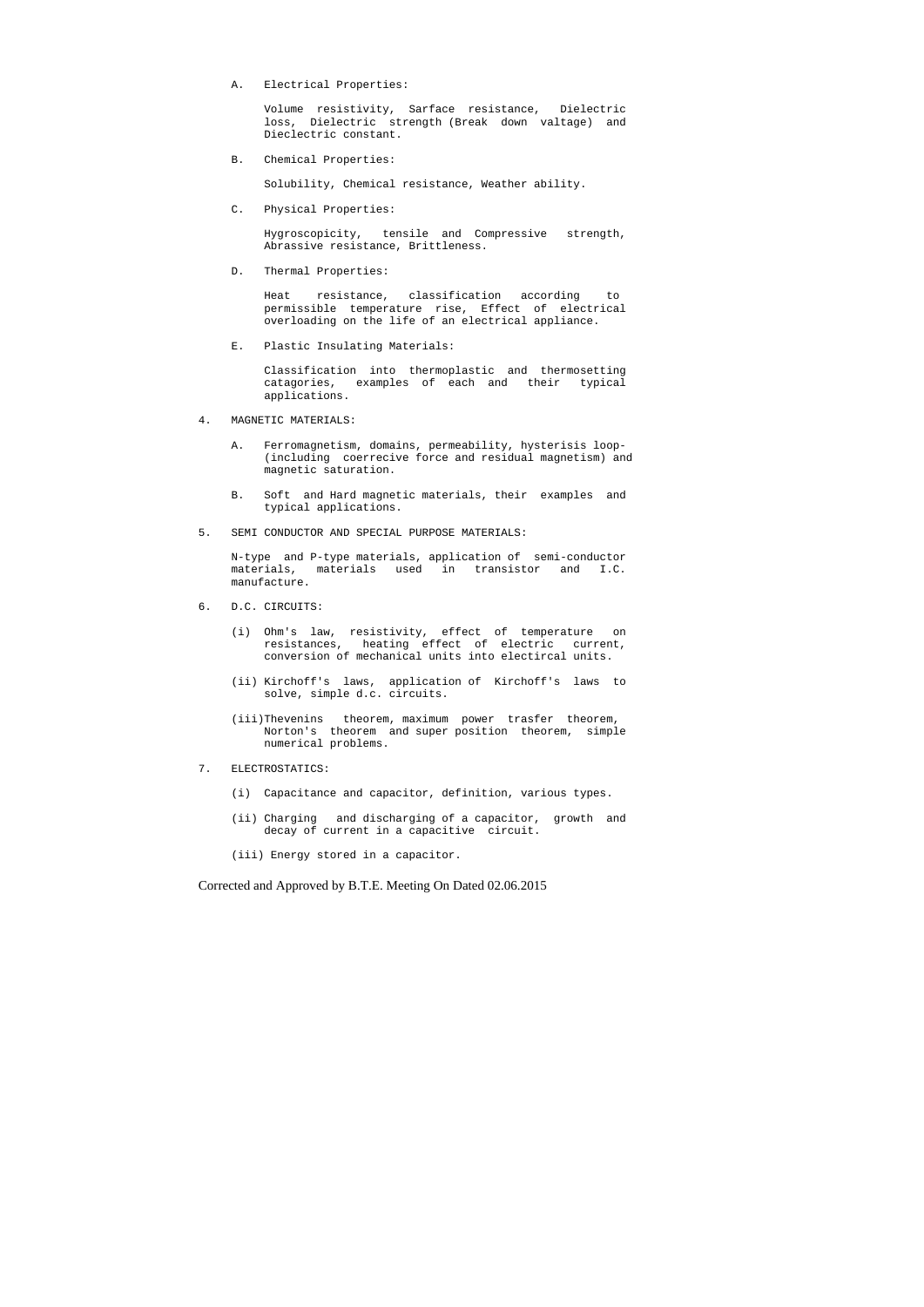A. Electrical Properties:

Volume resistivity, Sarface resistance, Dielectric loss, Dielectric strength (Break down valtage) and Dieclectric constant.

B. Chemical Properties:

Solubility, Chemical resistance, Weather ability.

C. Physical Properties:

Hygroscopicity, tensile and Compressive strength, Abrassive resistance, Brittleness.

D. Thermal Properties:

Heat resistance, classification according to permissible temperature rise, Effect of electrical overloading on the life of an electrical appliance.

E. Plastic Insulating Materials:

Classification into thermoplastic and thermosetting catagories, examples of each and their typical applications.

4. MAGNETIC MATERIALS:

A. Ferromagnetism, domains, permeability, hysterisis loop- (including coerrecive force and residual magnetism) and magnetic saturation.

B. Soft and Hard magnetic materials, their examples and typical applications.

5. SEMI CONDUCTOR AND SPECIAL PURPOSE MATERIALS:

N-type and P-type materials, application of semi-conductor materials, materials used in transistor and I.C. manufacture.

6. D.C. CIRCUITS:

(i) Ohm's law, resistivity, effect of temperature on resistances, heating effect of electric current, conversion of mechanical units into electircal units.

(ii) Kirchoff's laws, application of Kirchoff's laws to solve, simple d.c. circuits.

(iii) Thevenins theorem, maximum power trasfer theorem, Norton's theorem and super position theorem, simple numerical problems.

7. ELECTROSTATICS:

(i) Capacitance and capacitor, definition, various types.

(ii) Charging and discharging of a capacitor, growth and decay of current in a capacitive circuit.

(iii) Energy stored in a capacitor.

Corrected and Approved by B.T.E. Meeting On Dated 02.06.2015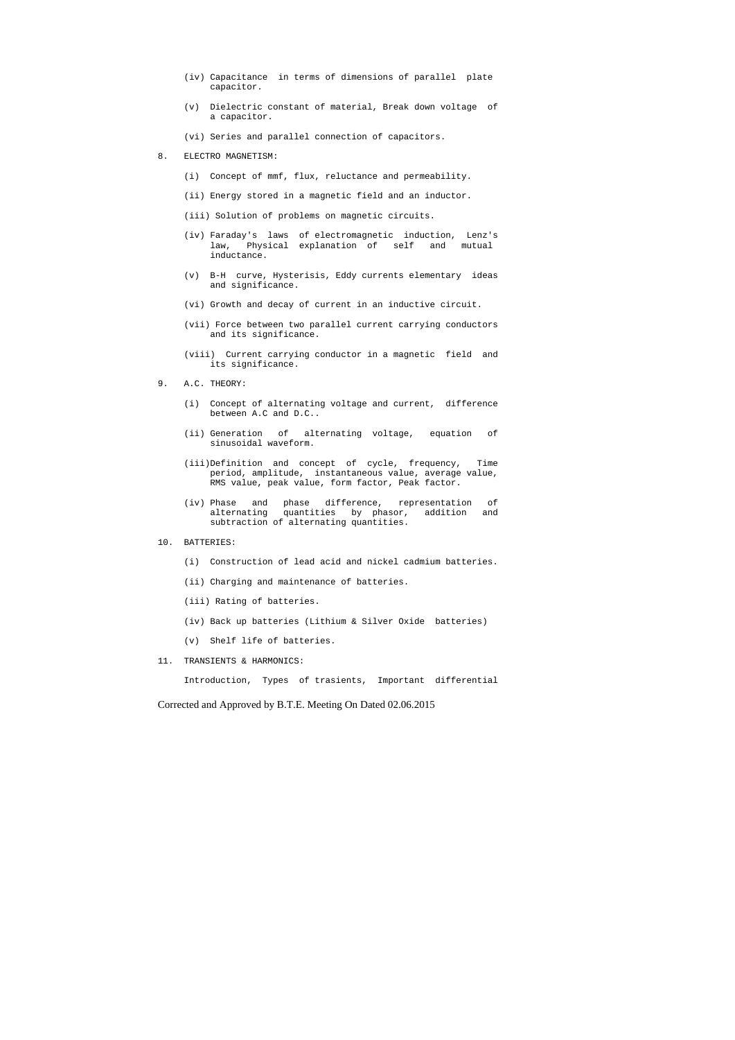(iv) Capacitance in terms of dimensions of parallel plate capacitor.

(v) Dielectric constant of material, Break down voltage of a capacitor.

(vi) Series and parallel connection of capacitors.

8. ELECTRO MAGNETISM:

(i) Concept of mmf, flux, reluctance and permeability.

(ii) Energy stored in a magnetic field and an inductor.

(iii) Solution of problems on magnetic circuits.

(iv) Faraday's laws of electromagnetic induction, Lenz's law, Physical explanation of self and mutual inductance.

(v) B-H curve, Hysterisis, Eddy currents elementary ideas and significance.

(vi) Growth and decay of current in an inductive circuit.

(vii) Force between two parallel current carrying conductors and its significance.

(viii) Current carrying conductor in a magnetic field and its significance.

9. A.C. THEORY:

(i) Concept of alternating voltage and current, difference between A.C and D.C..

(ii) Generation of alternating voltage, equation of sinusoidal waveform.

(iii) Definition and concept of cycle, frequency, Time period, amplitude, instantaneous value, average value, RMS value, peak value, form factor, Peak factor.

(iv) Phase and phase difference, representation of alternating quantities by phasor, addition and subtraction of alternating quantities.

10. BATTERIES:

(i) Construction of lead acid and nickel cadmium batteries.

(ii) Charging and maintenance of batteries.

(iii) Rating of batteries.

(iv) Back up batteries (Lithium & Silver Oxide batteries)

(v) Shelf life of batteries.

11. TRANSIENTS & HARMONICS:

Introduction, Types of trasients, Important differential

Corrected and Approved by B.T.E. Meeting On Dated 02.06.2015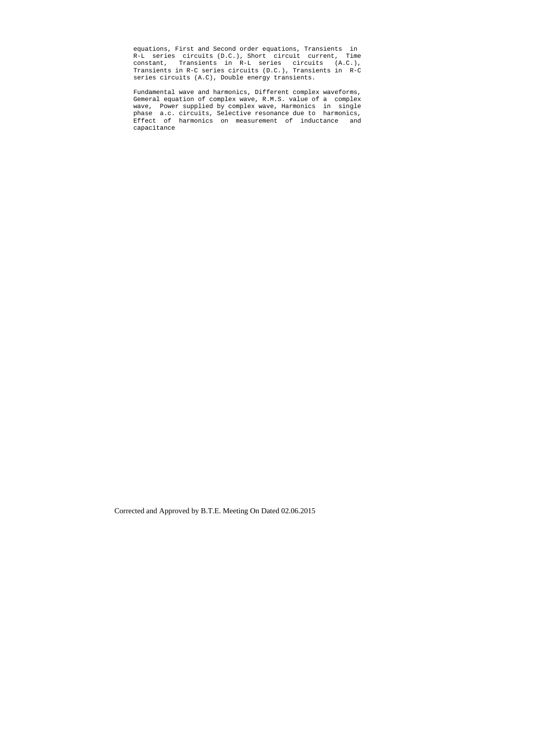equations, First and Second order equations, Transients in R-L series circuits (D.C.), Short circuit current, Time constant, Transients in R-L series circuits (A.C.), Transients in R-C series circuits (D.C.), Transients in R-C series circuits (A.C), Double energy transients.

Fundamental wave and harmonics, Different complex waveforms, Gemeral equation of complex wave, R.M.S. value of a complex wave, Power supplied by complex wave, Harmonics in single phase a.c. circuits, Selective resonance due to harmonics, Effect of harmonics on measurement of inductance and capacitance

Corrected and Approved by B.T.E. Meeting On Dated 02.06.2015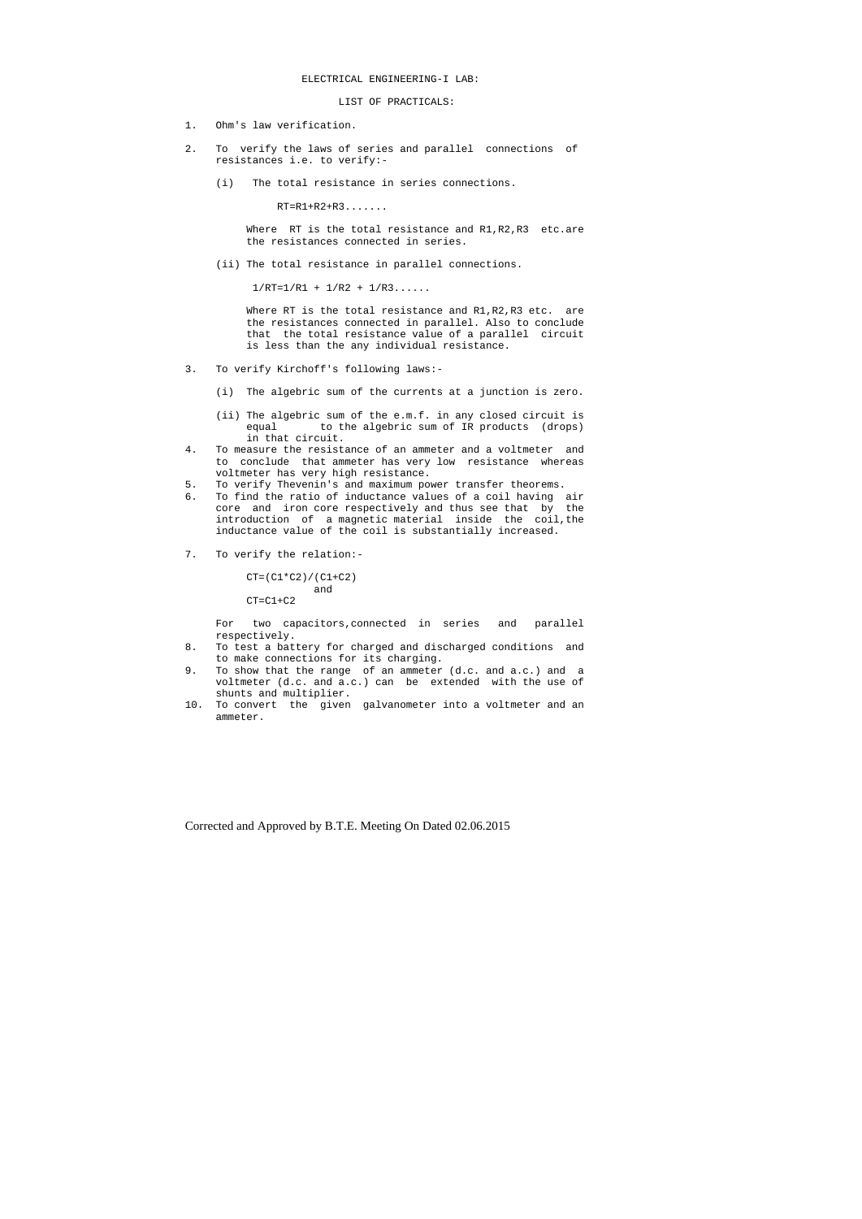# ELECTRICAL ENGINEERING-I LAB:

## LIST OF PRACTICALS:

1. Ohm's law verification.

2. To verify the laws of series and parallel connections of resistances i.e. to verify:-

   (i) The total resistance in series connections.

   $$RT=R1+R2+R3.......$$

   Where RT is the total resistance and R1,R2,R3 etc.are the resistances connected in series.

   (ii) The total resistance in parallel connections.

   $$1/RT=1/R1 + 1/R2 + 1/R3......$$

   Where RT is the total resistance and R1,R2,R3 etc. are the resistances connected in parallel. Also to conclude that the total resistance value of a parallel circuit is less than the any individual resistance.

3. To verify Kirchoff's following laws:-

   (i) The algebric sum of the currents at a junction is zero.

   (ii) The algebric sum of the e.m.f. in any closed circuit is equal to the algebric sum of IR products (drops) in that circuit.

4. To measure the resistance of an ammeter and a voltmeter and to conclude that ammeter has very low resistance whereas voltmeter has very high resistance.
5. To verify Thevenin's and maximum power transfer theorems.
6. To find the ratio of inductance values of a coil having air core and iron core respectively and thus see that by the introduction of a magnetic material inside the coil,the inductance value of the coil is substantially increased.

7. To verify the relation:-

   $$CT=(C1*C2)/(C1+C2)$$

   and

   $$CT=C1+C2$$

   For two capacitors,connected in series and parallel respectively.
8. To test a battery for charged and discharged conditions and to make connections for its charging.
9. To show that the range of an ammeter (d.c. and a.c.) and a voltmeter (d.c. and a.c.) can be extended with the use of shunts and multiplier.
10. To convert the given galvanometer into a voltmeter and an ammeter.

Corrected and Approved by B.T.E. Meeting On Dated 02.06.2015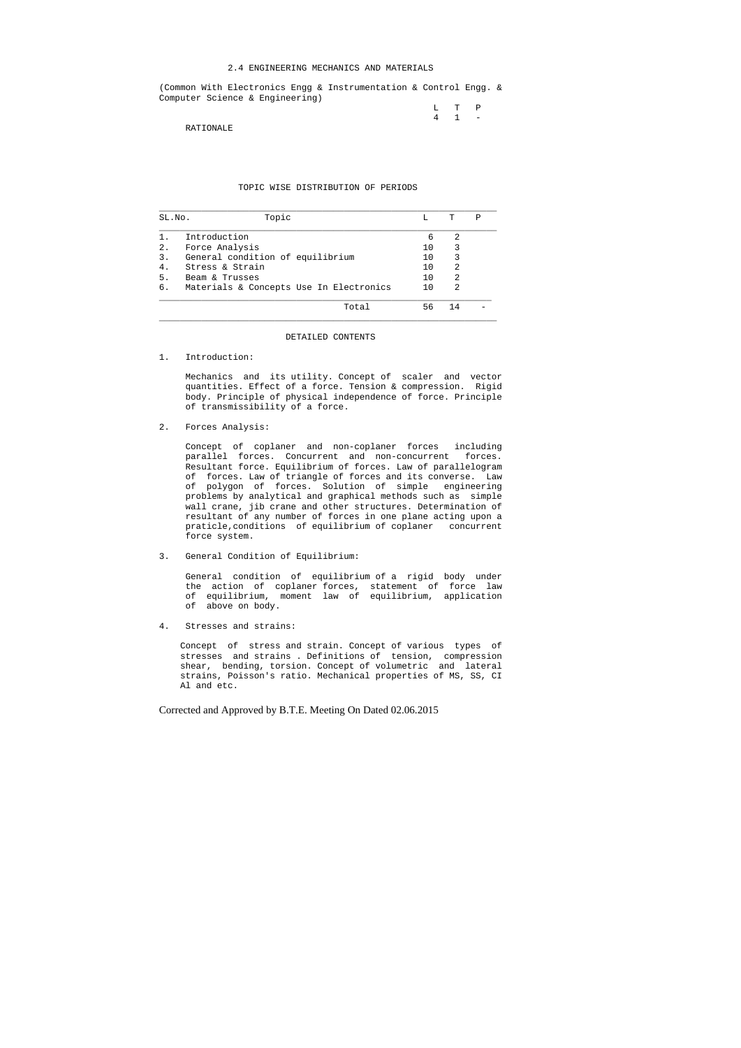## 2.4 ENGINEERING MECHANICS AND MATERIALS

(Common With Electronics Engg & Instrumentation & Control Engg. & Computer Science & Engineering)

| L | T | P |
|---|---|---|
| 4 | 1 | - |

RATIONALE

### TOPIC WISE DISTRIBUTION OF PERIODS

| SL.No. | Topic | L | T | P |
|---|---|---|---|---|
| 1. | Introduction | 6 | 2 | |
| 2. | Force Analysis | 10 | 3 | |
| 3. | General condition of equilibrium | 10 | 3 | |
| 4. | Stress & Strain | 10 | 2 | |
| 5. | Beam & Trusses | 10 | 2 | |
| 6. | Materials & Concepts Use In Electronics | 10 | 2 | |
| | Total | 56 | 14 | - |

### DETAILED CONTENTS

1. Introduction:

   Mechanics and its utility. Concept of scaler and vector quantities. Effect of a force. Tension & compression. Rigid body. Principle of physical independence of force. Principle of transmissibility of a force.

2. Forces Analysis:

   Concept of coplaner and non-coplaner forces including parallel forces. Concurrent and non-concurrent forces. Resultant force. Equilibrium of forces. Law of parallelogram of forces. Law of triangle of forces and its converse. Law of polygon of forces. Solution of simple engineering problems by analytical and graphical methods such as simple wall crane, jib crane and other structures. Determination of resultant of any number of forces in one plane acting upon a praticle,conditions of equilibrium of coplaner concurrent force system.

3. General Condition of Equilibrium:

   General condition of equilibrium of a rigid body under the action of coplaner forces, statement of force law of equilibrium, moment law of equilibrium, application of above on body.

4. Stresses and strains:

   Concept of stress and strain. Concept of various types of stresses and strains . Definitions of tension, compression shear, bending, torsion. Concept of volumetric and lateral strains, Poisson's ratio. Mechanical properties of MS, SS, CI Al and etc.

Corrected and Approved by B.T.E. Meeting On Dated 02.06.2015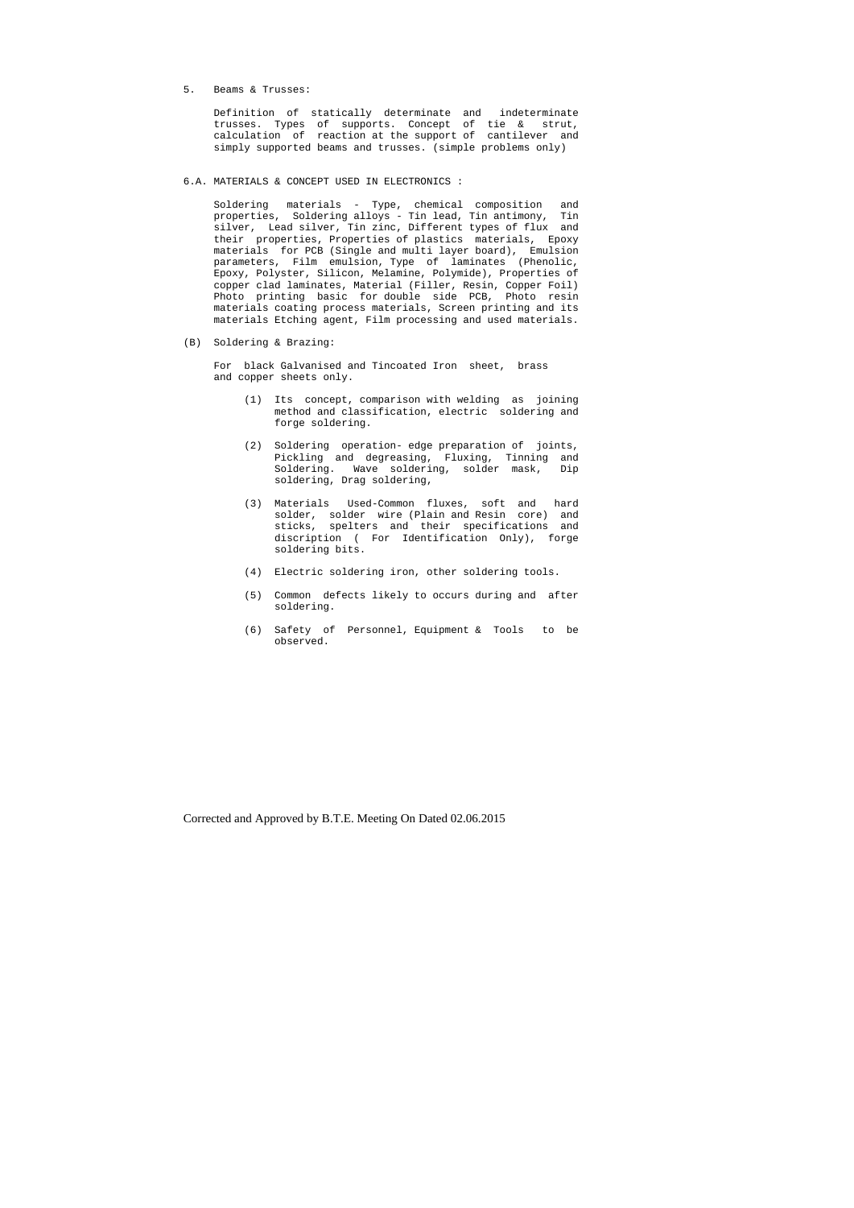5. Beams & Trusses:

   Definition of statically determinate and indeterminate trusses. Types of supports. Concept of tie & strut, calculation of reaction at the support of cantilever and simply supported beams and trusses. (simple problems only)

6.A. MATERIALS & CONCEPT USED IN ELECTRONICS :

   Soldering materials - Type, chemical composition and properties, Soldering alloys - Tin lead, Tin antimony, Tin silver, Lead silver, Tin zinc, Different types of flux and their properties, Properties of plastics materials, Epoxy materials for PCB (Single and multi layer board), Emulsion parameters, Film emulsion, Type of laminates (Phenolic, Epoxy, Polyster, Silicon, Melamine, Polymide), Properties of copper clad laminates, Material (Filler, Resin, Copper Foil) Photo printing basic for double side PCB, Photo resin materials coating process materials, Screen printing and its materials Etching agent, Film processing and used materials.

(B) Soldering & Brazing:

   For black Galvanised and Tincoated Iron sheet, brass and copper sheets only.

   (1) Its concept, comparison with welding as joining method and classification, electric soldering and forge soldering.

   (2) Soldering operation- edge preparation of joints, Pickling and degreasing, Fluxing, Tinning and Soldering. Wave soldering, solder mask, Dip soldering, Drag soldering,

   (3) Materials Used-Common fluxes, soft and hard solder, solder wire (Plain and Resin core) and sticks, spelters and their specifications and discription ( For Identification Only), forge soldering bits.

   (4) Electric soldering iron, other soldering tools.

   (5) Common defects likely to occurs during and after soldering.

   (6) Safety of Personnel, Equipment & Tools to be observed.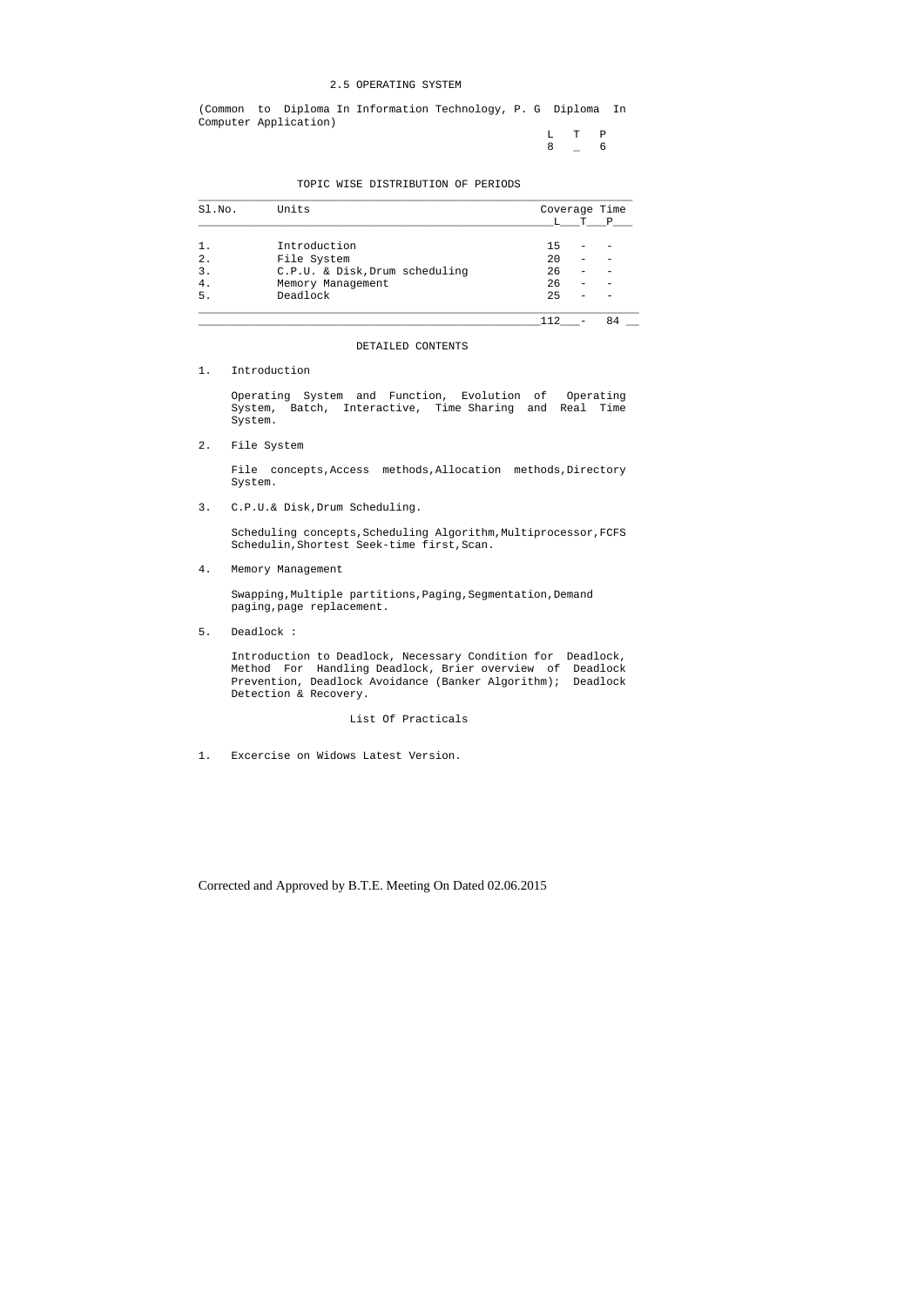## 2.5 OPERATING SYSTEM

(Common to Diploma In Information Technology, P. G Diploma In Computer Application)

| L | T | P |
|---|---|---|
| 8 | _ | 6 |

### TOPIC WISE DISTRIBUTION OF PERIODS

| Sl.No. | Units | Coverage Time L | T | P |
|---|---|---|---|---|
| 1. | Introduction | 15 | - | - |
| 2. | File System | 20 | - | - |
| 3. | C.P.U. & Disk,Drum scheduling | 26 | - | - |
| 4. | Memory Management | 26 | - | - |
| 5. | Deadlock | 25 | - | - |
| | | 112 | - | 84 |

### DETAILED CONTENTS

1. Introduction

   Operating System and Function, Evolution of Operating System, Batch, Interactive, Time Sharing and Real Time System.

2. File System

   File concepts,Access methods,Allocation methods,Directory System.

3. C.P.U.& Disk,Drum Scheduling.

   Scheduling concepts,Scheduling Algorithm,Multiprocessor,FCFS Schedulin,Shortest Seek-time first,Scan.

4. Memory Management

   Swapping,Multiple partitions,Paging,Segmentation,Demand paging,page replacement.

5. Deadlock :

   Introduction to Deadlock, Necessary Condition for Deadlock, Method For Handling Deadlock, Brier overview of Deadlock Prevention, Deadlock Avoidance (Banker Algorithm); Deadlock Detection & Recovery.

### List Of Practicals

1. Excercise on Widows Latest Version.

Corrected and Approved by B.T.E. Meeting On Dated 02.06.2015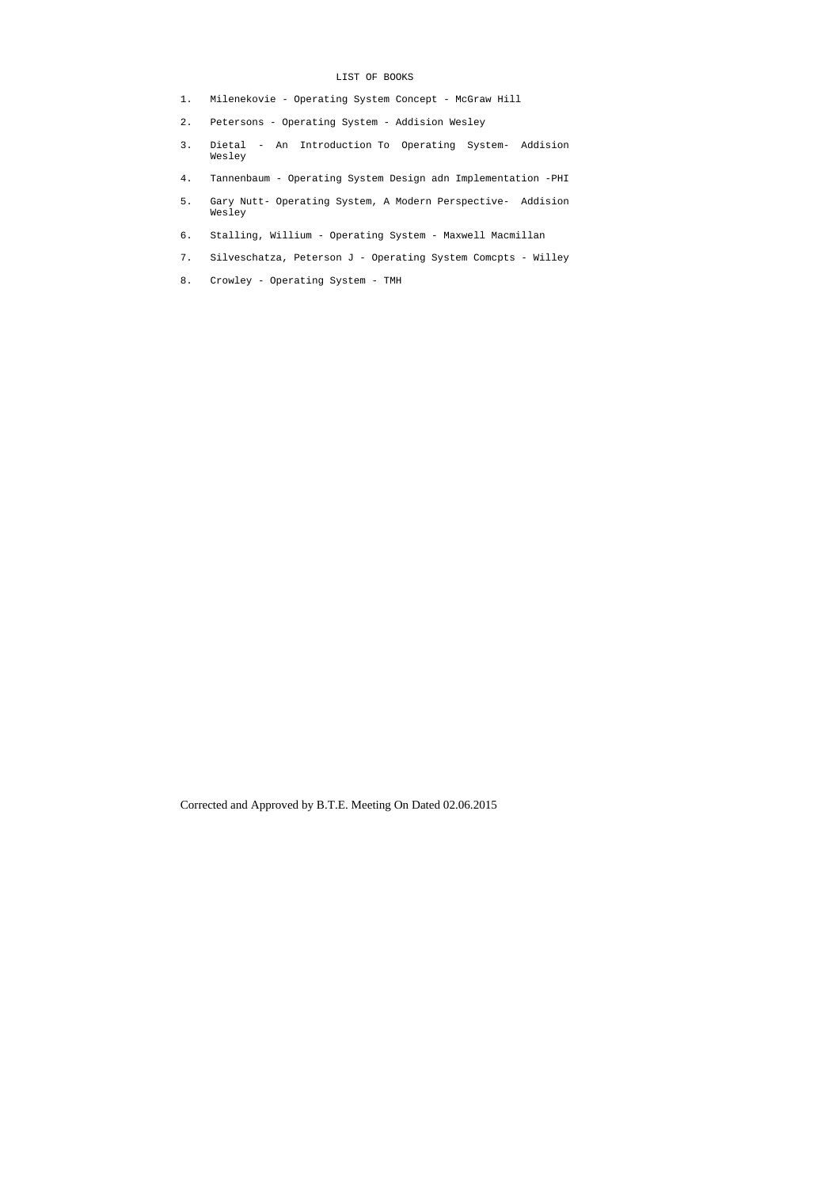LIST OF BOOKS

1. Milenekovie - Operating System Concept - McGraw Hill
2. Petersons - Operating System - Addision Wesley
3. Dietal - An Introduction To Operating System- Addision Wesley
4. Tannenbaum - Operating System Design adn Implementation -PHI
5. Gary Nutt- Operating System, A Modern Perspective- Addision Wesley
6. Stalling, Willium - Operating System - Maxwell Macmillan
7. Silveschatza, Peterson J - Operating System Comcpts - Willey
8. Crowley - Operating System - TMH

Corrected and Approved by B.T.E. Meeting On Dated 02.06.2015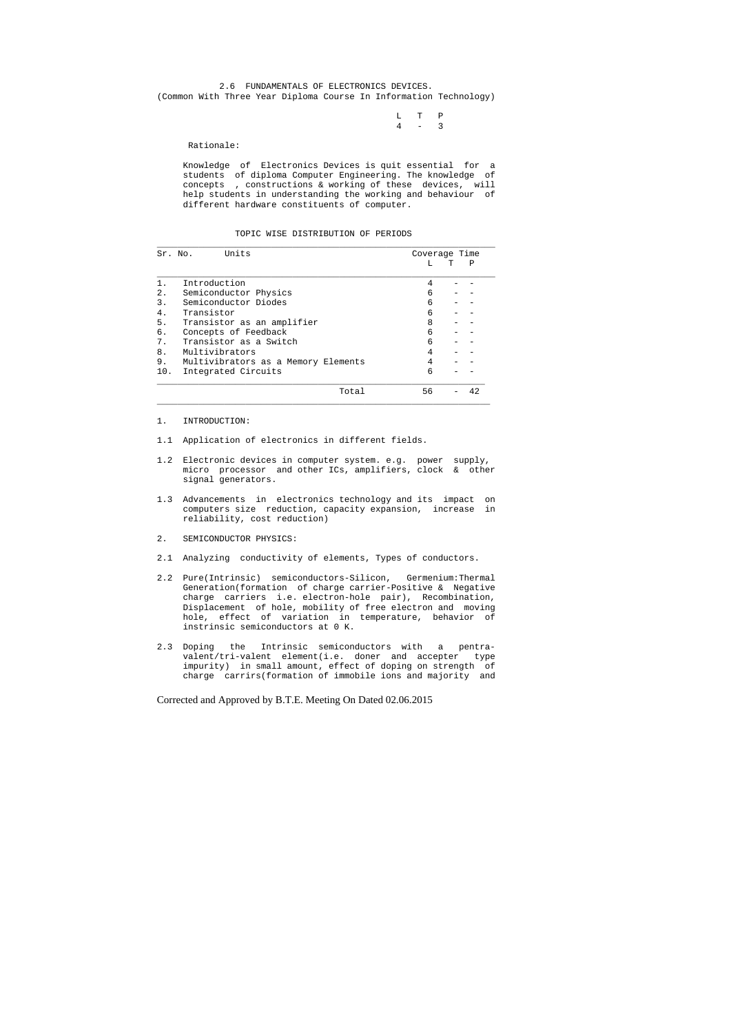# 2.6 FUNDAMENTALS OF ELECTRONICS DEVICES.

(Common With Three Year Diploma Course In Information Technology)

| L | T | P |
|---|---|---|
| 4 | - | 3 |

Rationale:

Knowledge of Electronics Devices is quit essential for a students of diploma Computer Engineering. The knowledge of concepts , constructions & working of these devices, will help students in understanding the working and behaviour of different hardware constituents of computer.

## TOPIC WISE DISTRIBUTION OF PERIODS

| Sr. No. | Units | Coverage Time L | T | P |
|---|---|---|---|---|
| 1. | Introduction | 4 | - | - |
| 2. | Semiconductor Physics | 6 | - | - |
| 3. | Semiconductor Diodes | 6 | - | - |
| 4. | Transistor | 6 | - | - |
| 5. | Transistor as an amplifier | 8 | - | - |
| 6. | Concepts of Feedback | 6 | - | - |
| 7. | Transistor as a Switch | 6 | - | - |
| 8. | Multivibrators | 4 | - | - |
| 9. | Multivibrators as a Memory Elements | 4 | - | - |
| 10. | Integrated Circuits | 6 | - | - |
| | Total | 56 | - | 42 |

1. INTRODUCTION:

1.1 Application of electronics in different fields.

1.2 Electronic devices in computer system. e.g. power supply, micro processor and other ICs, amplifiers, clock & other signal generators.

1.3 Advancements in electronics technology and its impact on computers size reduction, capacity expansion, increase in reliability, cost reduction)

2. SEMICONDUCTOR PHYSICS:

2.1 Analyzing conductivity of elements, Types of conductors.

2.2 Pure(Intrinsic) semiconductors-Silicon, Germenium:Thermal Generation(formation of charge carrier-Positive & Negative charge carriers i.e. electron-hole pair), Recombination, Displacement of hole, mobility of free electron and moving hole, effect of variation in temperature, behavior of instrinsic semiconductors at 0 K.

2.3 Doping the Intrinsic semiconductors with a pentra-valent/tri-valent element(i.e. doner and accepter type impurity) in small amount, effect of doping on strength of charge carrirs(formation of immobile ions and majority and

Corrected and Approved by B.T.E. Meeting On Dated 02.06.2015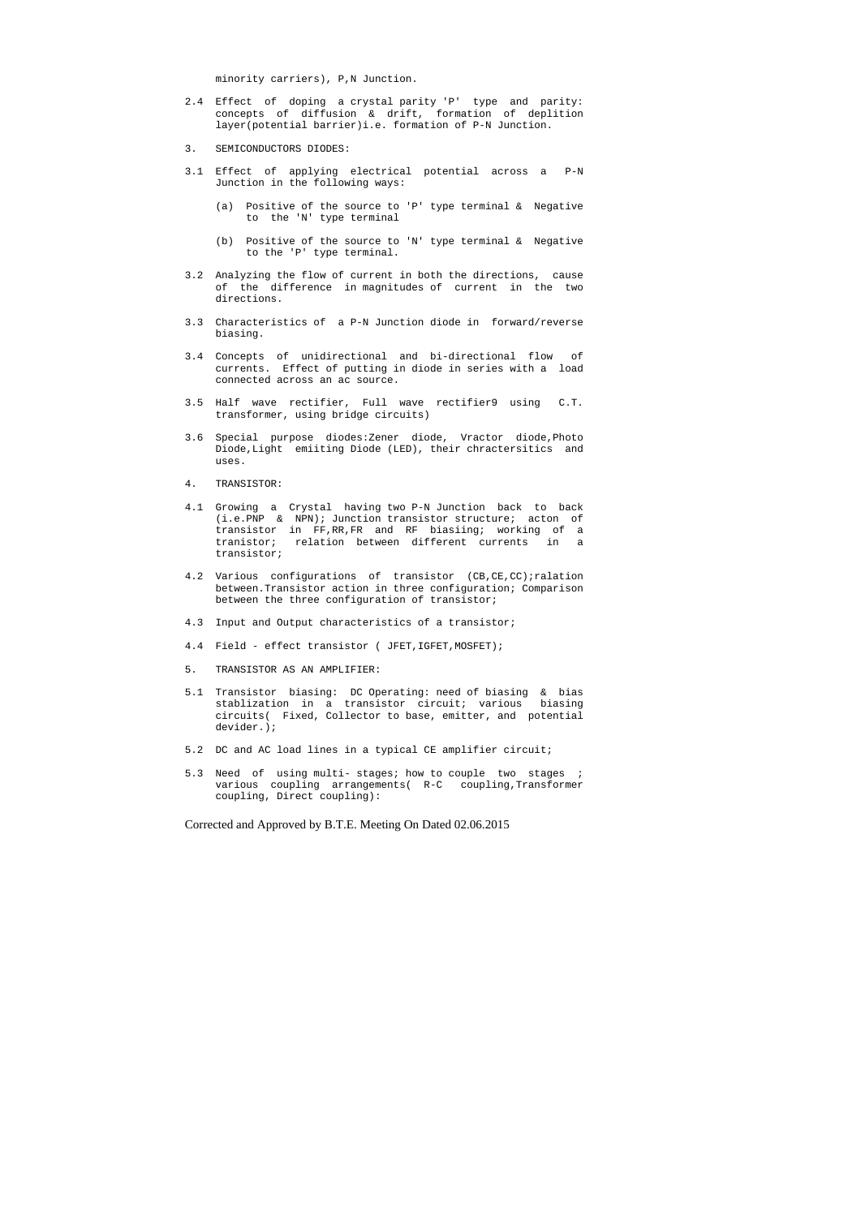minority carriers), P,N Junction.

2.4 Effect of doping a crystal parity 'P' type and parity: concepts of diffusion & drift, formation of deplition layer(potential barrier)i.e. formation of P-N Junction.

3. SEMICONDUCTORS DIODES:

3.1 Effect of applying electrical potential across a P-N Junction in the following ways:

(a) Positive of the source to 'P' type terminal & Negative to the 'N' type terminal

(b) Positive of the source to 'N' type terminal & Negative to the 'P' type terminal.

3.2 Analyzing the flow of current in both the directions, cause of the difference in magnitudes of current in the two directions.

3.3 Characteristics of a P-N Junction diode in forward/reverse biasing.

3.4 Concepts of unidirectional and bi-directional flow of currents. Effect of putting in diode in series with a load connected across an ac source.

3.5 Half wave rectifier, Full wave rectifier9 using C.T. transformer, using bridge circuits)

3.6 Special purpose diodes:Zener diode, Vractor diode,Photo Diode,Light emiiting Diode (LED), their chractersitics and uses.

4. TRANSISTOR:

4.1 Growing a Crystal having two P-N Junction back to back (i.e.PNP & NPN); Junction transistor structure; acton of transistor in FF,RR,FR and RF biasiing; working of a tranistor; relation between different currents in a transistor;

4.2 Various configurations of transistor (CB,CE,CC);ralation between.Transistor action in three configuration; Comparison between the three configuration of transistor;

4.3 Input and Output characteristics of a transistor;

4.4 Field - effect transistor ( JFET,IGFET,MOSFET);

5. TRANSISTOR AS AN AMPLIFIER:

5.1 Transistor biasing: DC Operating: need of biasing & bias stablization in a transistor circuit; various biasing circuits( Fixed, Collector to base, emitter, and potential devider.);

5.2 DC and AC load lines in a typical CE amplifier circuit;

5.3 Need of using multi- stages; how to couple two stages ; various coupling arrangements( R-C coupling,Transformer coupling, Direct coupling):

Corrected and Approved by B.T.E. Meeting On Dated 02.06.2015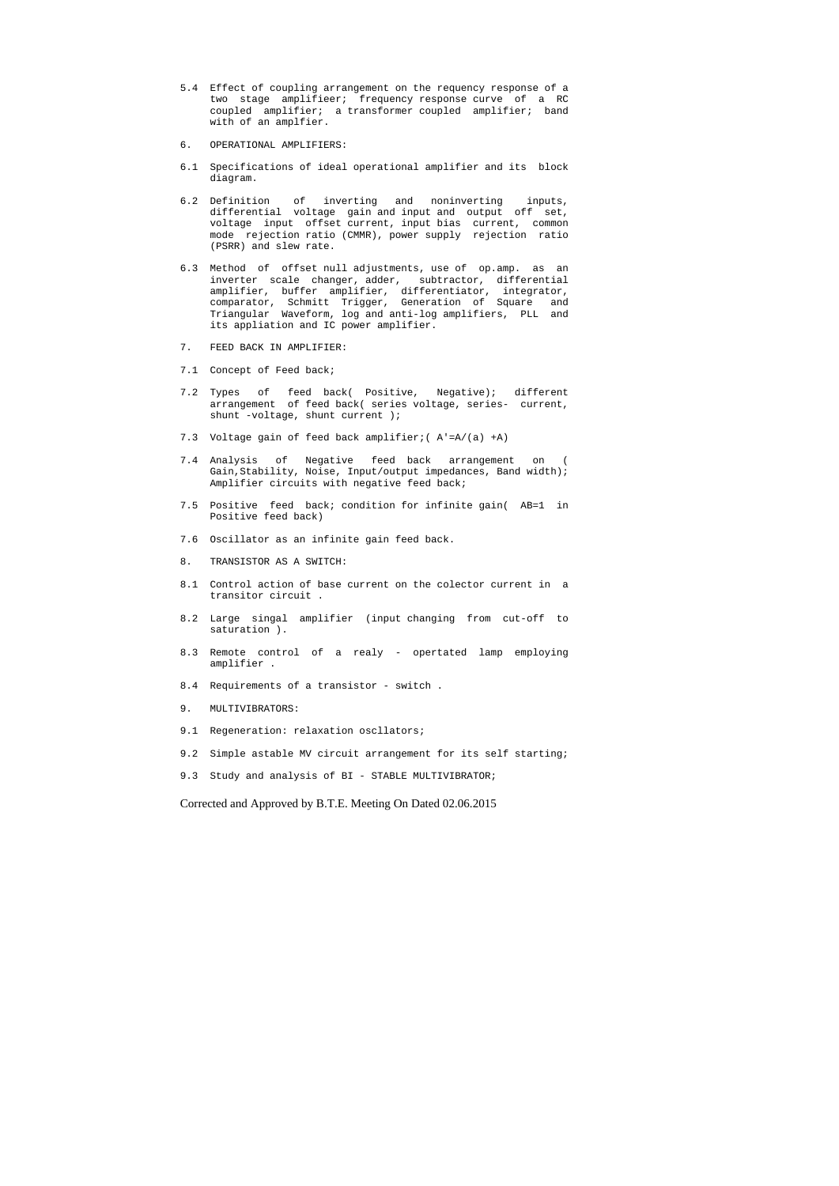5.4 Effect of coupling arrangement on the requency response of a two stage amplifieer; frequency response curve of a RC coupled amplifier; a transformer coupled amplifier; band with of an amplfier.

6. OPERATIONAL AMPLIFIERS:

6.1 Specifications of ideal operational amplifier and its block diagram.

6.2 Definition of inverting and noninverting inputs, differential voltage gain and input and output off set, voltage input offset current, input bias current, common mode rejection ratio (CMMR), power supply rejection ratio (PSRR) and slew rate.

6.3 Method of offset null adjustments, use of op.amp. as an inverter scale changer, adder, subtractor, differential amplifier, buffer amplifier, differentiator, integrator, comparator, Schmitt Trigger, Generation of Square and Triangular Waveform, log and anti-log amplifiers, PLL and its appliation and IC power amplifier.

7. FEED BACK IN AMPLIFIER:

7.1 Concept of Feed back;

7.2 Types of feed back( Positive, Negative); different arrangement of feed back( series voltage, series- current, shunt -voltage, shunt current );

7.3 Voltage gain of feed back amplifier;( A'=A/(a) +A)

7.4 Analysis of Negative feed back arrangement on ( Gain,Stability, Noise, Input/output impedances, Band width); Amplifier circuits with negative feed back;

7.5 Positive feed back; condition for infinite gain( AB=1 in Positive feed back)

7.6 Oscillator as an infinite gain feed back.

8. TRANSISTOR AS A SWITCH:

8.1 Control action of base current on the colector current in a transitor circuit .

8.2 Large singal amplifier (input changing from cut-off to saturation ).

8.3 Remote control of a realy - opertated lamp employing amplifier .

8.4 Requirements of a transistor - switch .

9. MULTIVIBRATORS:

9.1 Regeneration: relaxation oscllators;

9.2 Simple astable MV circuit arrangement for its self starting;

9.3 Study and analysis of BI - STABLE MULTIVIBRATOR;

Corrected and Approved by B.T.E. Meeting On Dated 02.06.2015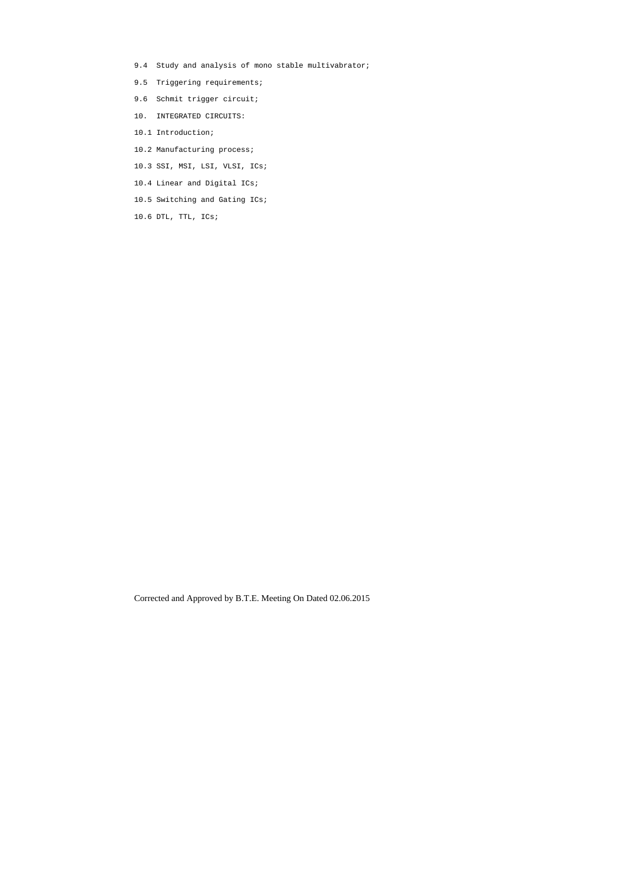9.4 Study and analysis of mono stable multivabrator;

9.5 Triggering requirements;

9.6 Schmit trigger circuit;

10. INTEGRATED CIRCUITS:

10.1 Introduction;

10.2 Manufacturing process;

10.3 SSI, MSI, LSI, VLSI, ICs;

10.4 Linear and Digital ICs;

10.5 Switching and Gating ICs;

10.6 DTL, TTL, ICs;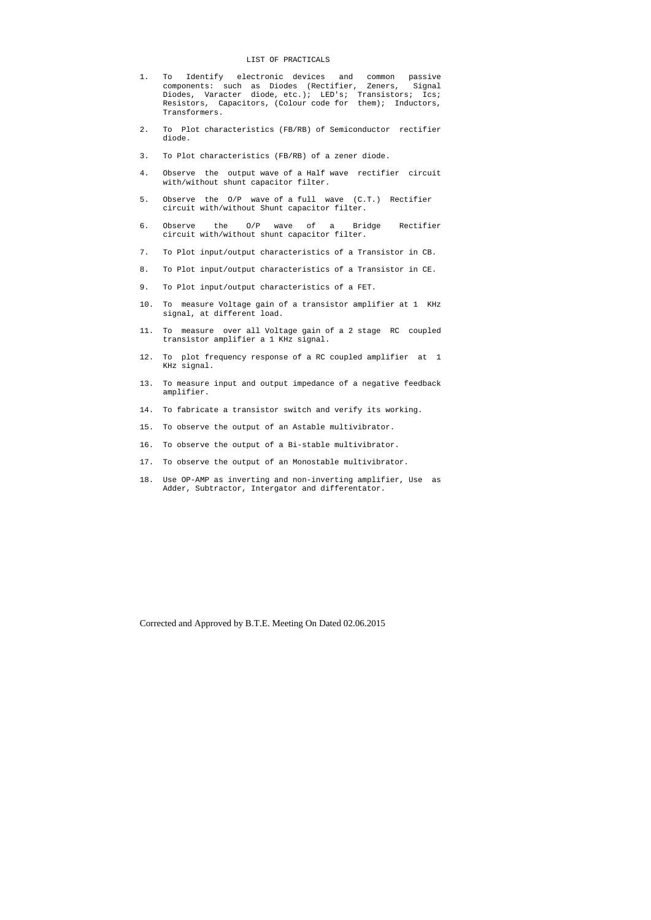# LIST OF PRACTICALS

1. To Identify electronic devices and common passive components: such as Diodes (Rectifier, Zeners, Signal Diodes, Varacter diode, etc.); LED's; Transistors; Ics; Resistors, Capacitors, (Colour code for them); Inductors, Transformers.

2. To Plot characteristics (FB/RB) of Semiconductor rectifier diode.

3. To Plot characteristics (FB/RB) of a zener diode.

4. Observe the output wave of a Half wave rectifier circuit with/without shunt capacitor filter.

5. Observe the O/P wave of a full wave (C.T.) Rectifier circuit with/without Shunt capacitor filter.

6. Observe the O/P wave of a Bridge Rectifier circuit with/without shunt capacitor filter.

7. To Plot input/output characteristics of a Transistor in CB.

8. To Plot input/output characteristics of a Transistor in CE.

9. To Plot input/output characteristics of a FET.

10. To measure Voltage gain of a transistor amplifier at 1 KHz signal, at different load.

11. To measure over all Voltage gain of a 2 stage RC coupled transistor amplifier a 1 KHz signal.

12. To plot frequency response of a RC coupled amplifier at 1 KHz signal.

13. To measure input and output impedance of a negative feedback amplifier.

14. To fabricate a transistor switch and verify its working.

15. To observe the output of an Astable multivibrator.

16. To observe the output of a Bi-stable multivibrator.

17. To observe the output of an Monostable multivibrator.

18. Use OP-AMP as inverting and non-inverting amplifier, Use as Adder, Subtractor, Intergator and differentator.

Corrected and Approved by B.T.E. Meeting On Dated 02.06.2015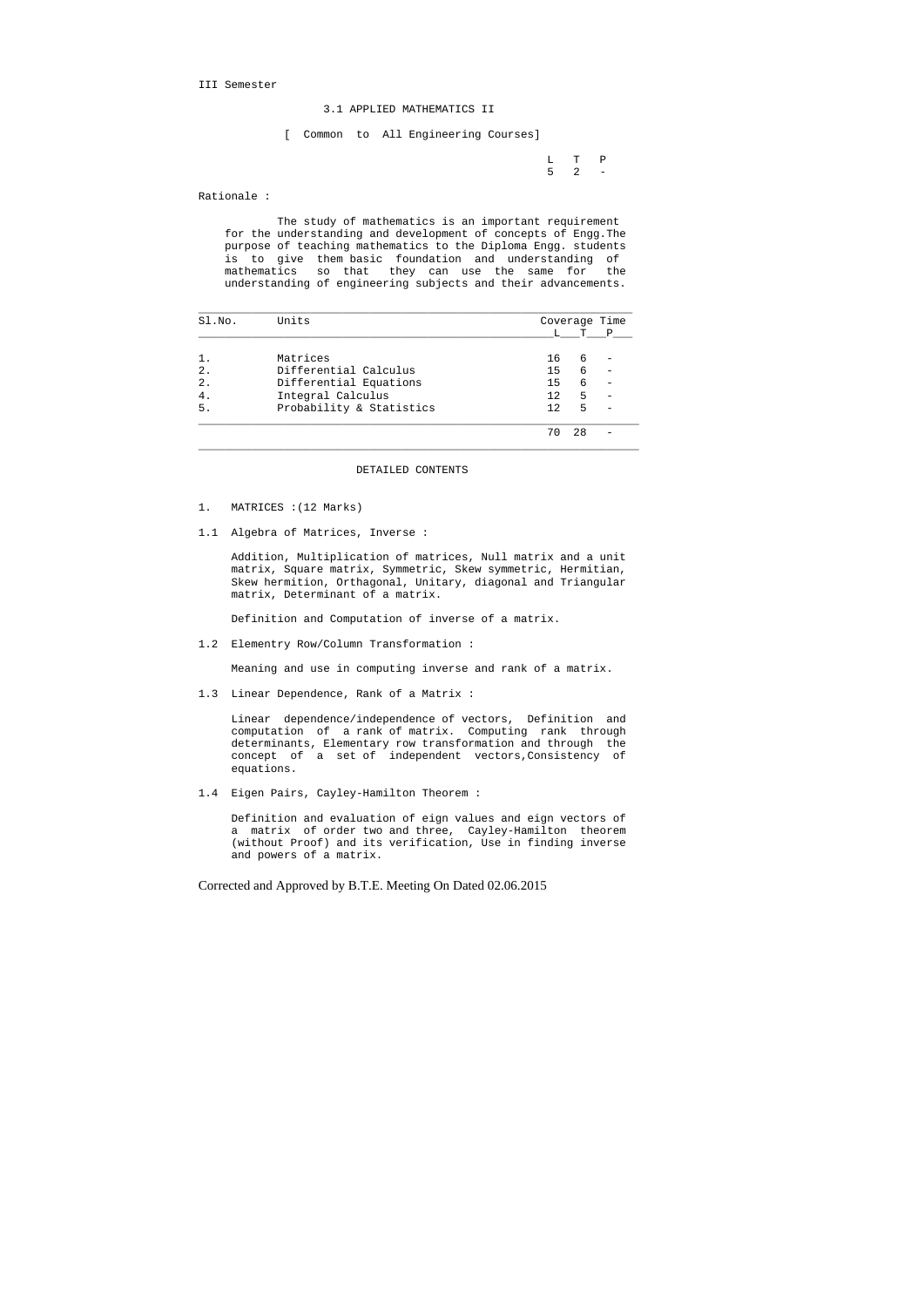III Semester

## 3.1 APPLIED MATHEMATICS II

[ Common to All Engineering Courses]

| L | T | P |
|---|---|---|
| 5 | 2 | - |

Rationale :

The study of mathematics is an important requirement for the understanding and development of concepts of Engg.The purpose of teaching mathematics to the Diploma Engg. students is to give them basic foundation and understanding of mathematics so that they can use the same for the understanding of engineering subjects and their advancements.

| Sl.No. | Units | Coverage Time | | |
|---|---|---|---|---|
| | | L | T | P |
| 1. | Matrices | 16 | 6 | - |
| 2. | Differential Calculus | 15 | 6 | - |
| 2. | Differential Equations | 15 | 6 | - |
| 4. | Integral Calculus | 12 | 5 | - |
| 5. | Probability & Statistics | 12 | 5 | - |
| | | 70 | 28 | - |

### DETAILED CONTENTS

1. MATRICES :(12 Marks)

1.1 Algebra of Matrices, Inverse :

Addition, Multiplication of matrices, Null matrix and a unit matrix, Square matrix, Symmetric, Skew symmetric, Hermitian, Skew hermition, Orthagonal, Unitary, diagonal and Triangular matrix, Determinant of a matrix.

Definition and Computation of inverse of a matrix.

1.2 Elementry Row/Column Transformation :

Meaning and use in computing inverse and rank of a matrix.

1.3 Linear Dependence, Rank of a Matrix :

Linear dependence/independence of vectors, Definition and computation of a rank of matrix. Computing rank through determinants, Elementary row transformation and through the concept of a set of independent vectors,Consistency of equations.

1.4 Eigen Pairs, Cayley-Hamilton Theorem :

Definition and evaluation of eign values and eign vectors of a matrix of order two and three, Cayley-Hamilton theorem (without Proof) and its verification, Use in finding inverse and powers of a matrix.

Corrected and Approved by B.T.E. Meeting On Dated 02.06.2015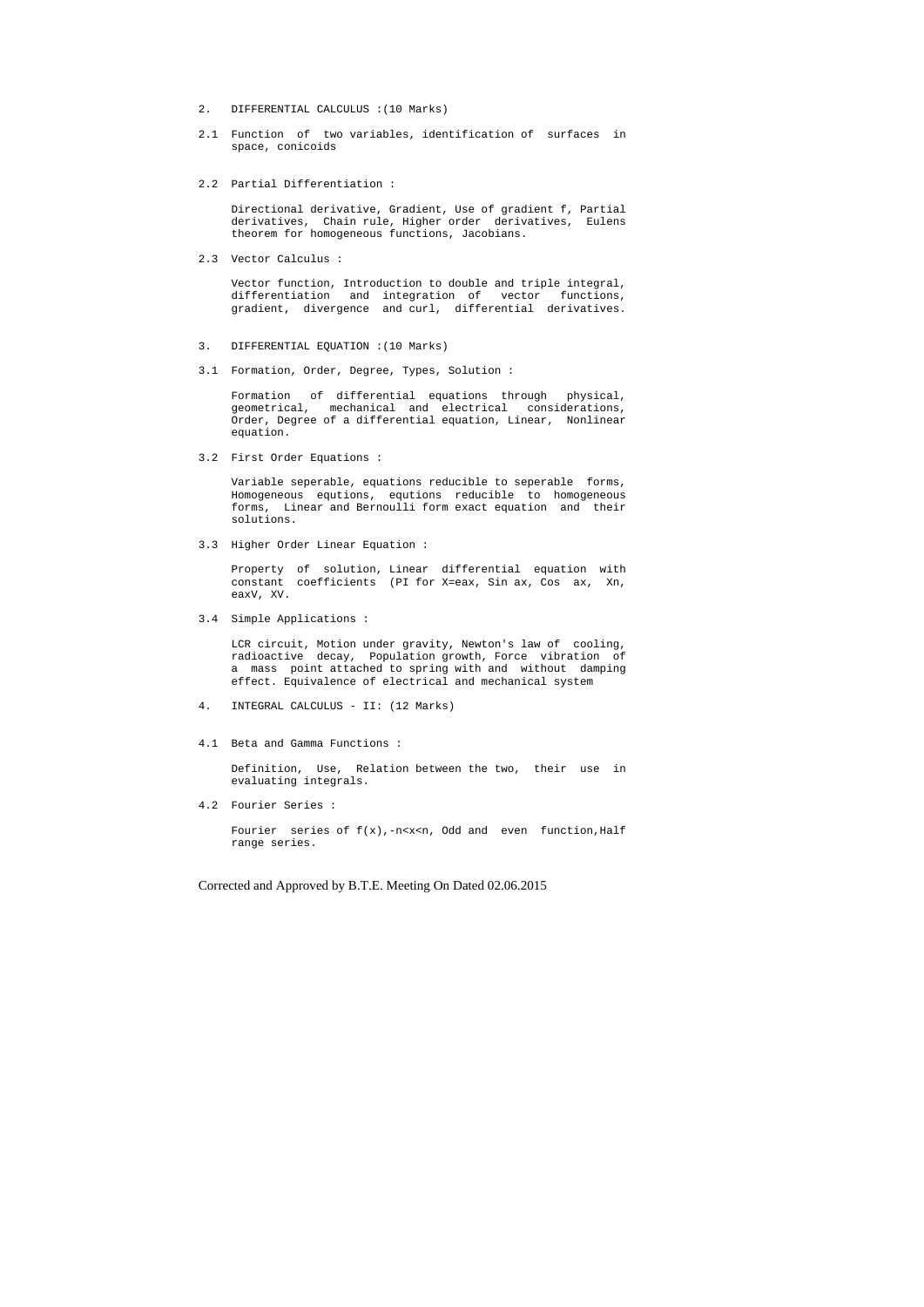2. DIFFERENTIAL CALCULUS :(10 Marks)

2.1 Function of two variables, identification of surfaces in space, conicoids

2.2 Partial Differentiation :

Directional derivative, Gradient, Use of gradient f, Partial derivatives, Chain rule, Higher order derivatives, Eulens theorem for homogeneous functions, Jacobians.

2.3 Vector Calculus :

Vector function, Introduction to double and triple integral, differentiation and integration of vector functions, gradient, divergence and curl, differential derivatives.

3. DIFFERENTIAL EQUATION :(10 Marks)

3.1 Formation, Order, Degree, Types, Solution :

Formation of differential equations through physical, geometrical, mechanical and electrical considerations, Order, Degree of a differential equation, Linear, Nonlinear equation.

3.2 First Order Equations :

Variable seperable, equations reducible to seperable forms, Homogeneous equtions, equtions reducible to homogeneous forms, Linear and Bernoulli form exact equation and their solutions.

3.3 Higher Order Linear Equation :

Property of solution, Linear differential equation with constant coefficients (PI for X=eax, Sin ax, Cos ax, Xn, eaxV, XV.

3.4 Simple Applications :

LCR circuit, Motion under gravity, Newton's law of cooling, radioactive decay, Population growth, Force vibration of a mass point attached to spring with and without damping effect. Equivalence of electrical and mechanical system

4. INTEGRAL CALCULUS - II: (12 Marks)

4.1 Beta and Gamma Functions :

Definition, Use, Relation between the two, their use in evaluating integrals.

4.2 Fourier Series :

Fourier series of f(x),-n<x<n, Odd and even function,Half range series.

Corrected and Approved by B.T.E. Meeting On Dated 02.06.2015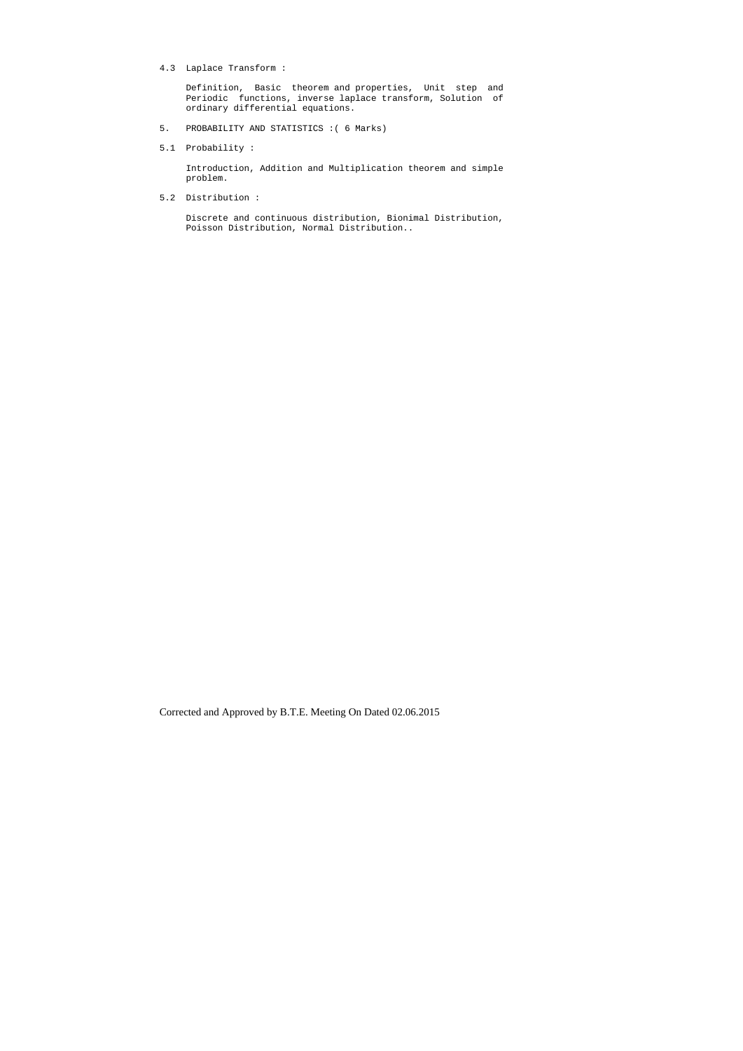4.3 Laplace Transform :

Definition, Basic theorem and properties, Unit step and Periodic functions, inverse laplace transform, Solution of ordinary differential equations.

5. PROBABILITY AND STATISTICS :( 6 Marks)

5.1 Probability :

Introduction, Addition and Multiplication theorem and simple problem.

5.2 Distribution :

Discrete and continuous distribution, Bionimal Distribution, Poisson Distribution, Normal Distribution..

Corrected and Approved by B.T.E. Meeting On Dated 02.06.2015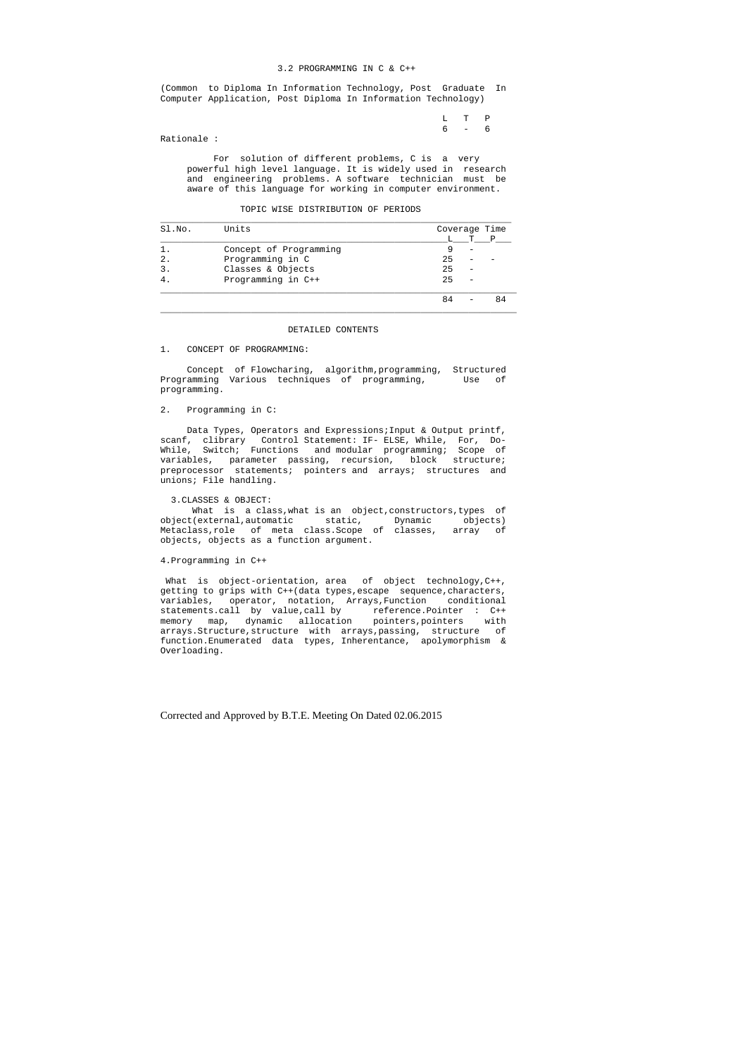## 3.2 PROGRAMMING IN C & C++

(Common to Diploma In Information Technology, Post Graduate In Computer Application, Post Diploma In Information Technology)

| L | T | P |
|---|---|---|
| 6 | - | 6 |

Rationale :

For solution of different problems, C is a very powerful high level language. It is widely used in research and engineering problems. A software technician must be aware of this language for working in computer environment.

### TOPIC WISE DISTRIBUTION OF PERIODS

| Sl.No. | Units | Coverage Time L | T | P |
|---|---|---|---|---|
| 1. | Concept of Programming | 9 | - | |
| 2. | Programming in C | 25 | - | - |
| 3. | Classes & Objects | 25 | - | |
| 4. | Programming in C++ | 25 | - | |
| | | 84 | - | 84 |

### DETAILED CONTENTS

1. CONCEPT OF PROGRAMMING:

Concept of Flowcharing, algorithm,programming, Structured Programming Various techniques of programming, Use of programming.

2. Programming in C:

Data Types, Operators and Expressions;Input & Output printf, scanf, clibrary Control Statement: IF- ELSE, While, For, Do-While, Switch; Functions and modular programming; Scope of variables, parameter passing, recursion, block structure; preprocessor statements; pointers and arrays; structures and unions; File handling.

3.CLASSES & OBJECT:

What is a class,what is an object,constructors,types of object(external,automatic static, Dynamic objects) Metaclass,role of meta class.Scope of classes, array of objects, objects as a function argument.

4.Programming in C++

What is object-orientation, area of object technology,C++, getting to grips with C++(data types,escape sequence,characters, variables, operator, notation, Arrays,Function conditional statements.call by value,call by reference.Pointer : C++ memory map, dynamic allocation pointers,pointers with arrays.Structure,structure with arrays,passing, structure of function.Enumerated data types, Inherentance, apolymorphism & Overloading.

Corrected and Approved by B.T.E. Meeting On Dated 02.06.2015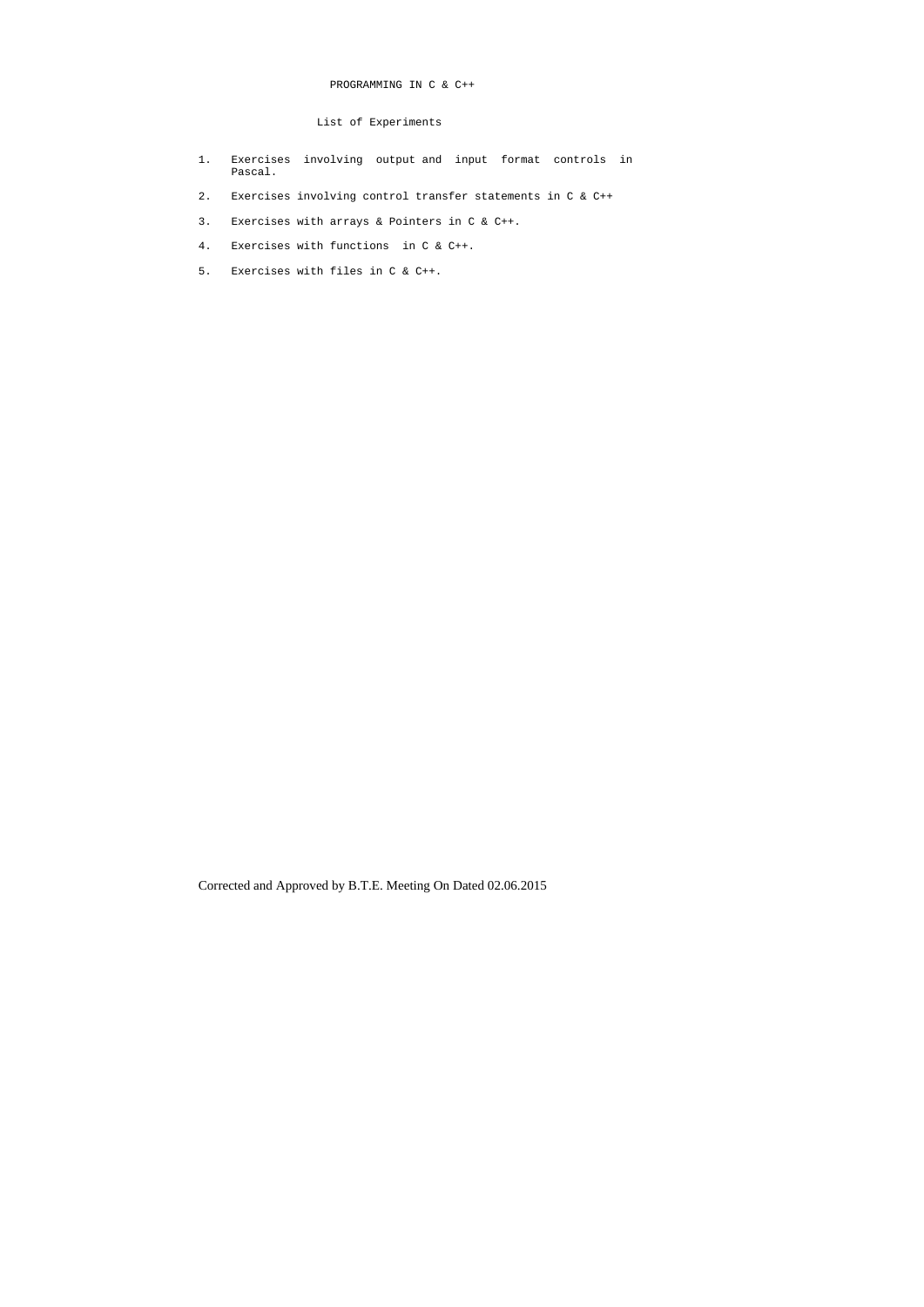# PROGRAMMING IN C & C++

## List of Experiments

1. Exercises involving output and input format controls in Pascal.
2. Exercises involving control transfer statements in C & C++
3. Exercises with arrays & Pointers in C & C++.
4. Exercises with functions in C & C++.
5. Exercises with files in C & C++.

Corrected and Approved by B.T.E. Meeting On Dated 02.06.2015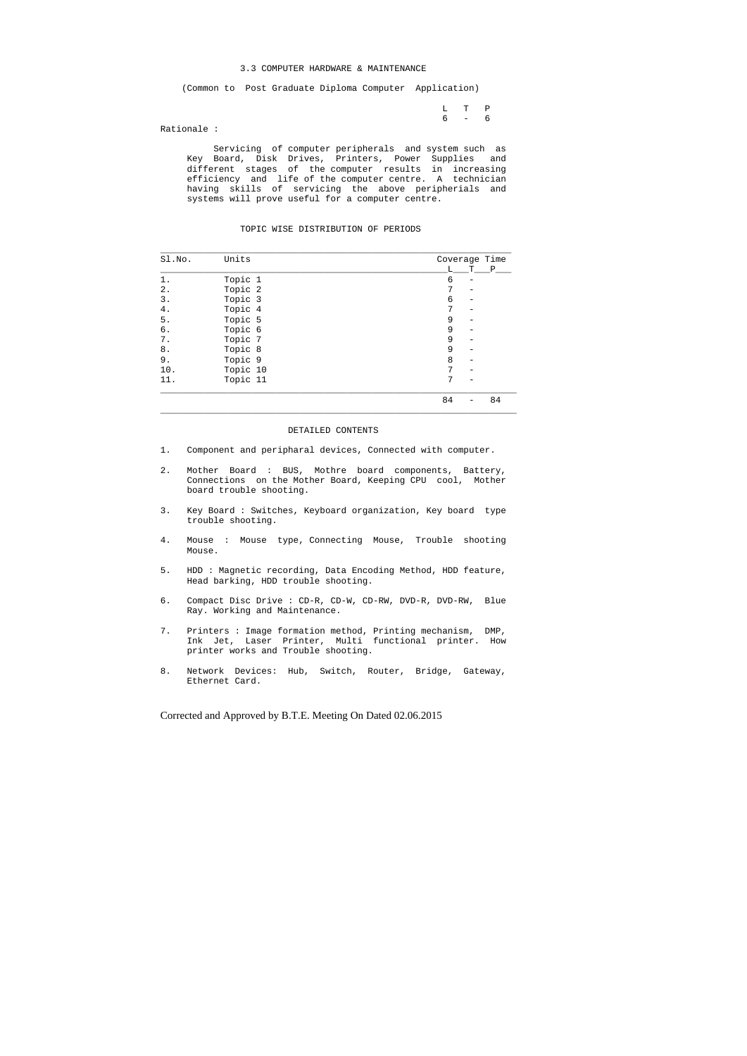# 3.3 COMPUTER HARDWARE & MAINTENANCE

(Common to Post Graduate Diploma Computer Application)

| L | T | P |
|---|---|---|
| 6 | - | 6 |

Rationale :

Servicing of computer peripherals and system such as Key Board, Disk Drives, Printers, Power Supplies and different stages of the computer results in increasing efficiency and life of the computer centre. A technician having skills of servicing the above peripherials and systems will prove useful for a computer centre.

## TOPIC WISE DISTRIBUTION OF PERIODS

| Sl.No. | Units | Coverage Time | | |
|---|---|---|---|---|
| | | L | T | P |
| 1. | Topic 1 | 6 | - | |
| 2. | Topic 2 | 7 | - | |
| 3. | Topic 3 | 6 | - | |
| 4. | Topic 4 | 7 | - | |
| 5. | Topic 5 | 9 | - | |
| 6. | Topic 6 | 9 | - | |
| 7. | Topic 7 | 9 | - | |
| 8. | Topic 8 | 9 | - | |
| 9. | Topic 9 | 8 | - | |
| 10. | Topic 10 | 7 | - | |
| 11. | Topic 11 | 7 | - | |
| | | 84 | - | 84 |

## DETAILED CONTENTS

1. Component and peripharal devices, Connected with computer.

2. Mother Board : BUS, Mothre board components, Battery, Connections on the Mother Board, Keeping CPU cool, Mother board trouble shooting.

3. Key Board : Switches, Keyboard organization, Key board type trouble shooting.

4. Mouse : Mouse type, Connecting Mouse, Trouble shooting Mouse.

5. HDD : Magnetic recording, Data Encoding Method, HDD feature, Head barking, HDD trouble shooting.

6. Compact Disc Drive : CD-R, CD-W, CD-RW, DVD-R, DVD-RW, Blue Ray. Working and Maintenance.

7. Printers : Image formation method, Printing mechanism, DMP, Ink Jet, Laser Printer, Multi functional printer. How printer works and Trouble shooting.

8. Network Devices: Hub, Switch, Router, Bridge, Gateway, Ethernet Card.

Corrected and Approved by B.T.E. Meeting On Dated 02.06.2015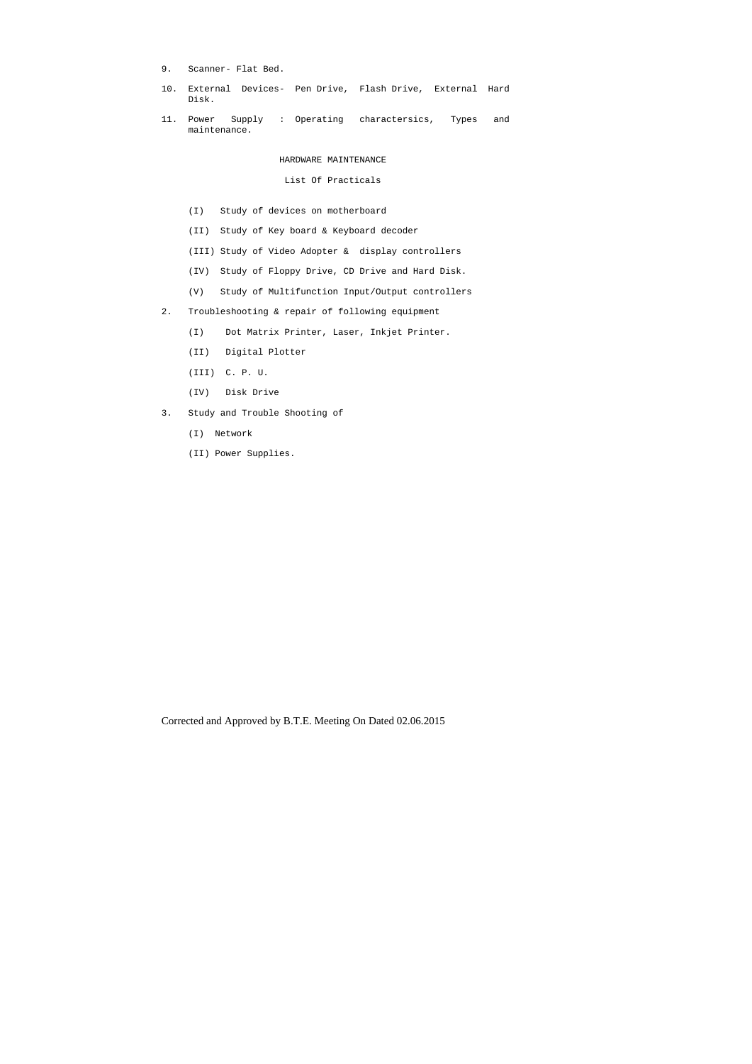9. Scanner- Flat Bed.

10. External Devices- Pen Drive, Flash Drive, External Hard Disk.

11. Power Supply : Operating charactersics, Types and maintenance.

HARDWARE MAINTENANCE

List Of Practicals

(I) Study of devices on motherboard

(II) Study of Key board & Keyboard decoder

(III) Study of Video Adopter & display controllers

(IV) Study of Floppy Drive, CD Drive and Hard Disk.

(V) Study of Multifunction Input/Output controllers

2. Troubleshooting & repair of following equipment

   (I) Dot Matrix Printer, Laser, Inkjet Printer.

   (II) Digital Plotter

   (III) C. P. U.

   (IV) Disk Drive

3. Study and Trouble Shooting of

   (I) Network

   (II) Power Supplies.

Corrected and Approved by B.T.E. Meeting On Dated 02.06.2015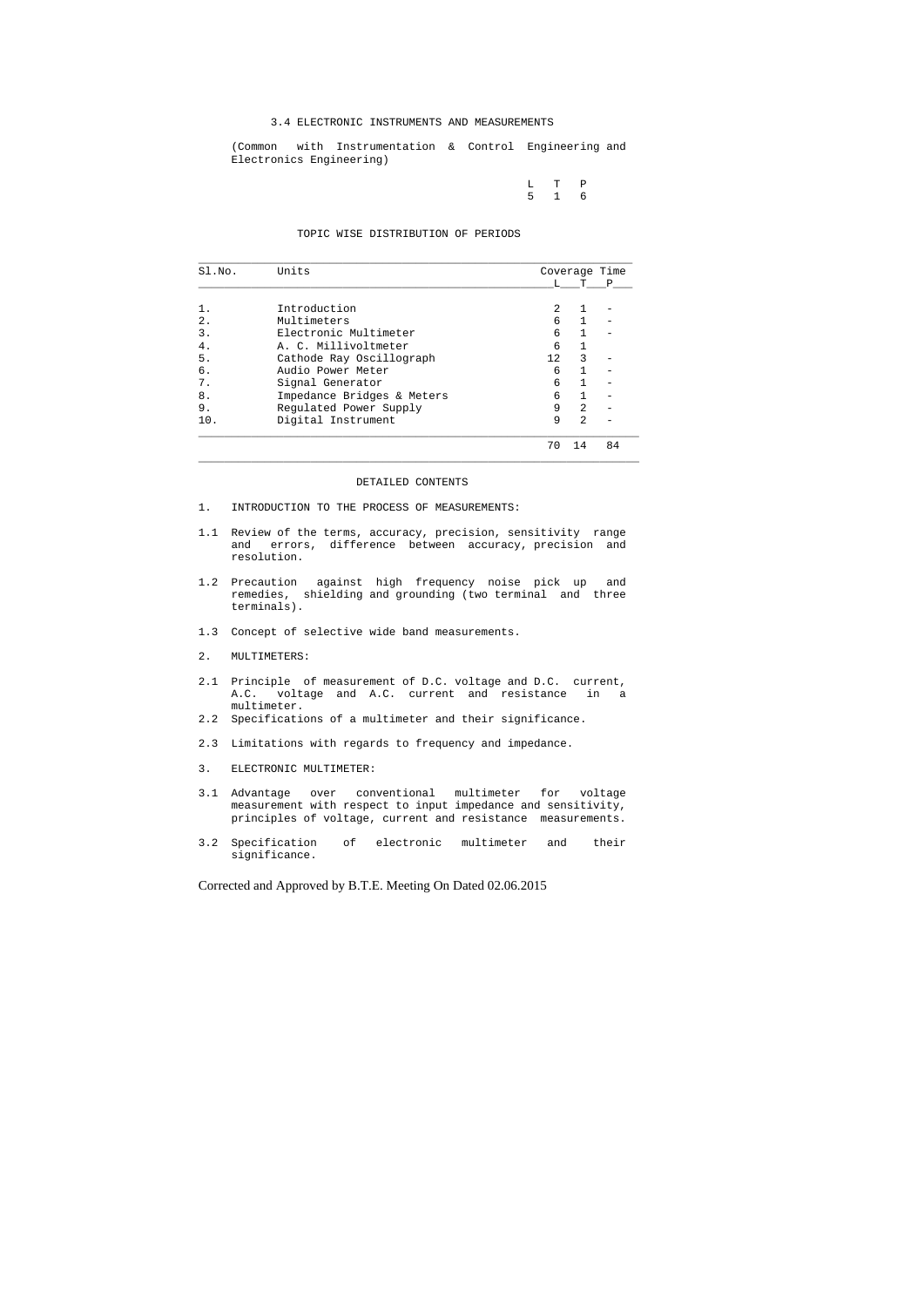# 3.4 ELECTRONIC INSTRUMENTS AND MEASUREMENTS

(Common with Instrumentation & Control Engineering and Electronics Engineering)

| L | T | P |
|---|---|---|
| 5 | 1 | 6 |

## TOPIC WISE DISTRIBUTION OF PERIODS

| Sl.No. | Units | Coverage Time L | T | P |
|---|---|---|---|---|
| 1. | Introduction | 2 | 1 | - |
| 2. | Multimeters | 6 | 1 | - |
| 3. | Electronic Multimeter | 6 | 1 | - |
| 4. | A. C. Millivoltmeter | 6 | 1 | |
| 5. | Cathode Ray Oscillograph | 12 | 3 | - |
| 6. | Audio Power Meter | 6 | 1 | - |
| 7. | Signal Generator | 6 | 1 | - |
| 8. | Impedance Bridges & Meters | 6 | 1 | - |
| 9. | Regulated Power Supply | 9 | 2 | - |
| 10. | Digital Instrument | 9 | 2 | - |
| | | 70 | 14 | 84 |

## DETAILED CONTENTS

1. INTRODUCTION TO THE PROCESS OF MEASUREMENTS:

1.1 Review of the terms, accuracy, precision, sensitivity range and errors, difference between accuracy, precision and resolution.

1.2 Precaution against high frequency noise pick up and remedies, shielding and grounding (two terminal and three terminals).

1.3 Concept of selective wide band measurements.

2. MULTIMETERS:

2.1 Principle of measurement of D.C. voltage and D.C. current, A.C. voltage and A.C. current and resistance in a multimeter.

2.2 Specifications of a multimeter and their significance.

2.3 Limitations with regards to frequency and impedance.

3. ELECTRONIC MULTIMETER:

3.1 Advantage over conventional multimeter for voltage measurement with respect to input impedance and sensitivity, principles of voltage, current and resistance measurements.

3.2 Specification of electronic multimeter and their significance.

Corrected and Approved by B.T.E. Meeting On Dated 02.06.2015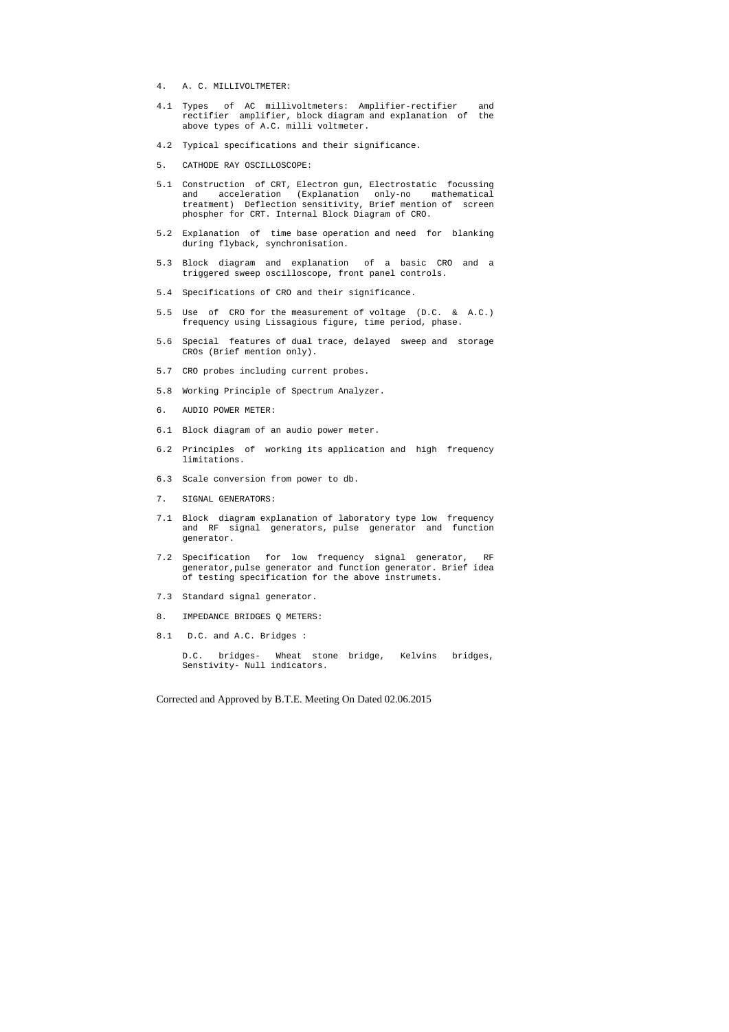4. A. C. MILLIVOLTMETER:

4.1 Types of AC millivoltmeters: Amplifier-rectifier and rectifier amplifier, block diagram and explanation of the above types of A.C. milli voltmeter.

4.2 Typical specifications and their significance.

5. CATHODE RAY OSCILLOSCOPE:

5.1 Construction of CRT, Electron gun, Electrostatic focussing and acceleration (Explanation only-no mathematical treatment) Deflection sensitivity, Brief mention of screen phospher for CRT. Internal Block Diagram of CRO.

5.2 Explanation of time base operation and need for blanking during flyback, synchronisation.

5.3 Block diagram and explanation of a basic CRO and a triggered sweep oscilloscope, front panel controls.

5.4 Specifications of CRO and their significance.

5.5 Use of CRO for the measurement of voltage (D.C. & A.C.) frequency using Lissagious figure, time period, phase.

5.6 Special features of dual trace, delayed sweep and storage CROs (Brief mention only).

5.7 CRO probes including current probes.

5.8 Working Principle of Spectrum Analyzer.

6. AUDIO POWER METER:

6.1 Block diagram of an audio power meter.

6.2 Principles of working its application and high frequency limitations.

6.3 Scale conversion from power to db.

7. SIGNAL GENERATORS:

7.1 Block diagram explanation of laboratory type low frequency and RF signal generators, pulse generator and function generator.

7.2 Specification for low frequency signal generator, RF generator,pulse generator and function generator. Brief idea of testing specification for the above instrumets.

7.3 Standard signal generator.

8. IMPEDANCE BRIDGES Q METERS:

8.1 D.C. and A.C. Bridges :

D.C. bridges- Wheat stone bridge, Kelvins bridges, Senstivity- Null indicators.

Corrected and Approved by B.T.E. Meeting On Dated 02.06.2015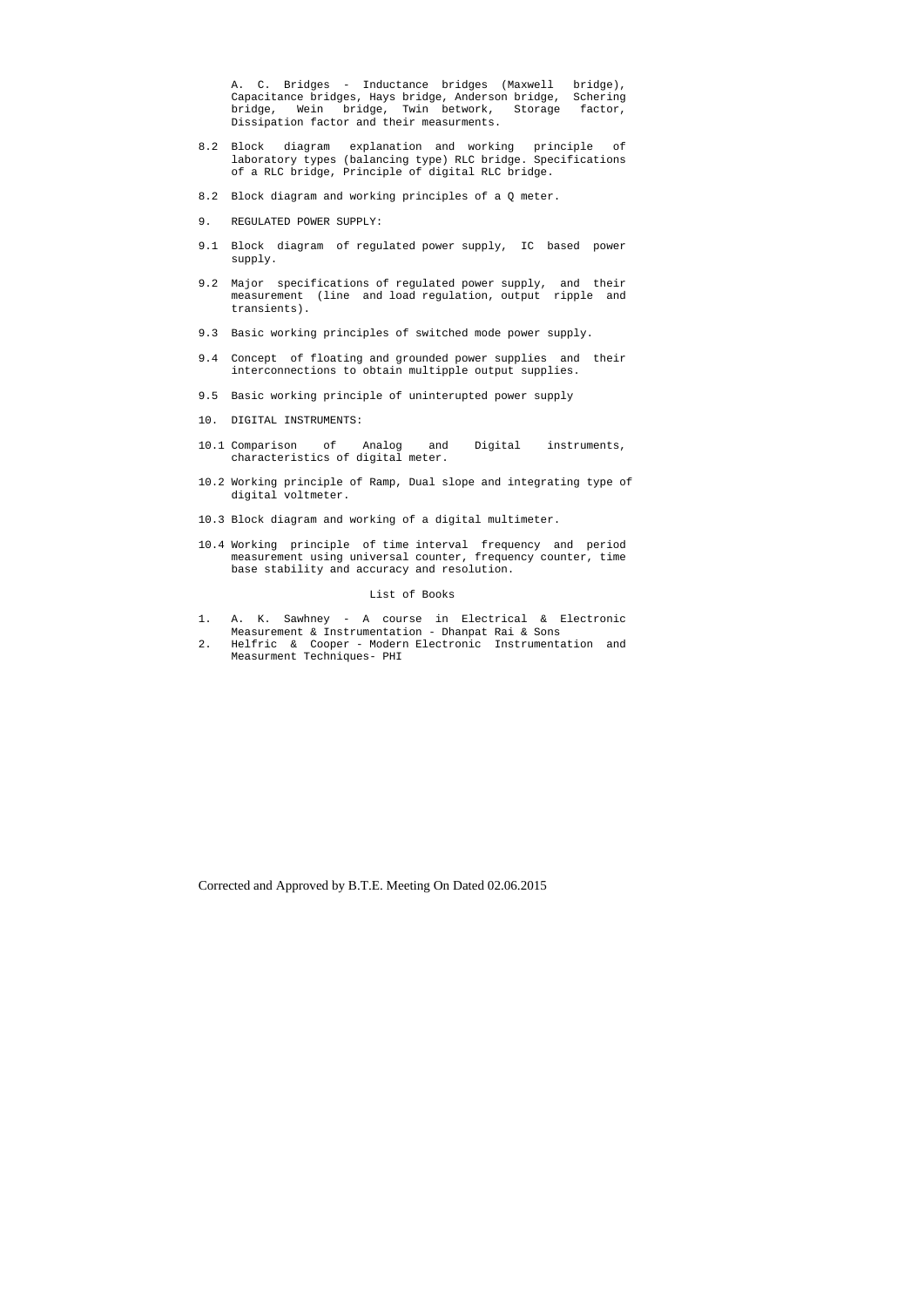A. C. Bridges - Inductance bridges (Maxwell bridge), Capacitance bridges, Hays bridge, Anderson bridge, Schering bridge, Wein bridge, Twin betwork, Storage factor, Dissipation factor and their measurments.

8.2 Block diagram explanation and working principle of laboratory types (balancing type) RLC bridge. Specifications of a RLC bridge, Principle of digital RLC bridge.

8.2 Block diagram and working principles of a Q meter.

9. REGULATED POWER SUPPLY:

9.1 Block diagram of regulated power supply, IC based power supply.

9.2 Major specifications of regulated power supply, and their measurement (line and load regulation, output ripple and transients).

9.3 Basic working principles of switched mode power supply.

9.4 Concept of floating and grounded power supplies and their interconnections to obtain multipple output supplies.

9.5 Basic working principle of uninterupted power supply

10. DIGITAL INSTRUMENTS:

10.1 Comparison of Analog and Digital instruments, characteristics of digital meter.

10.2 Working principle of Ramp, Dual slope and integrating type of digital voltmeter.

10.3 Block diagram and working of a digital multimeter.

10.4 Working principle of time interval frequency and period measurement using universal counter, frequency counter, time base stability and accuracy and resolution.

List of Books

1. A. K. Sawhney - A course in Electrical & Electronic Measurement & Instrumentation - Dhanpat Rai & Sons
2. Helfric & Cooper - Modern Electronic Instrumentation and Measurment Techniques- PHI

Corrected and Approved by B.T.E. Meeting On Dated 02.06.2015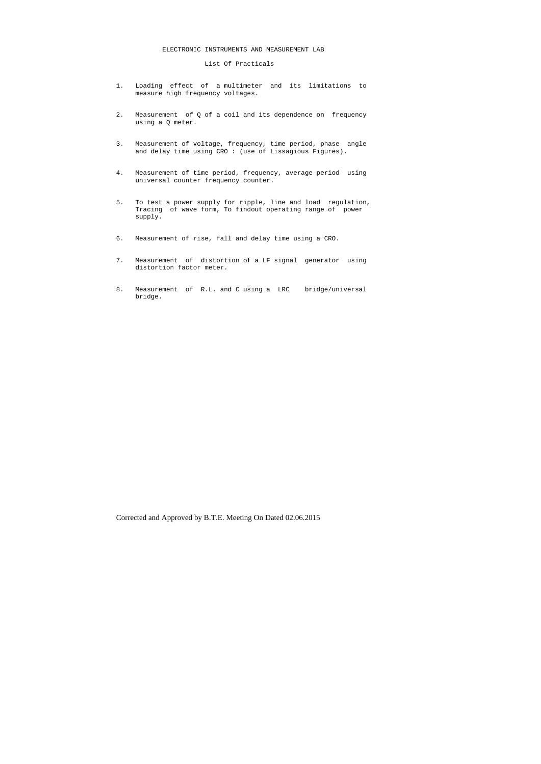# ELECTRONIC INSTRUMENTS AND MEASUREMENT LAB

## List Of Practicals

1. Loading effect of a multimeter and its limitations to measure high frequency voltages.

2. Measurement of Q of a coil and its dependence on frequency using a Q meter.

3. Measurement of voltage, frequency, time period, phase angle and delay time using CRO : (use of Lissagious Figures).

4. Measurement of time period, frequency, average period using universal counter frequency counter.

5. To test a power supply for ripple, line and load regulation, Tracing of wave form, To findout operating range of power supply.

6. Measurement of rise, fall and delay time using a CRO.

7. Measurement of distortion of a LF signal generator using distortion factor meter.

8. Measurement of R.L. and C using a LRC bridge/universal bridge.

Corrected and Approved by B.T.E. Meeting On Dated 02.06.2015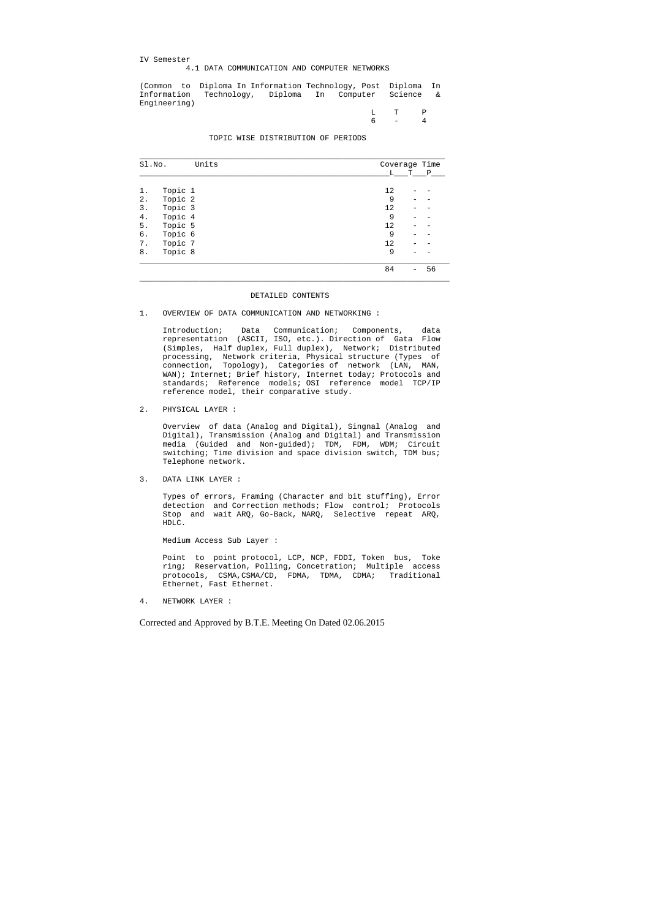IV Semester

# 4.1 DATA COMMUNICATION AND COMPUTER NETWORKS

(Common to Diploma In Information Technology, Post Diploma In Information Technology, Diploma In Computer Science & Engineering)

| L | T | P |
|---|---|---|
| 6 | - | 4 |

## TOPIC WISE DISTRIBUTION OF PERIODS

| Sl.No. | Units | Coverage Time L | T | P |
|---|---|---|---|---|
| 1. | Topic 1 | 12 | - | - |
| 2. | Topic 2 | 9 | - | - |
| 3. | Topic 3 | 12 | - | - |
| 4. | Topic 4 | 9 | - | - |
| 5. | Topic 5 | 12 | - | - |
| 6. | Topic 6 | 9 | - | - |
| 7. | Topic 7 | 12 | - | - |
| 8. | Topic 8 | 9 | - | - |
| | | 84 | - | 56 |

## DETAILED CONTENTS

1. OVERVIEW OF DATA COMMUNICATION AND NETWORKING :

   Introduction; Data Communication; Components, data representation (ASCII, ISO, etc.). Direction of Gata Flow (Simples, Half duplex, Full duplex), Network; Distributed processing, Network criteria, Physical structure (Types of connection, Topology), Categories of network (LAN, MAN, WAN); Internet; Brief history, Internet today; Protocols and standards; Reference models; OSI reference model TCP/IP reference model, their comparative study.

2. PHYSICAL LAYER :

   Overview of data (Analog and Digital), Singnal (Analog and Digital), Transmission (Analog and Digital) and Transmission media (Guided and Non-guided); TDM, FDM, WDM; Circuit switching; Time division and space division switch, TDM bus; Telephone network.

3. DATA LINK LAYER :

   Types of errors, Framing (Character and bit stuffing), Error detection and Correction methods; Flow control; Protocols Stop and wait ARQ, Go-Back, NARQ, Selective repeat ARQ, HDLC.

   Medium Access Sub Layer :

   Point to point protocol, LCP, NCP, FDDI, Token bus, Toke ring; Reservation, Polling, Concetration; Multiple access protocols, CSMA,CSMA/CD, FDMA, TDMA, CDMA; Traditional Ethernet, Fast Ethernet.

4. NETWORK LAYER :

Corrected and Approved by B.T.E. Meeting On Dated 02.06.2015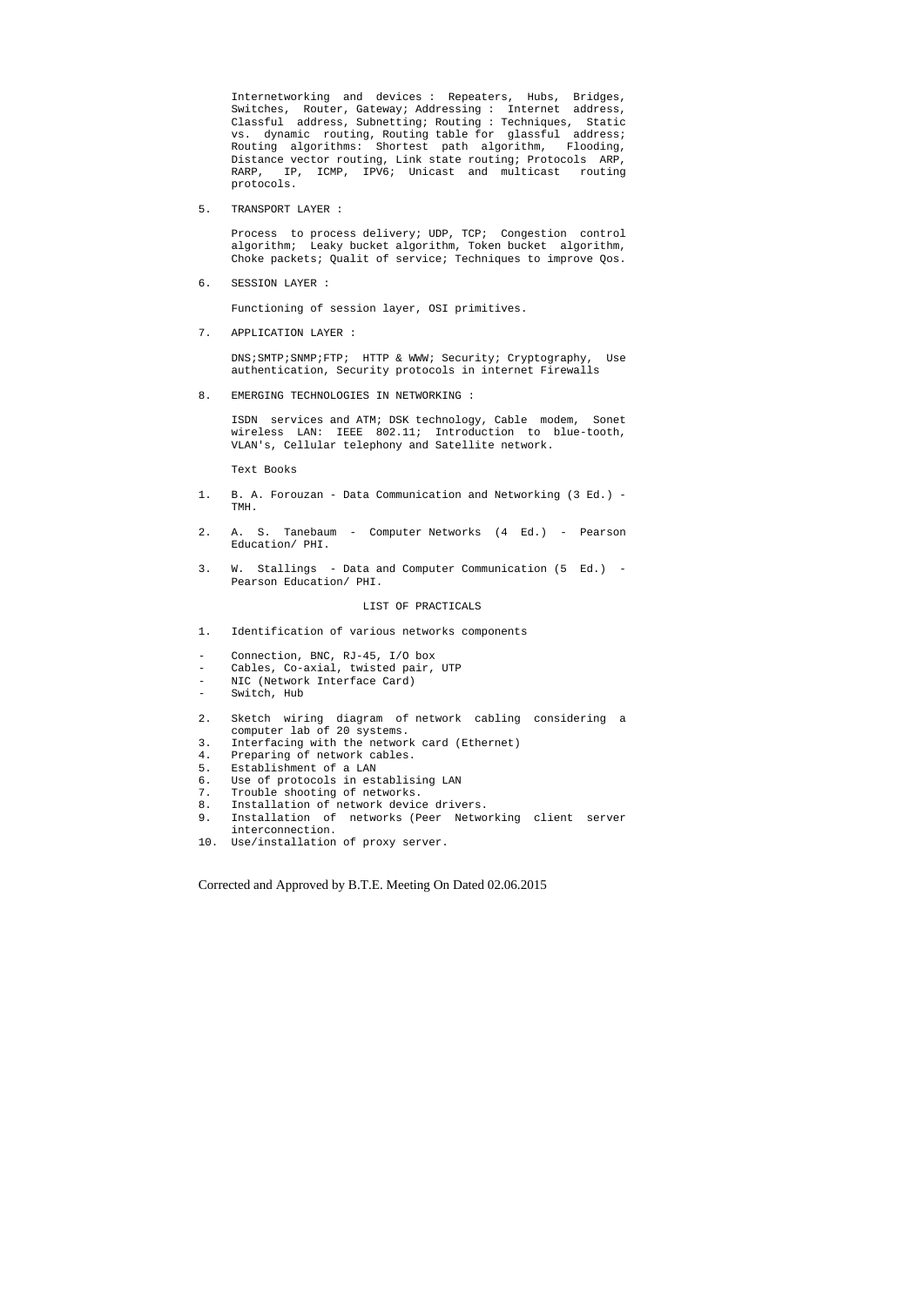Internetworking and devices : Repeaters, Hubs, Bridges, Switches, Router, Gateway; Addressing : Internet address, Classful address, Subnetting; Routing : Techniques, Static vs. dynamic routing, Routing table for glassful address; Routing algorithms: Shortest path algorithm, Flooding, Distance vector routing, Link state routing; Protocols ARP, RARP, IP, ICMP, IPV6; Unicast and multicast routing protocols.

5. TRANSPORT LAYER :

Process to process delivery; UDP, TCP; Congestion control algorithm; Leaky bucket algorithm, Token bucket algorithm, Choke packets; Qualit of service; Techniques to improve Qos.

6. SESSION LAYER :

Functioning of session layer, OSI primitives.

7. APPLICATION LAYER :

DNS;SMTP;SNMP;FTP; HTTP & WWW; Security; Cryptography, Use authentication, Security protocols in internet Firewalls

8. EMERGING TECHNOLOGIES IN NETWORKING :

ISDN services and ATM; DSK technology, Cable modem, Sonet wireless LAN: IEEE 802.11; Introduction to blue-tooth, VLAN's, Cellular telephony and Satellite network.

Text Books

1. B. A. Forouzan - Data Communication and Networking (3 Ed.) - TMH.
2. A. S. Tanebaum - Computer Networks (4 Ed.) - Pearson Education/ PHI.
3. W. Stallings - Data and Computer Communication (5 Ed.) - Pearson Education/ PHI.

LIST OF PRACTICALS

1. Identification of various networks components

- Connection, BNC, RJ-45, I/O box
- Cables, Co-axial, twisted pair, UTP
- NIC (Network Interface Card)
- Switch, Hub

2. Sketch wiring diagram of network cabling considering a computer lab of 20 systems.
3. Interfacing with the network card (Ethernet)
4. Preparing of network cables.
5. Establishment of a LAN
6. Use of protocols in establising LAN
7. Trouble shooting of networks.
8. Installation of network device drivers.
9. Installation of networks (Peer Networking client server interconnection.
10. Use/installation of proxy server.

Corrected and Approved by B.T.E. Meeting On Dated 02.06.2015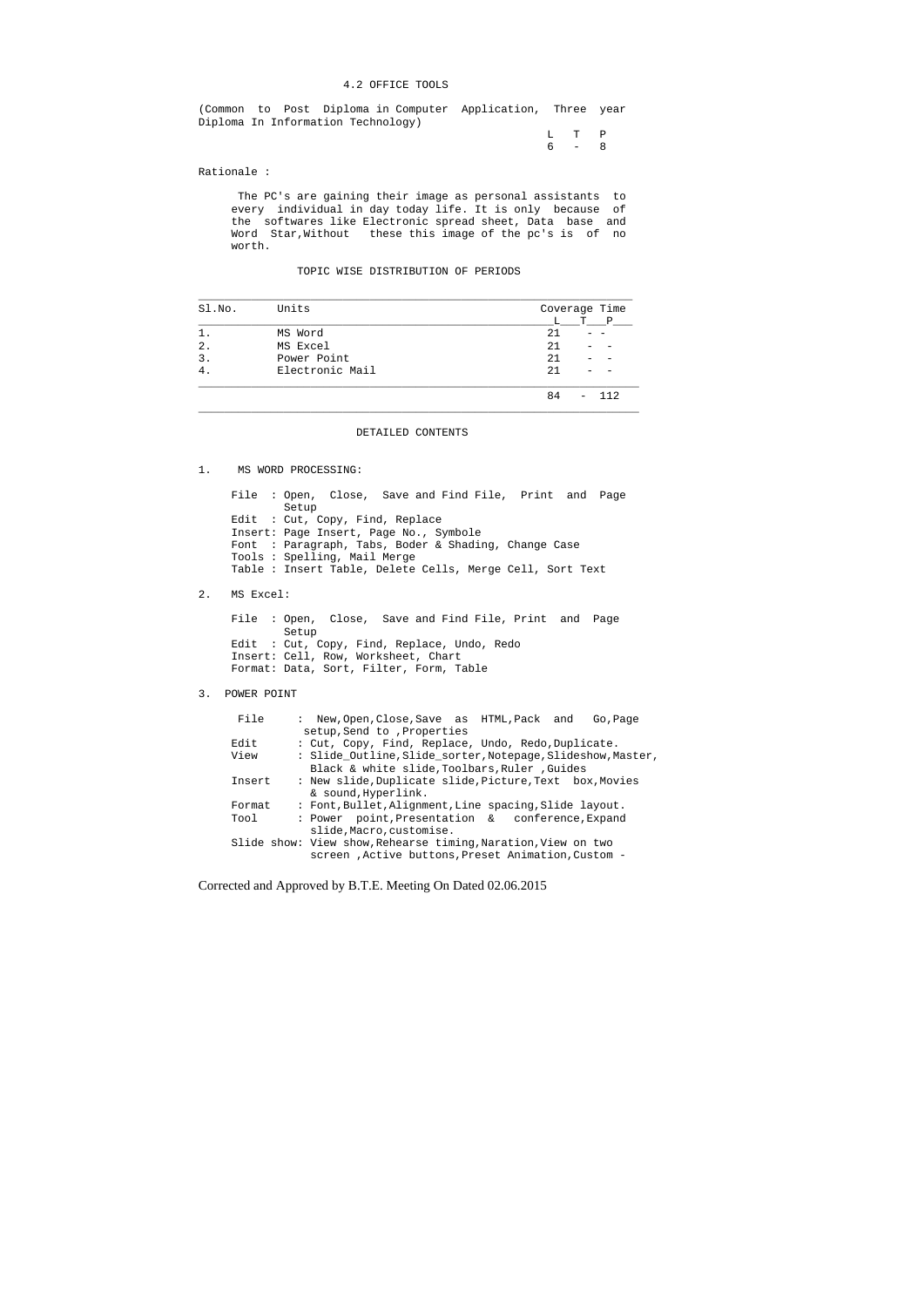## 4.2 OFFICE TOOLS

(Common to Post Diploma in Computer Application, Three year Diploma In Information Technology)

| L | T | P |
|---|---|---|
| 6 | - | 8 |

Rationale :

The PC's are gaining their image as personal assistants to every individual in day today life. It is only because of the softwares like Electronic spread sheet, Data base and Word Star,Without these this image of the pc's is of no worth.

### TOPIC WISE DISTRIBUTION OF PERIODS

| Sl.No. | Units | Coverage Time | | |
|---|---|---|---|---|
| | | L | T | P |
| 1. | MS Word | 21 | - | - |
| 2. | MS Excel | 21 | - | - |
| 3. | Power Point | 21 | - | - |
| 4. | Electronic Mail | 21 | - | - |
| | | 84 | - | 112 |

### DETAILED CONTENTS

1. MS WORD PROCESSING:

   File : Open, Close, Save and Find File, Print and Page Setup
   Edit : Cut, Copy, Find, Replace
   Insert: Page Insert, Page No., Symbole
   Font : Paragraph, Tabs, Boder & Shading, Change Case
   Tools : Spelling, Mail Merge
   Table : Insert Table, Delete Cells, Merge Cell, Sort Text

2. MS Excel:

   File : Open, Close, Save and Find File, Print and Page Setup
   Edit : Cut, Copy, Find, Replace, Undo, Redo
   Insert: Cell, Row, Worksheet, Chart
   Format: Data, Sort, Filter, Form, Table

3. POWER POINT

   File : New,Open,Close,Save as HTML,Pack and Go,Page setup,Send to ,Properties
   Edit : Cut, Copy, Find, Replace, Undo, Redo,Duplicate.
   View : Slide_Outline,Slide_sorter,Notepage,Slideshow,Master, Black & white slide,Toolbars,Ruler ,Guides
   Insert : New slide,Duplicate slide,Picture,Text box,Movies & sound,Hyperlink.
   Format : Font,Bullet,Alignment,Line spacing,Slide layout.
   Tool : Power point,Presentation & conference,Expand slide,Macro,customise.
   Slide show: View show,Rehearse timing,Naration,View on two screen ,Active buttons,Preset Animation,Custom -

Corrected and Approved by B.T.E. Meeting On Dated 02.06.2015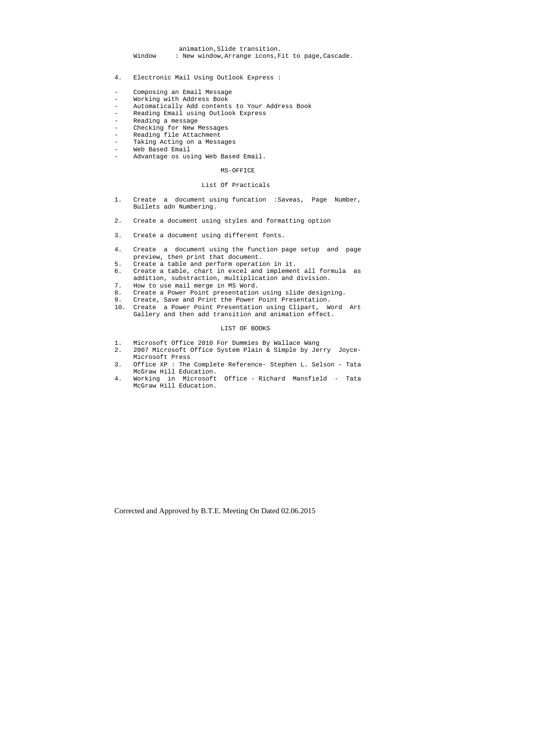animation,Slide transition.

Window : New window,Arrange icons,Fit to page,Cascade.

4. Electronic Mail Using Outlook Express :

- Composing an Email Message
- Working with Address Book
- Automatically Add contents to Your Address Book
- Reading Email using Outlook Express
- Reading a message
- Checking for New Messages
- Reading file Attachment
- Taking Acting on a Messages
- Web Based Email
- Advantage os using Web Based Email.

## MS-OFFICE

### List Of Practicals

1. Create a document using funcation :Saveas, Page Number, Bullets adn Numbering.
2. Create a document using styles and formatting option
3. Create a document using different fonts.
4. Create a document using the function page setup and page preview, then print that document.
5. Create a table and perform operation in it.
6. Create a table, chart in excel and implement all formula as addition, substraction, multiplication and division.
7. How to use mail merge in MS Word.
8. Create a Power Point presentation using slide designing.
9. Create, Save and Print the Power Point Presentation.
10. Create a Power Point Presentation using Clipart, Word Art Gallery and then add transition and animation effect.

### LIST OF BOOKS

1. Microsoft Office 2010 For Dummies By Wallace Wang
2. 2007 Microsoft Office System Plain & Simple by Jerry Joyce- Microsoft Press
3. Office XP : The Complete Reference- Stephen L. Selson - Tata McGraw Hill Education.
4. Working in Microsoft Office - Richard Mansfield - Tata McGraw Hill Education.

Corrected and Approved by B.T.E. Meeting On Dated 02.06.2015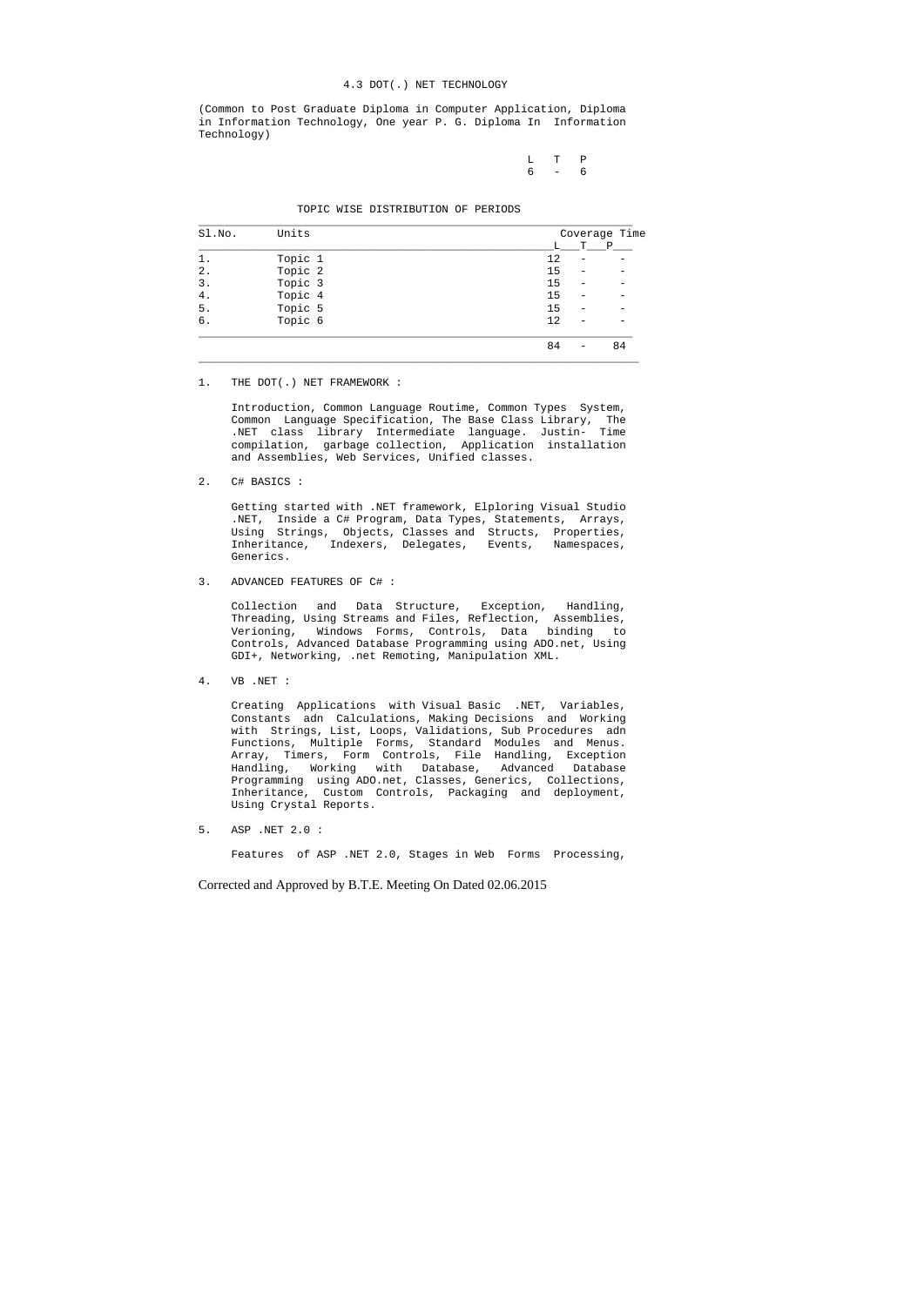# 4.3 DOT(.) NET TECHNOLOGY

(Common to Post Graduate Diploma in Computer Application, Diploma in Information Technology, One year P. G. Diploma In Information Technology)

| L | T | P |
|---|---|---|
| 6 | - | 6 |

TOPIC WISE DISTRIBUTION OF PERIODS

| Sl.No. | Units | Coverage Time | | |
|---|---|---|---|---|
| | | L | T | P |
| 1. | Topic 1 | 12 | - | - |
| 2. | Topic 2 | 15 | - | - |
| 3. | Topic 3 | 15 | - | - |
| 4. | Topic 4 | 15 | - | - |
| 5. | Topic 5 | 15 | - | - |
| 6. | Topic 6 | 12 | - | - |
| | | 84 | - | 84 |

1. THE DOT(.) NET FRAMEWORK :

   Introduction, Common Language Routime, Common Types System, Common Language Specification, The Base Class Library, The .NET class library Intermediate language. Justin- Time compilation, garbage collection, Application installation and Assemblies, Web Services, Unified classes.

2. C# BASICS :

   Getting started with .NET framework, Elploring Visual Studio .NET, Inside a C# Program, Data Types, Statements, Arrays, Using Strings, Objects, Classes and Structs, Properties, Inheritance, Indexers, Delegates, Events, Namespaces, Generics.

3. ADVANCED FEATURES OF C# :

   Collection and Data Structure, Exception, Handling, Threading, Using Streams and Files, Reflection, Assemblies, Verioning, Windows Forms, Controls, Data binding to Controls, Advanced Database Programming using ADO.net, Using GDI+, Networking, .net Remoting, Manipulation XML.

4. VB .NET :

   Creating Applications with Visual Basic .NET, Variables, Constants adn Calculations, Making Decisions and Working with Strings, List, Loops, Validations, Sub Procedures adn Functions, Multiple Forms, Standard Modules and Menus. Array, Timers, Form Controls, File Handling, Exception Handling, Working with Database, Advanced Database Programming using ADO.net, Classes, Generics, Collections, Inheritance, Custom Controls, Packaging and deployment, Using Crystal Reports.

5. ASP .NET 2.0 :

   Features of ASP .NET 2.0, Stages in Web Forms Processing,

Corrected and Approved by B.T.E. Meeting On Dated 02.06.2015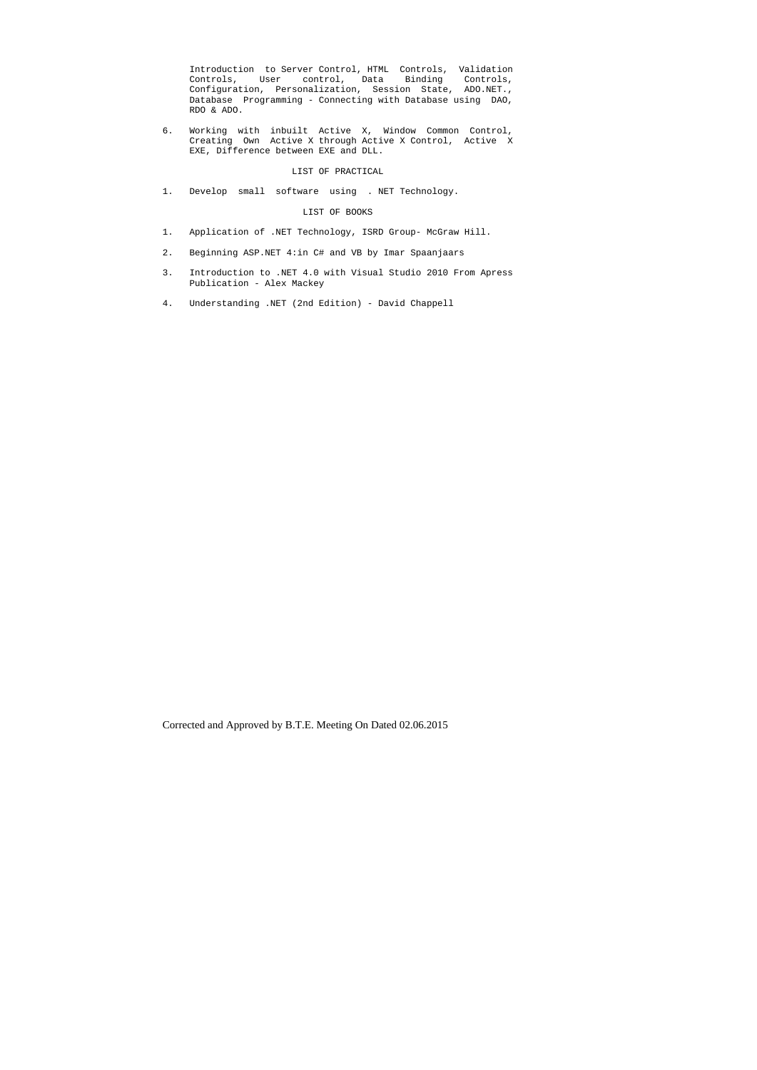Introduction to Server Control, HTML Controls, Validation Controls, User control, Data Binding Controls, Configuration, Personalization, Session State, ADO.NET., Database Programming - Connecting with Database using DAO, RDO & ADO.

6. Working with inbuilt Active X, Window Common Control, Creating Own Active X through Active X Control, Active X EXE, Difference between EXE and DLL.

## LIST OF PRACTICAL

1. Develop small software using . NET Technology.

## LIST OF BOOKS

1. Application of .NET Technology, ISRD Group- McGraw Hill.
2. Beginning ASP.NET 4:in C# and VB by Imar Spaanjaars
3. Introduction to .NET 4.0 with Visual Studio 2010 From Apress Publication - Alex Mackey
4. Understanding .NET (2nd Edition) - David Chappell

Corrected and Approved by B.T.E. Meeting On Dated 02.06.2015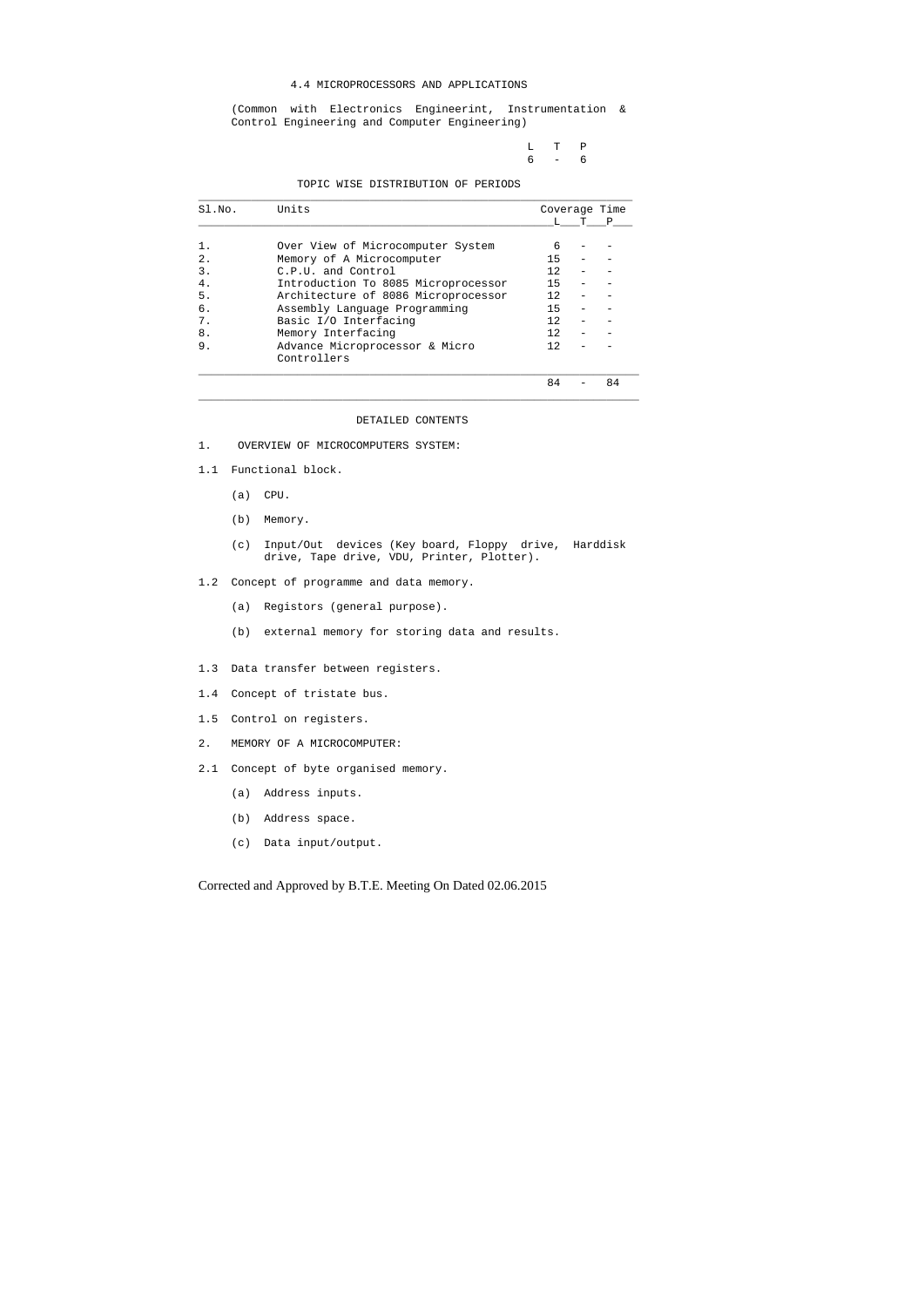# 4.4 MICROPROCESSORS AND APPLICATIONS

(Common with Electronics Engineerint, Instrumentation & Control Engineering and Computer Engineering)

| L | T | P |
|---|---|---|
| 6 | - | 6 |

## TOPIC WISE DISTRIBUTION OF PERIODS

| Sl.No. | Units | Coverage Time | | |
|---|---|---|---|---|
| | | L | T | P |
| 1. | Over View of Microcomputer System | 6 | - | - |
| 2. | Memory of A Microcomputer | 15 | - | - |
| 3. | C.P.U. and Control | 12 | - | - |
| 4. | Introduction To 8085 Microprocessor | 15 | - | - |
| 5. | Architecture of 8086 Microprocessor | 12 | - | - |
| 6. | Assembly Language Programming | 15 | - | - |
| 7. | Basic I/O Interfacing | 12 | - | - |
| 8. | Memory Interfacing | 12 | - | - |
| 9. | Advance Microprocessor & Micro Controllers | 12 | - | - |
| | | 84 | - | 84 |

## DETAILED CONTENTS

1. OVERVIEW OF MICROCOMPUTERS SYSTEM:

1.1 Functional block.

   (a) CPU.

   (b) Memory.

   (c) Input/Out devices (Key board, Floppy drive, Harddisk drive, Tape drive, VDU, Printer, Plotter).

1.2 Concept of programme and data memory.

   (a) Registors (general purpose).

   (b) external memory for storing data and results.

1.3 Data transfer between registers.

1.4 Concept of tristate bus.

1.5 Control on registers.

2. MEMORY OF A MICROCOMPUTER:

2.1 Concept of byte organised memory.

   (a) Address inputs.

   (b) Address space.

   (c) Data input/output.

Corrected and Approved by B.T.E. Meeting On Dated 02.06.2015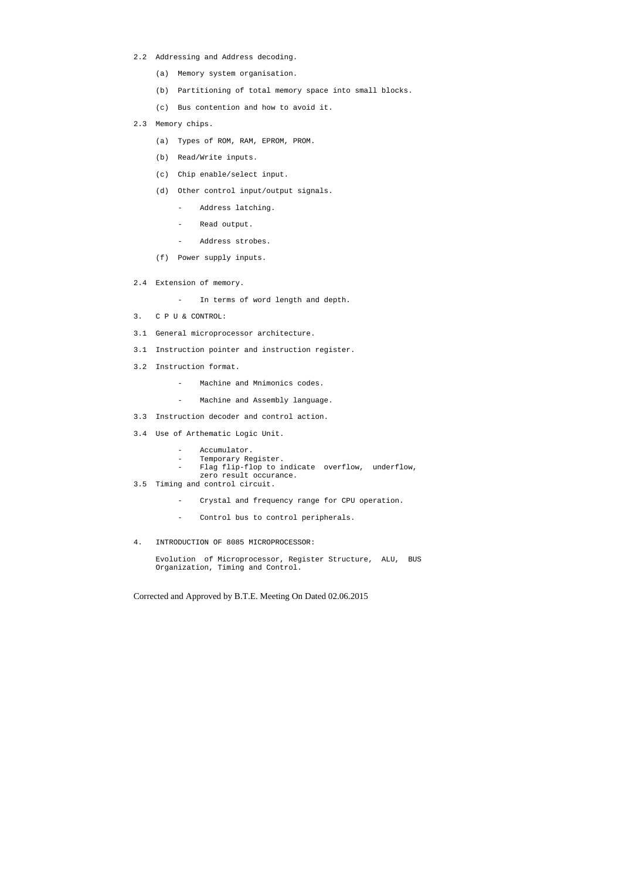2.2 Addressing and Address decoding.

(a) Memory system organisation.

(b) Partitioning of total memory space into small blocks.

(c) Bus contention and how to avoid it.

2.3 Memory chips.

(a) Types of ROM, RAM, EPROM, PROM.

(b) Read/Write inputs.

(c) Chip enable/select input.

(d) Other control input/output signals.

- Address latching.
- Read output.
- Address strobes.

(f) Power supply inputs.

2.4 Extension of memory.

- In terms of word length and depth.

3. C P U & CONTROL:

3.1 General microprocessor architecture.

3.1 Instruction pointer and instruction register.

3.2 Instruction format.

- Machine and Mnimonics codes.
- Machine and Assembly language.

3.3 Instruction decoder and control action.

3.4 Use of Arthematic Logic Unit.

- Accumulator.
- Temporary Register.
- Flag flip-flop to indicate overflow, underflow, zero result occurance.

3.5 Timing and control circuit.

- Crystal and frequency range for CPU operation.
- Control bus to control peripherals.

4. INTRODUCTION OF 8085 MICROPROCESSOR:

Evolution of Microprocessor, Register Structure, ALU, BUS Organization, Timing and Control.

Corrected and Approved by B.T.E. Meeting On Dated 02.06.2015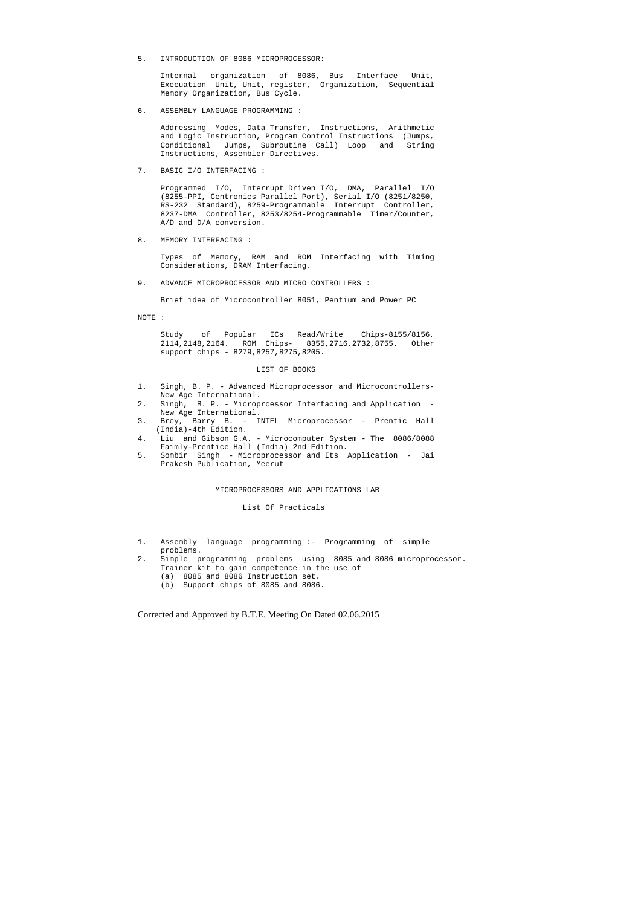5. INTRODUCTION OF 8086 MICROPROCESSOR:

   Internal organization of 8086, Bus Interface Unit, Execuation Unit, Unit, register, Organization, Sequential Memory Organization, Bus Cycle.

6. ASSEMBLY LANGUAGE PROGRAMMING :

   Addressing Modes, Data Transfer, Instructions, Arithmetic and Logic Instruction, Program Control Instructions (Jumps, Conditional Jumps, Subroutine Call) Loop and String Instructions, Assembler Directives.

7. BASIC I/O INTERFACING :

   Programmed I/O, Interrupt Driven I/O, DMA, Parallel I/O (8255-PPI, Centronics Parallel Port), Serial I/O (8251/8250, RS-232 Standard), 8259-Programmable Interrupt Controller, 8237-DMA Controller, 8253/8254-Programmable Timer/Counter, A/D and D/A conversion.

8. MEMORY INTERFACING :

   Types of Memory, RAM and ROM Interfacing with Timing Considerations, DRAM Interfacing.

9. ADVANCE MICROPROCESSOR AND MICRO CONTROLLERS :

   Brief idea of Microcontroller 8051, Pentium and Power PC

NOTE :

   Study of Popular ICs Read/Write Chips-8155/8156, 2114,2148,2164. ROM Chips- 8355,2716,2732,8755. Other support chips - 8279,8257,8275,8205.

LIST OF BOOKS

1. Singh, B. P. - Advanced Microprocessor and Microcontrollers- New Age International.
2. Singh, B. P. - Microprcessor Interfacing and Application - New Age International.
3. Brey, Barry B. - INTEL Microprocessor - Prentic Hall (India)-4th Edition.
4. Liu and Gibson G.A. - Microcomputer System - The 8086/8088 Faimly-Prentice Hall (India) 2nd Edition.
5. Sombir Singh - Microprocessor and Its Application - Jai Prakesh Publication, Meerut

MICROPROCESSORS AND APPLICATIONS LAB

List Of Practicals

1. Assembly language programming :- Programming of simple problems.
2. Simple programming problems using 8085 and 8086 microprocessor. Trainer kit to gain competence in the use of
   (a) 8085 and 8086 Instruction set.
   (b) Support chips of 8085 and 8086.

Corrected and Approved by B.T.E. Meeting On Dated 02.06.2015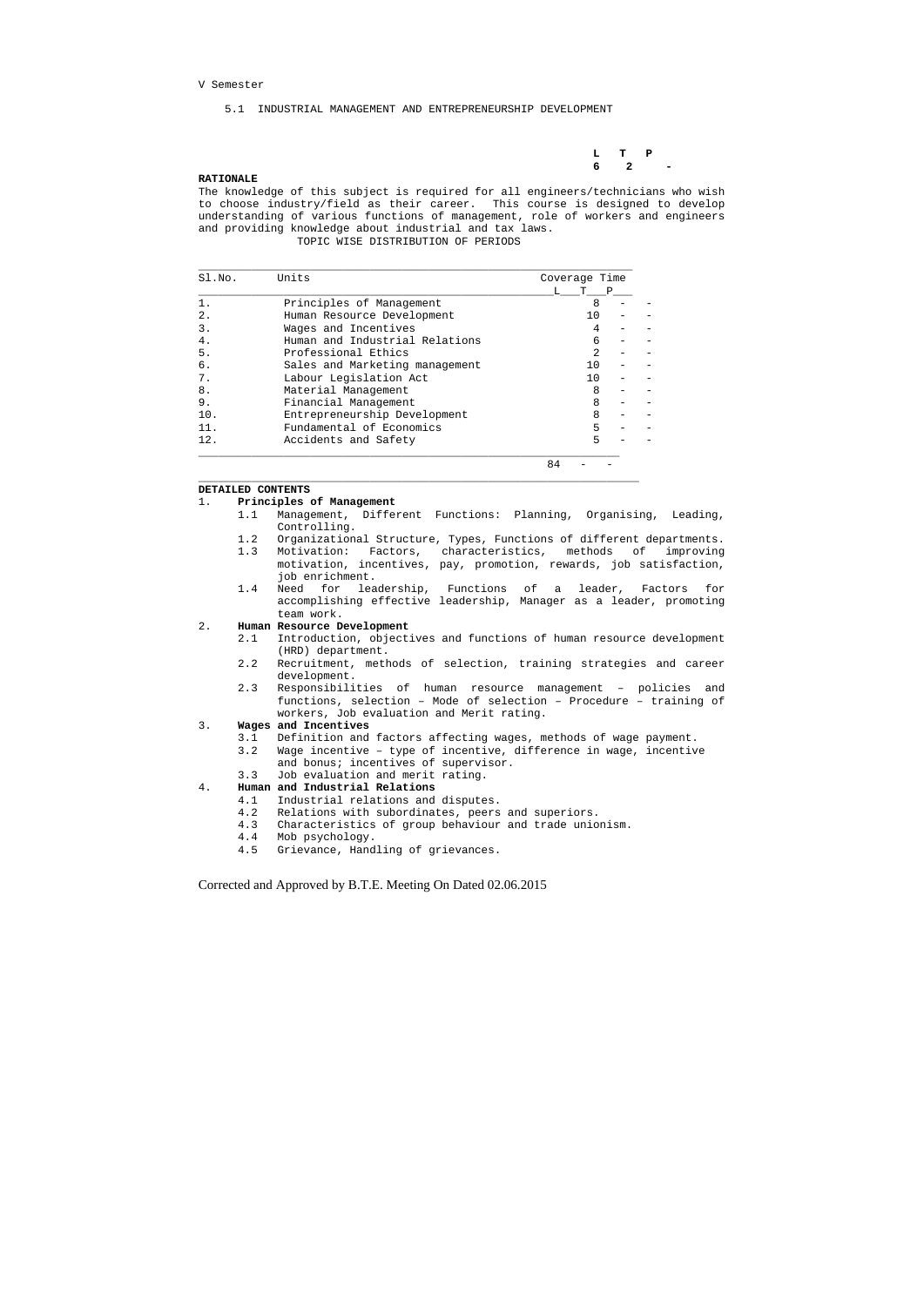V Semester

5.1 INDUSTRIAL MANAGEMENT AND ENTREPRENEURSHIP DEVELOPMENT

| L | T | P |
|---|---|---|
| 6 | 2 | - |

**RATIONALE**

The knowledge of this subject is required for all engineers/technicians who wish to choose industry/field as their career. This course is designed to develop understanding of various functions of management, role of workers and engineers and providing knowledge about industrial and tax laws.

TOPIC WISE DISTRIBUTION OF PERIODS

| Sl.No. | Units | Coverage Time L | T | P |
|---|---|---|---|---|
| 1. | Principles of Management | 8 | - | - |
| 2. | Human Resource Development | 10 | - | - |
| 3. | Wages and Incentives | 4 | - | - |
| 4. | Human and Industrial Relations | 6 | - | - |
| 5. | Professional Ethics | 2 | - | - |
| 6. | Sales and Marketing management | 10 | - | - |
| 7. | Labour Legislation Act | 10 | - | - |
| 8. | Material Management | 8 | - | - |
| 9. | Financial Management | 8 | - | - |
| 10. | Entrepreneurship Development | 8 | - | - |
| 11. | Fundamental of Economics | 5 | - | - |
| 12. | Accidents and Safety | 5 | - | - |
| | | 84 | - | - |

**DETAILED CONTENTS**

1. **Principles of Management**
   - 1.1 Management, Different Functions: Planning, Organising, Leading, Controlling.
   - 1.2 Organizational Structure, Types, Functions of different departments.
   - 1.3 Motivation: Factors, characteristics, methods of improving motivation, incentives, pay, promotion, rewards, job satisfaction, job enrichment.
   - 1.4 Need for leadership, Functions of a leader, Factors for accomplishing effective leadership, Manager as a leader, promoting team work.

2. **Human Resource Development**
   - 2.1 Introduction, objectives and functions of human resource development (HRD) department.
   - 2.2 Recruitment, methods of selection, training strategies and career development.
   - 2.3 Responsibilities of human resource management – policies and functions, selection – Mode of selection – Procedure – training of workers, Job evaluation and Merit rating.

3. **Wages and Incentives**
   - 3.1 Definition and factors affecting wages, methods of wage payment.
   - 3.2 Wage incentive – type of incentive, difference in wage, incentive and bonus; incentives of supervisor.
   - 3.3 Job evaluation and merit rating.

4. **Human and Industrial Relations**
   - 4.1 Industrial relations and disputes.
   - 4.2 Relations with subordinates, peers and superiors.
   - 4.3 Characteristics of group behaviour and trade unionism.
   - 4.4 Mob psychology.
   - 4.5 Grievance, Handling of grievances.

Corrected and Approved by B.T.E. Meeting On Dated 02.06.2015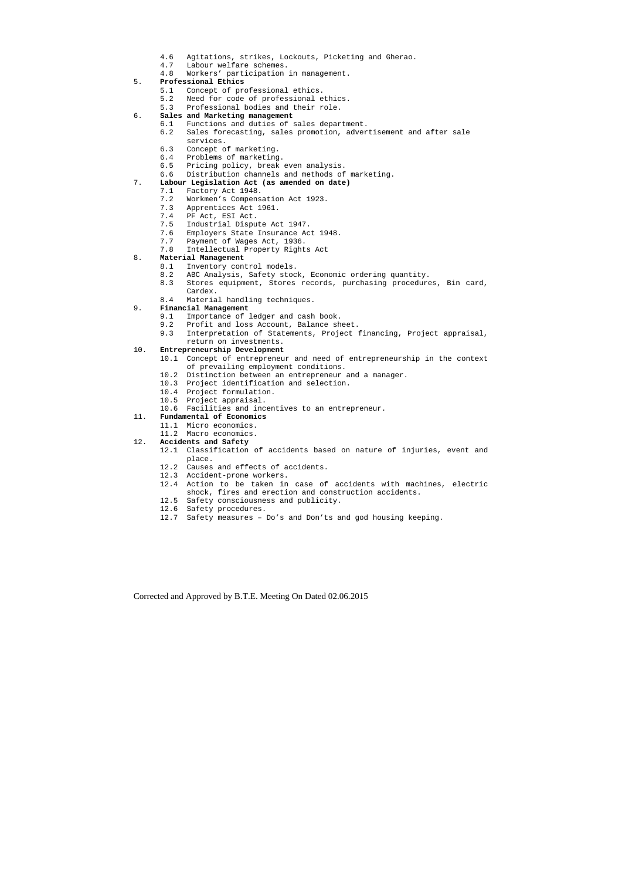4.6 Agitations, strikes, Lockouts, Picketing and Gherao.
4.7 Labour welfare schemes.
4.8 Workers' participation in management.

5. **Professional Ethics**
   - 5.1 Concept of professional ethics.
   - 5.2 Need for code of professional ethics.
   - 5.3 Professional bodies and their role.

6. **Sales and Marketing management**
   - 6.1 Functions and duties of sales department.
   - 6.2 Sales forecasting, sales promotion, advertisement and after sale services.
   - 6.3 Concept of marketing.
   - 6.4 Problems of marketing.
   - 6.5 Pricing policy, break even analysis.
   - 6.6 Distribution channels and methods of marketing.

7. **Labour Legislation Act (as amended on date)**
   - 7.1 Factory Act 1948.
   - 7.2 Workmen's Compensation Act 1923.
   - 7.3 Apprentices Act 1961.
   - 7.4 PF Act, ESI Act.
   - 7.5 Industrial Dispute Act 1947.
   - 7.6 Employers State Insurance Act 1948.
   - 7.7 Payment of Wages Act, 1936.
   - 7.8 Intellectual Property Rights Act

8. **Material Management**
   - 8.1 Inventory control models.
   - 8.2 ABC Analysis, Safety stock, Economic ordering quantity.
   - 8.3 Stores equipment, Stores records, purchasing procedures, Bin card, Cardex.
   - 8.4 Material handling techniques.

9. **Financial Management**
   - 9.1 Importance of ledger and cash book.
   - 9.2 Profit and loss Account, Balance sheet.
   - 9.3 Interpretation of Statements, Project financing, Project appraisal, return on investments.

10. **Entrepreneurship Development**
    - 10.1 Concept of entrepreneur and need of entrepreneurship in the context of prevailing employment conditions.
    - 10.2 Distinction between an entrepreneur and a manager.
    - 10.3 Project identification and selection.
    - 10.4 Project formulation.
    - 10.5 Project appraisal.
    - 10.6 Facilities and incentives to an entrepreneur.

11. **Fundamental of Economics**
    - 11.1 Micro economics.
    - 11.2 Macro economics.

12. **Accidents and Safety**
    - 12.1 Classification of accidents based on nature of injuries, event and place.
    - 12.2 Causes and effects of accidents.
    - 12.3 Accident-prone workers.
    - 12.4 Action to be taken in case of accidents with machines, electric shock, fires and erection and construction accidents.
    - 12.5 Safety consciousness and publicity.
    - 12.6 Safety procedures.
    - 12.7 Safety measures – Do's and Don'ts and god housing keeping.

Corrected and Approved by B.T.E. Meeting On Dated 02.06.2015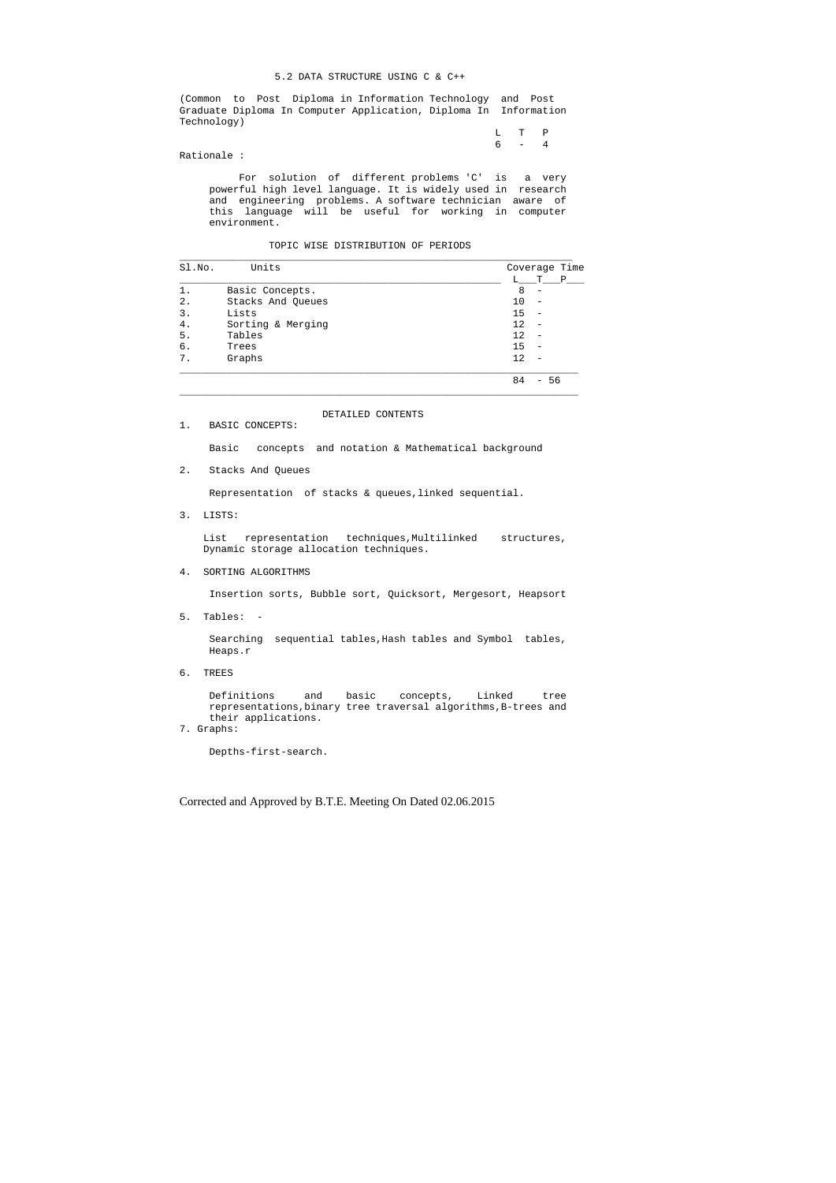# 5.2 DATA STRUCTURE USING C & C++

(Common to Post Diploma in Information Technology and Post Graduate Diploma In Computer Application, Diploma In Information Technology)

| L | T | P |
|---|---|---|
| 6 | - | 4 |

**Rationale :**

For solution of different problems 'C' is a very powerful high level language. It is widely used in research and engineering problems. A software technician aware of this language will be useful for working in computer environment.

## TOPIC WISE DISTRIBUTION OF PERIODS

| Sl.No. | Units | L | T | P |
|---|---|---|---|---|
| 1. | Basic Concepts. | 8 | - | |
| 2. | Stacks And Queues | 10 | - | |
| 3. | Lists | 15 | - | |
| 4. | Sorting & Merging | 12 | - | |
| 5. | Tables | 12 | - | |
| 6. | Trees | 15 | - | |
| 7. | Graphs | 12 | - | |
| | | 84 | - | 56 |

(Coverage Time: L, T, P)

## DETAILED CONTENTS

1. BASIC CONCEPTS:

   Basic concepts and notation & Mathematical background

2. Stacks And Queues

   Representation of stacks & queues,linked sequential.

3. LISTS:

   List representation techniques,Multilinked structures, Dynamic storage allocation techniques.

4. SORTING ALGORITHMS

   Insertion sorts, Bubble sort, Quicksort, Mergesort, Heapsort

5. Tables: -

   Searching sequential tables,Hash tables and Symbol tables, Heaps.r

6. TREES

   Definitions and basic concepts, Linked tree representations,binary tree traversal algorithms,B-trees and their applications.

7. Graphs:

   Depths-first-search.

Corrected and Approved by B.T.E. Meeting On Dated 02.06.2015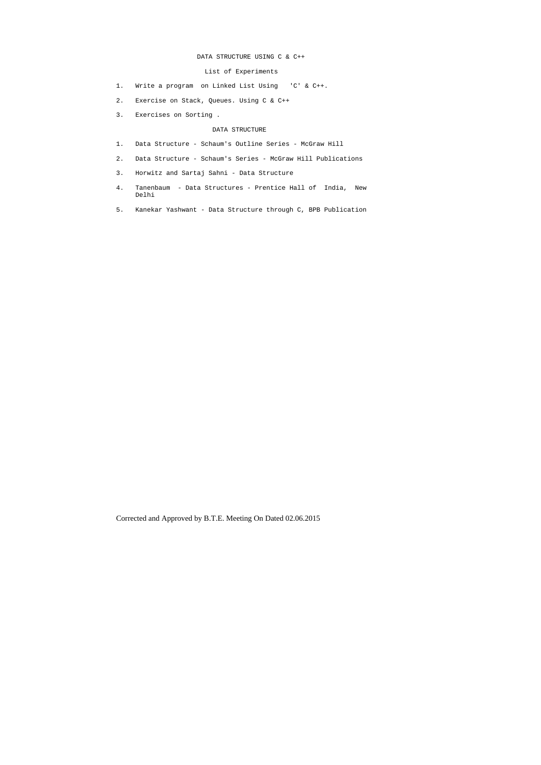## DATA STRUCTURE USING C & C++

### List of Experiments

1. Write a program on Linked List Using 'C' & C++.
2. Exercise on Stack, Queues. Using C & C++
3. Exercises on Sorting .

### DATA STRUCTURE

1. Data Structure - Schaum's Outline Series - McGraw Hill
2. Data Structure - Schaum's Series - McGraw Hill Publications
3. Horwitz and Sartaj Sahni - Data Structure
4. Tanenbaum - Data Structures - Prentice Hall of India, New Delhi
5. Kanekar Yashwant - Data Structure through C, BPB Publication

Corrected and Approved by B.T.E. Meeting On Dated 02.06.2015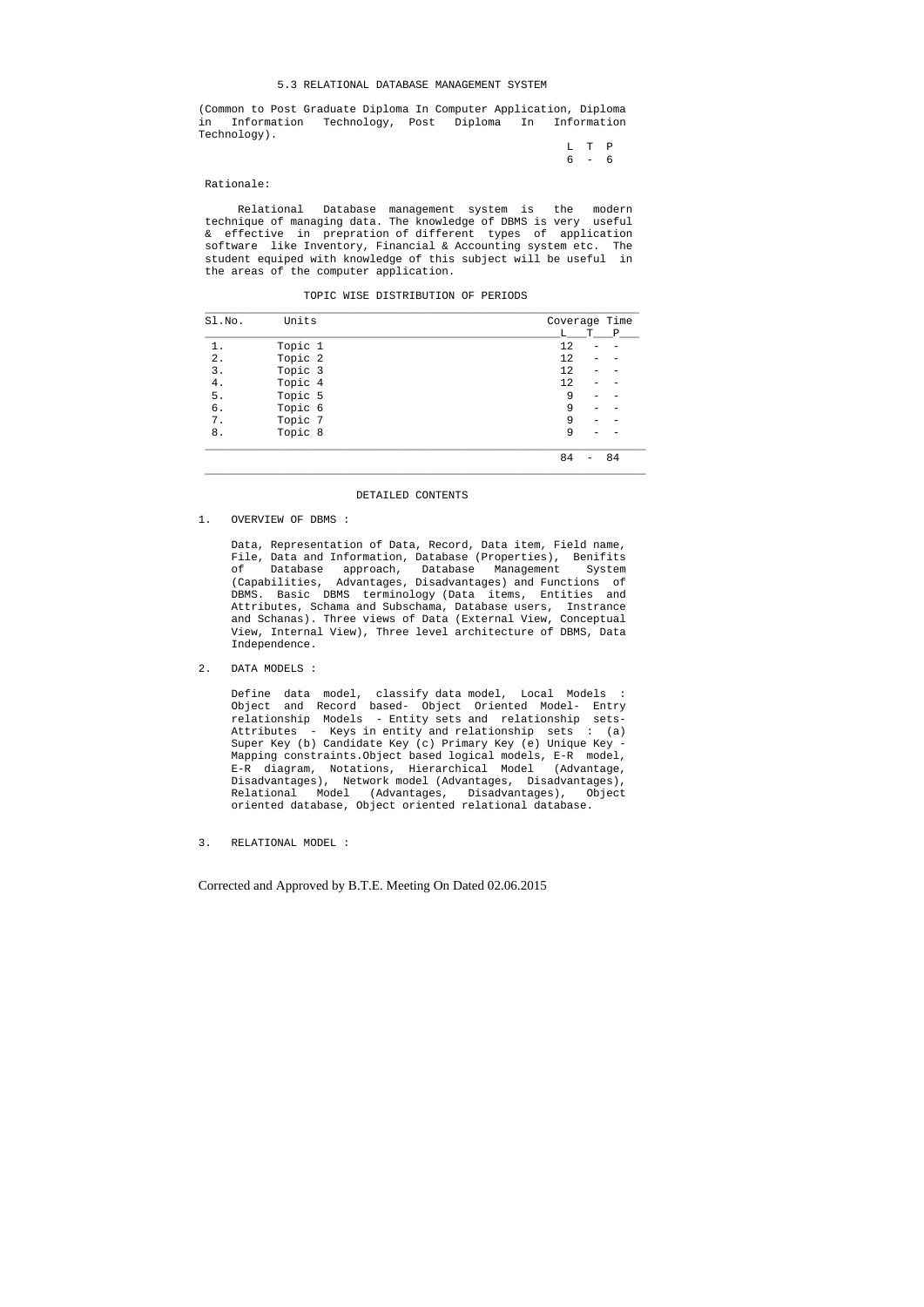# 5.3 RELATIONAL DATABASE MANAGEMENT SYSTEM

(Common to Post Graduate Diploma In Computer Application, Diploma in Information Technology, Post Diploma In Information Technology).

| L | T | P |
|---|---|---|
| 6 | - | 6 |

Rationale:

Relational Database management system is the modern technique of managing data. The knowledge of DBMS is very useful & effective in prepration of different types of application software like Inventory, Financial & Accounting system etc. The student equiped with knowledge of this subject will be useful in the areas of the computer application.

TOPIC WISE DISTRIBUTION OF PERIODS

| Sl.No. | Units | Coverage Time L | T | P |
|---|---|---|---|---|
| 1. | Topic 1 | 12 | - | - |
| 2. | Topic 2 | 12 | - | - |
| 3. | Topic 3 | 12 | - | - |
| 4. | Topic 4 | 12 | - | - |
| 5. | Topic 5 | 9 | - | - |
| 6. | Topic 6 | 9 | - | - |
| 7. | Topic 7 | 9 | - | - |
| 8. | Topic 8 | 9 | - | - |
| | | 84 | - | 84 |

## DETAILED CONTENTS

1. OVERVIEW OF DBMS :

   Data, Representation of Data, Record, Data item, Field name, File, Data and Information, Database (Properties), Benifits of Database approach, Database Management System (Capabilities, Advantages, Disadvantages) and Functions of DBMS. Basic DBMS terminology (Data items, Entities and Attributes, Schama and Subschama, Database users, Instrance and Schanas). Three views of Data (External View, Conceptual View, Internal View), Three level architecture of DBMS, Data Independence.

2. DATA MODELS :

   Define data model, classify data model, Local Models : Object and Record based- Object Oriented Model- Entry relationship Models - Entity sets and relationship sets- Attributes - Keys in entity and relationship sets : (a) Super Key (b) Candidate Key (c) Primary Key (e) Unique Key - Mapping constraints.Object based logical models, E-R model, E-R diagram, Notations, Hierarchical Model (Advantage, Disadvantages), Network model (Advantages, Disadvantages), Relational Model (Advantages, Disadvantages), Object oriented database, Object oriented relational database.

3. RELATIONAL MODEL :

Corrected and Approved by B.T.E. Meeting On Dated 02.06.2015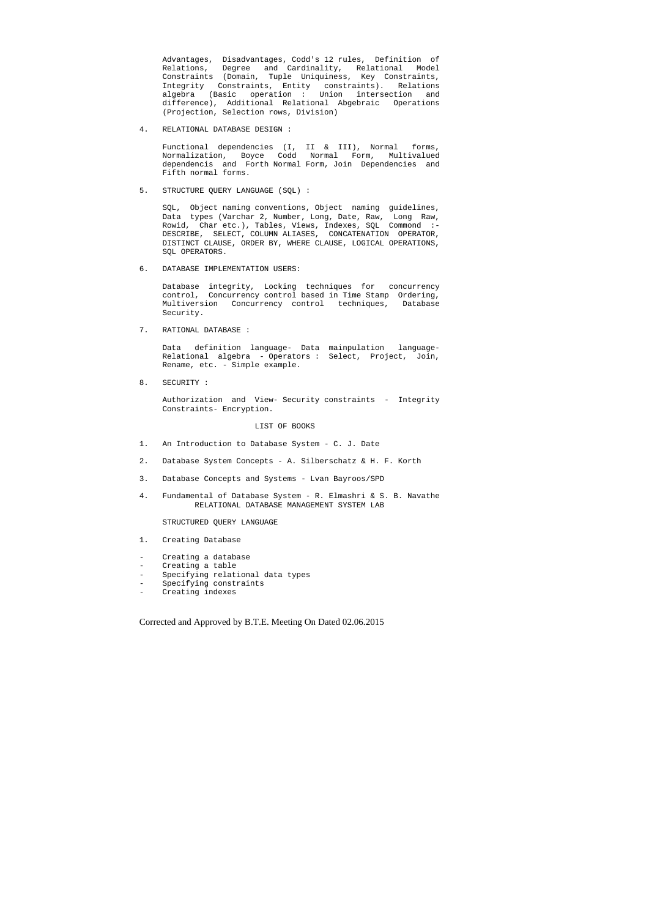Advantages, Disadvantages, Codd's 12 rules, Definition of Relations, Degree and Cardinality, Relational Model Constraints (Domain, Tuple Uniquiness, Key Constraints, Integrity Constraints, Entity constraints). Relations algebra (Basic operation : Union intersection and difference), Additional Relational Abgebraic Operations (Projection, Selection rows, Division)

4. RELATIONAL DATABASE DESIGN :

   Functional dependencies (I, II & III), Normal forms, Normalization, Boyce Codd Normal Form, Multivalued dependencis and Forth Normal Form, Join Dependencies and Fifth normal forms.

5. STRUCTURE QUERY LANGUAGE (SQL) :

   SQL, Object naming conventions, Object naming guidelines, Data types (Varchar 2, Number, Long, Date, Raw, Long Raw, Rowid, Char etc.), Tables, Views, Indexes, SQL Commond :- DESCRIBE, SELECT, COLUMN ALIASES, CONCATENATION OPERATOR, DISTINCT CLAUSE, ORDER BY, WHERE CLAUSE, LOGICAL OPERATIONS, SQL OPERATORS.

6. DATABASE IMPLEMENTATION USERS:

   Database integrity, Locking techniques for concurrency control, Concurrency control based in Time Stamp Ordering, Multiversion Concurrency control techniques, Database Security.

7. RATIONAL DATABASE :

   Data definition language- Data mainpulation language- Relational algebra - Operators : Select, Project, Join, Rename, etc. - Simple example.

8. SECURITY :

   Authorization and View- Security constraints - Integrity Constraints- Encryption.

LIST OF BOOKS

1. An Introduction to Database System - C. J. Date
2. Database System Concepts - A. Silberschatz & H. F. Korth
3. Database Concepts and Systems - Lvan Bayroos/SPD
4. Fundamental of Database System - R. Elmashri & S. B. Navathe

RELATIONAL DATABASE MANAGEMENT SYSTEM LAB

STRUCTURED QUERY LANGUAGE

1. Creating Database

- Creating a database
- Creating a table
- Specifying relational data types
- Specifying constraints
- Creating indexes

Corrected and Approved by B.T.E. Meeting On Dated 02.06.2015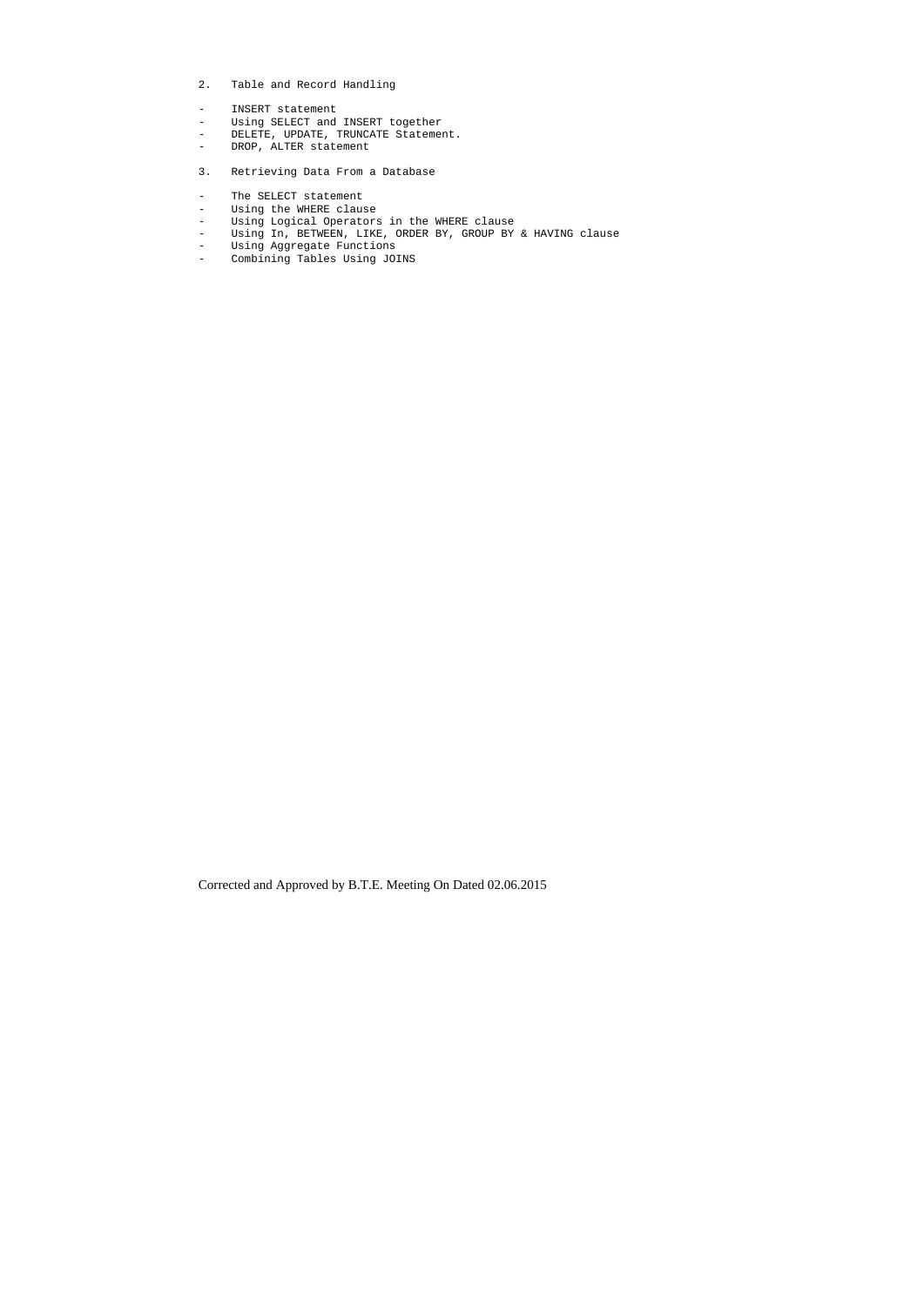2. Table and Record Handling

- INSERT statement
- Using SELECT and INSERT together
- DELETE, UPDATE, TRUNCATE Statement.
- DROP, ALTER statement

3. Retrieving Data From a Database

- The SELECT statement
- Using the WHERE clause
- Using Logical Operators in the WHERE clause
- Using In, BETWEEN, LIKE, ORDER BY, GROUP BY & HAVING clause
- Using Aggregate Functions
- Combining Tables Using JOINS

Corrected and Approved by B.T.E. Meeting On Dated 02.06.2015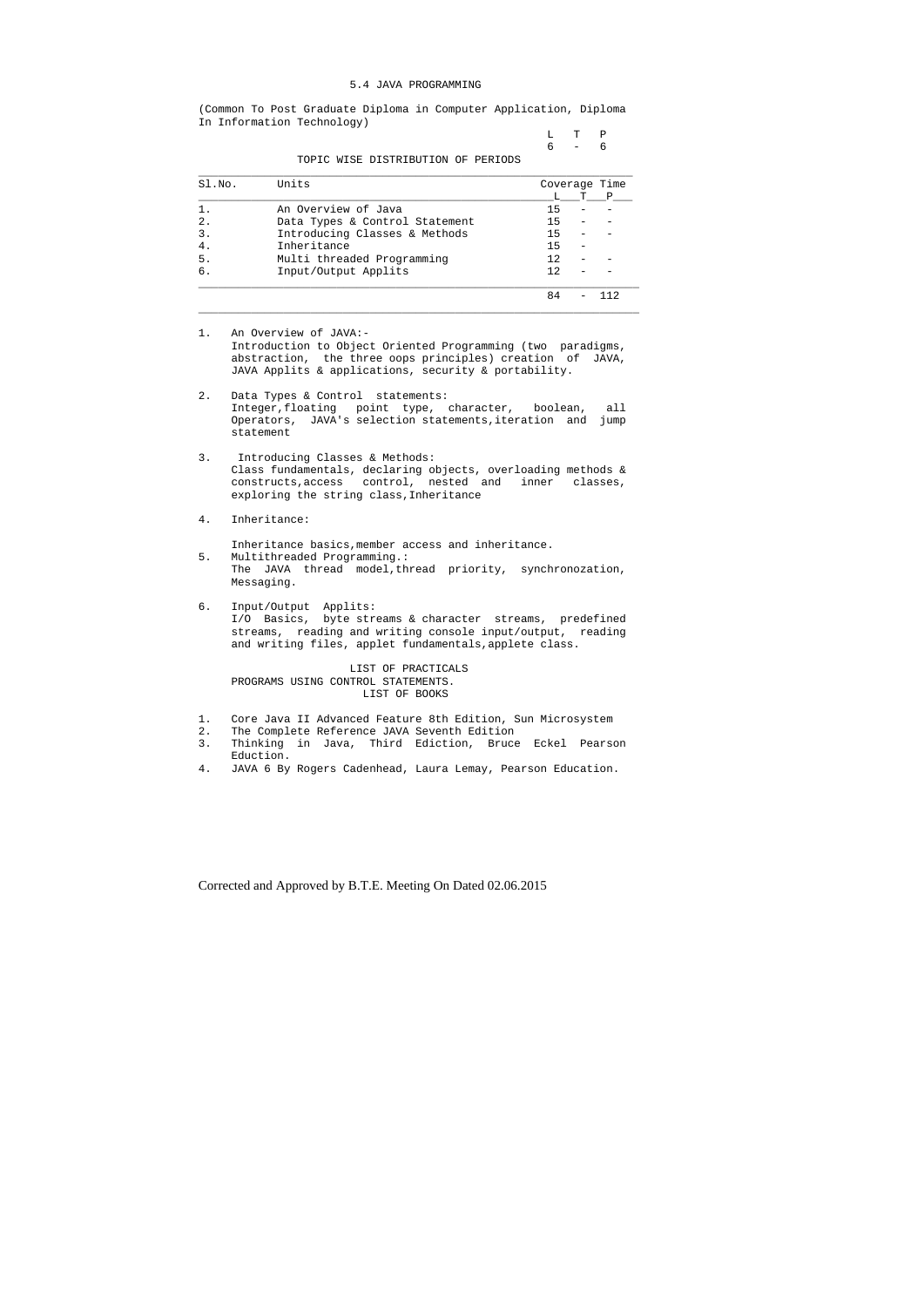# 5.4 JAVA PROGRAMMING

(Common To Post Graduate Diploma in Computer Application, Diploma In Information Technology)

| L | T | P |
|---|---|---|
| 6 | - | 6 |

TOPIC WISE DISTRIBUTION OF PERIODS

| Sl.No. | Units | Coverage Time | | |
|---|---|---|---|---|
| | | L | T | P |
| 1. | An Overview of Java | 15 | - | - |
| 2. | Data Types & Control Statement | 15 | - | - |
| 3. | Introducing Classes & Methods | 15 | - | - |
| 4. | Inheritance | 15 | - | |
| 5. | Multi threaded Programming | 12 | - | - |
| 6. | Input/Output Applits | 12 | - | - |
| | | 84 | - | 112 |

1. An Overview of JAVA:-
   Introduction to Object Oriented Programming (two paradigms, abstraction, the three oops principles) creation of JAVA, JAVA Applits & applications, security & portability.

2. Data Types & Control statements:
   Integer,floating point type, character, boolean, all Operators, JAVA's selection statements,iteration and jump statement

3. Introducing Classes & Methods:
   Class fundamentals, declaring objects, overloading methods & constructs,access control, nested and inner classes, exploring the string class,Inheritance

4. Inheritance:

   Inheritance basics,member access and inheritance.

5. Multithreaded Programming.:
   The JAVA thread model,thread priority, synchronozation, Messaging.

6. Input/Output Applits:
   I/O Basics, byte streams & character streams, predefined streams, reading and writing console input/output, reading and writing files, applet fundamentals,applete class.

LIST OF PRACTICALS

PROGRAMS USING CONTROL STATEMENTS.

LIST OF BOOKS

1. Core Java II Advanced Feature 8th Edition, Sun Microsystem
2. The Complete Reference JAVA Seventh Edition
3. Thinking in Java, Third Ediction, Bruce Eckel Pearson Eduction.
4. JAVA 6 By Rogers Cadenhead, Laura Lemay, Pearson Education.

Corrected and Approved by B.T.E. Meeting On Dated 02.06.2015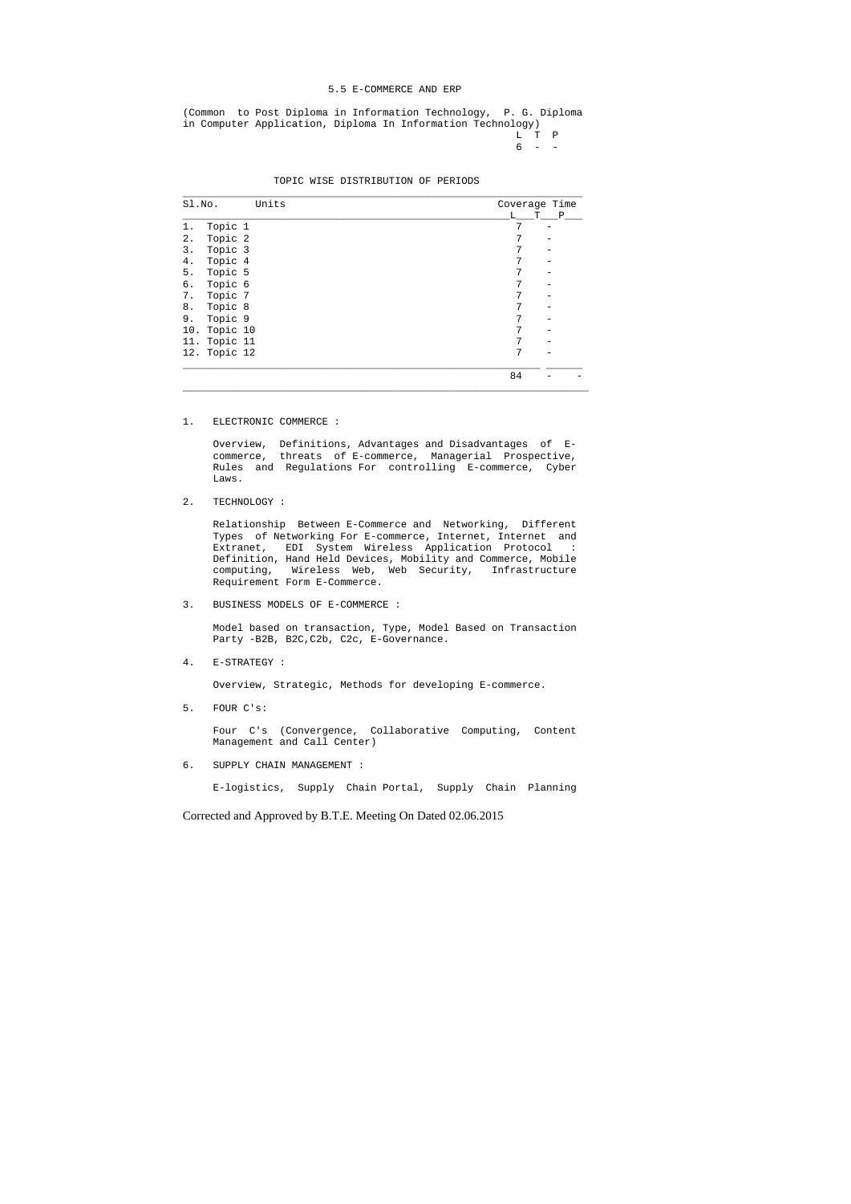# 5.5 E-COMMERCE AND ERP

(Common to Post Diploma in Information Technology, P. G. Diploma in Computer Application, Diploma In Information Technology)

| L | T | P |
|---|---|---|
| 6 | - | - |

## TOPIC WISE DISTRIBUTION OF PERIODS

| Sl.No. | Units | Coverage Time L | T | P |
|---|---|---|---|---|
| 1. | Topic 1 | 7 | - | |
| 2. | Topic 2 | 7 | - | |
| 3. | Topic 3 | 7 | - | |
| 4. | Topic 4 | 7 | - | |
| 5. | Topic 5 | 7 | - | |
| 6. | Topic 6 | 7 | - | |
| 7. | Topic 7 | 7 | - | |
| 8. | Topic 8 | 7 | - | |
| 9. | Topic 9 | 7 | - | |
| 10. | Topic 10 | 7 | - | |
| 11. | Topic 11 | 7 | - | |
| 12. | Topic 12 | 7 | - | |
| | | 84 | - | - |

1. ELECTRONIC COMMERCE :

   Overview, Definitions, Advantages and Disadvantages of E-commerce, threats of E-commerce, Managerial Prospective, Rules and Regulations For controlling E-commerce, Cyber Laws.

2. TECHNOLOGY :

   Relationship Between E-Commerce and Networking, Different Types of Networking For E-commerce, Internet, Internet and Extranet, EDI System Wireless Application Protocol : Definition, Hand Held Devices, Mobility and Commerce, Mobile computing, Wireless Web, Web Security, Infrastructure Requirement Form E-Commerce.

3. BUSINESS MODELS OF E-COMMERCE :

   Model based on transaction, Type, Model Based on Transaction Party -B2B, B2C,C2b, C2c, E-Governance.

4. E-STRATEGY :

   Overview, Strategic, Methods for developing E-commerce.

5. FOUR C's:

   Four C's (Convergence, Collaborative Computing, Content Management and Call Center)

6. SUPPLY CHAIN MANAGEMENT :

   E-logistics, Supply Chain Portal, Supply Chain Planning

Corrected and Approved by B.T.E. Meeting On Dated 02.06.2015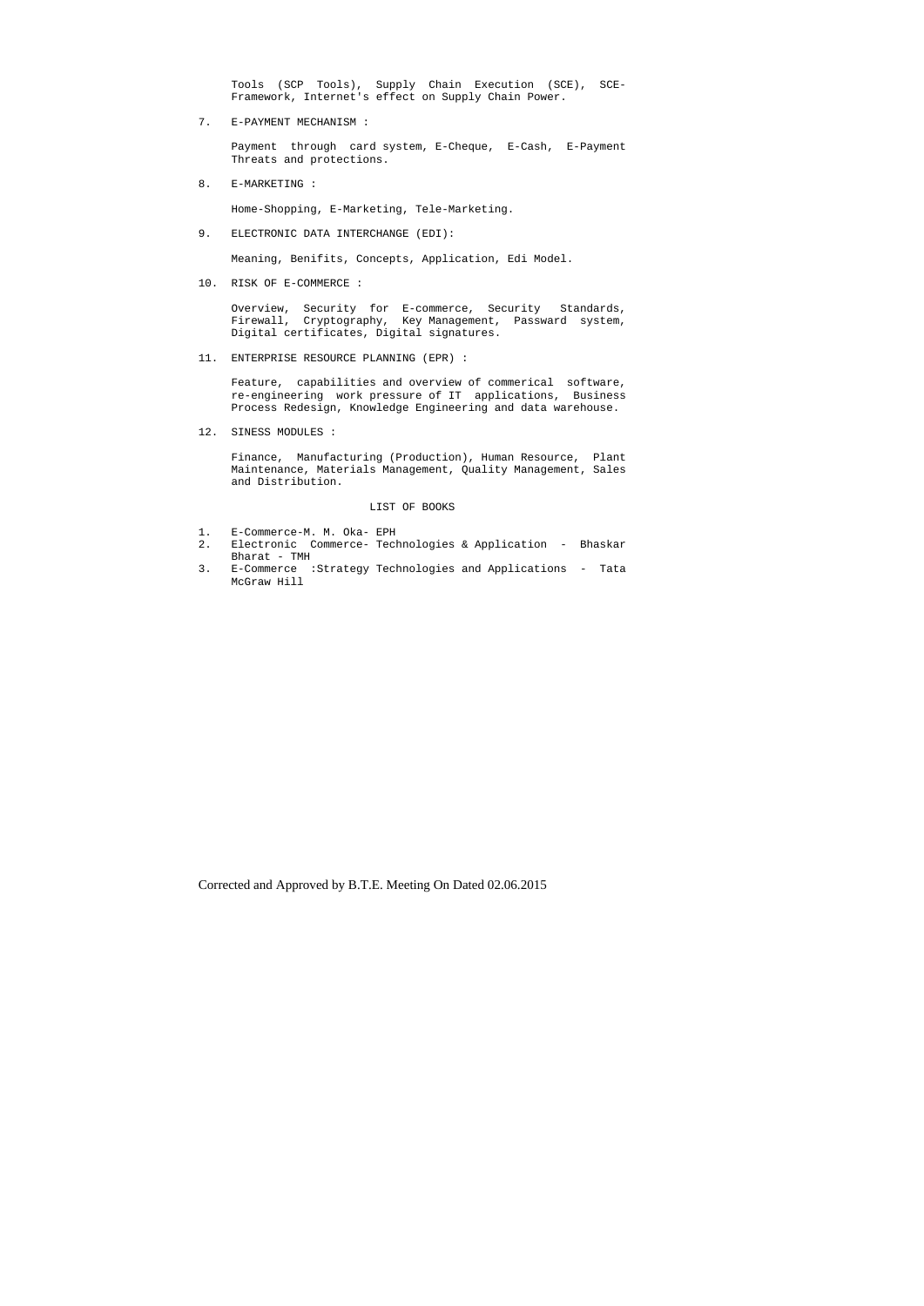Tools (SCP Tools), Supply Chain Execution (SCE), SCE-Framework, Internet's effect on Supply Chain Power.

7. E-PAYMENT MECHANISM :

   Payment through card system, E-Cheque, E-Cash, E-Payment Threats and protections.

8. E-MARKETING :

   Home-Shopping, E-Marketing, Tele-Marketing.

9. ELECTRONIC DATA INTERCHANGE (EDI):

   Meaning, Benifits, Concepts, Application, Edi Model.

10. RISK OF E-COMMERCE :

    Overview, Security for E-commerce, Security Standards, Firewall, Cryptography, Key Management, Passward system, Digital certificates, Digital signatures.

11. ENTERPRISE RESOURCE PLANNING (EPR) :

    Feature, capabilities and overview of commerical software, re-engineering work pressure of IT applications, Business Process Redesign, Knowledge Engineering and data warehouse.

12. SINESS MODULES :

    Finance, Manufacturing (Production), Human Resource, Plant Maintenance, Materials Management, Quality Management, Sales and Distribution.

LIST OF BOOKS

1. E-Commerce-M. M. Oka- EPH
2. Electronic Commerce- Technologies & Application - Bhaskar Bharat - TMH
3. E-Commerce :Strategy Technologies and Applications - Tata McGraw Hill

Corrected and Approved by B.T.E. Meeting On Dated 02.06.2015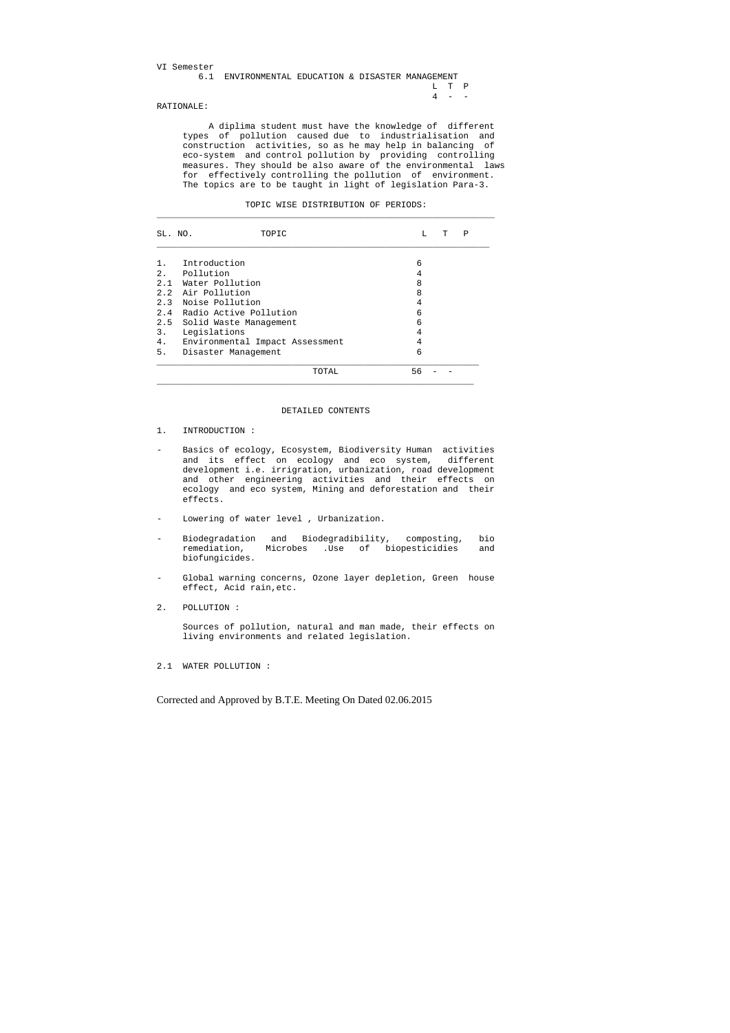VI Semester

## 6.1 ENVIRONMENTAL EDUCATION & DISASTER MANAGEMENT

| L | T | P |
|---|---|---|
| 4 | - | - |

RATIONALE:

A diplima student must have the knowledge of different types of pollution caused due to industrialisation and construction activities, so as he may help in balancing of eco-system and control pollution by providing controlling measures. They should be also aware of the environmental laws for effectively controlling the pollution of environment. The topics are to be taught in light of legislation Para-3.

TOPIC WISE DISTRIBUTION OF PERIODS:

| SL. NO. | TOPIC | L | T | P |
|---|---|---|---|---|
| 1. | Introduction | 6 | | |
| 2. | Pollution | 4 | | |
| 2.1 | Water Pollution | 8 | | |
| 2.2 | Air Pollution | 8 | | |
| 2.3 | Noise Pollution | 4 | | |
| 2.4 | Radio Active Pollution | 6 | | |
| 2.5 | Solid Waste Management | 6 | | |
| 3. | Legislations | 4 | | |
| 4. | Environmental Impact Assessment | 4 | | |
| 5. | Disaster Management | 6 | | |
| | TOTAL | 56 | - | - |

DETAILED CONTENTS

1. INTRODUCTION :

- Basics of ecology, Ecosystem, Biodiversity Human activities and its effect on ecology and eco system, different development i.e. irrigration, urbanization, road development and other engineering activities and their effects on ecology and eco system, Mining and deforestation and their effects.

- Lowering of water level , Urbanization.

- Biodegradation and Biodegradibility, composting, bio remediation, Microbes .Use of biopesticidies and biofungicides.

- Global warning concerns, Ozone layer depletion, Green house effect, Acid rain,etc.

2. POLLUTION :

   Sources of pollution, natural and man made, their effects on living environments and related legislation.

2.1 WATER POLLUTION :

Corrected and Approved by B.T.E. Meeting On Dated 02.06.2015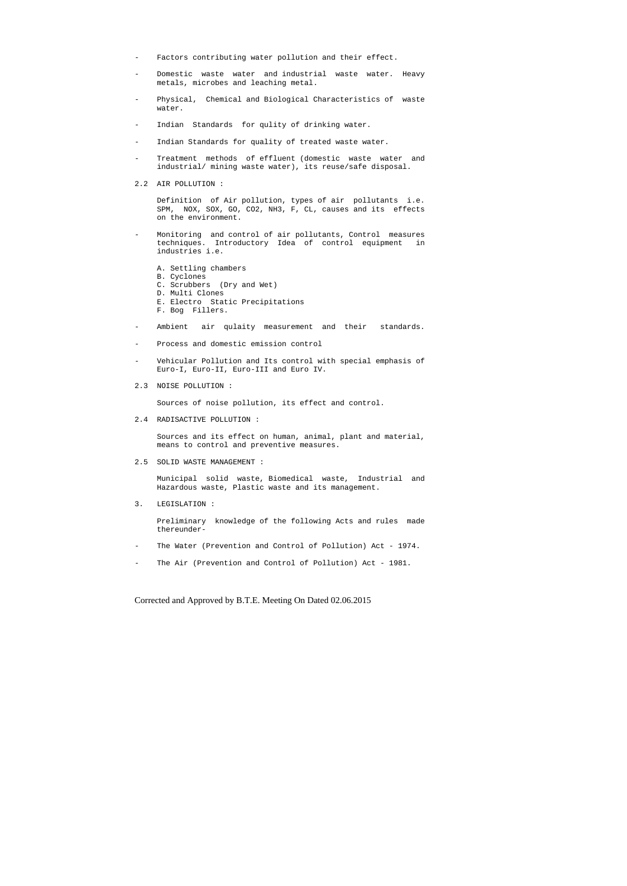- Factors contributing water pollution and their effect.
- Domestic waste water and industrial waste water. Heavy metals, microbes and leaching metal.
- Physical, Chemical and Biological Characteristics of waste water.
- Indian Standards for qulity of drinking water.
- Indian Standards for quality of treated waste water.
- Treatment methods of effluent (domestic waste water and industrial/ mining waste water), its reuse/safe disposal.

2.2 AIR POLLUTION :

Definition of Air pollution, types of air pollutants i.e. SPM, NOX, SOX, GO, CO2, NH3, F, CL, causes and its effects on the environment.

- Monitoring and control of air pollutants, Control measures techniques. Introductory Idea of control equipment in industries i.e.

  A. Settling chambers
  B. Cyclones
  C. Scrubbers (Dry and Wet)
  D. Multi Clones
  E. Electro Static Precipitations
  F. Bog Fillers.

- Ambient air qulaity measurement and their standards.
- Process and domestic emission control
- Vehicular Pollution and Its control with special emphasis of Euro-I, Euro-II, Euro-III and Euro IV.

2.3 NOISE POLLUTION :

Sources of noise pollution, its effect and control.

2.4 RADISACTIVE POLLUTION :

Sources and its effect on human, animal, plant and material, means to control and preventive measures.

2.5 SOLID WASTE MANAGEMENT :

Municipal solid waste, Biomedical waste, Industrial and Hazardous waste, Plastic waste and its management.

3. LEGISLATION :

Preliminary knowledge of the following Acts and rules made thereunder-

- The Water (Prevention and Control of Pollution) Act - 1974.
- The Air (Prevention and Control of Pollution) Act - 1981.

Corrected and Approved by B.T.E. Meeting On Dated 02.06.2015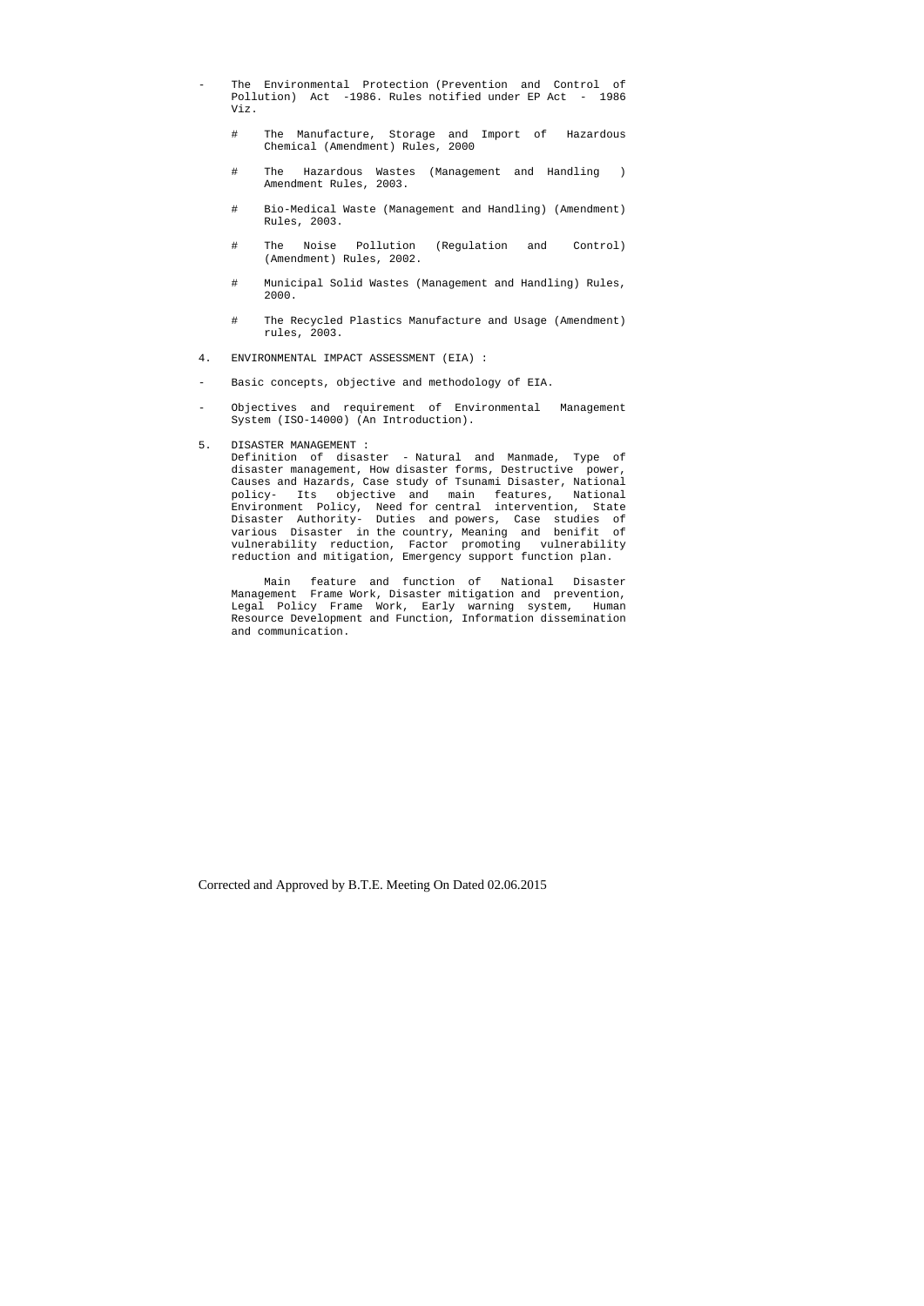- The Environmental Protection (Prevention and Control of Pollution) Act -1986. Rules notified under EP Act - 1986 Viz.

  - # The Manufacture, Storage and Import of Hazardous Chemical (Amendment) Rules, 2000
  - # The Hazardous Wastes (Management and Handling ) Amendment Rules, 2003.
  - # Bio-Medical Waste (Management and Handling) (Amendment) Rules, 2003.
  - # The Noise Pollution (Regulation and Control) (Amendment) Rules, 2002.
  - # Municipal Solid Wastes (Management and Handling) Rules, 2000.
  - # The Recycled Plastics Manufacture and Usage (Amendment) rules, 2003.

4. ENVIRONMENTAL IMPACT ASSESSMENT (EIA) :

- Basic concepts, objective and methodology of EIA.
- Objectives and requirement of Environmental Management System (ISO-14000) (An Introduction).

5. DISASTER MANAGEMENT :

   Definition of disaster - Natural and Manmade, Type of disaster management, How disaster forms, Destructive power, Causes and Hazards, Case study of Tsunami Disaster, National policy- Its objective and main features, National Environment Policy, Need for central intervention, State Disaster Authority- Duties and powers, Case studies of various Disaster in the country, Meaning and benifit of vulnerability reduction, Factor promoting vulnerability reduction and mitigation, Emergency support function plan.

   Main feature and function of National Disaster Management Frame Work, Disaster mitigation and prevention, Legal Policy Frame Work, Early warning system, Human Resource Development and Function, Information dissemination and communication.

Corrected and Approved by B.T.E. Meeting On Dated 02.06.2015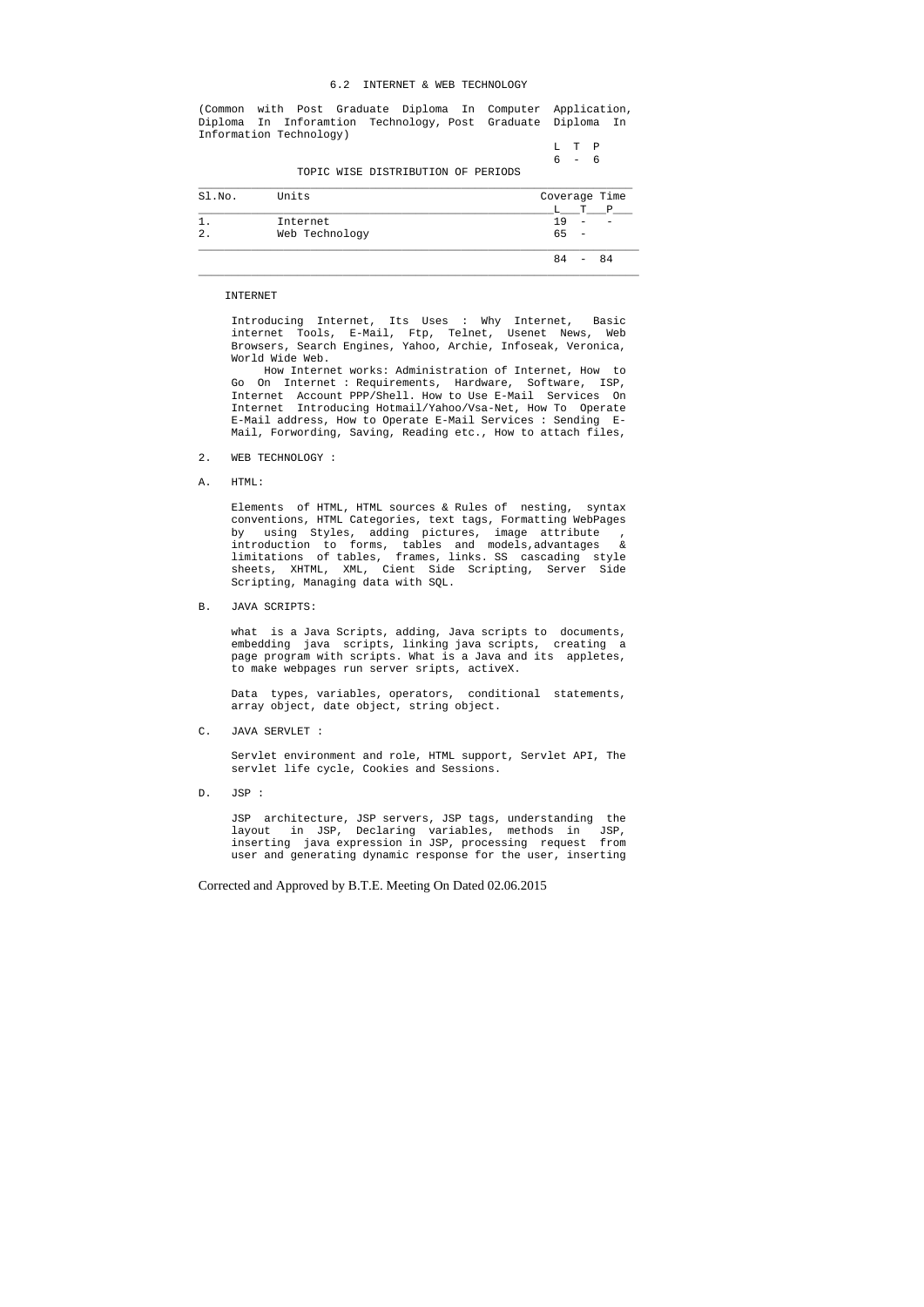### 6.2 INTERNET & WEB TECHNOLOGY

(Common with Post Graduate Diploma In Computer Application, Diploma In Inforamtion Technology, Post Graduate Diploma In Information Technology)

| L | T | P |
|---|---|---|
| 6 | - | 6 |

TOPIC WISE DISTRIBUTION OF PERIODS

| Sl.No. | Units | Coverage Time | | |
|---|---|---|---|---|
| | | L | T | P |
| 1. | Internet | 19 | - | - |
| 2. | Web Technology | 65 | - | |
| | | 84 | - | 84 |

INTERNET

Introducing Internet, Its Uses : Why Internet, Basic internet Tools, E-Mail, Ftp, Telnet, Usenet News, Web Browsers, Search Engines, Yahoo, Archie, Infoseak, Veronica, World Wide Web.

How Internet works: Administration of Internet, How to Go On Internet : Requirements, Hardware, Software, ISP, Internet Account PPP/Shell. How to Use E-Mail Services On Internet Introducing Hotmail/Yahoo/Vsa-Net, How To Operate E-Mail address, How to Operate E-Mail Services : Sending E-Mail, Forwording, Saving, Reading etc., How to attach files,

2. WEB TECHNOLOGY :

A. HTML:

Elements of HTML, HTML sources & Rules of nesting, syntax conventions, HTML Categories, text tags, Formatting WebPages by using Styles, adding pictures, image attribute , introduction to forms, tables and models,advantages & limitations of tables, frames, links. SS cascading style sheets, XHTML, XML, Cient Side Scripting, Server Side Scripting, Managing data with SQL.

B. JAVA SCRIPTS:

what is a Java Scripts, adding, Java scripts to documents, embedding java scripts, linking java scripts, creating a page program with scripts. What is a Java and its appletes, to make webpages run server sripts, activeX.

Data types, variables, operators, conditional statements, array object, date object, string object.

C. JAVA SERVLET :

Servlet environment and role, HTML support, Servlet API, The servlet life cycle, Cookies and Sessions.

D. JSP :

JSP architecture, JSP servers, JSP tags, understanding the layout in JSP, Declaring variables, methods in JSP, inserting java expression in JSP, processing request from user and generating dynamic response for the user, inserting

Corrected and Approved by B.T.E. Meeting On Dated 02.06.2015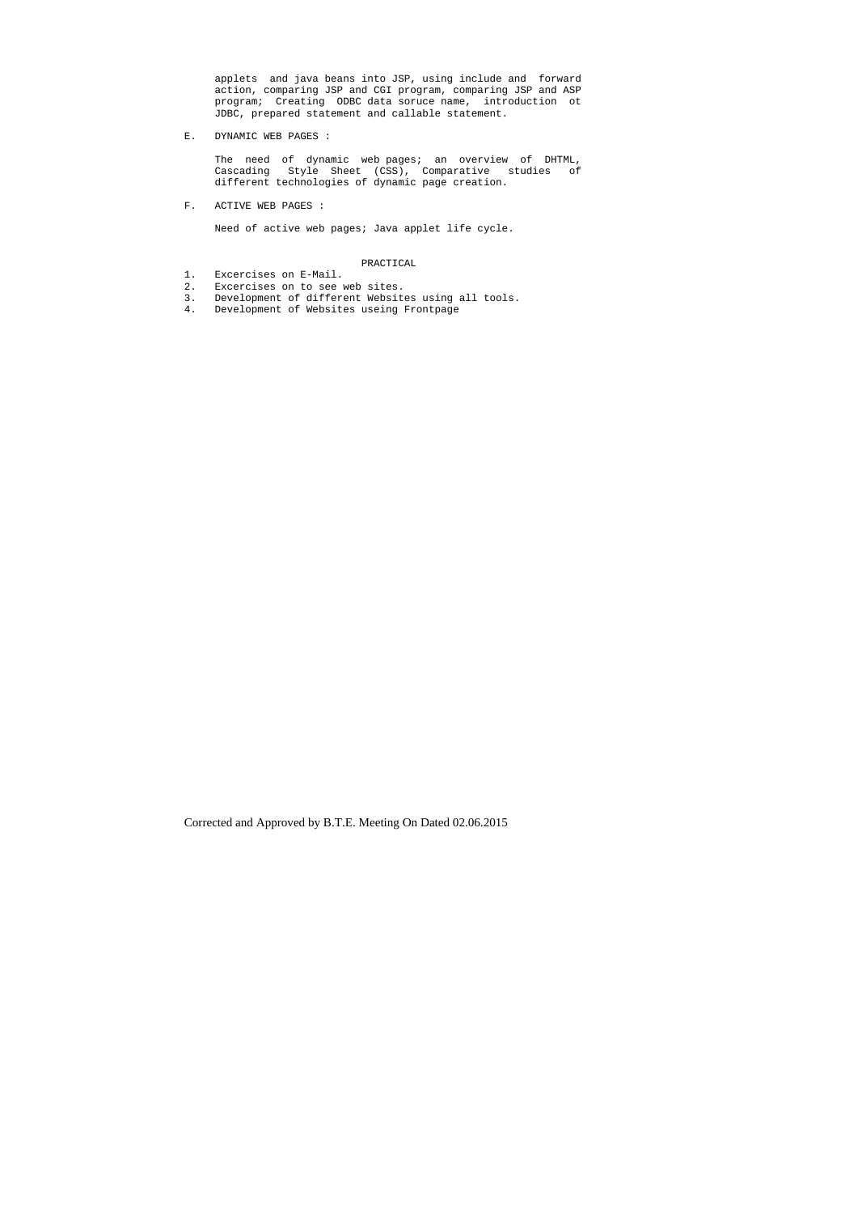applets and java beans into JSP, using include and forward action, comparing JSP and CGI program, comparing JSP and ASP program; Creating ODBC data soruce name, introduction ot JDBC, prepared statement and callable statement.

E. DYNAMIC WEB PAGES :

The need of dynamic web pages; an overview of DHTML, Cascading Style Sheet (CSS), Comparative studies of different technologies of dynamic page creation.

F. ACTIVE WEB PAGES :

Need of active web pages; Java applet life cycle.

PRACTICAL

1. Excercises on E-Mail.
2. Excercises on to see web sites.
3. Development of different Websites using all tools.
4. Development of Websites useing Frontpage

Corrected and Approved by B.T.E. Meeting On Dated 02.06.2015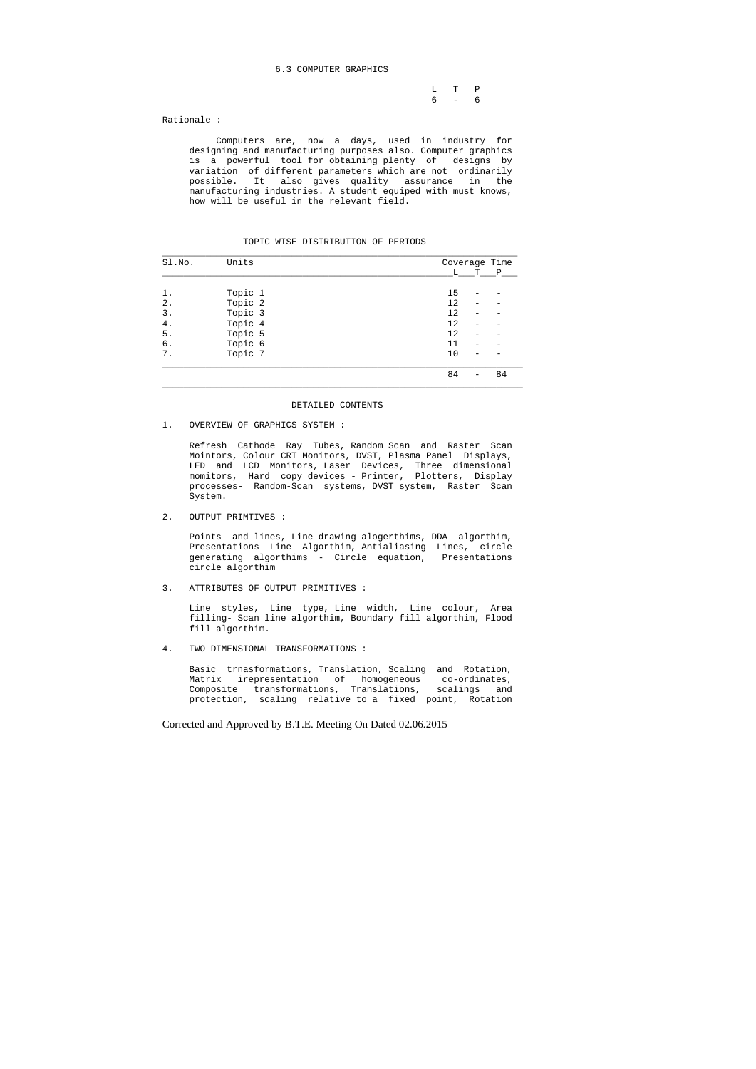# 6.3 COMPUTER GRAPHICS

| L | T | P |
|---|---|---|
| 6 | - | 6 |

Rationale :

Computers are, now a days, used in industry for designing and manufacturing purposes also. Computer graphics is a powerful tool for obtaining plenty of designs by variation of different parameters which are not ordinarily possible. It also gives quality assurance in the manufacturing industries. A student equiped with must knows, how will be useful in the relevant field.

## TOPIC WISE DISTRIBUTION OF PERIODS

| Sl.No. | Units | Coverage Time L | T | P |
|---|---|---|---|---|
| 1. | Topic 1 | 15 | - | - |
| 2. | Topic 2 | 12 | - | - |
| 3. | Topic 3 | 12 | - | - |
| 4. | Topic 4 | 12 | - | - |
| 5. | Topic 5 | 12 | - | - |
| 6. | Topic 6 | 11 | - | - |
| 7. | Topic 7 | 10 | - | - |
| | | 84 | - | 84 |

## DETAILED CONTENTS

1. OVERVIEW OF GRAPHICS SYSTEM :

   Refresh Cathode Ray Tubes, Random Scan and Raster Scan Mointors, Colour CRT Monitors, DVST, Plasma Panel Displays, LED and LCD Monitors, Laser Devices, Three dimensional momitors, Hard copy devices - Printer, Plotters, Display processes- Random-Scan systems, DVST system, Raster Scan System.

2. OUTPUT PRIMTIVES :

   Points and lines, Line drawing alogerthims, DDA algorthim, Presentations Line Algorthim, Antialiasing Lines, circle generating algorthims - Circle equation, Presentations circle algorthim

3. ATTRIBUTES OF OUTPUT PRIMITIVES :

   Line styles, Line type, Line width, Line colour, Area filling- Scan line algorthim, Boundary fill algorthim, Flood fill algorthim.

4. TWO DIMENSIONAL TRANSFORMATIONS :

   Basic trnasformations, Translation, Scaling and Rotation, Matrix irepresentation of homogeneous co-ordinates, Composite transformations, Translations, scalings and protection, scaling relative to a fixed point, Rotation

Corrected and Approved by B.T.E. Meeting On Dated 02.06.2015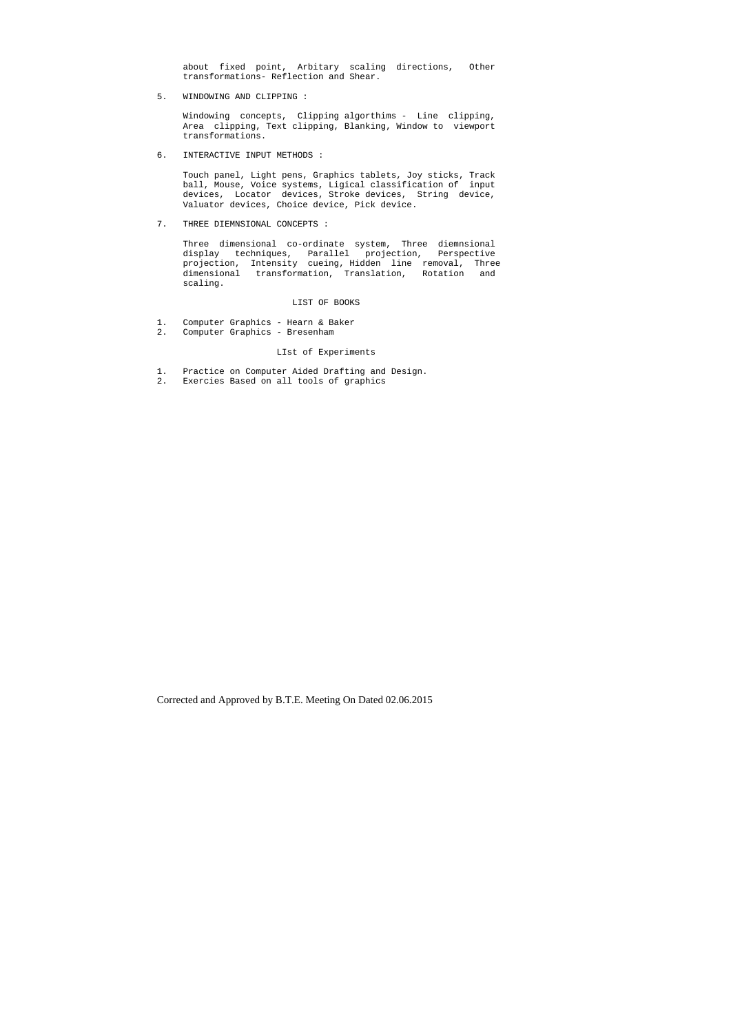about fixed point, Arbitary scaling directions, Other transformations- Reflection and Shear.

5. WINDOWING AND CLIPPING :

   Windowing concepts, Clipping algorthims - Line clipping, Area clipping, Text clipping, Blanking, Window to viewport transformations.

6. INTERACTIVE INPUT METHODS :

   Touch panel, Light pens, Graphics tablets, Joy sticks, Track ball, Mouse, Voice systems, Ligical classification of input devices, Locator devices, Stroke devices, String device, Valuator devices, Choice device, Pick device.

7. THREE DIEMNSIONAL CONCEPTS :

   Three dimensional co-ordinate system, Three diemnsional display techniques, Parallel projection, Perspective projection, Intensity cueing, Hidden line removal, Three dimensional transformation, Translation, Rotation and scaling.

LIST OF BOOKS

1. Computer Graphics - Hearn & Baker
2. Computer Graphics - Bresenham

LIst of Experiments

1. Practice on Computer Aided Drafting and Design.
2. Exercies Based on all tools of graphics

Corrected and Approved by B.T.E. Meeting On Dated 02.06.2015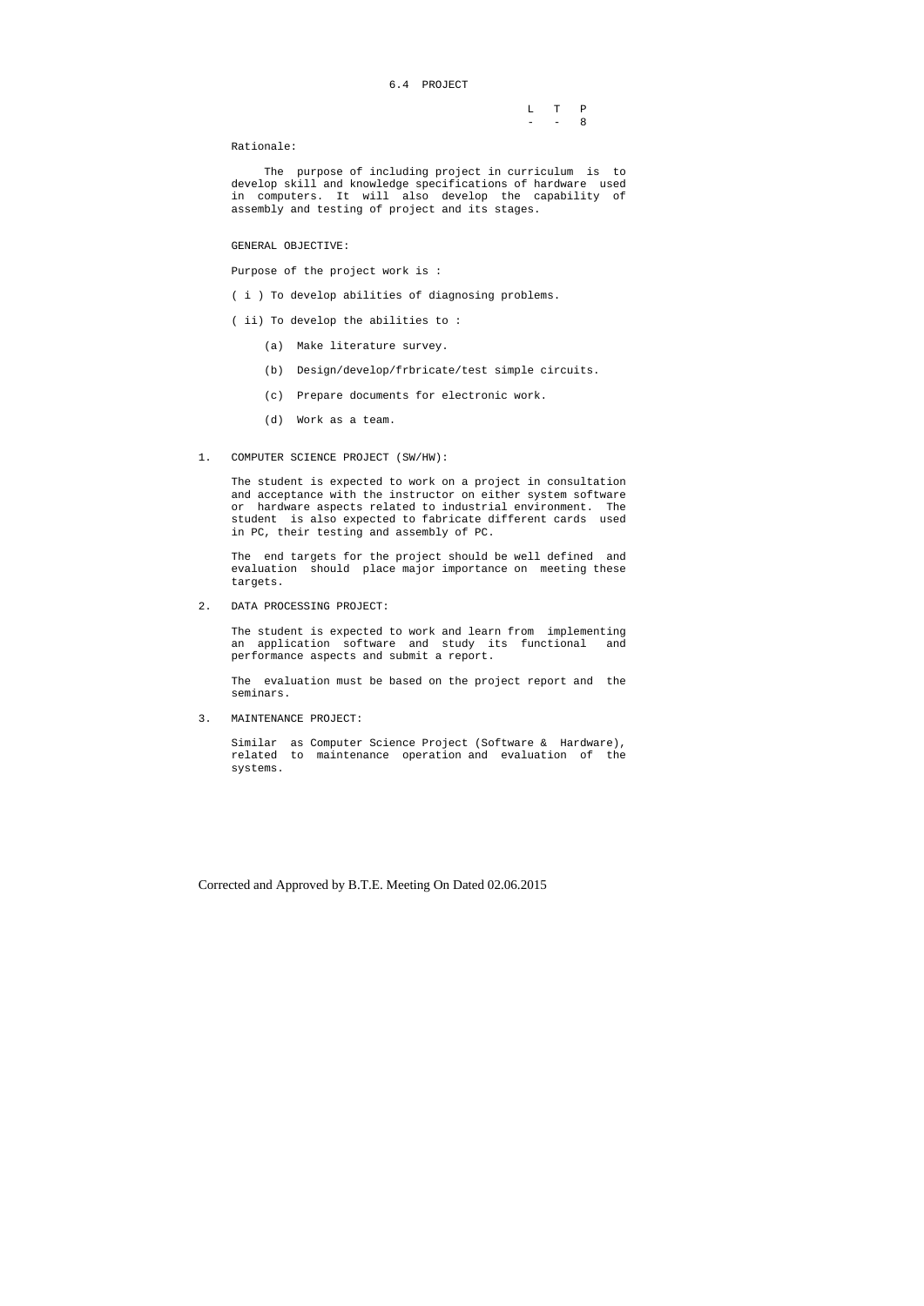## 6.4 PROJECT

| L | T | P |
|---|---|---|
| - | - | 8 |

Rationale:

The purpose of including project in curriculum is to develop skill and knowledge specifications of hardware used in computers. It will also develop the capability of assembly and testing of project and its stages.

GENERAL OBJECTIVE:

Purpose of the project work is :

( i ) To develop abilities of diagnosing problems.

( ii) To develop the abilities to :

(a) Make literature survey.

(b) Design/develop/frbricate/test simple circuits.

(c) Prepare documents for electronic work.

(d) Work as a team.

1. COMPUTER SCIENCE PROJECT (SW/HW):

   The student is expected to work on a project in consultation and acceptance with the instructor on either system software or hardware aspects related to industrial environment. The student is also expected to fabricate different cards used in PC, their testing and assembly of PC.

   The end targets for the project should be well defined and evaluation should place major importance on meeting these targets.

2. DATA PROCESSING PROJECT:

   The student is expected to work and learn from implementing an application software and study its functional and performance aspects and submit a report.

   The evaluation must be based on the project report and the seminars.

3. MAINTENANCE PROJECT:

   Similar as Computer Science Project (Software & Hardware), related to maintenance operation and evaluation of the systems.

Corrected and Approved by B.T.E. Meeting On Dated 02.06.2015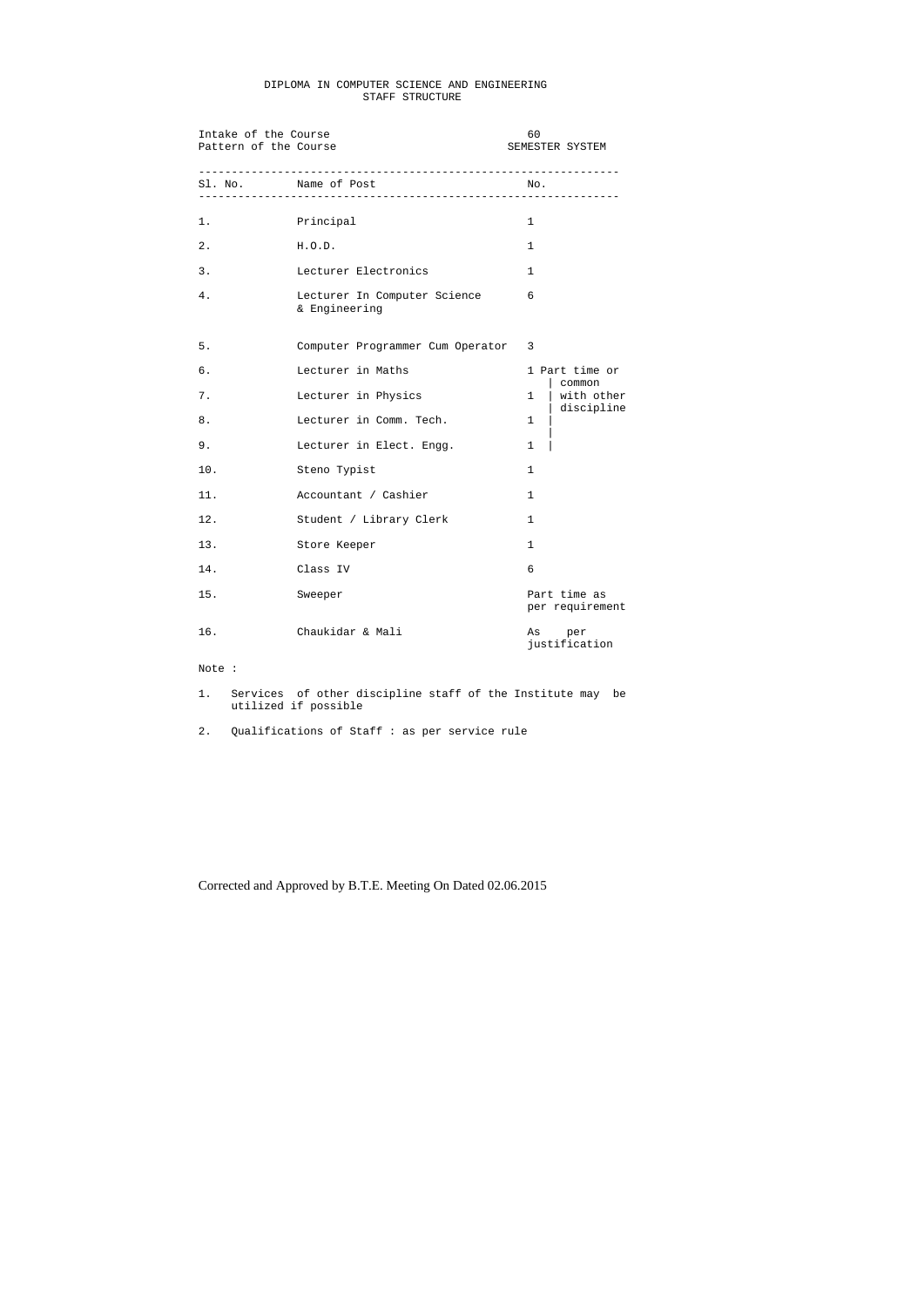# DIPLOMA IN COMPUTER SCIENCE AND ENGINEERING
## STAFF STRUCTURE

Intake of the Course: 60
Pattern of the Course: SEMESTER SYSTEM

| Sl. No. | Name of Post | No. |
|---|---|---|
| 1. | Principal | 1 |
| 2. | H.O.D. | 1 |
| 3. | Lecturer Electronics | 1 |
| 4. | Lecturer In Computer Science & Engineering | 6 |
| 5. | Computer Programmer Cum Operator | 3 |
| 6. | Lecturer in Maths | 1 Part time or common with other discipline |
| 7. | Lecturer in Physics | 1 |
| 8. | Lecturer in Comm. Tech. | 1 |
| 9. | Lecturer in Elect. Engg. | 1 |
| 10. | Steno Typist | 1 |
| 11. | Accountant / Cashier | 1 |
| 12. | Student / Library Clerk | 1 |
| 13. | Store Keeper | 1 |
| 14. | Class IV | 6 |
| 15. | Sweeper | Part time as per requirement |
| 16. | Chaukidar & Mali | As per justification |

Note :

1. Services of other discipline staff of the Institute may be utilized if possible
2. Qualifications of Staff : as per service rule

Corrected and Approved by B.T.E. Meeting On Dated 02.06.2015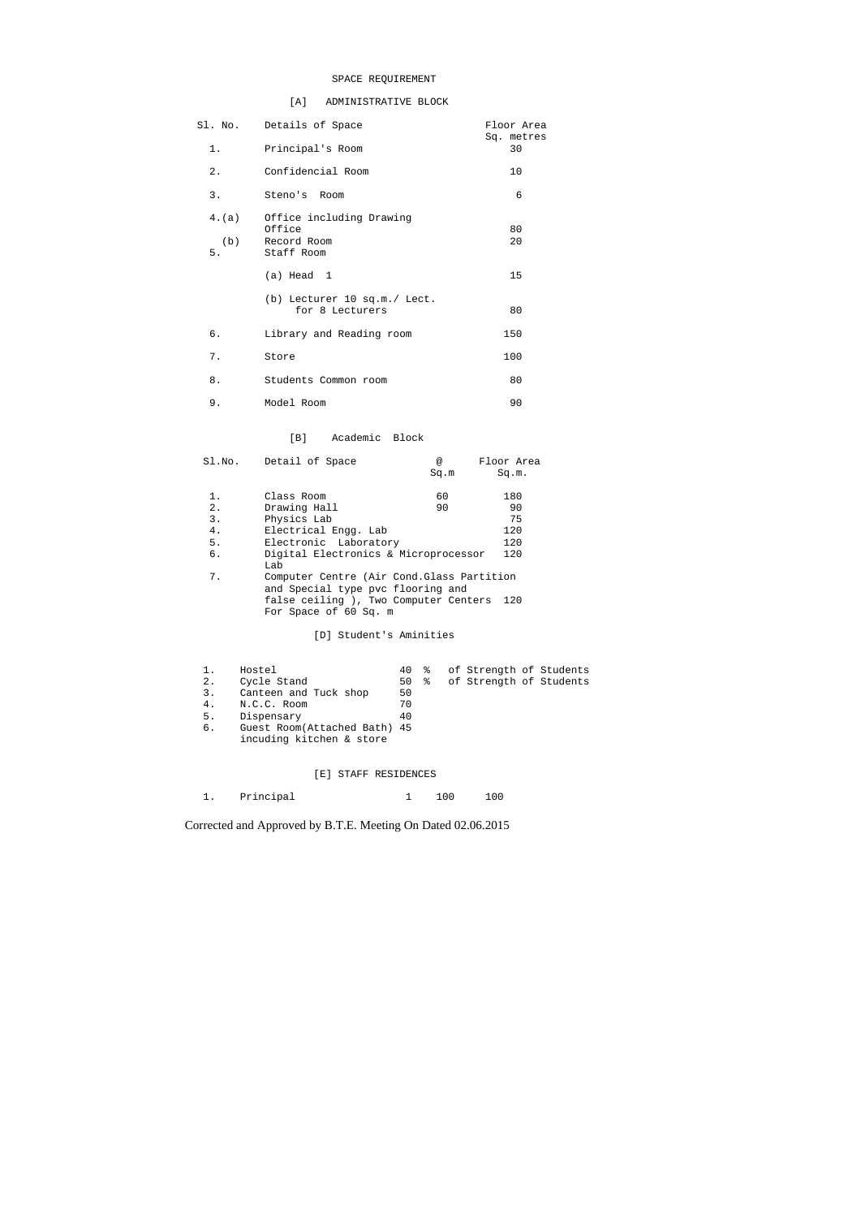# SPACE REQUIREMENT

## [A] ADMINISTRATIVE BLOCK

| Sl. No. | Details of Space | Floor Area Sq. metres |
|---|---|---|
| 1. | Principal's Room | 30 |
| 2. | Confidencial Room | 10 |
| 3. | Steno's Room | 6 |
| 4.(a) | Office including Drawing Office | 80 |
| (b) | Record Room | 20 |
| 5. | Staff Room | |
| | (a) Head 1 | 15 |
| | (b) Lecturer 10 sq.m./ Lect. for 8 Lecturers | 80 |
| 6. | Library and Reading room | 150 |
| 7. | Store | 100 |
| 8. | Students Common room | 80 |
| 9. | Model Room | 90 |

## [B] Academic Block

| Sl.No. | Detail of Space | @ Sq.m | Floor Area Sq.m. |
|---|---|---|---|
| 1. | Class Room | 60 | 180 |
| 2. | Drawing Hall | 90 | 90 |
| 3. | Physics Lab | | 75 |
| 4. | Electrical Engg. Lab | | 120 |
| 5. | Electronic Laboratory | | 120 |
| 6. | Digital Electronics & Microprocessor Lab | | 120 |
| 7. | Computer Centre (Air Cond.Glass Partition and Special type pvc flooring and false ceiling ), Two Computer Centers For Space of 60 Sq. m | | 120 |

## [D] Student's Aminities

| | | | |
|---|---|---|---|
| 1. | Hostel | 40 % | of Strength of Students |
| 2. | Cycle Stand | 50 % | of Strength of Students |
| 3. | Canteen and Tuck shop | 50 | |
| 4. | N.C.C. Room | 70 | |
| 5. | Dispensary | 40 | |
| 6. | Guest Room(Attached Bath) incuding kitchen & store | 45 | |

## [E] STAFF RESIDENCES

| | | | | |
|---|---|---|---|---|
| 1. | Principal | 1 | 100 | 100 |

Corrected and Approved by B.T.E. Meeting On Dated 02.06.2015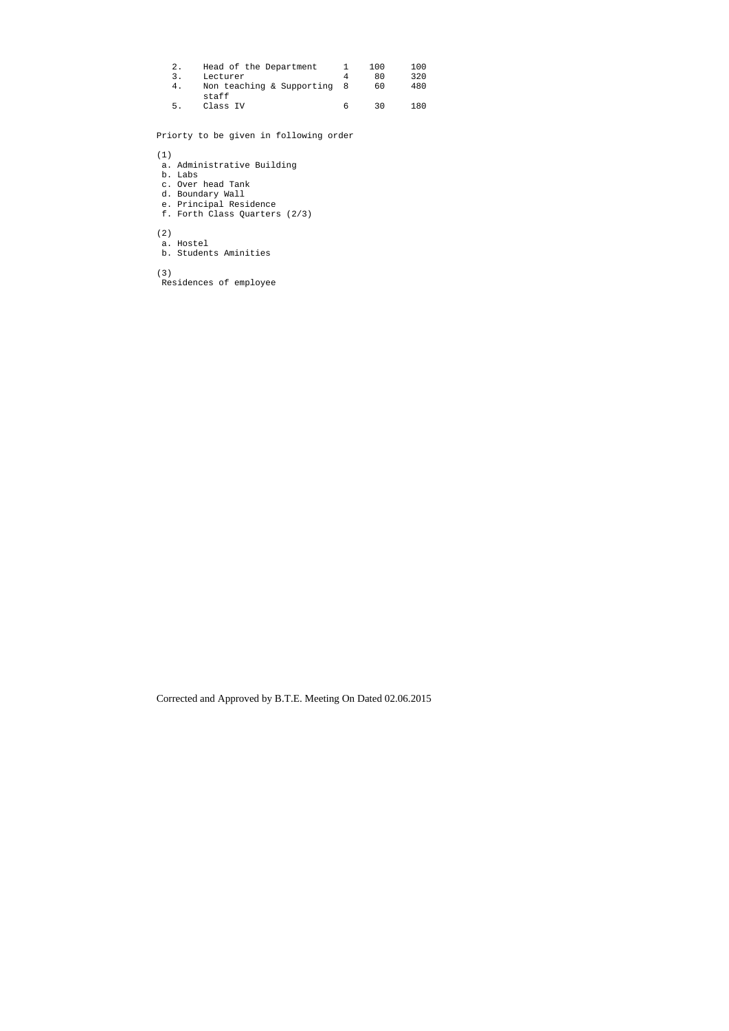| | | | | |
|---|---|---|---|---|
| 2. | Head of the Department | 1 | 100 | 100 |
| 3. | Lecturer | 4 | 80 | 320 |
| 4. | Non teaching & Supporting staff | 8 | 60 | 480 |
| 5. | Class IV | 6 | 30 | 180 |

Priorty to be given in following order

(1)

a. Administrative Building
b. Labs
c. Over head Tank
d. Boundary Wall
e. Principal Residence
f. Forth Class Quarters (2/3)

(2)

a. Hostel
b. Students Aminities

(3)

Residences of employee

Corrected and Approved by B.T.E. Meeting On Dated 02.06.2015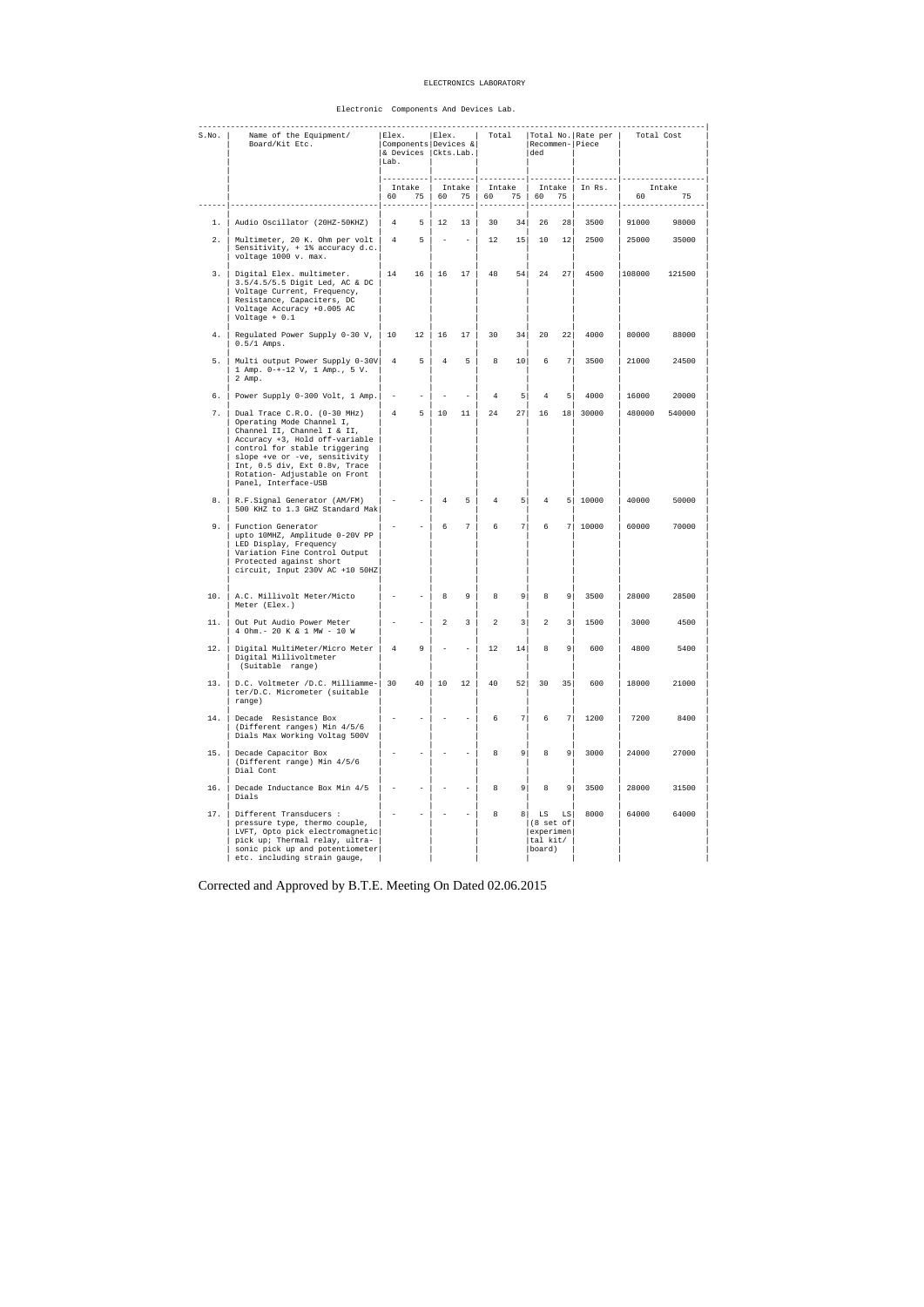# ELECTRONICS LABORATORY

## Electronic Components And Devices Lab.

| S.No. | Name of the Equipment/ Board/Kit Etc. | Elex. Components & Devices Lab. | | Elex. Devices & Ckts.Lab. | | Total | | Total No. Recommended | | Rate per Piece | Total Cost | |
|---|---|---|---|---|---|---|---|---|---|---|---|---|
| | | Intake | | Intake | | Intake | | Intake | | In Rs. | Intake | |
| | | 60 | 75 | 60 | 75 | 60 | 75 | 60 | 75 | | 60 | 75 |
| 1. | Audio Oscillator (20HZ-50KHZ) | 4 | 5 | 12 | 13 | 30 | 34 | 26 | 28 | 3500 | 91000 | 98000 |
| 2. | Multimeter, 20 K. Ohm per volt Sensitivity, + 1% accuracy d.c. voltage 1000 v. max. | 4 | 5 | - | - | 12 | 15 | 10 | 12 | 2500 | 25000 | 35000 |
| 3. | Digital Elex. multimeter. 3.5/4.5/5.5 Digit Led, AC & DC Voltage Current, Frequency, Resistance, Capaciters, DC Voltage Accuracy +0.005 AC Voltage + 0.1 | 14 | 16 | 16 | 17 | 48 | 54 | 24 | 27 | 4500 | 108000 | 121500 |
| 4. | Regulated Power Supply 0-30 V, 0.5/1 Amps. | 10 | 12 | 16 | 17 | 30 | 34 | 20 | 22 | 4000 | 80000 | 88000 |
| 5. | Multi output Power Supply 0-30V 1 Amp. 0-+-12 V, 1 Amp., 5 V. 2 Amp. | 4 | 5 | 4 | 5 | 8 | 10 | 6 | 7 | 3500 | 21000 | 24500 |
| 6. | Power Supply 0-300 Volt, 1 Amp. | - | - | - | - | 4 | 5 | 4 | 5 | 4000 | 16000 | 20000 |
| 7. | Dual Trace C.R.O. (0-30 MHz) Operating Mode Channel I, Channel II, Channel I & II, Accuracy +3, Hold off-variable control for stable triggering slope +ve or -ve, sensitivity Int, 0.5 div, Ext 0.8v, Trace Rotation- Adjustable on Front Panel, Interface-USB | 4 | 5 | 10 | 11 | 24 | 27 | 16 | 18 | 30000 | 480000 | 540000 |
| 8. | R.F.Signal Generator (AM/FM) 500 KHZ to 1.3 GHZ Standard Mak | - | - | 4 | 5 | 4 | 5 | 4 | 5 | 10000 | 40000 | 50000 |
| 9. | Function Generator upto 10MHZ, Amplitude 0-20V PP LED Display, Frequency Variation Fine Control Output Protected against short circuit, Input 230V AC +10 50HZ | - | - | 6 | 7 | 6 | 7 | 6 | 7 | 10000 | 60000 | 70000 |
| 10. | A.C. Millivolt Meter/Micto Meter (Elex.) | - | - | 8 | 9 | 8 | 9 | 8 | 9 | 3500 | 28000 | 28500 |
| 11. | Out Put Audio Power Meter 4 Ohm.- 20 K & 1 MW - 10 W | - | - | 2 | 3 | 2 | 3 | 2 | 3 | 1500 | 3000 | 4500 |
| 12. | Digital MultiMeter/Micro Meter Digital Millivoltmeter (Suitable range) | 4 | 9 | - | - | 12 | 14 | 8 | 9 | 600 | 4800 | 5400 |
| 13. | D.C. Voltmeter /D.C. Milliamme-ter/D.C. Micrometer (suitable range) | 30 | 40 | 10 | 12 | 40 | 52 | 30 | 35 | 600 | 18000 | 21000 |
| 14. | Decade Resistance Box (Different ranges) Min 4/5/6 Dials Max Working Voltag 500V | - | - | - | - | 6 | 7 | 6 | 7 | 1200 | 7200 | 8400 |
| 15. | Decade Capacitor Box (Different range) Min 4/5/6 Dial Cont | - | - | - | - | 8 | 9 | 8 | 9 | 3000 | 24000 | 27000 |
| 16. | Decade Inductance Box Min 4/5 Dials | - | - | - | - | 8 | 9 | 8 | 9 | 3500 | 28000 | 31500 |
| 17. | Different Transducers : pressure type, thermo couple, LVFT, Opto pick electromagnetic pick up; Thermal relay, ultra-sonic pick up and potentiometer etc. including strain gauge, | - | - | - | - | 8 | 8 | LS (8 set of experimental kit/ board) | LS | 8000 | 64000 | 64000 |

Corrected and Approved by B.T.E. Meeting On Dated 02.06.2015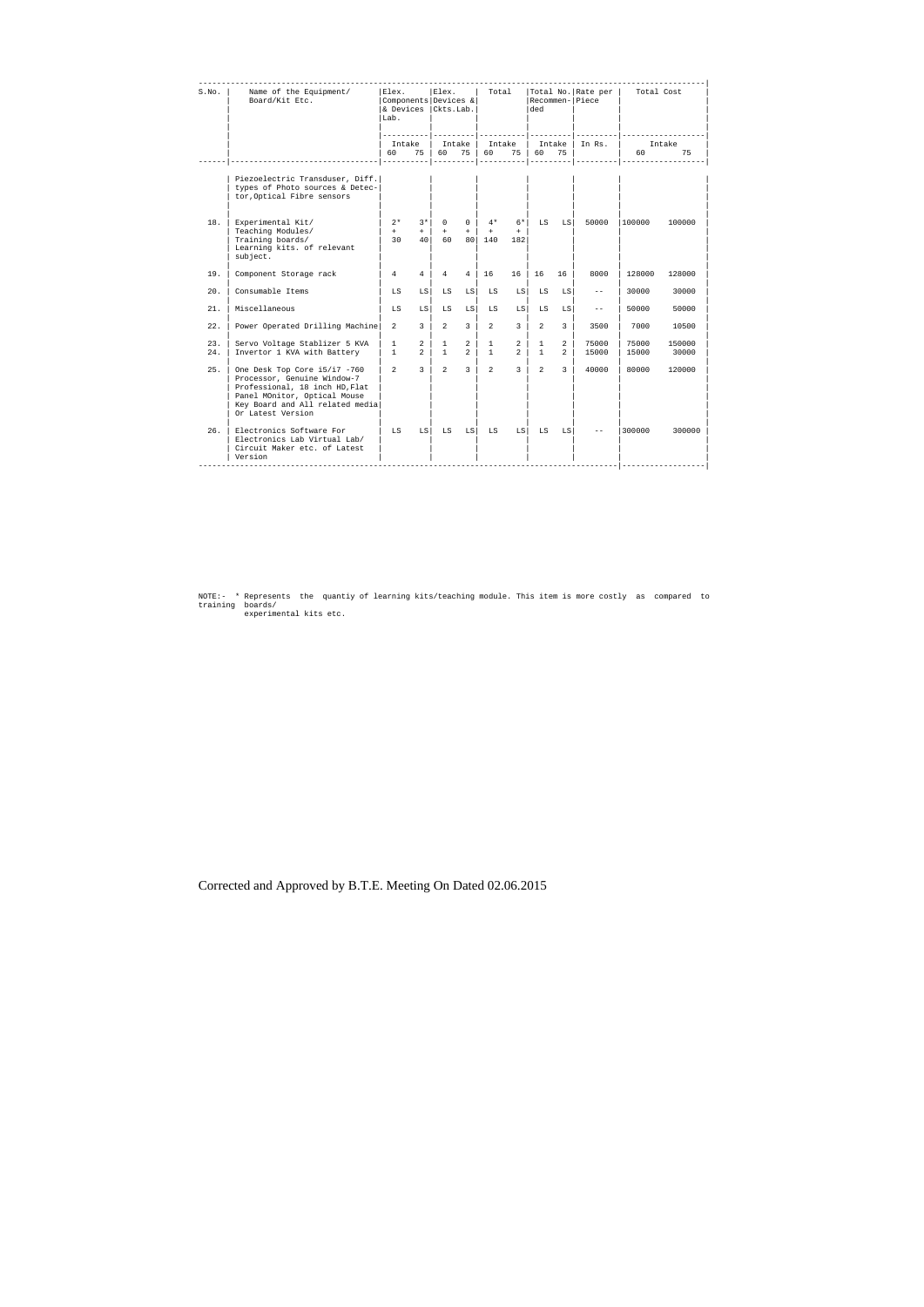| S.No. | Name of the Equipment/ Board/Kit Etc. | Elex. Components & Devices Lab. | | Elex. Devices & Ckts.Lab. | | Total | | Total No. Recommended | | Rate per Piece | Total Cost | |
|---|---|---|---|---|---|---|---|---|---|---|---|---|
| | | Intake | | Intake | | Intake | | Intake | | In Rs. | Intake | |
| | | 60 | 75 | 60 | 75 | 60 | 75 | 60 | 75 | | 60 | 75 |
| | Piezoelectric Transduser, Diff. types of Photo sources & Detector, Optical Fibre sensors | | | | | | | | | | | |
| 18. | Experimental Kit/ Teaching Modules/ Training boards/ Learning kits. of relevant subject. | 2* + 30 | 3* + 40 | 0 + 60 | 0 + 80 | 4* + 140 | 6* + 182 | LS | LS | 50000 | 100000 | 100000 |
| 19. | Component Storage rack | 4 | 4 | 4 | 4 | 16 | 16 | 16 | 16 | 8000 | 128000 | 128000 |
| 20. | Consumable Items | LS | LS | LS | LS | LS | LS | LS | LS | -- | 30000 | 30000 |
| 21. | Miscellaneous | LS | LS | LS | LS | LS | LS | LS | LS | -- | 50000 | 50000 |
| 22. | Power Operated Drilling Machine | 2 | 3 | 2 | 3 | 2 | 3 | 2 | 3 | 3500 | 7000 | 10500 |
| 23. | Servo Voltage Stablizer 5 KVA | 1 | 2 | 1 | 2 | 1 | 2 | 1 | 2 | 75000 | 75000 | 150000 |
| 24. | Invertor 1 KVA with Battery | 1 | 2 | 1 | 2 | 1 | 2 | 1 | 2 | 15000 | 15000 | 30000 |
| 25. | One Desk Top Core i5/i7 -760 Processor, Genuine Window-7 Professional, 18 inch HD,Flat Panel MOnitor, Optical Mouse Key Board and All related media Or Latest Version | 2 | 3 | 2 | 3 | 2 | 3 | 2 | 3 | 40000 | 80000 | 120000 |
| 26. | Electronics Software For Electronics Lab Virtual Lab/ Circuit Maker etc. of Latest Version | LS | LS | LS | LS | LS | LS | LS | LS | -- | 300000 | 300000 |

NOTE:- * Represents the quantiy of learning kits/teaching module. This item is more costly as compared to training boards/ experimental kits etc.

Corrected and Approved by B.T.E. Meeting On Dated 02.06.2015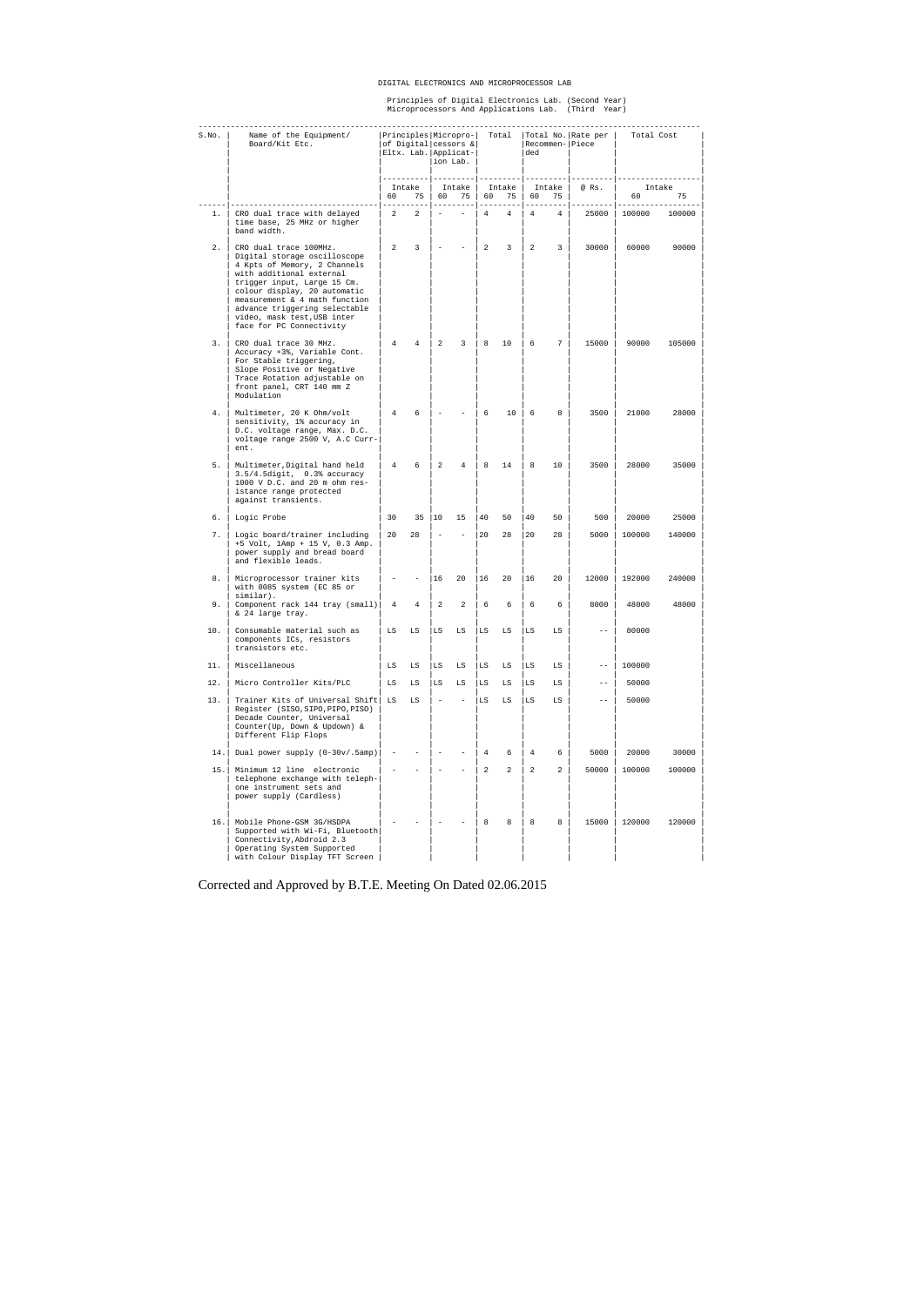DIGITAL ELECTRONICS AND MICROPROCESSOR LAB

Principles of Digital Electronics Lab. (Second Year)
Microprocessors And Applications Lab. (Third Year)

| S.No. | Name of the Equipment/ Board/Kit Etc. | Principles of Digital Eltx. Lab. | | Micropro-cessors & Applicat-ion Lab. | | Total | | Total No. Recommen-ded | | Rate per Piece | Total Cost | |
|---|---|---|---|---|---|---|---|---|---|---|---|---|
| | | Intake | | Intake | | Intake | | Intake | | @ Rs. | Intake | |
| | | 60 | 75 | 60 | 75 | 60 | 75 | 60 | 75 | | 60 | 75 |
| 1. | CRO dual trace with delayed time base, 25 MHz or higher band width. | 2 | 2 | - | - | 4 | 4 | 4 | 4 | 25000 | 100000 | 100000 |
| 2. | CRO dual trace 100MHz. Digital storage oscilloscope 4 Kpts of Memory, 2 Channels with additional external trigger input, Large 15 Cm. colour display, 20 automatic measurement & 4 math function advance triggering selectable video, mask test,USB inter face for PC Connectivity | 2 | 3 | - | - | 2 | 3 | 2 | 3 | 30000 | 60000 | 90000 |
| 3. | CRO dual trace 30 MHz. Accuracy +3%, Variable Cont. For Stable triggering, Slope Positive or Negative Trace Rotation adjustable on front panel, CRT 140 mm Z Modulation | 4 | 4 | 2 | 3 | 8 | 10 | 6 | 7 | 15000 | 90000 | 105000 |
| 4. | Multimeter, 20 K Ohm/volt sensitivity, 1% accuracy in D.C. voltage range, Max. D.C. voltage range 2500 V, A.C Current. | 4 | 6 | - | - | 6 | 10 | 6 | 8 | 3500 | 21000 | 28000 |
| 5. | Multimeter,Digital hand held 3.5/4.5digit, 0.3% accuracy 1000 V D.C. and 20 m ohm resistance range protected against transients. | 4 | 6 | 2 | 4 | 8 | 14 | 8 | 10 | 3500 | 28000 | 35000 |
| 6. | Logic Probe | 30 | 35 | 10 | 15 | 40 | 50 | 40 | 50 | 500 | 20000 | 25000 |
| 7. | Logic board/trainer including +5 Volt, 1Amp + 15 V, 0.3 Amp. power supply and bread board and flexible leads. | 20 | 28 | - | - | 20 | 28 | 20 | 28 | 5000 | 100000 | 140000 |
| 8. | Microprocessor trainer kits with 8085 system (EC 85 or similar). | - | - | 16 | 20 | 16 | 20 | 16 | 20 | 12000 | 192000 | 240000 |
| 9. | Component rack 144 tray (small) & 24 large tray. | 4 | 4 | 2 | 2 | 6 | 6 | 6 | 6 | 8000 | 48000 | 48000 |
| 10. | Consumable material such as components ICs, resistors transistors etc. | LS | LS | LS | LS | LS | LS | LS | LS | -- | 80000 | |
| 11. | Miscellaneous | LS | LS | LS | LS | LS | LS | LS | LS | -- | 100000 | |
| 12. | Micro Controller Kits/PLC | LS | LS | LS | LS | LS | LS | LS | LS | -- | 50000 | |
| 13. | Trainer Kits of Universal Shift Register (SISO,SIPO,PIPO,PISO) Decade Counter, Universal Counter(Up, Down & Updown) & Different Flip Flops | LS | LS | - | - | LS | LS | LS | LS | -- | 50000 | |
| 14. | Dual power supply (0-30v/.5amp) | - | - | - | - | 4 | 6 | 4 | 6 | 5000 | 20000 | 30000 |
| 15. | Minimum 12 line electronic telephone exchange with telephone instrument sets and power supply (Cardless) | - | - | - | - | 2 | 2 | 2 | 2 | 50000 | 100000 | 100000 |
| 16. | Mobile Phone-GSM 3G/HSDPA Supported with Wi-Fi, Bluetooth Connectivity,Abdroid 2.3 Operating System Supported with Colour Display TFT Screen | - | - | - | - | 8 | 8 | 8 | 8 | 15000 | 120000 | 120000 |

Corrected and Approved by B.T.E. Meeting On Dated 02.06.2015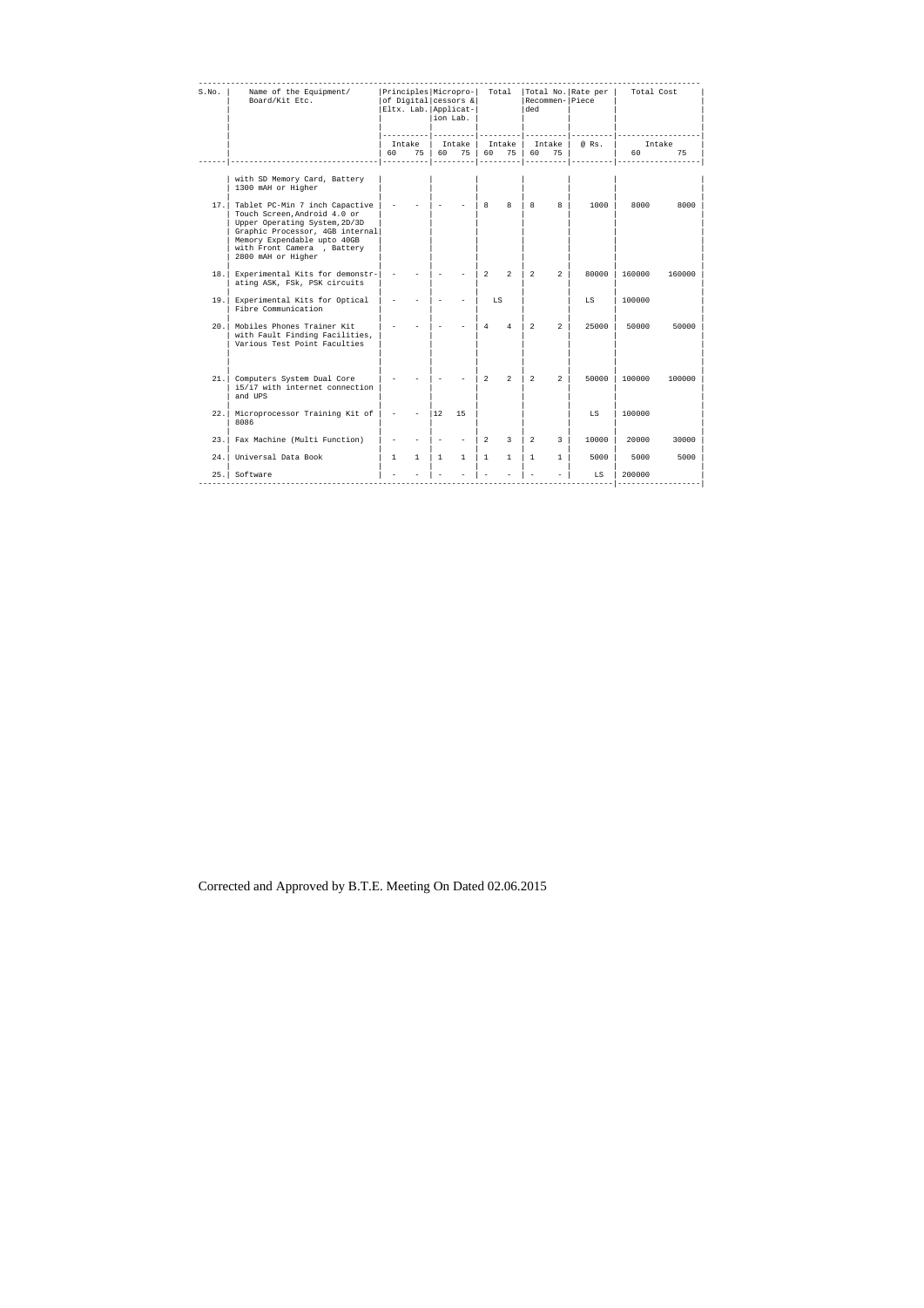| S.No. | Name of the Equipment/ Board/Kit Etc. | Principles of Digital Eltx. Lab. | | Micropro-cessors & Applicat-ion Lab. | | Total | | Total No. Recommen-ded | | Rate per Piece | Total Cost | |
|---|---|---|---|---|---|---|---|---|---|---|---|---|
| | | Intake | | Intake | | Intake | | Intake | | @ Rs. | Intake | |
| | | 60 | 75 | 60 | 75 | 60 | 75 | 60 | 75 | | 60 | 75 |
| | with SD Memory Card, Battery 1300 mAH or Higher | | | | | | | | | | | |
| 17. | Tablet PC-Min 7 inch Capactive Touch Screen,Android 4.0 or Upper Operating System,2D/3D Graphic Processor, 4GB internal Memory Expendable upto 40GB with Front Camera , Battery 2800 mAH or Higher | - | - | - | - | 8 | 8 | 8 | 8 | 1000 | 8000 | 8000 |
| 18. | Experimental Kits for demonstr-ating ASK, FSk, PSK circuits | - | - | - | - | 2 | 2 | 2 | 2 | 80000 | 160000 | 160000 |
| 19. | Experimental Kits for Optical Fibre Communication | - | - | - | - | LS | | | | LS | 100000 | |
| 20. | Mobiles Phones Trainer Kit with Fault Finding Facilities, Various Test Point Faculties | - | - | - | - | 4 | 4 | 2 | 2 | 25000 | 50000 | 50000 |
| 21. | Computers System Dual Core i5/i7 with internet connection and UPS | - | - | - | - | 2 | 2 | 2 | 2 | 50000 | 100000 | 100000 |
| 22. | Microprocessor Training Kit of 8086 | - | - | 12 | 15 | | | | | LS | 100000 | |
| 23. | Fax Machine (Multi Function) | - | - | - | - | 2 | 3 | 2 | 3 | 10000 | 20000 | 30000 |
| 24. | Universal Data Book | 1 | 1 | 1 | 1 | 1 | 1 | 1 | 1 | 5000 | 5000 | 5000 |
| 25. | Software | - | - | - | - | - | - | - | - | LS | 200000 | |

Corrected and Approved by B.T.E. Meeting On Dated 02.06.2015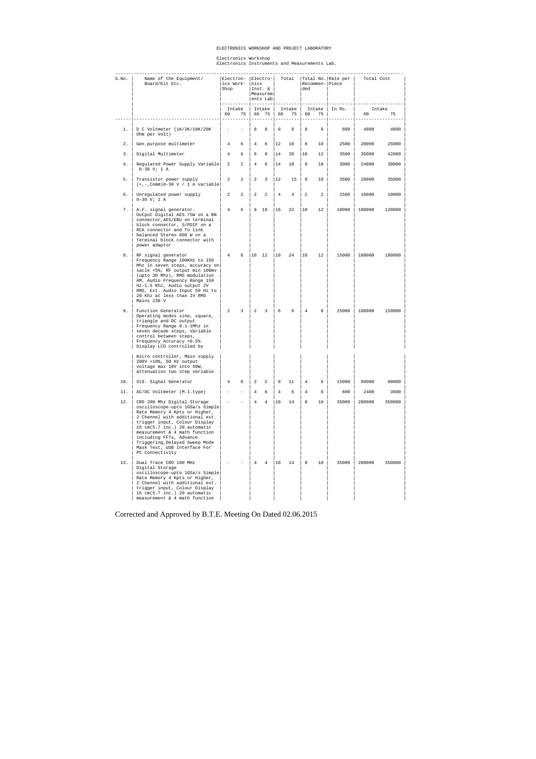ELECTRONICS WORKSHOP AND PROJECT LABORATORY

Electronics Workshop
Electronics Instruments and Measurements Lab.

| S.No. | Name of the Equipment/ Board/Kit Etc. | Electronics Work-Shop | | Electronics Inst. & Measurements Lab | | Total | | Total No. Recommended | | Rate per Piece | Total Cost | |
|---|---|---|---|---|---|---|---|---|---|---|---|---|
| | | Intake | | Intake | | Intake | | Intake | | In Rs. | Intake | |
| | | 60 | 75 | 60 | 75 | 60 | 75 | 60 | 75 | | 60 | 75 |
| 1. | D C Voltmeter (1K/2K/10K/20K Ohm per Volt) | - | - | 8 | 8 | 8 | 8 | 8 | 8 | 600 | 4800 | 4800 |
| 2. | Gen.purpose multimeter | 4 | 6 | 4 | 6 | 12 | 18 | 8 | 10 | 2500 | 20000 | 25000 |
| 3. | Digital Multimeter | 4 | 6 | 6 | 8 | 14 | 20 | 10 | 12 | 3500 | 35000 | 42000 |
| 4. | Regulated Power Supply Variable 0-30 V; 1 A | 2 | 2 | 4 | 6 | 14 | 18 | 8 | 10 | 3000 | 24000 | 30000 |
| 5. | Transistor power supply (+,-,Comm)0-30 V / 1 A variable | 2 | 2 | 2 | 3 | 12 | 15 | 8 | 10 | 3500 | 28000 | 35000 |
| 6. | Unregulated power supply 0-30 V; 1 A | 2 | 2 | 2 | 2 | 4 | 4 | 2 | 2 | 2500 | 10000 | 10000 |
| 7. | A.F. signal generator. Output Digital AES 75W on a BN connector,AES/EBU on terminal block connector, S/PDIF on a RCA connector and To link balanced Stereo 600 W on a Terminal block connector with power adaptor | 4 | 6 | 8 | 10 | 16 | 22 | 10 | 12 | 10000 | 100000 | 120000 |
| 8. | RF signal generator Frequency Range 100KHz to 150 Mhz in seven steps, accuracy on sacle +5%, RF output min 100mv (upto 30 Mhz), RMS modulation AM, Audio Frequency Range 150 Hz-1.5 Khz, Audio output 2V RMS, Ext. Audio Input 50 Hz to 20 Khz at less than IV RMS Mains 230 V | 4 | 6 | 10 | 12 | 18 | 24 | 10 | 12 | 15000 | 100000 | 180000 |
| 9. | Function Generator Operating modes sine, square, triangle and DC output Frequency Range 0.1-1Mhz in seven decade steps, Variable control between steps, Frequency Accuracy +0.5% Display LCD controlled by micro controller, Main supply 200V +10%, 50 Hz output voltage max 10V into 50W, attenuation two step variable | 2 | 3 | 2 | 3 | 6 | 9 | 4 | 6 | 25000 | 100000 | 150000 |
| 10. | Std. Signal Generator | 4 | 6 | 2 | 2 | 8 | 11 | 4 | 6 | 15000 | 60000 | 90000 |
| 11. | AC/DC Voltmeter (M.I.type) | - | - | 4 | 6 | 4 | 6 | 4 | 6 | 600 | 2400 | 3600 |
| 12. | CRO 200 Mhz Digital Storage oscilloscope-upto 1GSa/s Simple Rate Memory 4 Kpts or Higher, 2 Chennel with additional ext. trigger input, Colour Display 15 cm(5.7 inc.) 20 automatic measurement & 4 math function including FFTs, Advance Triggering,Delayed Sweep Mode Mask Test, USB Interface For PC Connectivity | - | - | 4 | 4 | 10 | 14 | 8 | 10 | 35000 | 280000 | 350000 |
| 13. | Dual Trace CRO 100 MHz Digital Storage oscilloscope-upto 1GSa/s Simple Rate Memory 4 Kpts or Higher, 2 Chennel with additional ext. trigger input, Colour Display 15 cm(5.7 inc.) 20 automatic measurement & 4 math function | - | - | 4 | 4 | 10 | 14 | 8 | 10 | 35000 | 280000 | 350000 |

Corrected and Approved by B.T.E. Meeting On Dated 02.06.2015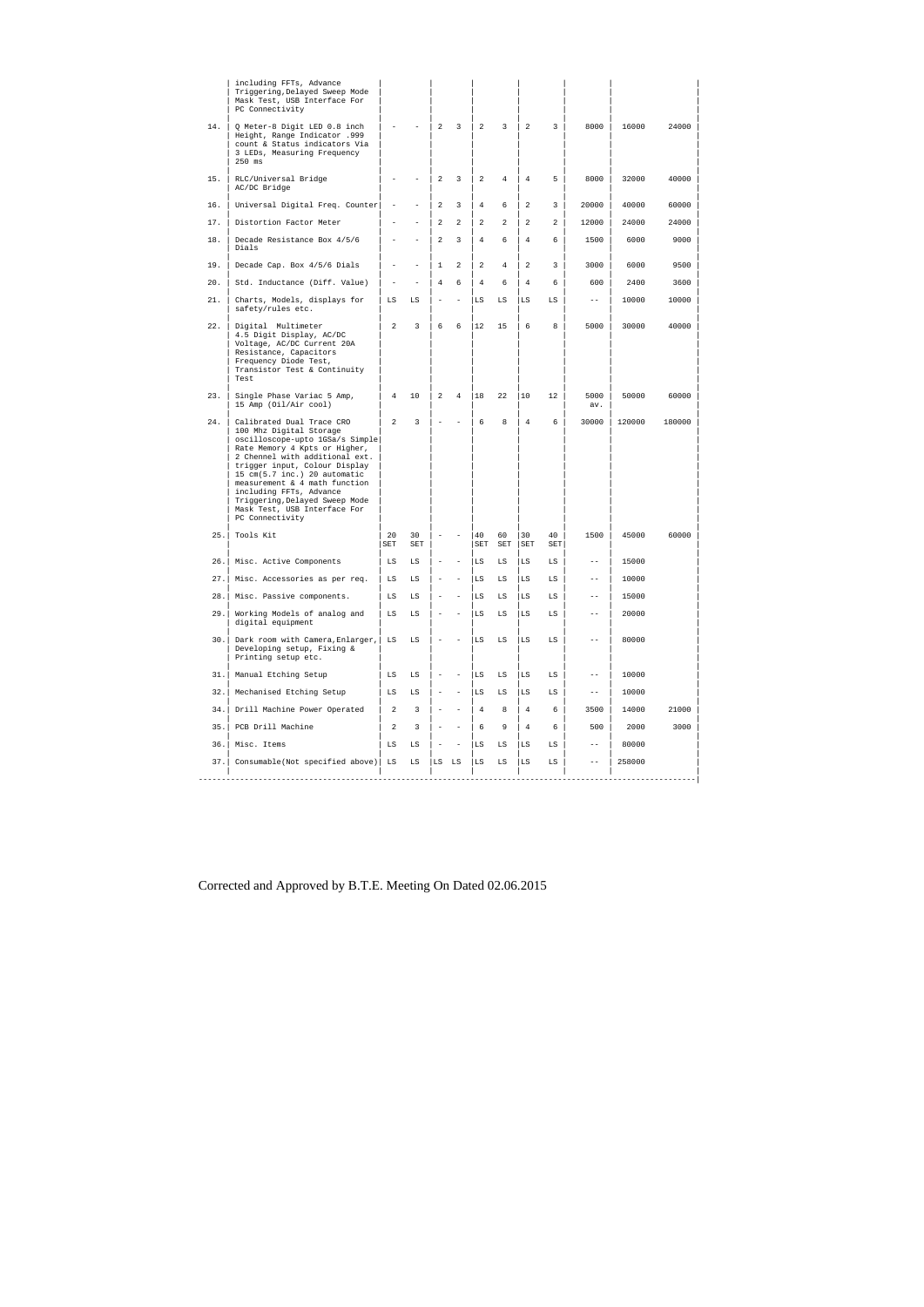| | | | | | | | | | | | | |
|---|---|---|---|---|---|---|---|---|---|---|---|---|
| | including FFTs, Advance Triggering,Delayed Sweep Mode Mask Test, USB Interface For PC Connectivity | | | | | | | | | | | |
| 14. | Q Meter-8 Digit LED 0.8 inch Height, Range Indicator .999 count & Status indicators Via 3 LEDs, Measuring Frequency 250 ms | - | - | 2 | 3 | 2 | 3 | 2 | 3 | 8000 | 16000 | 24000 |
| 15. | RLC/Universal Bridge AC/DC Bridge | - | - | 2 | 3 | 2 | 4 | 4 | 5 | 8000 | 32000 | 40000 |
| 16. | Universal Digital Freq. Counter | - | - | 2 | 3 | 4 | 6 | 2 | 3 | 20000 | 40000 | 60000 |
| 17. | Distortion Factor Meter | - | - | 2 | 2 | 2 | 2 | 2 | 2 | 12000 | 24000 | 24000 |
| 18. | Decade Resistance Box 4/5/6 Dials | - | - | 2 | 3 | 4 | 6 | 4 | 6 | 1500 | 6000 | 9000 |
| 19. | Decade Cap. Box 4/5/6 Dials | - | - | 1 | 2 | 2 | 4 | 2 | 3 | 3000 | 6000 | 9500 |
| 20. | Std. Inductance (Diff. Value) | - | - | 4 | 6 | 4 | 6 | 4 | 6 | 600 | 2400 | 3600 |
| 21. | Charts, Models, displays for safety/rules etc. | LS | LS | - | - | LS | LS | LS | LS | -- | 10000 | 10000 |
| 22. | Digital Multimeter 4.5 Digit Display, AC/DC Voltage, AC/DC Current 20A Resistance, Capacitors Frequency Diode Test, Transistor Test & Continuity Test | 2 | 3 | 6 | 6 | 12 | 15 | 6 | 8 | 5000 | 30000 | 40000 |
| 23. | Single Phase Variac 5 Amp, 15 Amp (Oil/Air cool) | 4 | 10 | 2 | 4 | 18 | 22 | 10 | 12 | 5000 av. | 50000 | 60000 |
| 24. | Calibrated Dual Trace CRO 100 Mhz Digital Storage oscilloscope-upto 1GSa/s Simple Rate Memory 4 Kpts or Higher, 2 Chennel with additional ext. trigger input, Colour Display 15 cm(5.7 inc.) 20 automatic measurement & 4 math function including FFTs, Advance Triggering,Delayed Sweep Mode Mask Test, USB Interface For PC Connectivity | 2 | 3 | - | - | 6 | 8 | 4 | 6 | 30000 | 120000 | 180000 |
| 25. | Tools Kit | 20 SET | 30 SET | - | - | 40 SET | 60 SET | 30 SET | 40 SET | 1500 | 45000 | 60000 |
| 26. | Misc. Active Components | LS | LS | - | - | LS | LS | LS | LS | -- | 15000 | |
| 27. | Misc. Accessories as per req. | LS | LS | - | - | LS | LS | LS | LS | -- | 10000 | |
| 28. | Misc. Passive components. | LS | LS | - | - | LS | LS | LS | LS | -- | 15000 | |
| 29. | Working Models of analog and digital equipment | LS | LS | - | - | LS | LS | LS | LS | -- | 20000 | |
| 30. | Dark room with Camera,Enlarger, Developing setup, Fixing & Printing setup etc. | LS | LS | - | - | LS | LS | LS | LS | -- | 80000 | |
| 31. | Manual Etching Setup | LS | LS | - | - | LS | LS | LS | LS | -- | 10000 | |
| 32. | Mechanised Etching Setup | LS | LS | - | - | LS | LS | LS | LS | -- | 10000 | |
| 34. | Drill Machine Power Operated | 2 | 3 | - | - | 4 | 8 | 4 | 6 | 3500 | 14000 | 21000 |
| 35. | PCB Drill Machine | 2 | 3 | - | - | 6 | 9 | 4 | 6 | 500 | 2000 | 3000 |
| 36. | Misc. Items | LS | LS | - | - | LS | LS | LS | LS | -- | 80000 | |
| 37. | Consumable(Not specified above) | LS | LS | LS | LS | LS | LS | LS | LS | -- | 250000 | |

Corrected and Approved by B.T.E. Meeting On Dated 02.06.2015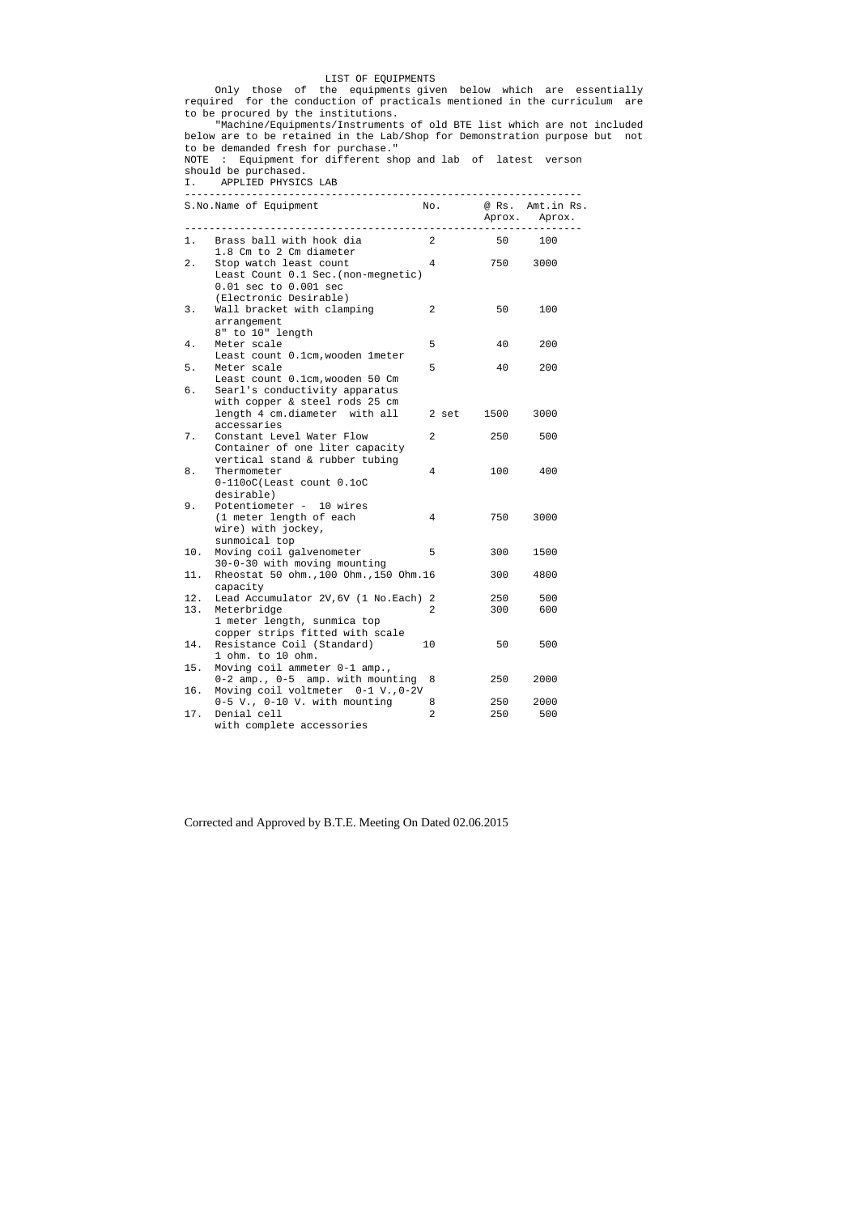LIST OF EQUIPMENTS

Only those of the equipments given below which are essentially required for the conduction of practicals mentioned in the curriculum are to be procured by the institutions.

"Machine/Equipments/Instruments of old BTE list which are not included below are to be retained in the Lab/Shop for Demonstration purpose but not to be demanded fresh for purchase."

NOTE : Equipment for different shop and lab of latest verson should be purchased.

I. APPLIED PHYSICS LAB

| S.No. | Name of Equipment | No. | @ Rs. Aprox. | Amt.in Rs. Aprox. |
|---|---|---|---|---|
| 1. | Brass ball with hook dia 1.8 Cm to 2 Cm diameter | 2 | 50 | 100 |
| 2. | Stop watch least count Least Count 0.1 Sec.(non-megnetic) 0.01 sec to 0.001 sec (Electronic Desirable) | 4 | 750 | 3000 |
| 3. | Wall bracket with clamping arrangement 8" to 10" length | 2 | 50 | 100 |
| 4. | Meter scale Least count 0.1cm,wooden 1meter | 5 | 40 | 200 |
| 5. | Meter scale Least count 0.1cm,wooden 50 Cm | 5 | 40 | 200 |
| 6. | Searl's conductivity apparatus with copper & steel rods 25 cm length 4 cm.diameter with all accessaries | 2 set | 1500 | 3000 |
| 7. | Constant Level Water Flow Container of one liter capacity vertical stand & rubber tubing | 2 | 250 | 500 |
| 8. | Thermometer 0-110oC(Least count 0.1oC desirable) | 4 | 100 | 400 |
| 9. | Potentiometer - 10 wires (1 meter length of each wire) with jockey, sunmoical top | 4 | 750 | 3000 |
| 10. | Moving coil galvenometer 30-0-30 with moving mounting | 5 | 300 | 1500 |
| 11. | Rheostat 50 ohm.,100 Ohm.,150 Ohm. capacity | 16 | 300 | 4800 |
| 12. | Lead Accumulator 2V,6V (1 No.Each) | 2 | 250 | 500 |
| 13. | Meterbridge 1 meter length, sunmica top copper strips fitted with scale | 2 | 300 | 600 |
| 14. | Resistance Coil (Standard) 1 ohm. to 10 ohm. | 10 | 50 | 500 |
| 15. | Moving coil ammeter 0-1 amp., 0-2 amp., 0-5 amp. with mounting | 8 | 250 | 2000 |
| 16. | Moving coil voltmeter 0-1 V.,0-2V 0-5 V., 0-10 V. with mounting | 8 | 250 | 2000 |
| 17. | Denial cell with complete accessories | 2 | 250 | 500 |

Corrected and Approved by B.T.E. Meeting On Dated 02.06.2015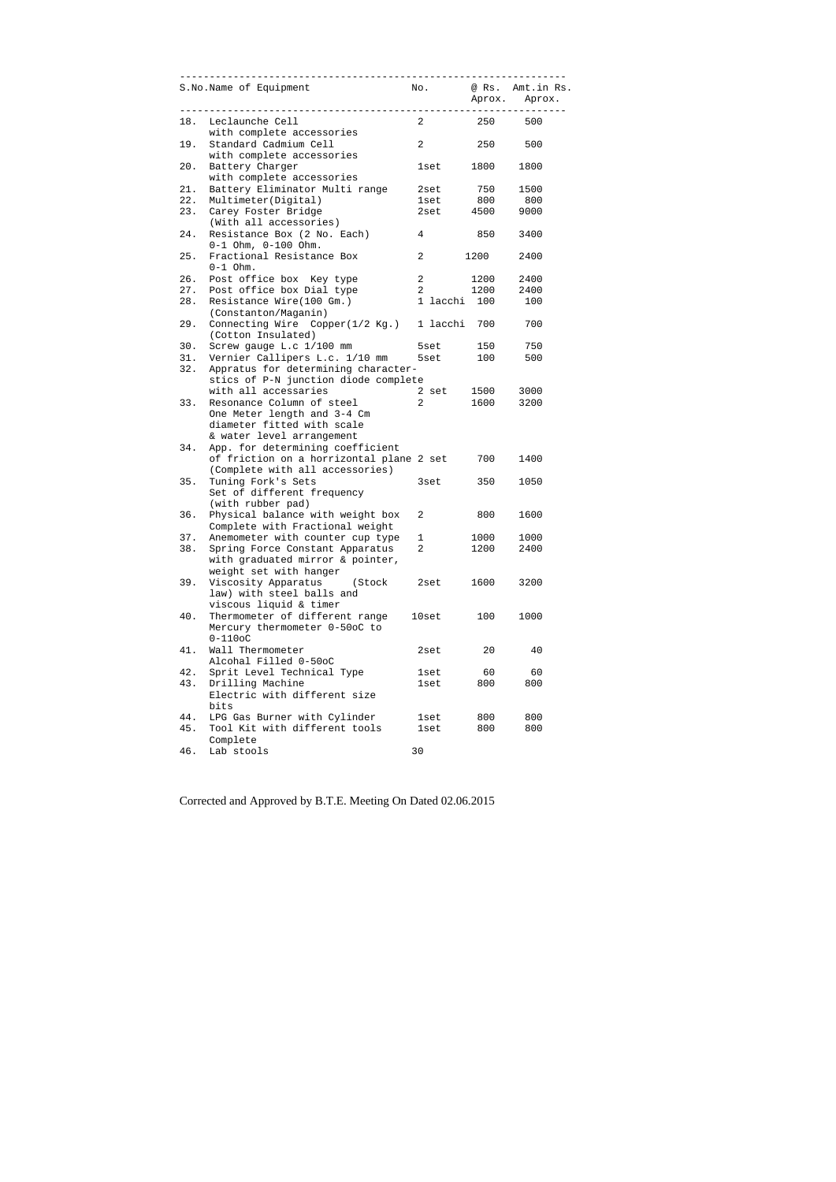| S.No. | Name of Equipment | No. | @ Rs. Aprox. | Amt.in Rs. Aprox. |
|---|---|---|---|---|
| 18. | Leclaunche Cell with complete accessories | 2 | 250 | 500 |
| 19. | Standard Cadmium Cell with complete accessories | 2 | 250 | 500 |
| 20. | Battery Charger with complete accessories | 1set | 1800 | 1800 |
| 21. | Battery Eliminator Multi range | 2set | 750 | 1500 |
| 22. | Multimeter(Digital) | 1set | 800 | 800 |
| 23. | Carey Foster Bridge (With all accessories) | 2set | 4500 | 9000 |
| 24. | Resistance Box (2 No. Each) 0-1 Ohm, 0-100 Ohm. | 4 | 850 | 3400 |
| 25. | Fractional Resistance Box 0-1 Ohm. | 2 | 1200 | 2400 |
| 26. | Post office box Key type | 2 | 1200 | 2400 |
| 27. | Post office box Dial type | 2 | 1200 | 2400 |
| 28. | Resistance Wire(100 Gm.) (Constanton/Maganin) | 1 lacchi | 100 | 100 |
| 29. | Connecting Wire Copper(1/2 Kg.) (Cotton Insulated) | 1 lacchi | 700 | 700 |
| 30. | Screw gauge L.c 1/100 mm | 5set | 150 | 750 |
| 31. | Vernier Callipers L.c. 1/10 mm | 5set | 100 | 500 |
| 32. | Appratus for determining character-stics of P-N junction diode complete with all accessaries | 2 set | 1500 | 3000 |
| 33. | Resonance Column of steel One Meter length and 3-4 Cm diameter fitted with scale & water level arrangement | 2 | 1600 | 3200 |
| 34. | App. for determining coefficient of friction on a horrizontal plane (Complete with all accessories) | 2 set | 700 | 1400 |
| 35. | Tuning Fork's Sets Set of different frequency (with rubber pad) | 3set | 350 | 1050 |
| 36. | Physical balance with weight box Complete with Fractional weight | 2 | 800 | 1600 |
| 37. | Anemometer with counter cup type | 1 | 1000 | 1000 |
| 38. | Spring Force Constant Apparatus with graduated mirror & pointer, weight set with hanger | 2 | 1200 | 2400 |
| 39. | Viscosity Apparatus (Stock law) with steel balls and viscous liquid & timer | 2set | 1600 | 3200 |
| 40. | Thermometer of different range Mercury thermometer 0-50oC to 0-110oC | 10set | 100 | 1000 |
| 41. | Wall Thermometer Alcohal Filled 0-50oC | 2set | 20 | 40 |
| 42. | Sprit Level Technical Type | 1set | 60 | 60 |
| 43. | Drilling Machine Electric with different size bits | 1set | 800 | 800 |
| 44. | LPG Gas Burner with Cylinder | 1set | 800 | 800 |
| 45. | Tool Kit with different tools Complete | 1set | 800 | 800 |
| 46. | Lab stools | 30 | | |

Corrected and Approved by B.T.E. Meeting On Dated 02.06.2015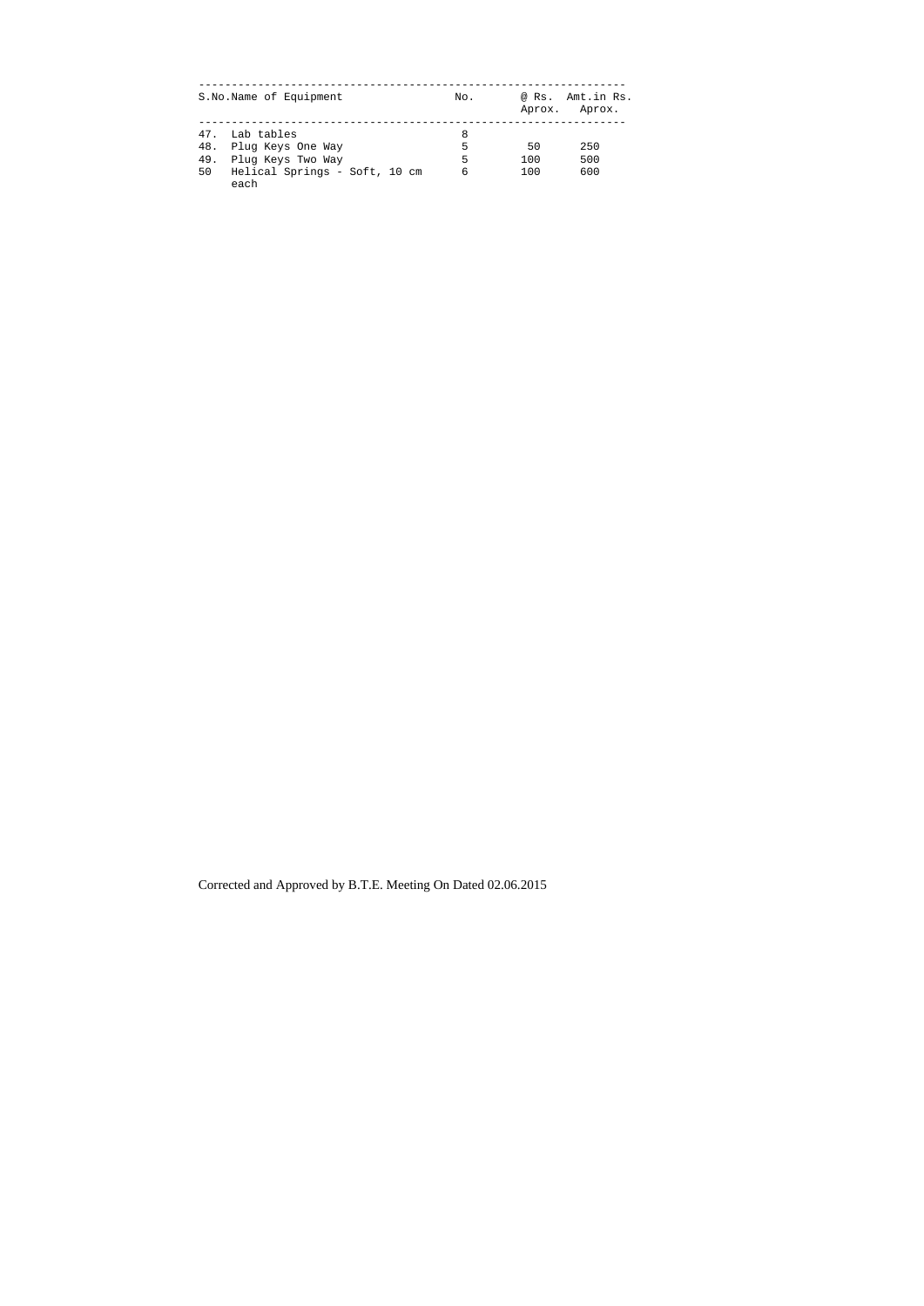| S.No. | Name of Equipment | No. | @ Rs. Aprox. | Amt.in Rs. Aprox. |
|---|---|---|---|---|
| 47. | Lab tables | 8 | | |
| 48. | Plug Keys One Way | 5 | 50 | 250 |
| 49. | Plug Keys Two Way | 5 | 100 | 500 |
| 50 | Helical Springs - Soft, 10 cm each | 6 | 100 | 600 |

Corrected and Approved by B.T.E. Meeting On Dated 02.06.2015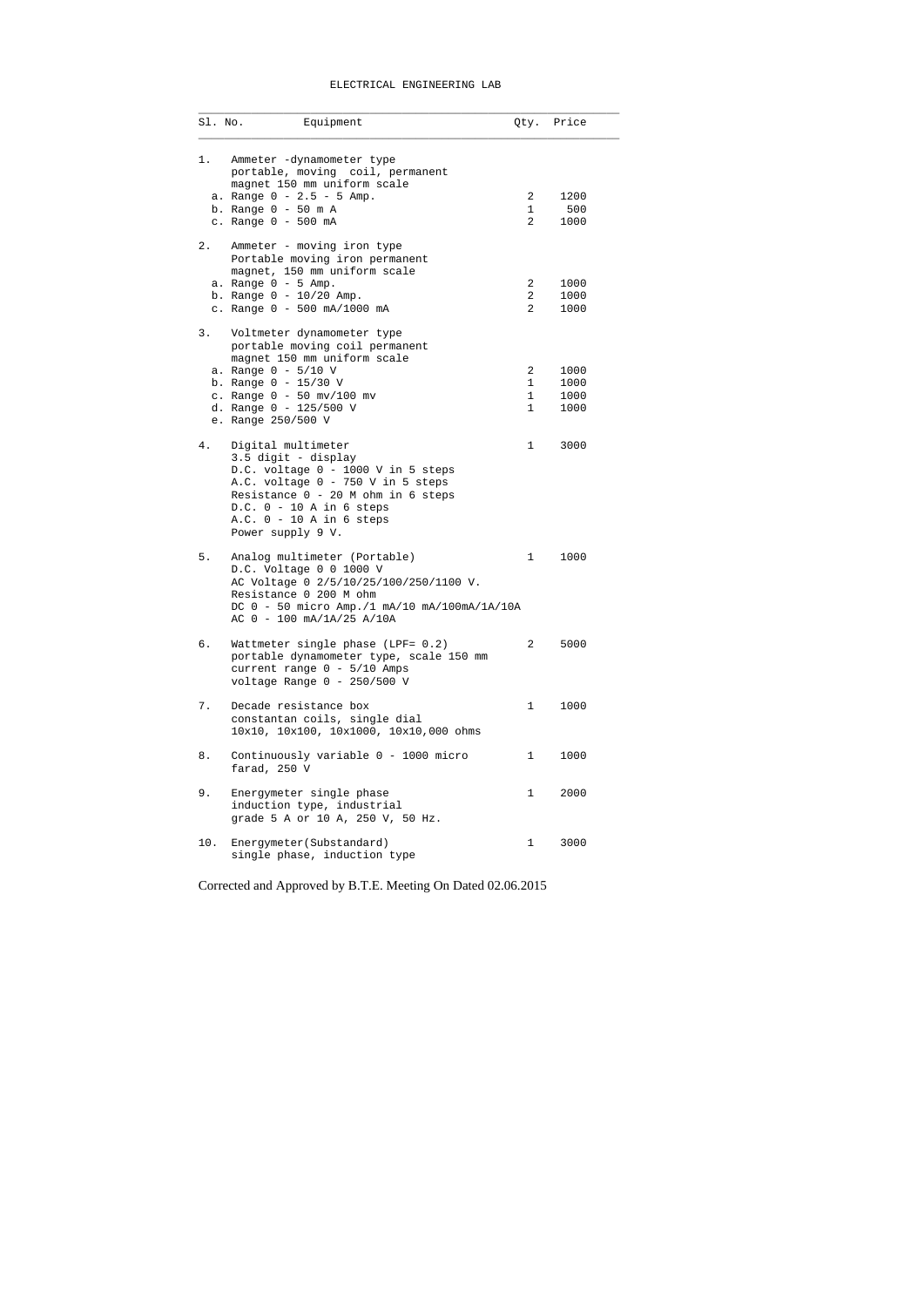# ELECTRICAL ENGINEERING LAB

| Sl. No. | Equipment | Qty. | Price |
|---|---|---|---|
| 1. | Ammeter -dynamometer type portable, moving coil, permanent magnet 150 mm uniform scale | | |
| | a. Range 0 - 2.5 - 5 Amp. | 2 | 1200 |
| | b. Range 0 - 50 m A | 1 | 500 |
| | c. Range 0 - 500 mA | 2 | 1000 |
| 2. | Ammeter - moving iron type Portable moving iron permanent magnet, 150 mm uniform scale | | |
| | a. Range 0 - 5 Amp. | 2 | 1000 |
| | b. Range 0 - 10/20 Amp. | 2 | 1000 |
| | c. Range 0 - 500 mA/1000 mA | 2 | 1000 |
| 3. | Voltmeter dynamometer type portable moving coil permanent magnet 150 mm uniform scale | | |
| | a. Range 0 - 5/10 V | 2 | 1000 |
| | b. Range 0 - 15/30 V | 1 | 1000 |
| | c. Range 0 - 50 mv/100 mv | 1 | 1000 |
| | d. Range 0 - 125/500 V | 1 | 1000 |
| | e. Range 250/500 V | | |
| 4. | Digital multimeter<br>3.5 digit - display<br>D.C. voltage 0 - 1000 V in 5 steps<br>A.C. voltage 0 - 750 V in 5 steps<br>Resistance 0 - 20 M ohm in 6 steps<br>D.C. 0 - 10 A in 6 steps<br>A.C. 0 - 10 A in 6 steps<br>Power supply 9 V. | 1 | 3000 |
| 5. | Analog multimeter (Portable)<br>D.C. Voltage 0 0 1000 V<br>AC Voltage 0 2/5/10/25/100/250/1100 V.<br>Resistance 0 200 M ohm<br>DC 0 - 50 micro Amp./1 mA/10 mA/100mA/1A/10A<br>AC 0 - 100 mA/1A/25 A/10A | 1 | 1000 |
| 6. | Wattmeter single phase (LPF= 0.2) portable dynamometer type, scale 150 mm current range 0 - 5/10 Amps voltage Range 0 - 250/500 V | 2 | 5000 |
| 7. | Decade resistance box constantan coils, single dial 10x10, 10x100, 10x1000, 10x10,000 ohms | 1 | 1000 |
| 8. | Continuously variable 0 - 1000 micro farad, 250 V | 1 | 1000 |
| 9. | Energymeter single phase induction type, industrial grade 5 A or 10 A, 250 V, 50 Hz. | 1 | 2000 |
| 10. | Energymeter(Substandard) single phase, induction type | 1 | 3000 |

Corrected and Approved by B.T.E. Meeting On Dated 02.06.2015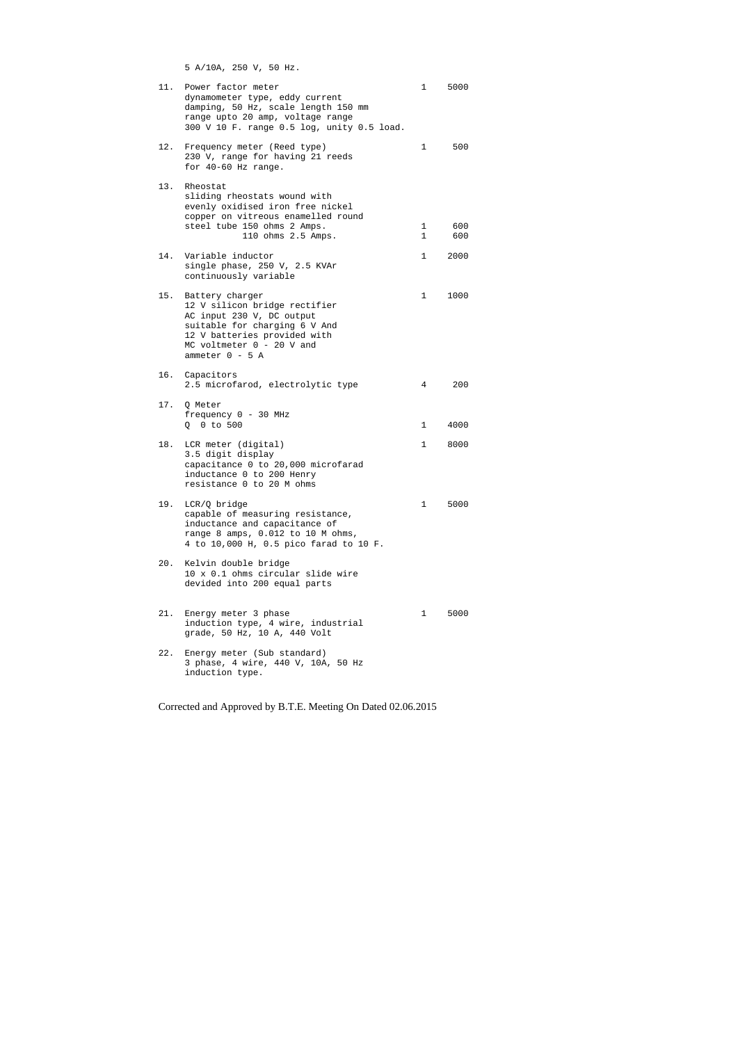5 A/10A, 250 V, 50 Hz.

| S.No. | Description | Qty | Rate |
|---|---|---|---|
| 11. | Power factor meter<br>dynamometer type, eddy current damping, 50 Hz, scale length 150 mm range upto 20 amp, voltage range 300 V 10 F. range 0.5 log, unity 0.5 load. | 1 | 5000 |
| 12. | Frequency meter (Reed type)<br>230 V, range for having 21 reeds for 40-60 Hz range. | 1 | 500 |
| 13. | Rheostat<br>sliding rheostats wound with evenly oxidised iron free nickel copper on vitreous enamelled round steel tube 150 ohms 2 Amps. | 1 | 600 |
| | 110 ohms 2.5 Amps. | 1 | 600 |
| 14. | Variable inductor<br>single phase, 250 V, 2.5 KVAr continuously variable | 1 | 2000 |
| 15. | Battery charger<br>12 V silicon bridge rectifier AC input 230 V, DC output suitable for charging 6 V And 12 V batteries provided with MC voltmeter 0 - 20 V and ammeter 0 - 5 A | 1 | 1000 |
| 16. | Capacitors<br>2.5 microfarod, electrolytic type | 4 | 200 |
| 17. | Q Meter<br>frequency 0 - 30 MHz<br>Q 0 to 500 | 1 | 4000 |
| 18. | LCR meter (digital)<br>3.5 digit display<br>capacitance 0 to 20,000 microfarad<br>inductance 0 to 200 Henry<br>resistance 0 to 20 M ohms | 1 | 8000 |
| 19. | LCR/Q bridge<br>capable of measuring resistance, inductance and capacitance of range 8 amps, 0.012 to 10 M ohms, 4 to 10,000 H, 0.5 pico farad to 10 F. | 1 | 5000 |
| 20. | Kelvin double bridge<br>10 x 0.1 ohms circular slide wire devided into 200 equal parts | | |
| 21. | Energy meter 3 phase<br>induction type, 4 wire, industrial grade, 50 Hz, 10 A, 440 Volt | 1 | 5000 |
| 22. | Energy meter (Sub standard)<br>3 phase, 4 wire, 440 V, 10A, 50 Hz induction type. | | |

Corrected and Approved by B.T.E. Meeting On Dated 02.06.2015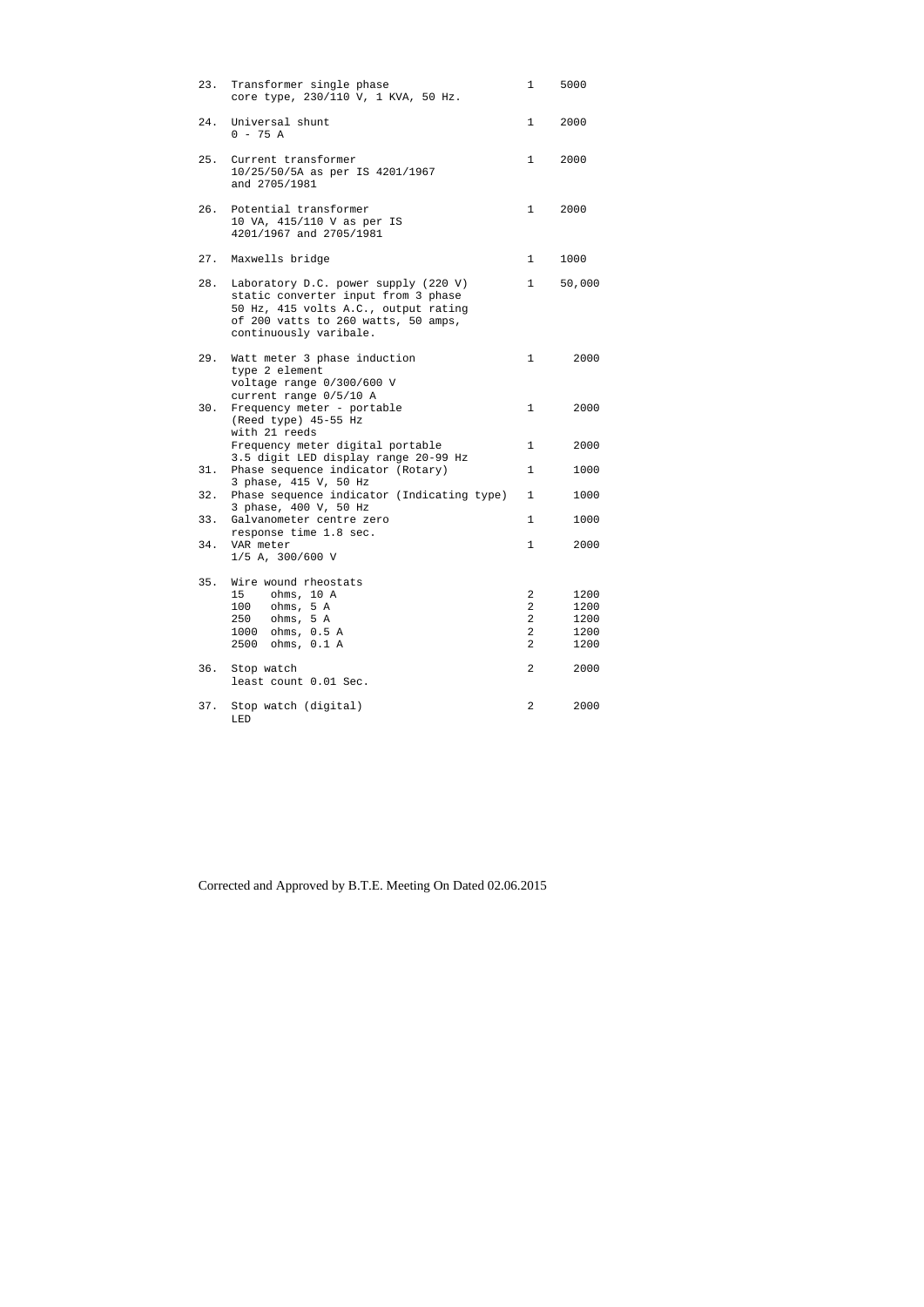| | | | |
|---|---|---|---|
| 23. | Transformer single phase<br>core type, 230/110 V, 1 KVA, 50 Hz. | 1 | 5000 |
| 24. | Universal shunt<br>0 - 75 A | 1 | 2000 |
| 25. | Current transformer<br>10/25/50/5A as per IS 4201/1967<br>and 2705/1981 | 1 | 2000 |
| 26. | Potential transformer<br>10 VA, 415/110 V as per IS<br>4201/1967 and 2705/1981 | 1 | 2000 |
| 27. | Maxwells bridge | 1 | 1000 |
| 28. | Laboratory D.C. power supply (220 V)<br>static converter input from 3 phase<br>50 Hz, 415 volts A.C., output rating<br>of 200 vatts to 260 watts, 50 amps,<br>continuously varibale. | 1 | 50,000 |
| 29. | Watt meter 3 phase induction<br>type 2 element<br>voltage range 0/300/600 V<br>current range 0/5/10 A | 1 | 2000 |
| 30. | Frequency meter - portable<br>(Reed type) 45-55 Hz<br>with 21 reeds | 1 | 2000 |
| | Frequency meter digital portable<br>3.5 digit LED display range 20-99 Hz | 1 | 2000 |
| 31. | Phase sequence indicator (Rotary)<br>3 phase, 415 V, 50 Hz | 1 | 1000 |
| 32. | Phase sequence indicator (Indicating type)<br>3 phase, 400 V, 50 Hz | 1 | 1000 |
| 33. | Galvanometer centre zero<br>response time 1.8 sec. | 1 | 1000 |
| 34. | VAR meter<br>1/5 A, 300/600 V | 1 | 2000 |
| 35. | Wire wound rheostats | | |
| | 15 ohms, 10 A | 2 | 1200 |
| | 100 ohms, 5 A | 2 | 1200 |
| | 250 ohms, 5 A | 2 | 1200 |
| | 1000 ohms, 0.5 A | 2 | 1200 |
| | 2500 ohms, 0.1 A | 2 | 1200 |
| 36. | Stop watch<br>least count 0.01 Sec. | 2 | 2000 |
| 37. | Stop watch (digital)<br>LED | 2 | 2000 |

Corrected and Approved by B.T.E. Meeting On Dated 02.06.2015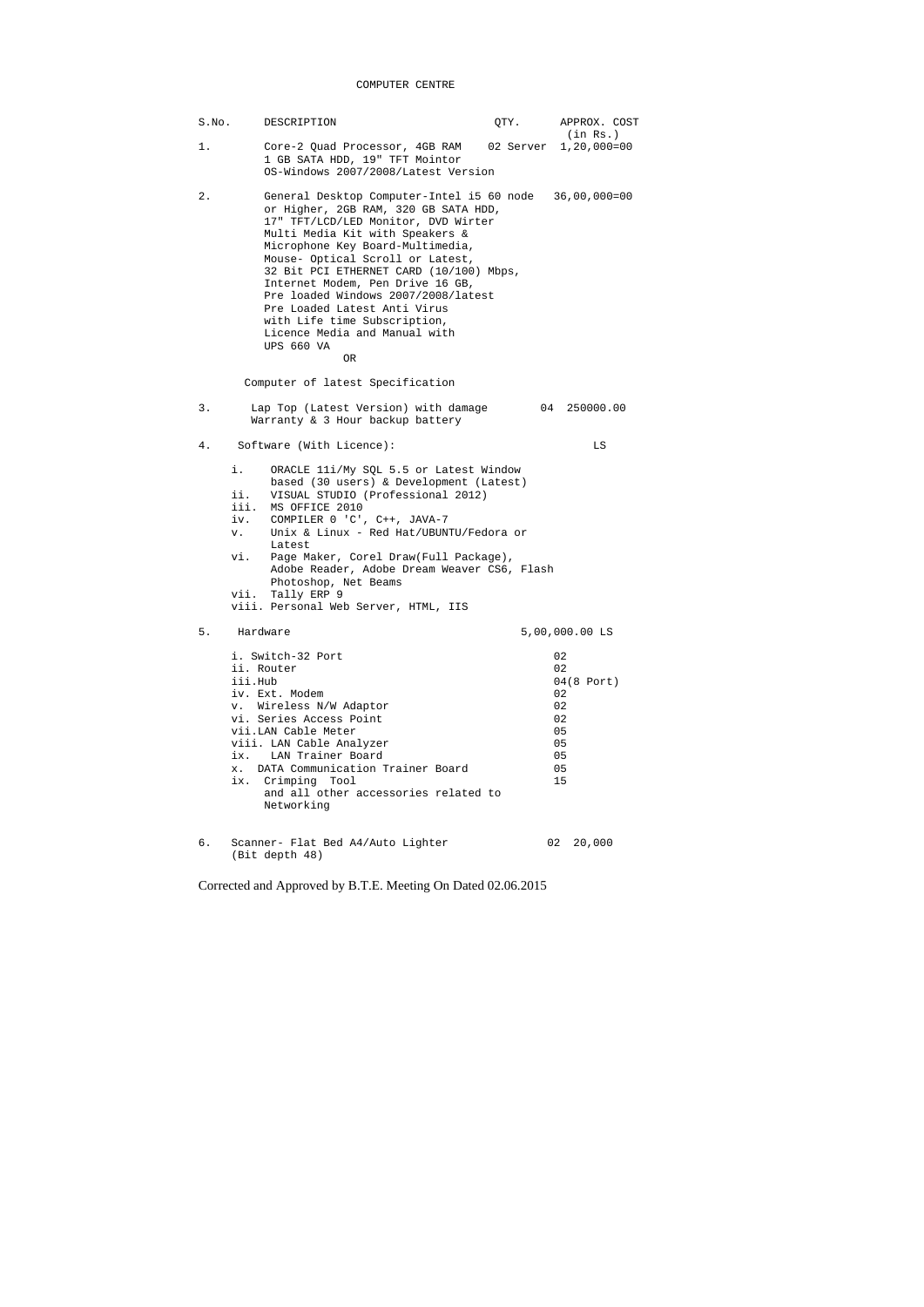# COMPUTER CENTRE

| S.No. | DESCRIPTION | QTY. | APPROX. COST (in Rs.) |
|---|---|---|---|
| 1. | Core-2 Quad Processor, 4GB RAM 1 GB SATA HDD, 19" TFT Mointor OS-Windows 2007/2008/Latest Version | 02 Server | 1,20,000=00 |
| 2. | General Desktop Computer-Intel i5 or Higher, 2GB RAM, 320 GB SATA HDD, 17" TFT/LCD/LED Monitor, DVD Wirter Multi Media Kit with Speakers & Microphone Key Board-Multimedia, Mouse- Optical Scroll or Latest, 32 Bit PCI ETHERNET CARD (10/100) Mbps, Internet Modem, Pen Drive 16 GB, Pre loaded Windows 2007/2008/latest Pre Loaded Latest Anti Virus with Life time Subscription, Licence Media and Manual with UPS 660 VA<br>OR<br>Computer of latest Specification | 60 node | 36,00,000=00 |
| 3. | Lap Top (Latest Version) with damage Warranty & 3 Hour backup battery | 04 | 250000.00 |
| 4. | Software (With Licence):<br>i. ORACLE 11i/My SQL 5.5 or Latest Window based (30 users) & Development (Latest)<br>ii. VISUAL STUDIO (Professional 2012)<br>iii. MS OFFICE 2010<br>iv. COMPILER 0 'C', C++, JAVA-7<br>v. Unix & Linux - Red Hat/UBUNTU/Fedora or Latest<br>vi. Page Maker, Corel Draw(Full Package), Adobe Reader, Adobe Dream Weaver CS6, Flash Photoshop, Net Beams<br>vii. Tally ERP 9<br>viii. Personal Web Server, HTML, IIS | | LS |
| 5. | Hardware | | 5,00,000.00 LS |
| | i. Switch-32 Port | 02 | |
| | ii. Router | 02 | |
| | iii.Hub | 04(8 Port) | |
| | iv. Ext. Modem | 02 | |
| | v. Wireless N/W Adaptor | 02 | |
| | vi. Series Access Point | 02 | |
| | vii.LAN Cable Meter | 05 | |
| | viii. LAN Cable Analyzer | 05 | |
| | ix. LAN Trainer Board | 05 | |
| | x. DATA Communication Trainer Board | 05 | |
| | ix. Crimping Tool and all other accessories related to Networking | 15 | |
| 6. | Scanner- Flat Bed A4/Auto Lighter (Bit depth 48) | 02 | 20,000 |

Corrected and Approved by B.T.E. Meeting On Dated 02.06.2015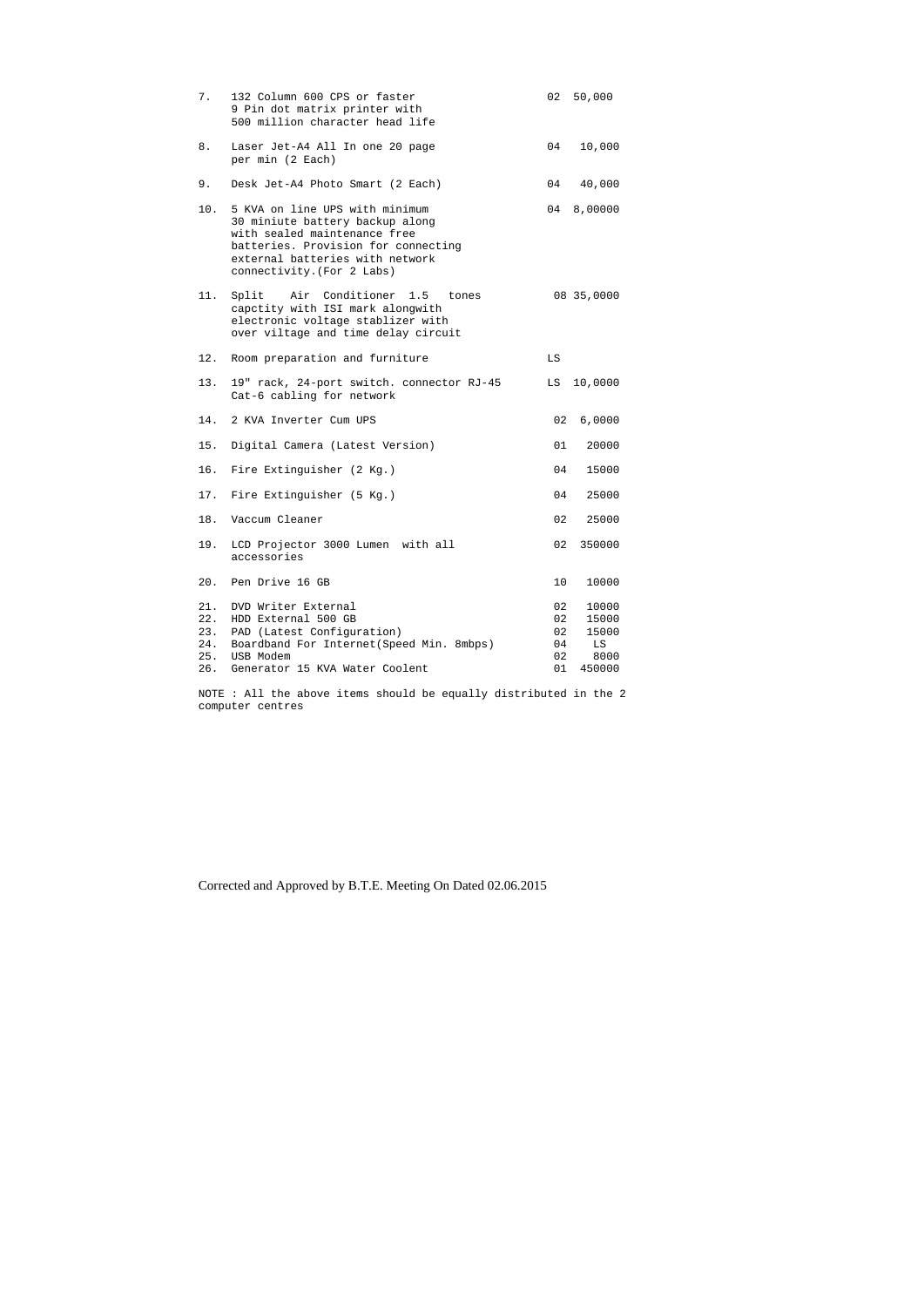| | | | |
|---|---|---|---|
| 7. | 132 Column 600 CPS or faster 9 Pin dot matrix printer with 500 million character head life | 02 | 50,000 |
| 8. | Laser Jet-A4 All In one 20 page per min (2 Each) | 04 | 10,000 |
| 9. | Desk Jet-A4 Photo Smart (2 Each) | 04 | 40,000 |
| 10. | 5 KVA on line UPS with minimum 30 miniute battery backup along with sealed maintenance free batteries. Provision for connecting external batteries with network connectivity.(For 2 Labs) | 04 | 8,00000 |
| 11. | Split Air Conditioner 1.5 tones capctity with ISI mark alongwith electronic voltage stablizer with over viltage and time delay circuit | 08 | 35,0000 |
| 12. | Room preparation and furniture | LS | |
| 13. | 19" rack, 24-port switch. connector RJ-45 Cat-6 cabling for network | LS | 10,0000 |
| 14. | 2 KVA Inverter Cum UPS | 02 | 6,0000 |
| 15. | Digital Camera (Latest Version) | 01 | 20000 |
| 16. | Fire Extinguisher (2 Kg.) | 04 | 15000 |
| 17. | Fire Extinguisher (5 Kg.) | 04 | 25000 |
| 18. | Vaccum Cleaner | 02 | 25000 |
| 19. | LCD Projector 3000 Lumen with all accessories | 02 | 350000 |
| 20. | Pen Drive 16 GB | 10 | 10000 |
| 21. | DVD Writer External | 02 | 10000 |
| 22. | HDD External 500 GB | 02 | 15000 |
| 23. | PAD (Latest Configuration) | 02 | 15000 |
| 24. | Boardband For Internet(Speed Min. 8mbps) | 04 | LS |
| 25. | USB Modem | 02 | 8000 |
| 26. | Generator 15 KVA Water Coolent | 01 | 450000 |

NOTE : All the above items should be equally distributed in the 2 computer centres

Corrected and Approved by B.T.E. Meeting On Dated 02.06.2015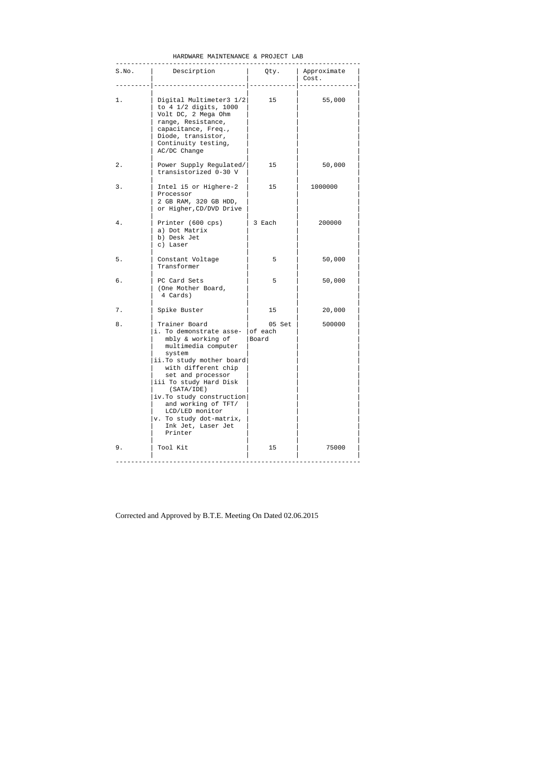## HARDWARE MAINTENANCE & PROJECT LAB

| S.No. | Descirption | Qty. | Approximate Cost. |
|---|---|---|---|
| 1. | Digital Multimeter3 1/2 to 4 1/2 digits, 1000 Volt DC, 2 Mega Ohm range, Resistance, capacitance, Freq., Diode, transistor, Continuity testing, AC/DC Change | 15 | 55,000 |
| 2. | Power Supply Regulated/ transistorized 0-30 V | 15 | 50,000 |
| 3. | Intel i5 or Highere-2 Processor 2 GB RAM, 320 GB HDD, or Higher,CD/DVD Drive | 15 | 1000000 |
| 4. | Printer (600 cps) a) Dot Matrix b) Desk Jet c) Laser | 3 Each | 200000 |
| 5. | Constant Voltage Transformer | 5 | 50,000 |
| 6. | PC Card Sets (One Mother Board, 4 Cards) | 5 | 50,000 |
| 7. | Spike Buster | 15 | 20,000 |
| 8. | Trainer Board i. To demonstrate assembly & working of multimedia computer system ii.To study mother board with different chip set and processor iii To study Hard Disk (SATA/IDE) iv.To study construction and working of TFT/ LCD/LED monitor v. To study dot-matrix, Ink Jet, Laser Jet Printer | 05 Set of each Board | 500000 |
| 9. | Tool Kit | 15 | 75000 |

Corrected and Approved by B.T.E. Meeting On Dated 02.06.2015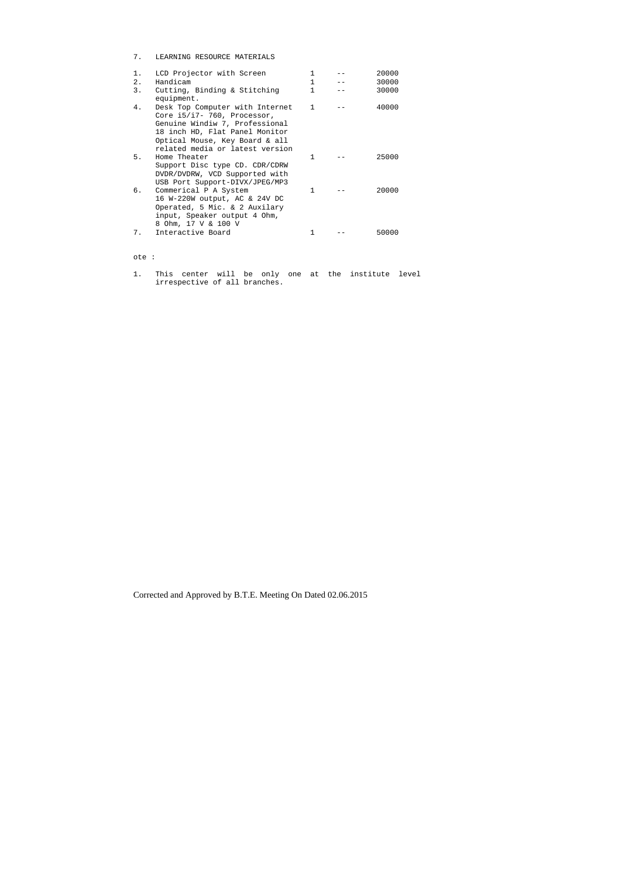7. LEARNING RESOURCE MATERIALS

| | | | | |
|---|---|---|---|---|
| 1. | LCD Projector with Screen | 1 | -- | 20000 |
| 2. | Handicam | 1 | -- | 30000 |
| 3. | Cutting, Binding & Stitching equipment. | 1 | -- | 30000 |
| 4. | Desk Top Computer with Internet Core i5/i7- 760, Processor, Genuine Windiw 7, Professional 18 inch HD, Flat Panel Monitor Optical Mouse, Key Board & all related media or latest version | 1 | -- | 40000 |
| 5. | Home Theater Support Disc type CD. CDR/CDRW DVDR/DVDRW, VCD Supported with USB Port Support-DIVX/JPEG/MP3 | 1 | -- | 25000 |
| 6. | Commerical P A System 16 W-220W output, AC & 24V DC Operated, 5 Mic. & 2 Auxilary input, Speaker output 4 Ohm, 8 Ohm, 17 V & 100 V | 1 | -- | 20000 |
| 7. | Interactive Board | 1 | -- | 50000 |

ote :

1. This center will be only one at the institute level irrespective of all branches.

Corrected and Approved by B.T.E. Meeting On Dated 02.06.2015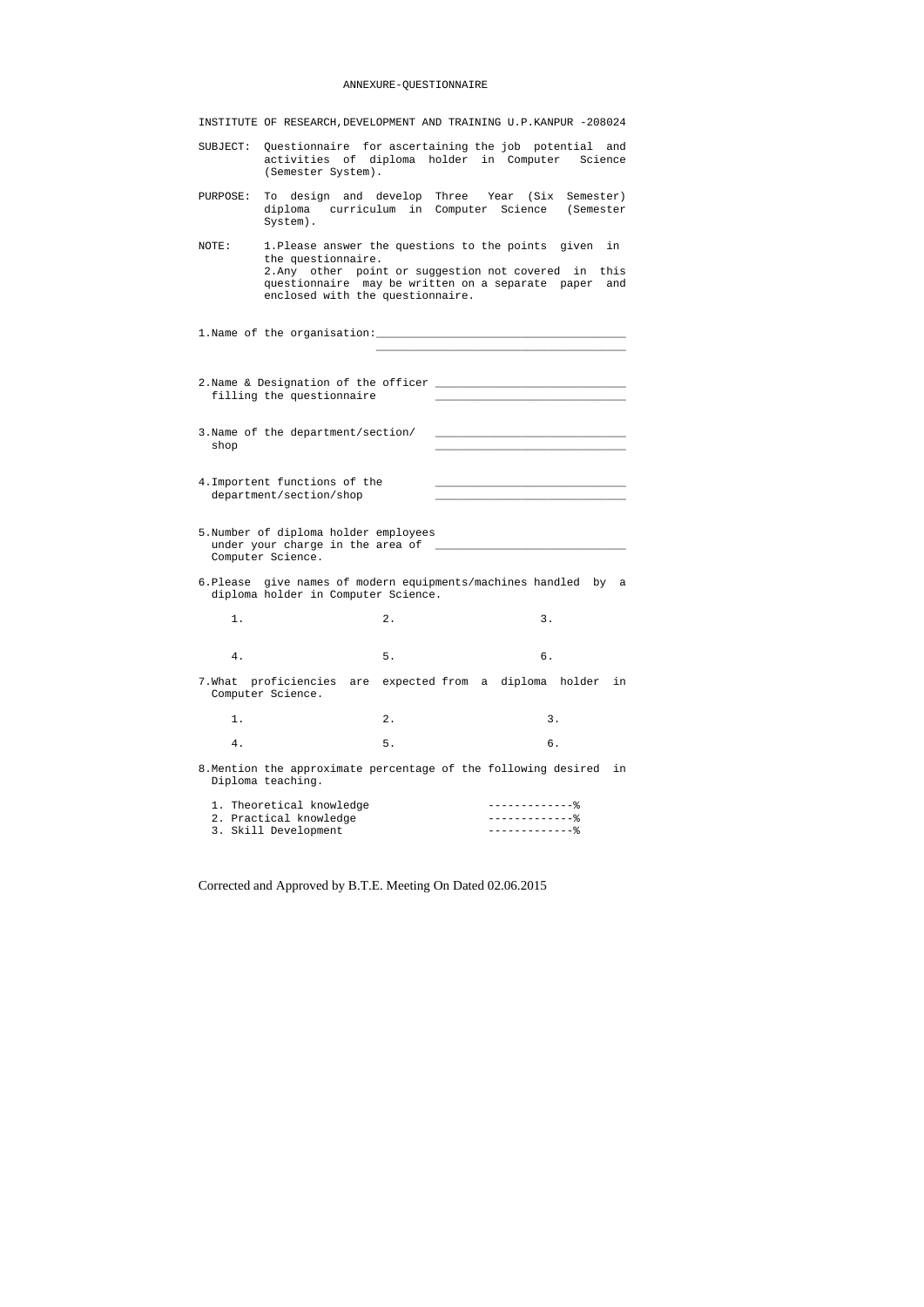ANNEXURE-QUESTIONNAIRE

INSTITUTE OF RESEARCH,DEVELOPMENT AND TRAINING U.P.KANPUR -208024

SUBJECT: Questionnaire for ascertaining the job potential and activities of diploma holder in Computer Science (Semester System).

PURPOSE: To design and develop Three Year (Six Semester) diploma curriculum in Computer Science (Semester System).

NOTE: 1.Please answer the questions to the points given in the questionnaire.
2.Any other point or suggestion not covered in this questionnaire may be written on a separate paper and enclosed with the questionnaire.

1.Name of the organisation:_____________________________________
_____________________________________

2.Name & Designation of the officer _____________________________
filling the questionnaire _____________________________

3.Name of the department/section/ _____________________________
shop _____________________________

4.Importent functions of the _____________________________
department/section/shop _____________________________

5.Number of diploma holder employees under your charge in the area of Computer Science. _____________________________

6.Please give names of modern equipments/machines handled by a diploma holder in Computer Science.

1. 2. 3.

4. 5. 6.

7.What proficiencies are expected from a diploma holder in Computer Science.

1. 2. 3.

4. 5. 6.

8.Mention the approximate percentage of the following desired in Diploma teaching.

1. Theoretical knowledge -------------%
2. Practical knowledge -------------%
3. Skill Development -------------%

Corrected and Approved by B.T.E. Meeting On Dated 02.06.2015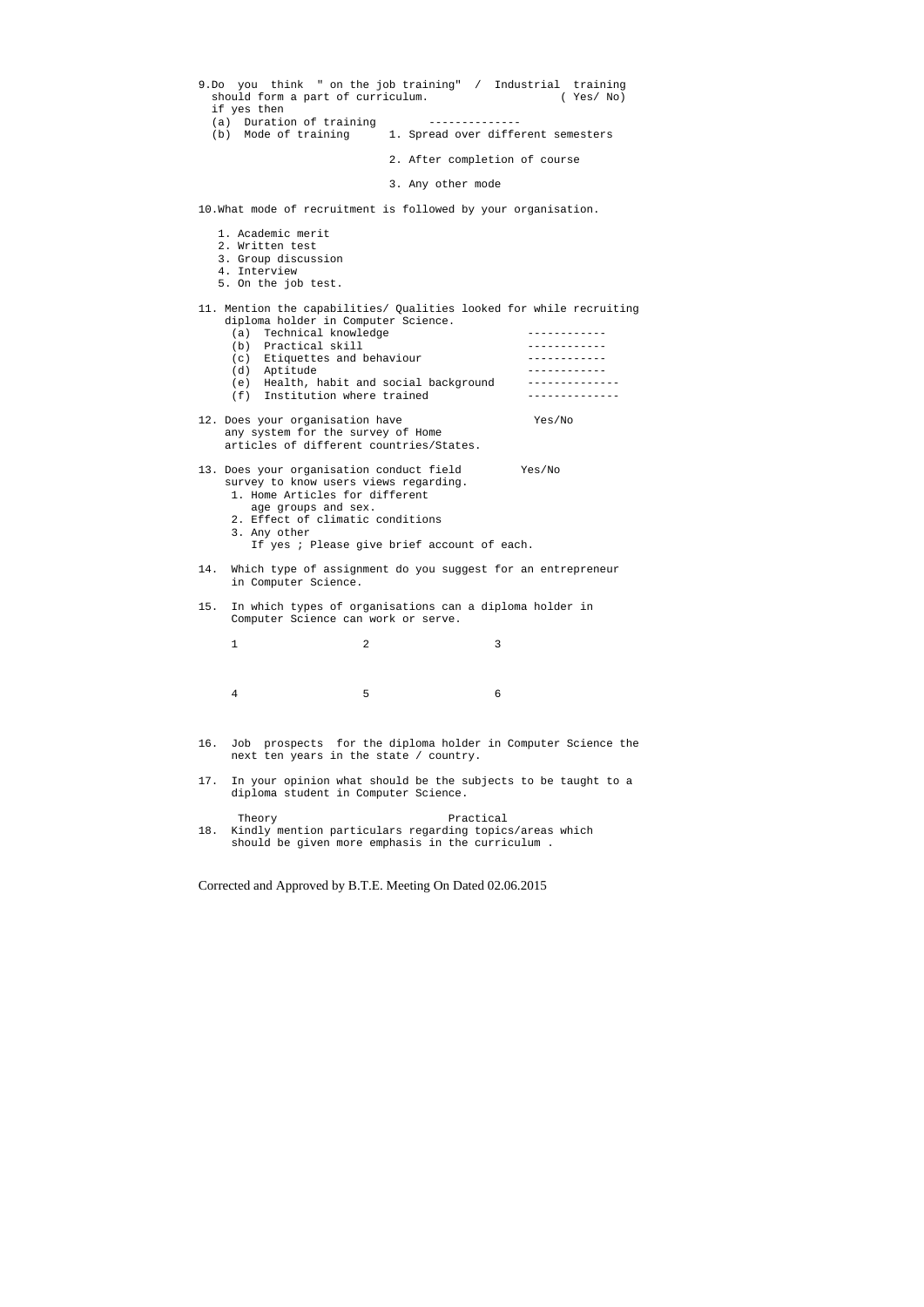9. Do you think " on the job training" / Industrial training should form a part of curriculum. ( Yes/ No)
   if yes then
   (a) Duration of training --------------
   (b) Mode of training
       1. Spread over different semesters
       2. After completion of course
       3. Any other mode

10. What mode of recruitment is followed by your organisation.

    1. Academic merit
    2. Written test
    3. Group discussion
    4. Interview
    5. On the job test.

11. Mention the capabilities/ Qualities looked for while recruiting diploma holder in Computer Science.

    (a) Technical knowledge ------------
    (b) Practical skill ------------
    (c) Etiquettes and behaviour ------------
    (d) Aptitude ------------
    (e) Health, habit and social background --------------
    (f) Institution where trained --------------

12. Does your organisation have any system for the survey of Home articles of different countries/States. Yes/No

13. Does your organisation conduct field survey to know users views regarding. Yes/No
    1. Home Articles for different age groups and sex.
    2. Effect of climatic conditions
    3. Any other
       If yes ; Please give brief account of each.

14. Which type of assignment do you suggest for an entrepreneur in Computer Science.

15. In which types of organisations can a diploma holder in Computer Science can work or serve.

    1 2 3

    4 5 6

16. Job prospects for the diploma holder in Computer Science the next ten years in the state / country.

17. In your opinion what should be the subjects to be taught to a diploma student in Computer Science.

    Theory Practical

18. Kindly mention particulars regarding topics/areas which should be given more emphasis in the curriculum .

Corrected and Approved by B.T.E. Meeting On Dated 02.06.2015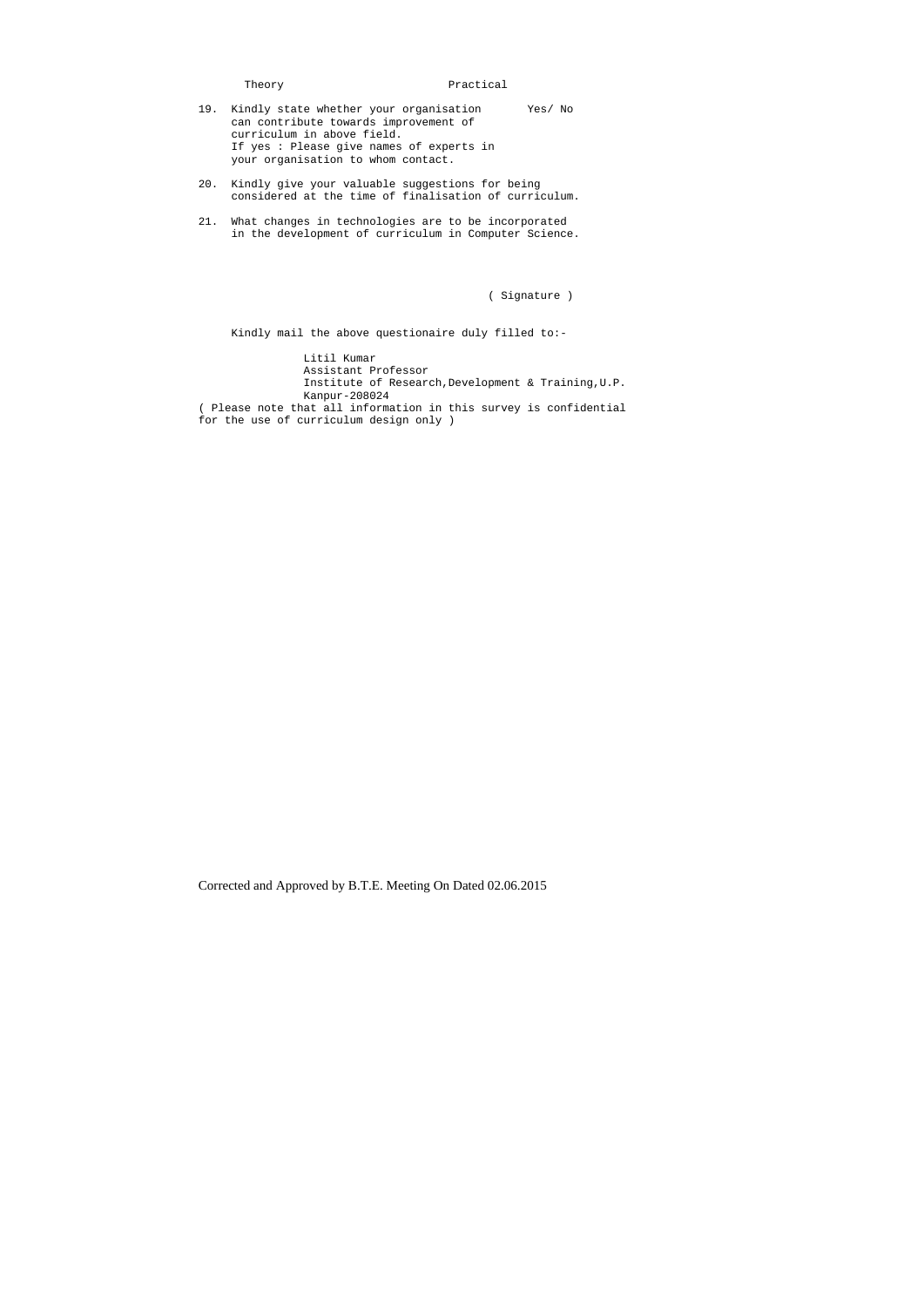Theory Practical

19. Kindly state whether your organisation can contribute towards improvement of curriculum in above field. Yes/ No
    If yes : Please give names of experts in your organisation to whom contact.

20. Kindly give your valuable suggestions for being considered at the time of finalisation of curriculum.

21. What changes in technologies are to be incorporated in the development of curriculum in Computer Science.

( Signature )

Kindly mail the above questionaire duly filled to:-

Litil Kumar
Assistant Professor
Institute of Research,Development & Training,U.P.
Kanpur-208024

( Please note that all information in this survey is confidential for the use of curriculum design only )

Corrected and Approved by B.T.E. Meeting On Dated 02.06.2015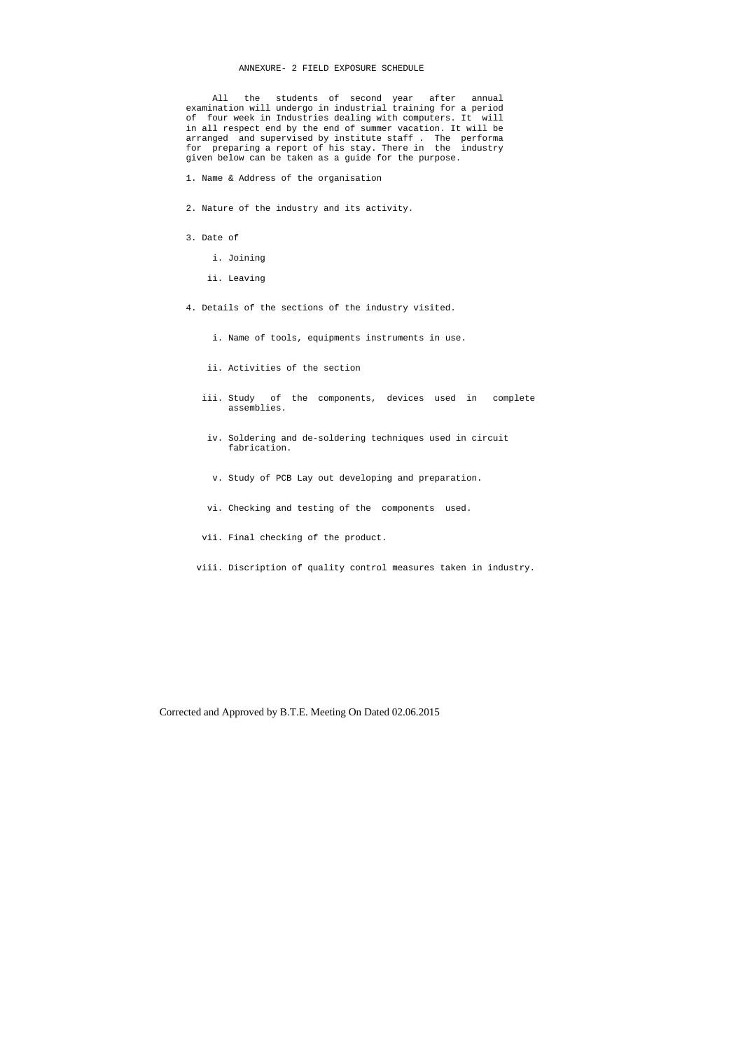# ANNEXURE- 2 FIELD EXPOSURE SCHEDULE

All the students of second year after annual examination will undergo in industrial training for a period of four week in Industries dealing with computers. It will in all respect end by the end of summer vacation. It will be arranged and supervised by institute staff . The performa for preparing a report of his stay. There in the industry given below can be taken as a guide for the purpose.

1. Name & Address of the organisation

2. Nature of the industry and its activity.

3. Date of

   i. Joining

   ii. Leaving

4. Details of the sections of the industry visited.

   i. Name of tools, equipments instruments in use.

   ii. Activities of the section

   iii. Study of the components, devices used in complete assemblies.

   iv. Soldering and de-soldering techniques used in circuit fabrication.

   v. Study of PCB Lay out developing and preparation.

   vi. Checking and testing of the components used.

   vii. Final checking of the product.

   viii. Discription of quality control measures taken in industry.

Corrected and Approved by B.T.E. Meeting On Dated 02.06.2015